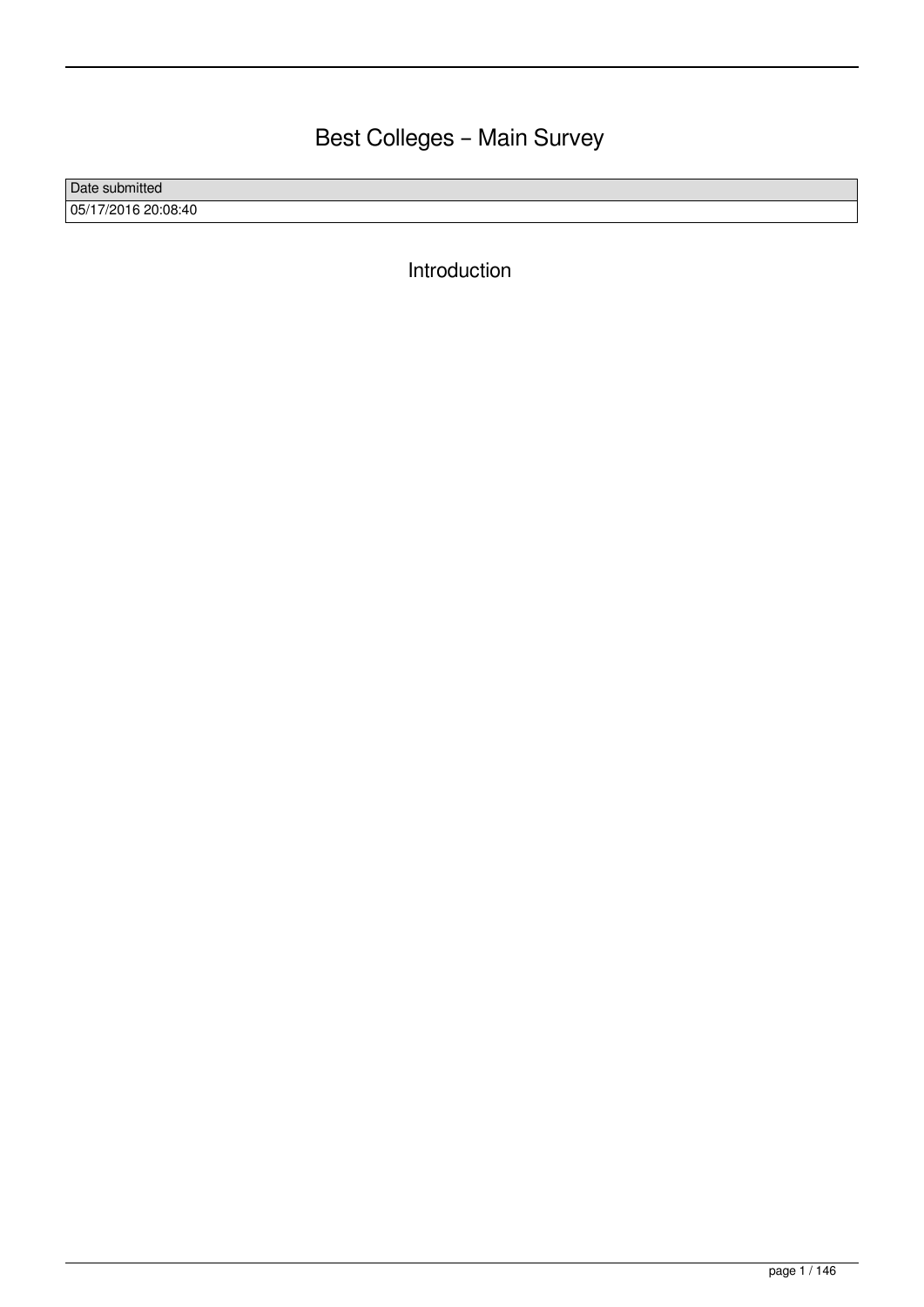# Best Colleges – Main Survey

| Date submitted |
| --- |
| 05/17/2016 20:08:40 |

## Introduction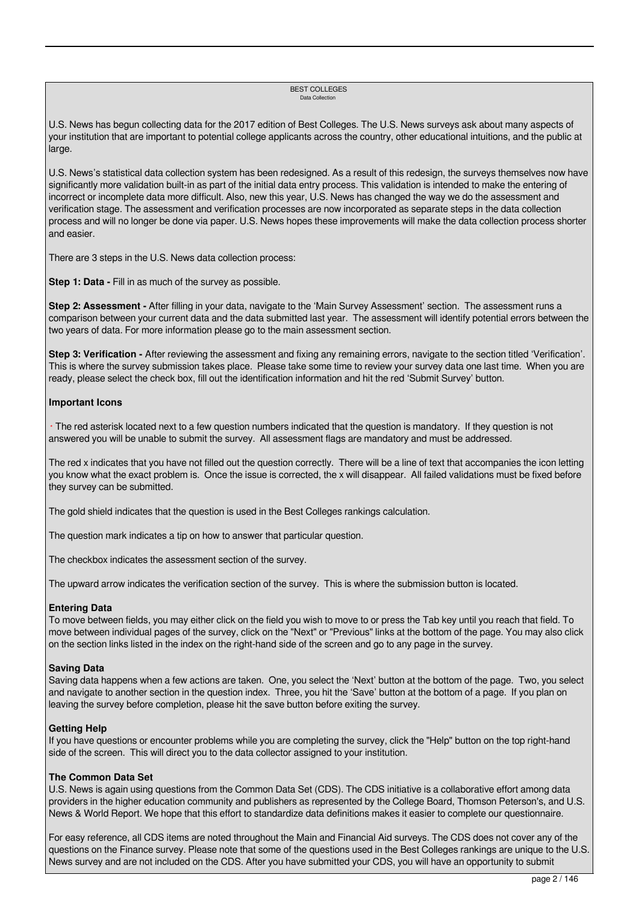BEST COLLEGES
Data Collection

U.S. News has begun collecting data for the 2017 edition of Best Colleges. The U.S. News surveys ask about many aspects of your institution that are important to potential college applicants across the country, other educational intuitions, and the public at large.

U.S. News's statistical data collection system has been redesigned. As a result of this redesign, the surveys themselves now have significantly more validation built-in as part of the initial data entry process. This validation is intended to make the entering of incorrect or incomplete data more difficult. Also, new this year, U.S. News has changed the way we do the assessment and verification stage. The assessment and verification processes are now incorporated as separate steps in the data collection process and will no longer be done via paper. U.S. News hopes these improvements will make the data collection process shorter and easier.

There are 3 steps in the U.S. News data collection process:

**Step 1: Data -** Fill in as much of the survey as possible.

**Step 2: Assessment -** After filling in your data, navigate to the 'Main Survey Assessment' section. The assessment runs a comparison between your current data and the data submitted last year. The assessment will identify potential errors between the two years of data. For more information please go to the main assessment section.

**Step 3: Verification -** After reviewing the assessment and fixing any remaining errors, navigate to the section titled 'Verification'. This is where the survey submission takes place. Please take some time to review your survey data one last time. When you are ready, please select the check box, fill out the identification information and hit the red 'Submit Survey' button.

**Important Icons**

* The red asterisk located next to a few question numbers indicated that the question is mandatory. If they question is not answered you will be unable to submit the survey. All assessment flags are mandatory and must be addressed.

The red x indicates that you have not filled out the question correctly. There will be a line of text that accompanies the icon letting you know what the exact problem is. Once the issue is corrected, the x will disappear. All failed validations must be fixed before they survey can be submitted.

The gold shield indicates that the question is used in the Best Colleges rankings calculation.

The question mark indicates a tip on how to answer that particular question.

The checkbox indicates the assessment section of the survey.

The upward arrow indicates the verification section of the survey. This is where the submission button is located.

**Entering Data**
To move between fields, you may either click on the field you wish to move to or press the Tab key until you reach that field. To move between individual pages of the survey, click on the "Next" or "Previous" links at the bottom of the page. You may also click on the section links listed in the index on the right-hand side of the screen and go to any page in the survey.

**Saving Data**
Saving data happens when a few actions are taken. One, you select the 'Next' button at the bottom of the page. Two, you select and navigate to another section in the question index. Three, you hit the 'Save' button at the bottom of a page. If you plan on leaving the survey before completion, please hit the save button before exiting the survey.

**Getting Help**
If you have questions or encounter problems while you are completing the survey, click the "Help" button on the top right-hand side of the screen. This will direct you to the data collector assigned to your institution.

**The Common Data Set**
U.S. News is again using questions from the Common Data Set (CDS). The CDS initiative is a collaborative effort among data providers in the higher education community and publishers as represented by the College Board, Thomson Peterson's, and U.S. News & World Report. We hope that this effort to standardize data definitions makes it easier to complete our questionnaire.

For easy reference, all CDS items are noted throughout the Main and Financial Aid surveys. The CDS does not cover any of the questions on the Finance survey. Please note that some of the questions used in the Best Colleges rankings are unique to the U.S. News survey and are not included on the CDS. After you have submitted your CDS, you will have an opportunity to submit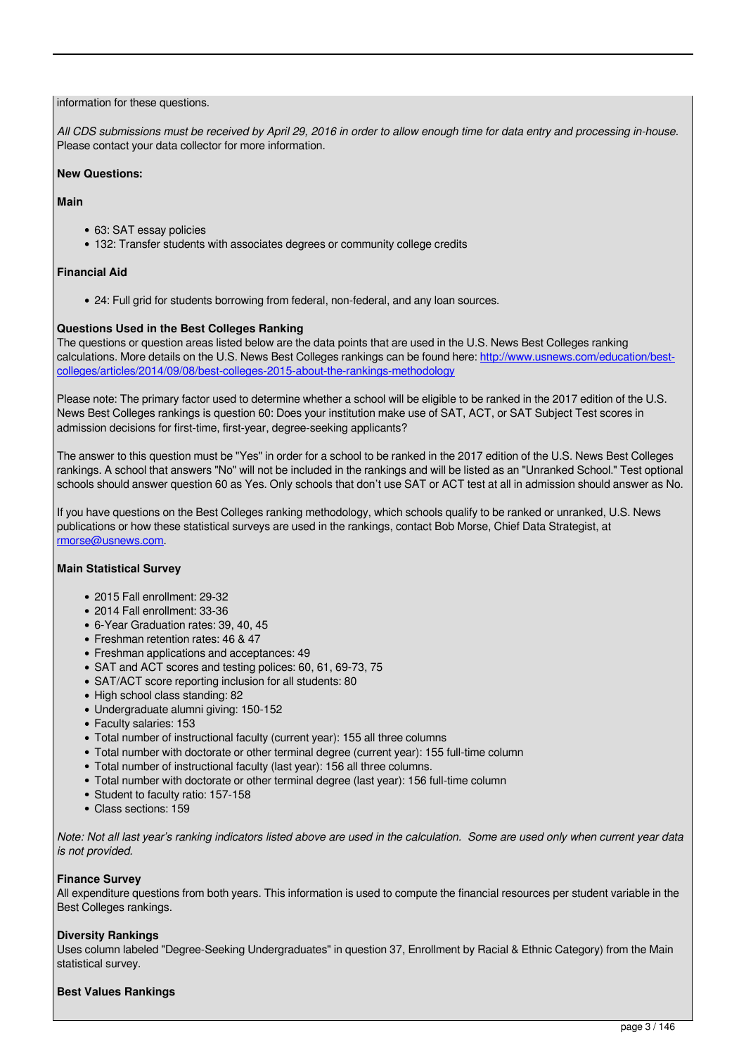information for these questions.

*All CDS submissions must be received by April 29, 2016 in order to allow enough time for data entry and processing in-house.* Please contact your data collector for more information.

**New Questions:**

**Main**

- 63: SAT essay policies
- 132: Transfer students with associates degrees or community college credits

**Financial Aid**

- 24: Full grid for students borrowing from federal, non-federal, and any loan sources.

**Questions Used in the Best Colleges Ranking**

The questions or question areas listed below are the data points that are used in the U.S. News Best Colleges ranking calculations. More details on the U.S. News Best Colleges rankings can be found here: [http://www.usnews.com/education/best-colleges/articles/2014/09/08/best-colleges-2015-about-the-rankings-methodology](http://www.usnews.com/education/best-colleges/articles/2014/09/08/best-colleges-2015-about-the-rankings-methodology)

Please note: The primary factor used to determine whether a school will be eligible to be ranked in the 2017 edition of the U.S. News Best Colleges rankings is question 60: Does your institution make use of SAT, ACT, or SAT Subject Test scores in admission decisions for first-time, first-year, degree-seeking applicants?

The answer to this question must be "Yes" in order for a school to be ranked in the 2017 edition of the U.S. News Best Colleges rankings. A school that answers "No" will not be included in the rankings and will be listed as an "Unranked School." Test optional schools should answer question 60 as Yes. Only schools that don't use SAT or ACT test at all in admission should answer as No.

If you have questions on the Best Colleges ranking methodology, which schools qualify to be ranked or unranked, U.S. News publications or how these statistical surveys are used in the rankings, contact Bob Morse, Chief Data Strategist, at [rmorse@usnews.com](mailto:rmorse@usnews.com).

**Main Statistical Survey**

- 2015 Fall enrollment: 29-32
- 2014 Fall enrollment: 33-36
- 6-Year Graduation rates: 39, 40, 45
- Freshman retention rates: 46 & 47
- Freshman applications and acceptances: 49
- SAT and ACT scores and testing polices: 60, 61, 69-73, 75
- SAT/ACT score reporting inclusion for all students: 80
- High school class standing: 82
- Undergraduate alumni giving: 150-152
- Faculty salaries: 153
- Total number of instructional faculty (current year): 155 all three columns
- Total number with doctorate or other terminal degree (current year): 155 full-time column
- Total number of instructional faculty (last year): 156 all three columns.
- Total number with doctorate or other terminal degree (last year): 156 full-time column
- Student to faculty ratio: 157-158
- Class sections: 159

*Note: Not all last year's ranking indicators listed above are used in the calculation. Some are used only when current year data is not provided.*

**Finance Survey**

All expenditure questions from both years. This information is used to compute the financial resources per student variable in the Best Colleges rankings.

**Diversity Rankings**

Uses column labeled "Degree-Seeking Undergraduates" in question 37, Enrollment by Racial & Ethnic Category) from the Main statistical survey.

**Best Values Rankings**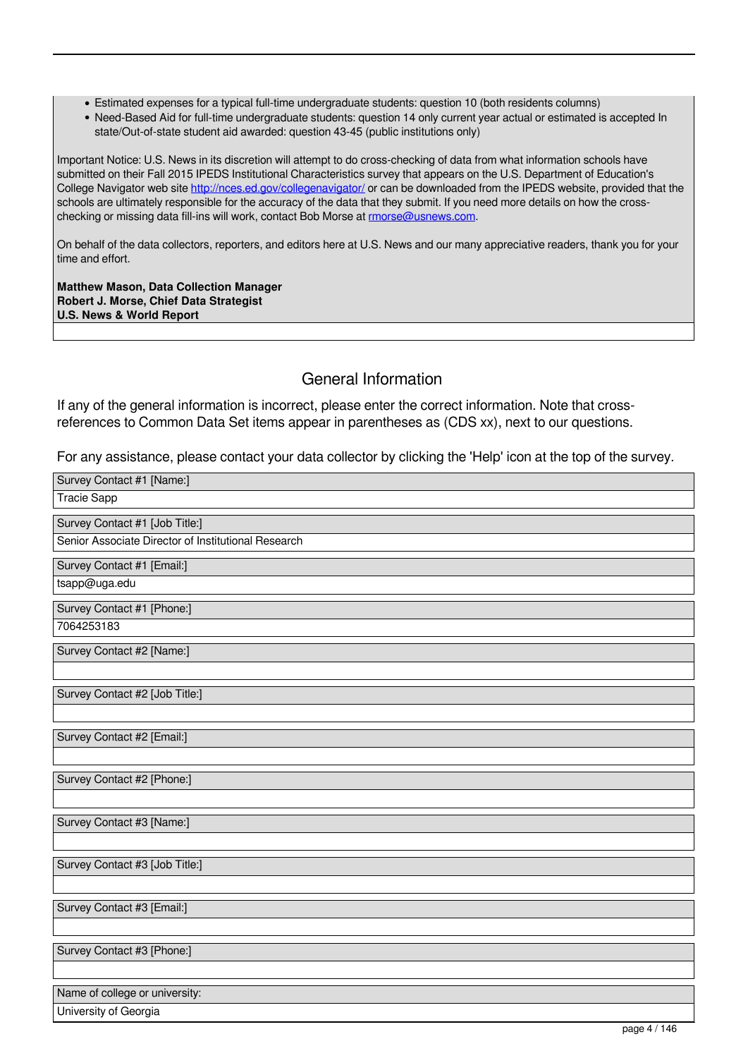- Estimated expenses for a typical full-time undergraduate students: question 10 (both residents columns)
- Need-Based Aid for full-time undergraduate students: question 14 only current year actual or estimated is accepted In state/Out-of-state student aid awarded: question 43-45 (public institutions only)

Important Notice: U.S. News in its discretion will attempt to do cross-checking of data from what information schools have submitted on their Fall 2015 IPEDS Institutional Characteristics survey that appears on the U.S. Department of Education's College Navigator web site http://nces.ed.gov/collegenavigator/ or can be downloaded from the IPEDS website, provided that the schools are ultimately responsible for the accuracy of the data that they submit. If you need more details on how the cross-checking or missing data fill-ins will work, contact Bob Morse at rmorse@usnews.com.

On behalf of the data collectors, reporters, and editors here at U.S. News and our many appreciative readers, thank you for your time and effort.

**Matthew Mason, Data Collection Manager**
**Robert J. Morse, Chief Data Strategist**
**U.S. News & World Report**

## General Information

If any of the general information is incorrect, please enter the correct information. Note that cross-references to Common Data Set items appear in parentheses as (CDS xx), next to our questions.

For any assistance, please contact your data collector by clicking the 'Help' icon at the top of the survey.

| Survey Contact #1 [Name:] |
|---|
| Tracie Sapp |

| Survey Contact #1 [Job Title:] |
|---|
| Senior Associate Director of Institutional Research |

| Survey Contact #1 [Email:] |
|---|
| tsapp@uga.edu |

| Survey Contact #1 [Phone:] |
|---|
| 7064253183 |

| Survey Contact #2 [Name:] |
|---|
| |

| Survey Contact #2 [Job Title:] |
|---|
| |

| Survey Contact #2 [Email:] |
|---|
| |

| Survey Contact #2 [Phone:] |
|---|
| |

| Survey Contact #3 [Name:] |
|---|
| |

| Survey Contact #3 [Job Title:] |
|---|
| |

| Survey Contact #3 [Email:] |
|---|
| |

| Survey Contact #3 [Phone:] |
|---|
| |

| Name of college or university: |
|---|
| University of Georgia |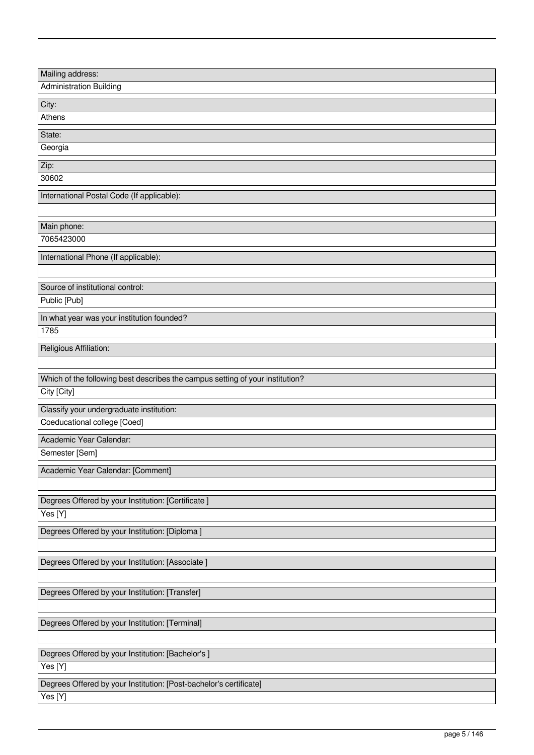Mailing address:

Administration Building

City:

Athens

State:

Georgia

Zip:

30602

International Postal Code (If applicable):

Main phone:

7065423000

International Phone (If applicable):

Source of institutional control:

Public [Pub]

In what year was your institution founded?

1785

Religious Affiliation:

Which of the following best describes the campus setting of your institution?

City [City]

Classify your undergraduate institution:

Coeducational college [Coed]

Academic Year Calendar:

Semester [Sem]

Academic Year Calendar: [Comment]

Degrees Offered by your Institution: [Certificate ]

Yes [Y]

Degrees Offered by your Institution: [Diploma ]

Degrees Offered by your Institution: [Associate ]

Degrees Offered by your Institution: [Transfer]

Degrees Offered by your Institution: [Terminal]

Degrees Offered by your Institution: [Bachelor's ]

Yes [Y]

Degrees Offered by your Institution: [Post-bachelor's certificate]

Yes [Y]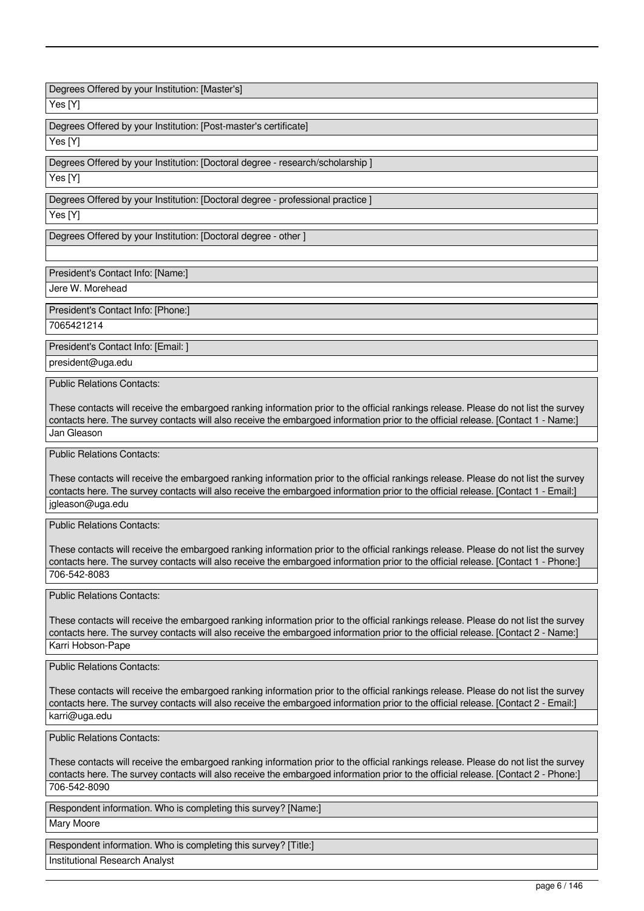Degrees Offered by your Institution: [Master's]

Yes [Y]

Degrees Offered by your Institution: [Post-master's certificate]

Yes [Y]

Degrees Offered by your Institution: [Doctoral degree - research/scholarship ]

Yes [Y]

Degrees Offered by your Institution: [Doctoral degree - professional practice ]

Yes [Y]

Degrees Offered by your Institution: [Doctoral degree - other ]

President's Contact Info: [Name:]

Jere W. Morehead

President's Contact Info: [Phone:]

7065421214

President's Contact Info: [Email: ]

president@uga.edu

Public Relations Contacts:

These contacts will receive the embargoed ranking information prior to the official rankings release. Please do not list the survey contacts here. The survey contacts will also receive the embargoed information prior to the official release. [Contact 1 - Name:]

Jan Gleason

Public Relations Contacts:

These contacts will receive the embargoed ranking information prior to the official rankings release. Please do not list the survey contacts here. The survey contacts will also receive the embargoed information prior to the official release. [Contact 1 - Email:]

jgleason@uga.edu

Public Relations Contacts:

These contacts will receive the embargoed ranking information prior to the official rankings release. Please do not list the survey contacts here. The survey contacts will also receive the embargoed information prior to the official release. [Contact 1 - Phone:]

706-542-8083

Public Relations Contacts:

These contacts will receive the embargoed ranking information prior to the official rankings release. Please do not list the survey contacts here. The survey contacts will also receive the embargoed information prior to the official release. [Contact 2 - Name:]

Karri Hobson-Pape

Public Relations Contacts:

These contacts will receive the embargoed ranking information prior to the official rankings release. Please do not list the survey contacts here. The survey contacts will also receive the embargoed information prior to the official release. [Contact 2 - Email:]

karri@uga.edu

Public Relations Contacts:

These contacts will receive the embargoed ranking information prior to the official rankings release. Please do not list the survey contacts here. The survey contacts will also receive the embargoed information prior to the official release. [Contact 2 - Phone:]

706-542-8090

Respondent information. Who is completing this survey? [Name:]

Mary Moore

Respondent information. Who is completing this survey? [Title:]

Institutional Research Analyst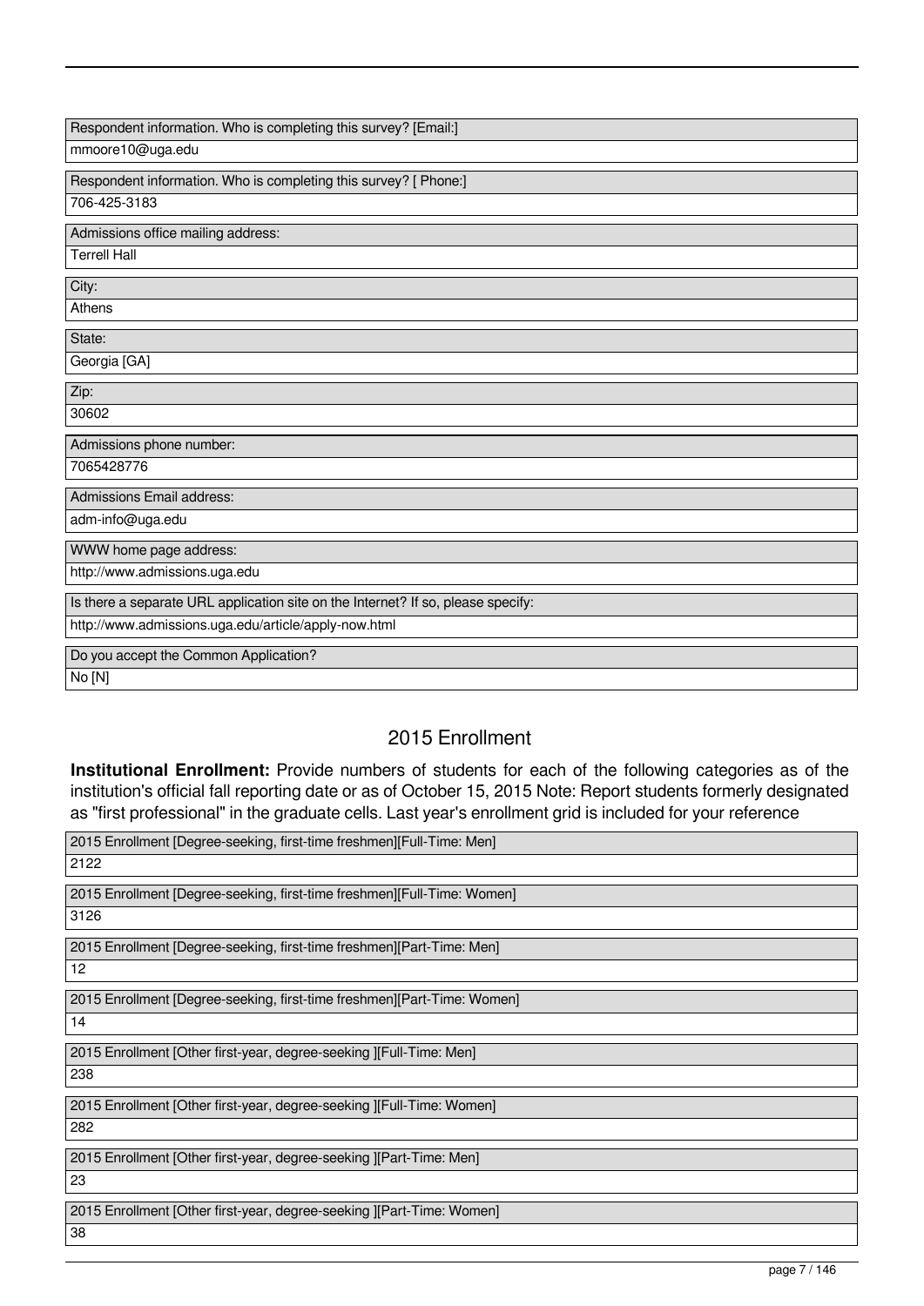Respondent information. Who is completing this survey? [Email:]

mmoore10@uga.edu

Respondent information. Who is completing this survey? [ Phone:]

706-425-3183

Admissions office mailing address:

Terrell Hall

City:

Athens

State:

Georgia [GA]

Zip:

30602

Admissions phone number:

7065428776

Admissions Email address:

adm-info@uga.edu

WWW home page address:

http://www.admissions.uga.edu

Is there a separate URL application site on the Internet? If so, please specify:

http://www.admissions.uga.edu/article/apply-now.html

Do you accept the Common Application?

No [N]

## 2015 Enrollment

**Institutional Enrollment:** Provide numbers of students for each of the following categories as of the institution's official fall reporting date or as of October 15, 2015 Note: Report students formerly designated as "first professional" in the graduate cells. Last year's enrollment grid is included for your reference

2015 Enrollment [Degree-seeking, first-time freshmen][Full-Time: Men]

2122

2015 Enrollment [Degree-seeking, first-time freshmen][Full-Time: Women]

3126

2015 Enrollment [Degree-seeking, first-time freshmen][Part-Time: Men]

12

2015 Enrollment [Degree-seeking, first-time freshmen][Part-Time: Women]

14

2015 Enrollment [Other first-year, degree-seeking ][Full-Time: Men]

238

2015 Enrollment [Other first-year, degree-seeking ][Full-Time: Women]

282

2015 Enrollment [Other first-year, degree-seeking ][Part-Time: Men]

23

2015 Enrollment [Other first-year, degree-seeking ][Part-Time: Women]

38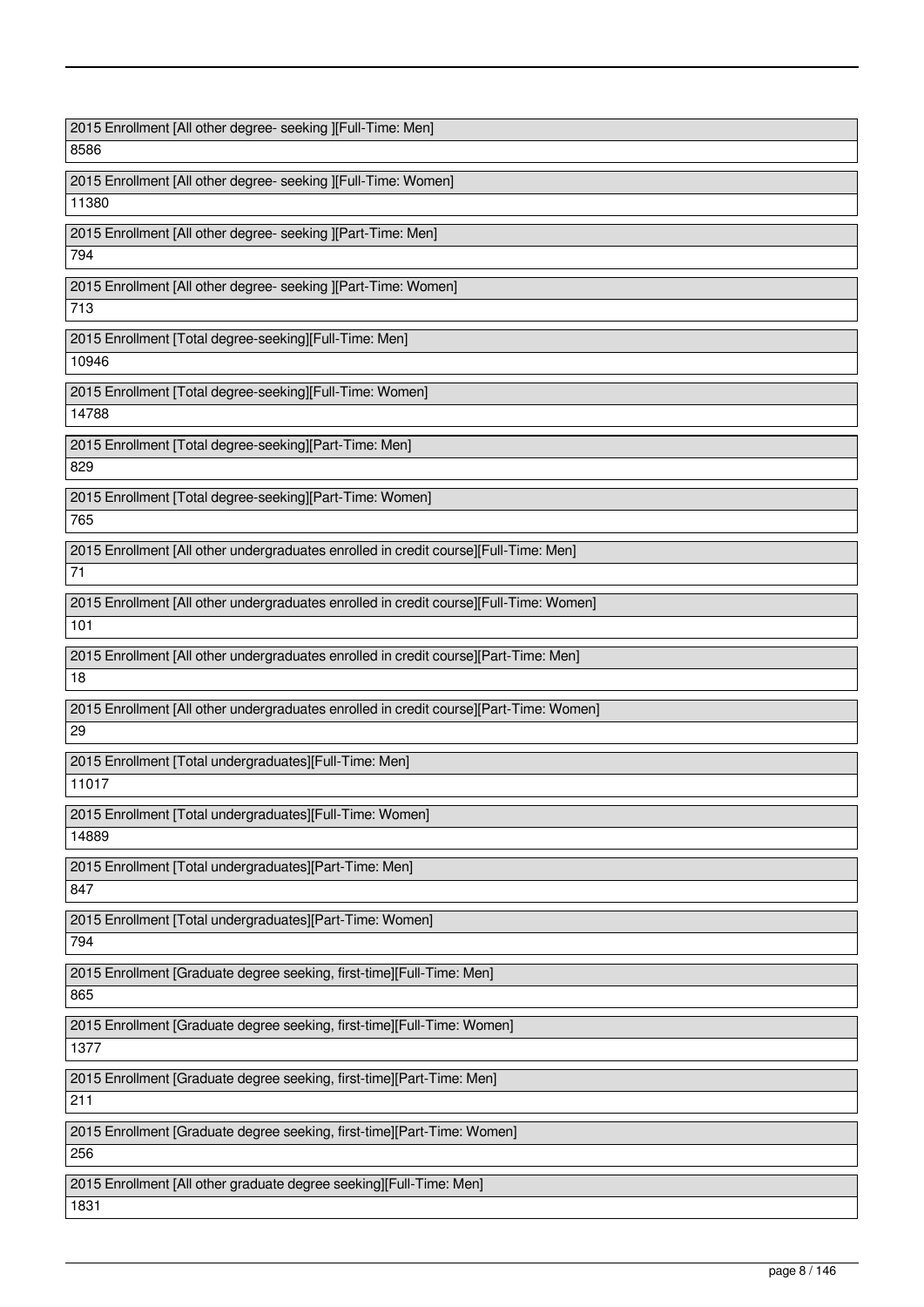| 2015 Enrollment [All other degree- seeking ][Full-Time: Men] |
| --- |
| 8586 |

| 2015 Enrollment [All other degree- seeking ][Full-Time: Women] |
| --- |
| 11380 |

| 2015 Enrollment [All other degree- seeking ][Part-Time: Men] |
| --- |
| 794 |

| 2015 Enrollment [All other degree- seeking ][Part-Time: Women] |
| --- |
| 713 |

| 2015 Enrollment [Total degree-seeking][Full-Time: Men] |
| --- |
| 10946 |

| 2015 Enrollment [Total degree-seeking][Full-Time: Women] |
| --- |
| 14788 |

| 2015 Enrollment [Total degree-seeking][Part-Time: Men] |
| --- |
| 829 |

| 2015 Enrollment [Total degree-seeking][Part-Time: Women] |
| --- |
| 765 |

| 2015 Enrollment [All other undergraduates enrolled in credit course][Full-Time: Men] |
| --- |
| 71 |

| 2015 Enrollment [All other undergraduates enrolled in credit course][Full-Time: Women] |
| --- |
| 101 |

| 2015 Enrollment [All other undergraduates enrolled in credit course][Part-Time: Men] |
| --- |
| 18 |

| 2015 Enrollment [All other undergraduates enrolled in credit course][Part-Time: Women] |
| --- |
| 29 |

| 2015 Enrollment [Total undergraduates][Full-Time: Men] |
| --- |
| 11017 |

| 2015 Enrollment [Total undergraduates][Full-Time: Women] |
| --- |
| 14889 |

| 2015 Enrollment [Total undergraduates][Part-Time: Men] |
| --- |
| 847 |

| 2015 Enrollment [Total undergraduates][Part-Time: Women] |
| --- |
| 794 |

| 2015 Enrollment [Graduate degree seeking, first-time][Full-Time: Men] |
| --- |
| 865 |

| 2015 Enrollment [Graduate degree seeking, first-time][Full-Time: Women] |
| --- |
| 1377 |

| 2015 Enrollment [Graduate degree seeking, first-time][Part-Time: Men] |
| --- |
| 211 |

| 2015 Enrollment [Graduate degree seeking, first-time][Part-Time: Women] |
| --- |
| 256 |

| 2015 Enrollment [All other graduate degree seeking][Full-Time: Men] |
| --- |
| 1831 |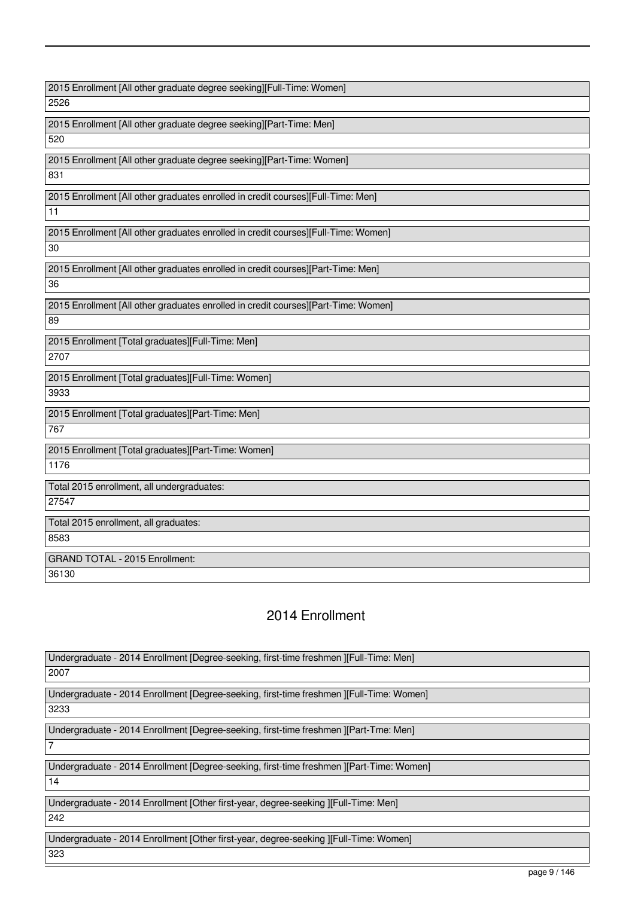2015 Enrollment [All other graduate degree seeking][Full-Time: Women]

2526

2015 Enrollment [All other graduate degree seeking][Part-Time: Men]

520

2015 Enrollment [All other graduate degree seeking][Part-Time: Women]

831

2015 Enrollment [All other graduates enrolled in credit courses][Full-Time: Men]

11

2015 Enrollment [All other graduates enrolled in credit courses][Full-Time: Women]

30

2015 Enrollment [All other graduates enrolled in credit courses][Part-Time: Men]

36

2015 Enrollment [All other graduates enrolled in credit courses][Part-Time: Women]

89

2015 Enrollment [Total graduates][Full-Time: Men]

2707

2015 Enrollment [Total graduates][Full-Time: Women]

3933

2015 Enrollment [Total graduates][Part-Time: Men]

767

2015 Enrollment [Total graduates][Part-Time: Women]

1176

Total 2015 enrollment, all undergraduates:

27547

Total 2015 enrollment, all graduates:

8583

GRAND TOTAL - 2015 Enrollment:

36130

## 2014 Enrollment

Undergraduate - 2014 Enrollment [Degree-seeking, first-time freshmen ][Full-Time: Men]

2007

Undergraduate - 2014 Enrollment [Degree-seeking, first-time freshmen ][Full-Time: Women]

3233

Undergraduate - 2014 Enrollment [Degree-seeking, first-time freshmen ][Part-Tme: Men]

7

Undergraduate - 2014 Enrollment [Degree-seeking, first-time freshmen ][Part-Time: Women]

14

Undergraduate - 2014 Enrollment [Other first-year, degree-seeking ][Full-Time: Men]

242

Undergraduate - 2014 Enrollment [Other first-year, degree-seeking ][Full-Time: Women]

323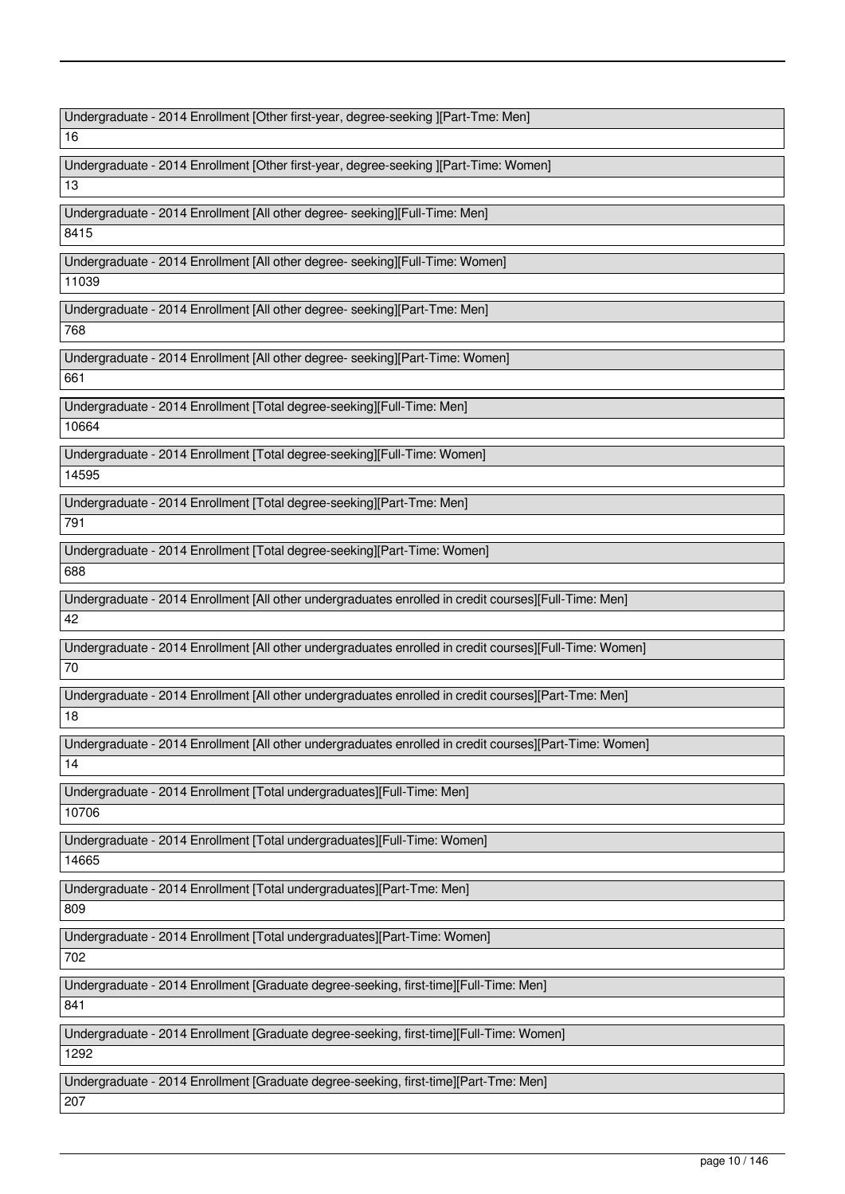Undergraduate - 2014 Enrollment [Other first-year, degree-seeking ][Part-Tme: Men]

16

Undergraduate - 2014 Enrollment [Other first-year, degree-seeking ][Part-Time: Women]

13

Undergraduate - 2014 Enrollment [All other degree- seeking][Full-Time: Men]

8415

Undergraduate - 2014 Enrollment [All other degree- seeking][Full-Time: Women]

11039

Undergraduate - 2014 Enrollment [All other degree- seeking][Part-Tme: Men]

768

Undergraduate - 2014 Enrollment [All other degree- seeking][Part-Time: Women]

661

Undergraduate - 2014 Enrollment [Total degree-seeking][Full-Time: Men]

10664

Undergraduate - 2014 Enrollment [Total degree-seeking][Full-Time: Women]

14595

Undergraduate - 2014 Enrollment [Total degree-seeking][Part-Tme: Men]

791

Undergraduate - 2014 Enrollment [Total degree-seeking][Part-Time: Women]

688

Undergraduate - 2014 Enrollment [All other undergraduates enrolled in credit courses][Full-Time: Men]

42

Undergraduate - 2014 Enrollment [All other undergraduates enrolled in credit courses][Full-Time: Women]

70

Undergraduate - 2014 Enrollment [All other undergraduates enrolled in credit courses][Part-Tme: Men]

18

Undergraduate - 2014 Enrollment [All other undergraduates enrolled in credit courses][Part-Time: Women]

14

Undergraduate - 2014 Enrollment [Total undergraduates][Full-Time: Men]

10706

Undergraduate - 2014 Enrollment [Total undergraduates][Full-Time: Women]

14665

Undergraduate - 2014 Enrollment [Total undergraduates][Part-Tme: Men]

809

Undergraduate - 2014 Enrollment [Total undergraduates][Part-Time: Women]

702

Undergraduate - 2014 Enrollment [Graduate degree-seeking, first-time][Full-Time: Men]

841

Undergraduate - 2014 Enrollment [Graduate degree-seeking, first-time][Full-Time: Women]

1292

Undergraduate - 2014 Enrollment [Graduate degree-seeking, first-time][Part-Tme: Men]

207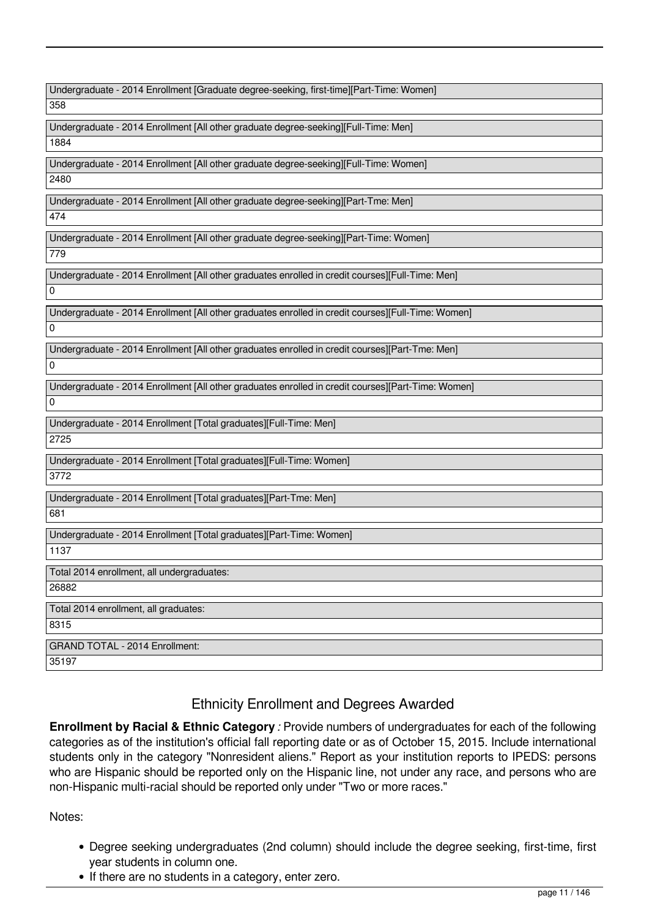Undergraduate - 2014 Enrollment [Graduate degree-seeking, first-time][Part-Time: Women]

358

Undergraduate - 2014 Enrollment [All other graduate degree-seeking][Full-Time: Men]

1884

Undergraduate - 2014 Enrollment [All other graduate degree-seeking][Full-Time: Women]

2480

Undergraduate - 2014 Enrollment [All other graduate degree-seeking][Part-Tme: Men]

474

Undergraduate - 2014 Enrollment [All other graduate degree-seeking][Part-Time: Women]

779

Undergraduate - 2014 Enrollment [All other graduates enrolled in credit courses][Full-Time: Men]

0

Undergraduate - 2014 Enrollment [All other graduates enrolled in credit courses][Full-Time: Women]

0

Undergraduate - 2014 Enrollment [All other graduates enrolled in credit courses][Part-Tme: Men]

0

Undergraduate - 2014 Enrollment [All other graduates enrolled in credit courses][Part-Time: Women]

0

Undergraduate - 2014 Enrollment [Total graduates][Full-Time: Men]

2725

Undergraduate - 2014 Enrollment [Total graduates][Full-Time: Women]

3772

Undergraduate - 2014 Enrollment [Total graduates][Part-Tme: Men]

681

Undergraduate - 2014 Enrollment [Total graduates][Part-Time: Women]

1137

Total 2014 enrollment, all undergraduates:

26882

Total 2014 enrollment, all graduates:

8315

GRAND TOTAL - 2014 Enrollment:

35197

## Ethnicity Enrollment and Degrees Awarded

**Enrollment by Racial & Ethnic Category** *:* Provide numbers of undergraduates for each of the following categories as of the institution's official fall reporting date or as of October 15, 2015. Include international students only in the category "Nonresident aliens." Report as your institution reports to IPEDS: persons who are Hispanic should be reported only on the Hispanic line, not under any race, and persons who are non-Hispanic multi-racial should be reported only under "Two or more races."

Notes:

- Degree seeking undergraduates (2nd column) should include the degree seeking, first-time, first year students in column one.
- If there are no students in a category, enter zero.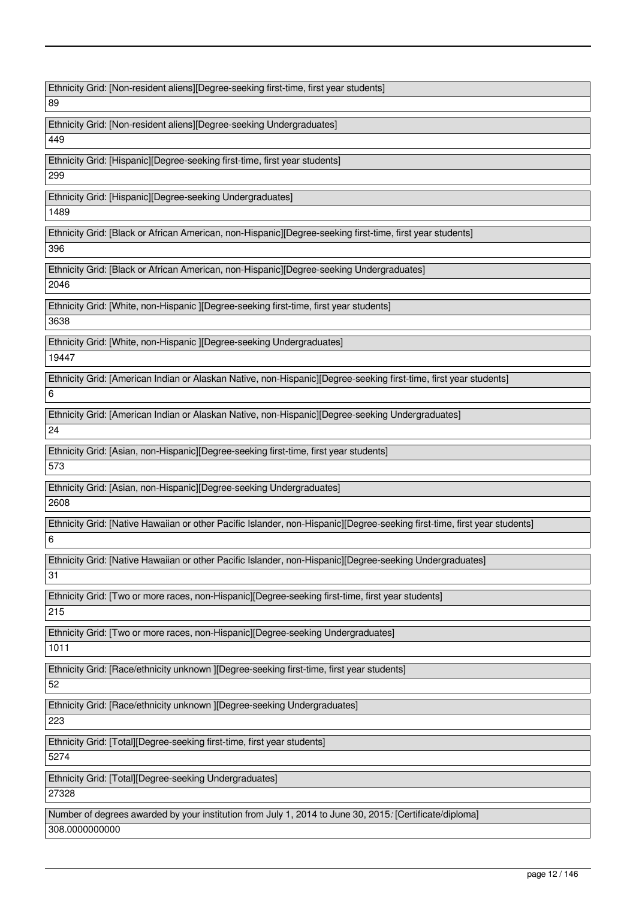Ethnicity Grid: [Non-resident aliens][Degree-seeking first-time, first year students]

89

Ethnicity Grid: [Non-resident aliens][Degree-seeking Undergraduates]

449

Ethnicity Grid: [Hispanic][Degree-seeking first-time, first year students]

299

Ethnicity Grid: [Hispanic][Degree-seeking Undergraduates]

1489

Ethnicity Grid: [Black or African American, non-Hispanic][Degree-seeking first-time, first year students]

396

Ethnicity Grid: [Black or African American, non-Hispanic][Degree-seeking Undergraduates]

2046

Ethnicity Grid: [White, non-Hispanic ][Degree-seeking first-time, first year students]

3638

Ethnicity Grid: [White, non-Hispanic ][Degree-seeking Undergraduates]

19447

Ethnicity Grid: [American Indian or Alaskan Native, non-Hispanic][Degree-seeking first-time, first year students]

6

Ethnicity Grid: [American Indian or Alaskan Native, non-Hispanic][Degree-seeking Undergraduates]

24

Ethnicity Grid: [Asian, non-Hispanic][Degree-seeking first-time, first year students]

573

Ethnicity Grid: [Asian, non-Hispanic][Degree-seeking Undergraduates]

2608

Ethnicity Grid: [Native Hawaiian or other Pacific Islander, non-Hispanic][Degree-seeking first-time, first year students]

6

Ethnicity Grid: [Native Hawaiian or other Pacific Islander, non-Hispanic][Degree-seeking Undergraduates]

31

Ethnicity Grid: [Two or more races, non-Hispanic][Degree-seeking first-time, first year students]

215

Ethnicity Grid: [Two or more races, non-Hispanic][Degree-seeking Undergraduates]

1011

Ethnicity Grid: [Race/ethnicity unknown ][Degree-seeking first-time, first year students]

52

Ethnicity Grid: [Race/ethnicity unknown ][Degree-seeking Undergraduates]

223

Ethnicity Grid: [Total][Degree-seeking first-time, first year students]

5274

Ethnicity Grid: [Total][Degree-seeking Undergraduates]

27328

Number of degrees awarded by your institution from July 1, 2014 to June 30, 2015: [Certificate/diploma]

308.0000000000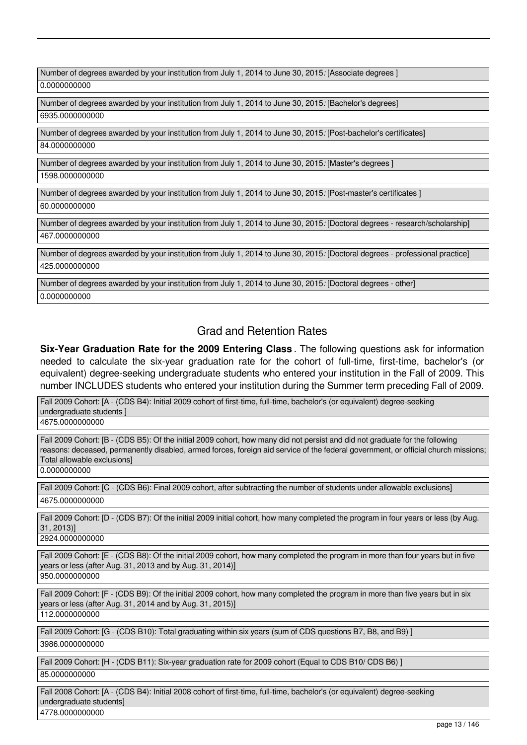| Number of degrees awarded by your institution from July 1, 2014 to June 30, 2015: [Associate degrees ] |
| --- |
| 0.0000000000 |

| Number of degrees awarded by your institution from July 1, 2014 to June 30, 2015: [Bachelor's degrees] |
| --- |
| 6935.0000000000 |

| Number of degrees awarded by your institution from July 1, 2014 to June 30, 2015: [Post-bachelor's certificates] |
| --- |
| 84.0000000000 |

| Number of degrees awarded by your institution from July 1, 2014 to June 30, 2015: [Master's degrees ] |
| --- |
| 1598.0000000000 |

| Number of degrees awarded by your institution from July 1, 2014 to June 30, 2015: [Post-master's certificates ] |
| --- |
| 60.0000000000 |

| Number of degrees awarded by your institution from July 1, 2014 to June 30, 2015: [Doctoral degrees - research/scholarship] |
| --- |
| 467.0000000000 |

| Number of degrees awarded by your institution from July 1, 2014 to June 30, 2015: [Doctoral degrees - professional practice] |
| --- |
| 425.0000000000 |

| Number of degrees awarded by your institution from July 1, 2014 to June 30, 2015: [Doctoral degrees - other] |
| --- |
| 0.0000000000 |

## Grad and Retention Rates

**Six-Year Graduation Rate for the 2009 Entering Class**. The following questions ask for information needed to calculate the six-year graduation rate for the cohort of full-time, first-time, bachelor's (or equivalent) degree-seeking undergraduate students who entered your institution in the Fall of 2009. This number INCLUDES students who entered your institution during the Summer term preceding Fall of 2009.

| Fall 2009 Cohort: [A - (CDS B4): Initial 2009 cohort of first-time, full-time, bachelor's (or equivalent) degree-seeking undergraduate students ] |
| --- |
| 4675.0000000000 |

| Fall 2009 Cohort: [B - (CDS B5): Of the initial 2009 cohort, how many did not persist and did not graduate for the following reasons: deceased, permanently disabled, armed forces, foreign aid service of the federal government, or official church missions; Total allowable exclusions] |
| --- |
| 0.0000000000 |

| Fall 2009 Cohort: [C - (CDS B6): Final 2009 cohort, after subtracting the number of students under allowable exclusions] |
| --- |
| 4675.0000000000 |

| Fall 2009 Cohort: [D - (CDS B7): Of the initial 2009 initial cohort, how many completed the program in four years or less (by Aug. 31, 2013)] |
| --- |
| 2924.0000000000 |

| Fall 2009 Cohort: [E - (CDS B8): Of the initial 2009 cohort, how many completed the program in more than four years but in five years or less (after Aug. 31, 2013 and by Aug. 31, 2014)] |
| --- |
| 950.0000000000 |

| Fall 2009 Cohort: [F - (CDS B9): Of the initial 2009 cohort, how many completed the program in more than five years but in six years or less (after Aug. 31, 2014 and by Aug. 31, 2015)] |
| --- |
| 112.0000000000 |

| Fall 2009 Cohort: [G - (CDS B10): Total graduating within six years (sum of CDS questions B7, B8, and B9) ] |
| --- |
| 3986.0000000000 |

| Fall 2009 Cohort: [H - (CDS B11): Six-year graduation rate for 2009 cohort (Equal to CDS B10/ CDS B6) ] |
| --- |
| 85.0000000000 |

| Fall 2008 Cohort: [A - (CDS B4): Initial 2008 cohort of first-time, full-time, bachelor's (or equivalent) degree-seeking undergraduate students] |
| --- |
| 4778.0000000000 |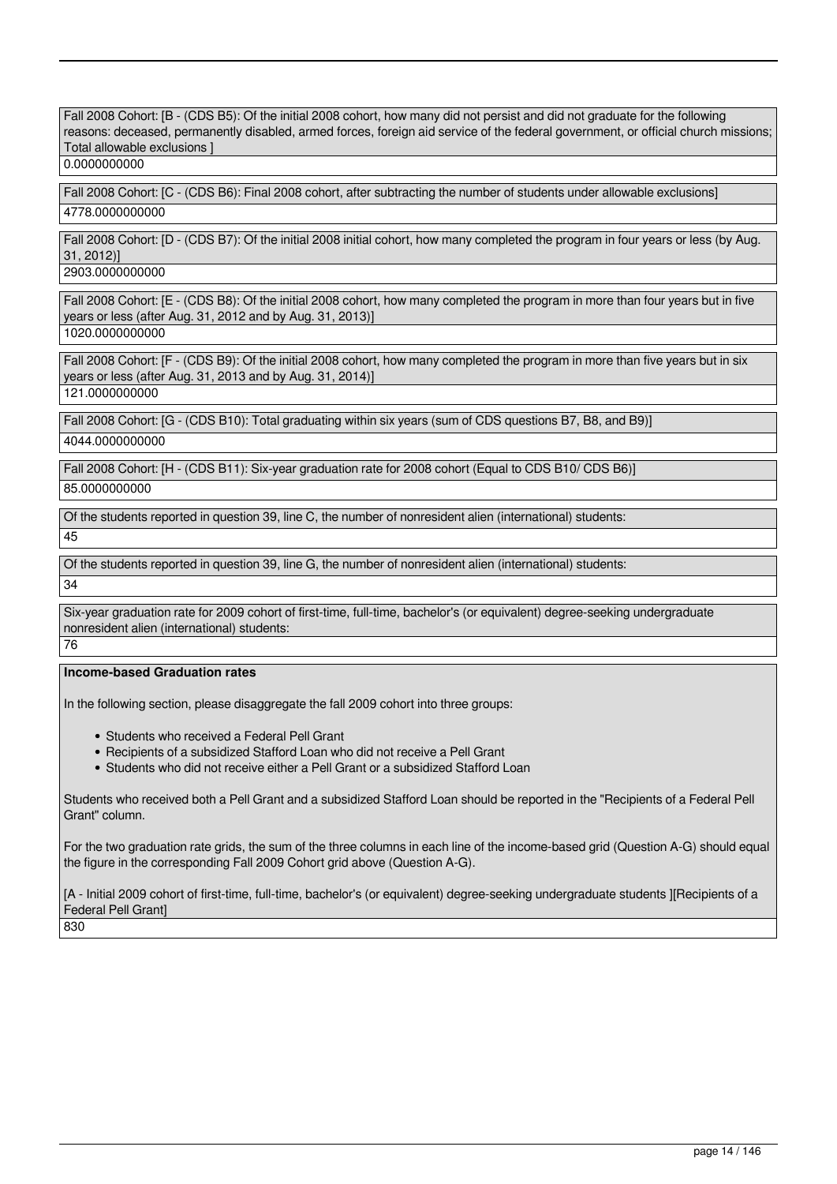Fall 2008 Cohort: [B - (CDS B5): Of the initial 2008 cohort, how many did not persist and did not graduate for the following reasons: deceased, permanently disabled, armed forces, foreign aid service of the federal government, or official church missions; Total allowable exclusions ]

0.0000000000

Fall 2008 Cohort: [C - (CDS B6): Final 2008 cohort, after subtracting the number of students under allowable exclusions]

4778.0000000000

Fall 2008 Cohort: [D - (CDS B7): Of the initial 2008 initial cohort, how many completed the program in four years or less (by Aug. 31, 2012)]

2903.0000000000

Fall 2008 Cohort: [E - (CDS B8): Of the initial 2008 cohort, how many completed the program in more than four years but in five years or less (after Aug. 31, 2012 and by Aug. 31, 2013)]

1020.0000000000

Fall 2008 Cohort: [F - (CDS B9): Of the initial 2008 cohort, how many completed the program in more than five years but in six years or less (after Aug. 31, 2013 and by Aug. 31, 2014)]

121.0000000000

Fall 2008 Cohort: [G - (CDS B10): Total graduating within six years (sum of CDS questions B7, B8, and B9)]

4044.0000000000

Fall 2008 Cohort: [H - (CDS B11): Six-year graduation rate for 2008 cohort (Equal to CDS B10/ CDS B6)]

85.0000000000

Of the students reported in question 39, line C, the number of nonresident alien (international) students:

45

Of the students reported in question 39, line G, the number of nonresident alien (international) students:

34

Six-year graduation rate for 2009 cohort of first-time, full-time, bachelor's (or equivalent) degree-seeking undergraduate nonresident alien (international) students:

76

**Income-based Graduation rates**

In the following section, please disaggregate the fall 2009 cohort into three groups:

- Students who received a Federal Pell Grant
- Recipients of a subsidized Stafford Loan who did not receive a Pell Grant
- Students who did not receive either a Pell Grant or a subsidized Stafford Loan

Students who received both a Pell Grant and a subsidized Stafford Loan should be reported in the "Recipients of a Federal Pell Grant" column.

For the two graduation rate grids, the sum of the three columns in each line of the income-based grid (Question A-G) should equal the figure in the corresponding Fall 2009 Cohort grid above (Question A-G).

[A - Initial 2009 cohort of first-time, full-time, bachelor's (or equivalent) degree-seeking undergraduate students ][Recipients of a Federal Pell Grant]

830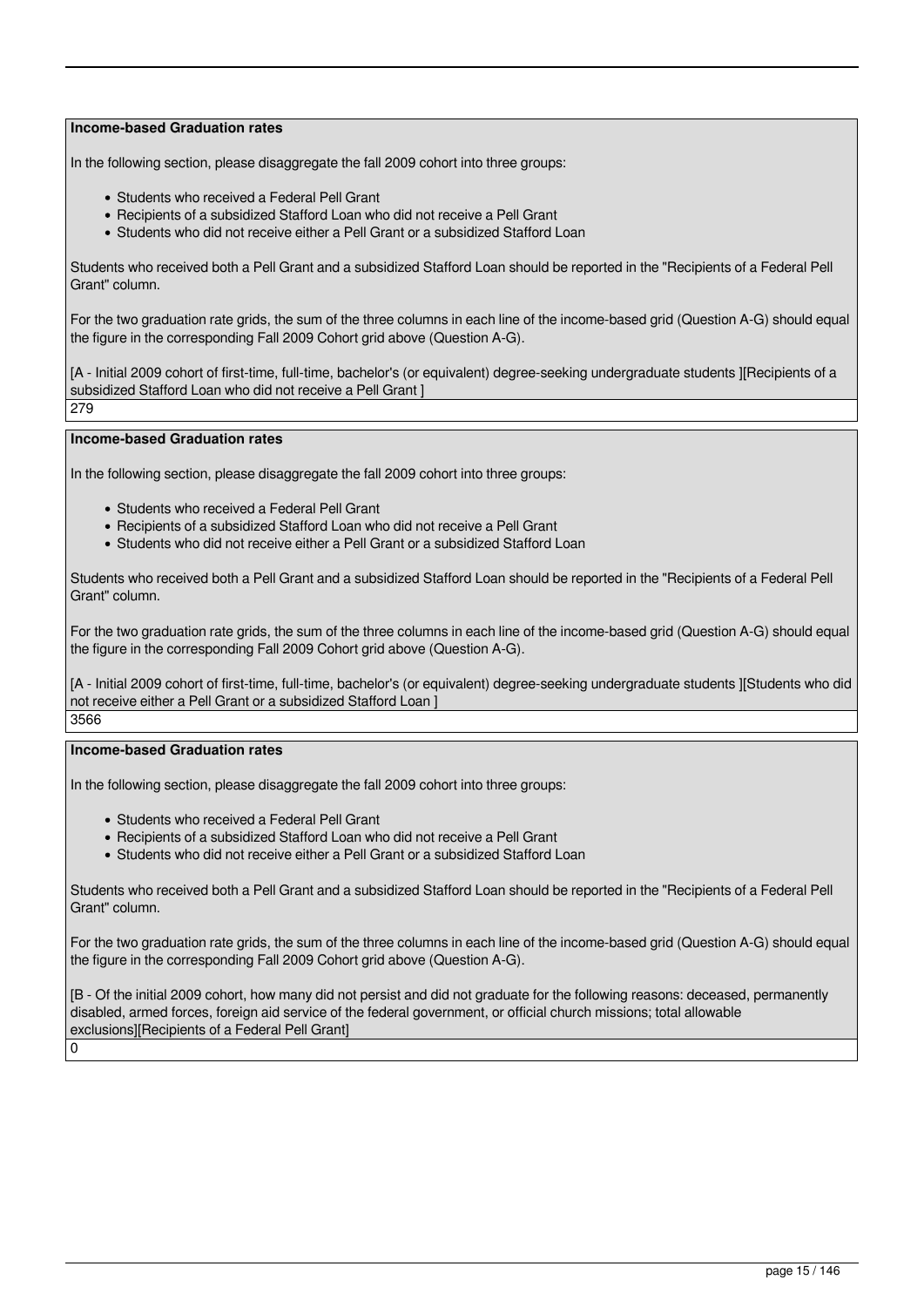**Income-based Graduation rates**

In the following section, please disaggregate the fall 2009 cohort into three groups:

- Students who received a Federal Pell Grant
- Recipients of a subsidized Stafford Loan who did not receive a Pell Grant
- Students who did not receive either a Pell Grant or a subsidized Stafford Loan

Students who received both a Pell Grant and a subsidized Stafford Loan should be reported in the "Recipients of a Federal Pell Grant" column.

For the two graduation rate grids, the sum of the three columns in each line of the income-based grid (Question A-G) should equal the figure in the corresponding Fall 2009 Cohort grid above (Question A-G).

[A - Initial 2009 cohort of first-time, full-time, bachelor's (or equivalent) degree-seeking undergraduate students ][Recipients of a subsidized Stafford Loan who did not receive a Pell Grant ]

279

**Income-based Graduation rates**

In the following section, please disaggregate the fall 2009 cohort into three groups:

- Students who received a Federal Pell Grant
- Recipients of a subsidized Stafford Loan who did not receive a Pell Grant
- Students who did not receive either a Pell Grant or a subsidized Stafford Loan

Students who received both a Pell Grant and a subsidized Stafford Loan should be reported in the "Recipients of a Federal Pell Grant" column.

For the two graduation rate grids, the sum of the three columns in each line of the income-based grid (Question A-G) should equal the figure in the corresponding Fall 2009 Cohort grid above (Question A-G).

[A - Initial 2009 cohort of first-time, full-time, bachelor's (or equivalent) degree-seeking undergraduate students ][Students who did not receive either a Pell Grant or a subsidized Stafford Loan ]

3566

**Income-based Graduation rates**

In the following section, please disaggregate the fall 2009 cohort into three groups:

- Students who received a Federal Pell Grant
- Recipients of a subsidized Stafford Loan who did not receive a Pell Grant
- Students who did not receive either a Pell Grant or a subsidized Stafford Loan

Students who received both a Pell Grant and a subsidized Stafford Loan should be reported in the "Recipients of a Federal Pell Grant" column.

For the two graduation rate grids, the sum of the three columns in each line of the income-based grid (Question A-G) should equal the figure in the corresponding Fall 2009 Cohort grid above (Question A-G).

[B - Of the initial 2009 cohort, how many did not persist and did not graduate for the following reasons: deceased, permanently disabled, armed forces, foreign aid service of the federal government, or official church missions; total allowable exclusions][Recipients of a Federal Pell Grant]

0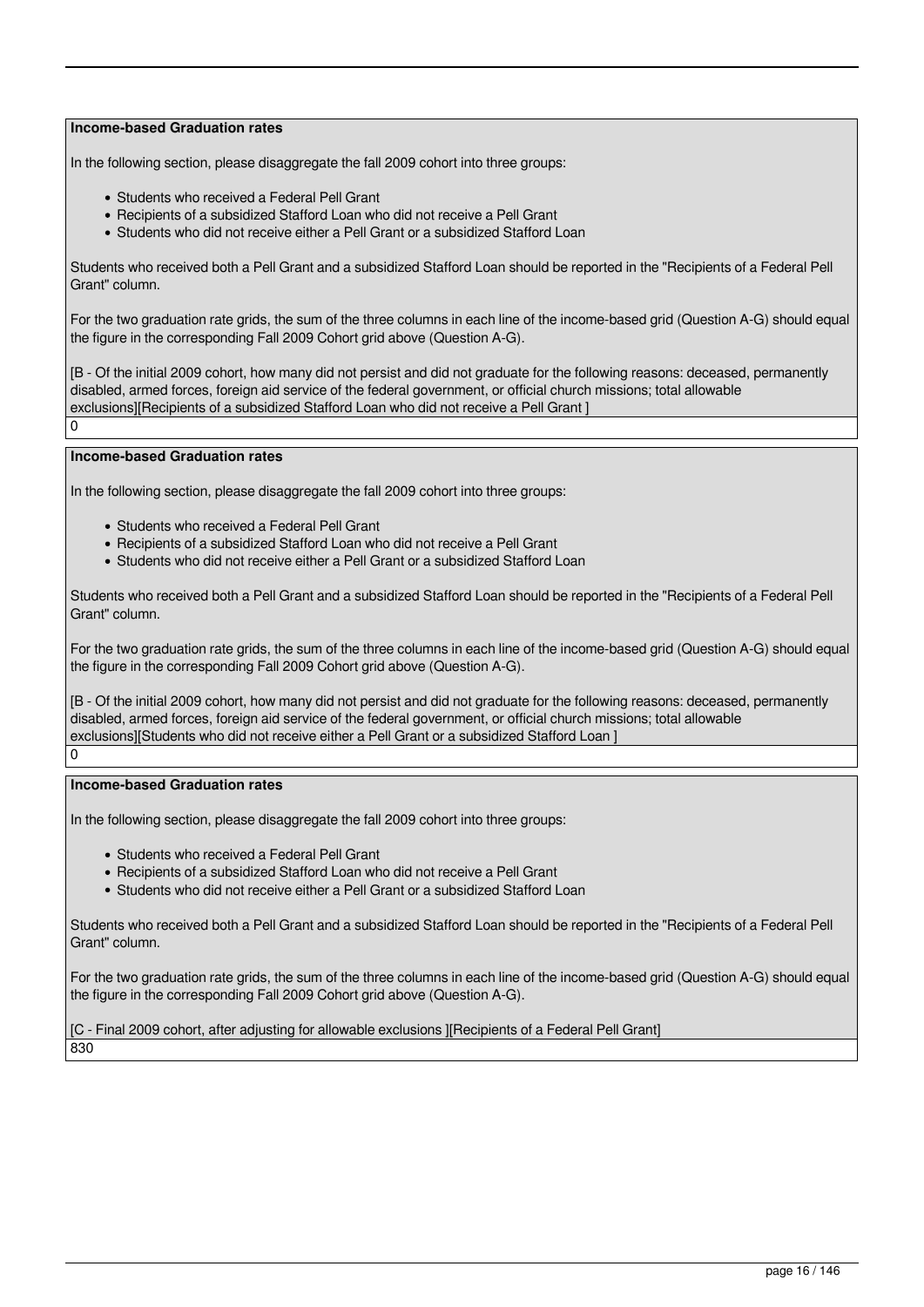**Income-based Graduation rates**

In the following section, please disaggregate the fall 2009 cohort into three groups:

- Students who received a Federal Pell Grant
- Recipients of a subsidized Stafford Loan who did not receive a Pell Grant
- Students who did not receive either a Pell Grant or a subsidized Stafford Loan

Students who received both a Pell Grant and a subsidized Stafford Loan should be reported in the "Recipients of a Federal Pell Grant" column.

For the two graduation rate grids, the sum of the three columns in each line of the income-based grid (Question A-G) should equal the figure in the corresponding Fall 2009 Cohort grid above (Question A-G).

[B - Of the initial 2009 cohort, how many did not persist and did not graduate for the following reasons: deceased, permanently disabled, armed forces, foreign aid service of the federal government, or official church missions; total allowable exclusions][Recipients of a subsidized Stafford Loan who did not receive a Pell Grant ]

0

**Income-based Graduation rates**

In the following section, please disaggregate the fall 2009 cohort into three groups:

- Students who received a Federal Pell Grant
- Recipients of a subsidized Stafford Loan who did not receive a Pell Grant
- Students who did not receive either a Pell Grant or a subsidized Stafford Loan

Students who received both a Pell Grant and a subsidized Stafford Loan should be reported in the "Recipients of a Federal Pell Grant" column.

For the two graduation rate grids, the sum of the three columns in each line of the income-based grid (Question A-G) should equal the figure in the corresponding Fall 2009 Cohort grid above (Question A-G).

[B - Of the initial 2009 cohort, how many did not persist and did not graduate for the following reasons: deceased, permanently disabled, armed forces, foreign aid service of the federal government, or official church missions; total allowable exclusions][Students who did not receive either a Pell Grant or a subsidized Stafford Loan ]

0

**Income-based Graduation rates**

In the following section, please disaggregate the fall 2009 cohort into three groups:

- Students who received a Federal Pell Grant
- Recipients of a subsidized Stafford Loan who did not receive a Pell Grant
- Students who did not receive either a Pell Grant or a subsidized Stafford Loan

Students who received both a Pell Grant and a subsidized Stafford Loan should be reported in the "Recipients of a Federal Pell Grant" column.

For the two graduation rate grids, the sum of the three columns in each line of the income-based grid (Question A-G) should equal the figure in the corresponding Fall 2009 Cohort grid above (Question A-G).

[C - Final 2009 cohort, after adjusting for allowable exclusions ][Recipients of a Federal Pell Grant]

830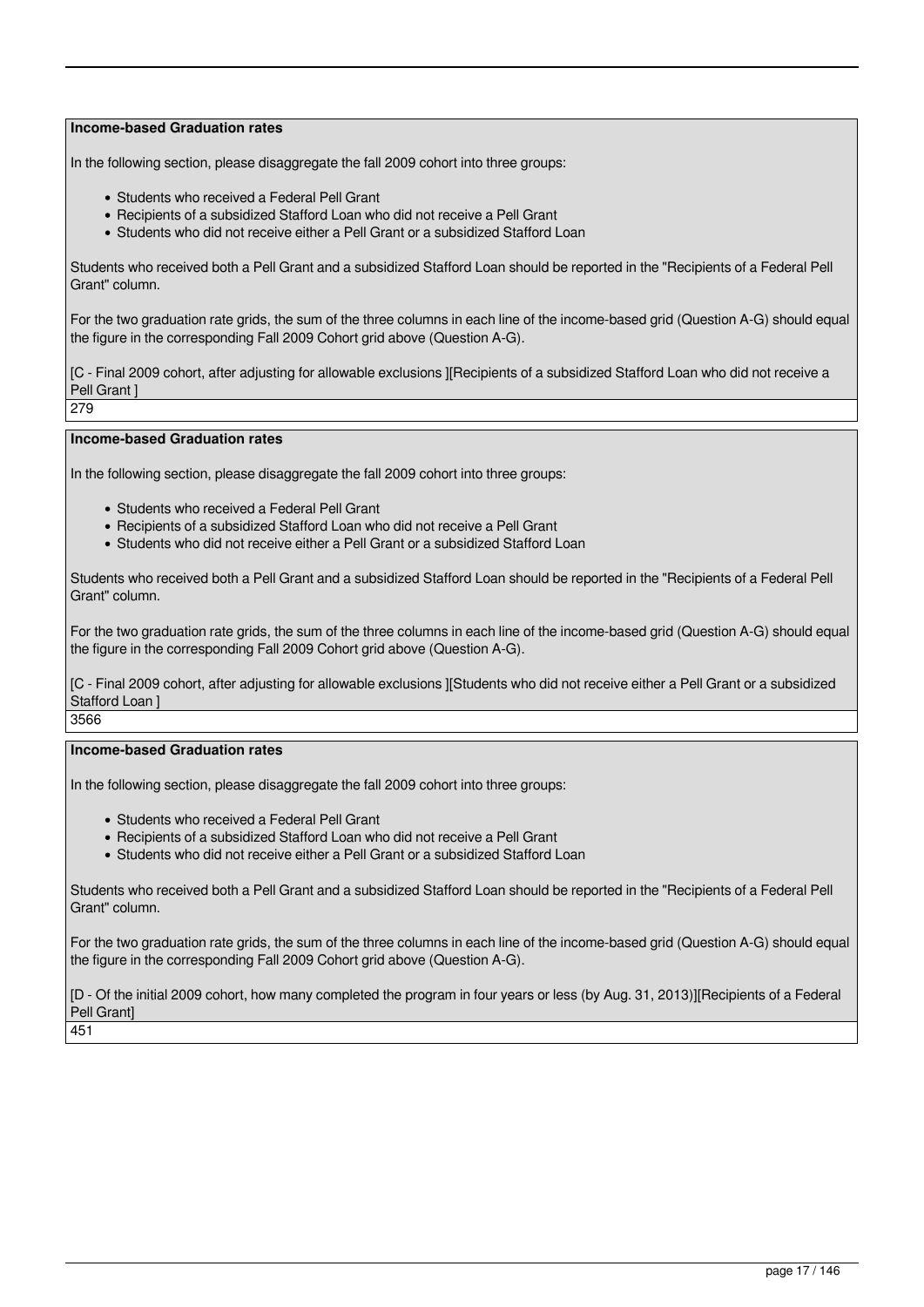**Income-based Graduation rates**

In the following section, please disaggregate the fall 2009 cohort into three groups:

- Students who received a Federal Pell Grant
- Recipients of a subsidized Stafford Loan who did not receive a Pell Grant
- Students who did not receive either a Pell Grant or a subsidized Stafford Loan

Students who received both a Pell Grant and a subsidized Stafford Loan should be reported in the "Recipients of a Federal Pell Grant" column.

For the two graduation rate grids, the sum of the three columns in each line of the income-based grid (Question A-G) should equal the figure in the corresponding Fall 2009 Cohort grid above (Question A-G).

[C - Final 2009 cohort, after adjusting for allowable exclusions ][Recipients of a subsidized Stafford Loan who did not receive a Pell Grant ]

279

**Income-based Graduation rates**

In the following section, please disaggregate the fall 2009 cohort into three groups:

- Students who received a Federal Pell Grant
- Recipients of a subsidized Stafford Loan who did not receive a Pell Grant
- Students who did not receive either a Pell Grant or a subsidized Stafford Loan

Students who received both a Pell Grant and a subsidized Stafford Loan should be reported in the "Recipients of a Federal Pell Grant" column.

For the two graduation rate grids, the sum of the three columns in each line of the income-based grid (Question A-G) should equal the figure in the corresponding Fall 2009 Cohort grid above (Question A-G).

[C - Final 2009 cohort, after adjusting for allowable exclusions ][Students who did not receive either a Pell Grant or a subsidized Stafford Loan ]

3566

**Income-based Graduation rates**

In the following section, please disaggregate the fall 2009 cohort into three groups:

- Students who received a Federal Pell Grant
- Recipients of a subsidized Stafford Loan who did not receive a Pell Grant
- Students who did not receive either a Pell Grant or a subsidized Stafford Loan

Students who received both a Pell Grant and a subsidized Stafford Loan should be reported in the "Recipients of a Federal Pell Grant" column.

For the two graduation rate grids, the sum of the three columns in each line of the income-based grid (Question A-G) should equal the figure in the corresponding Fall 2009 Cohort grid above (Question A-G).

[D - Of the initial 2009 cohort, how many completed the program in four years or less (by Aug. 31, 2013)][Recipients of a Federal Pell Grant]

451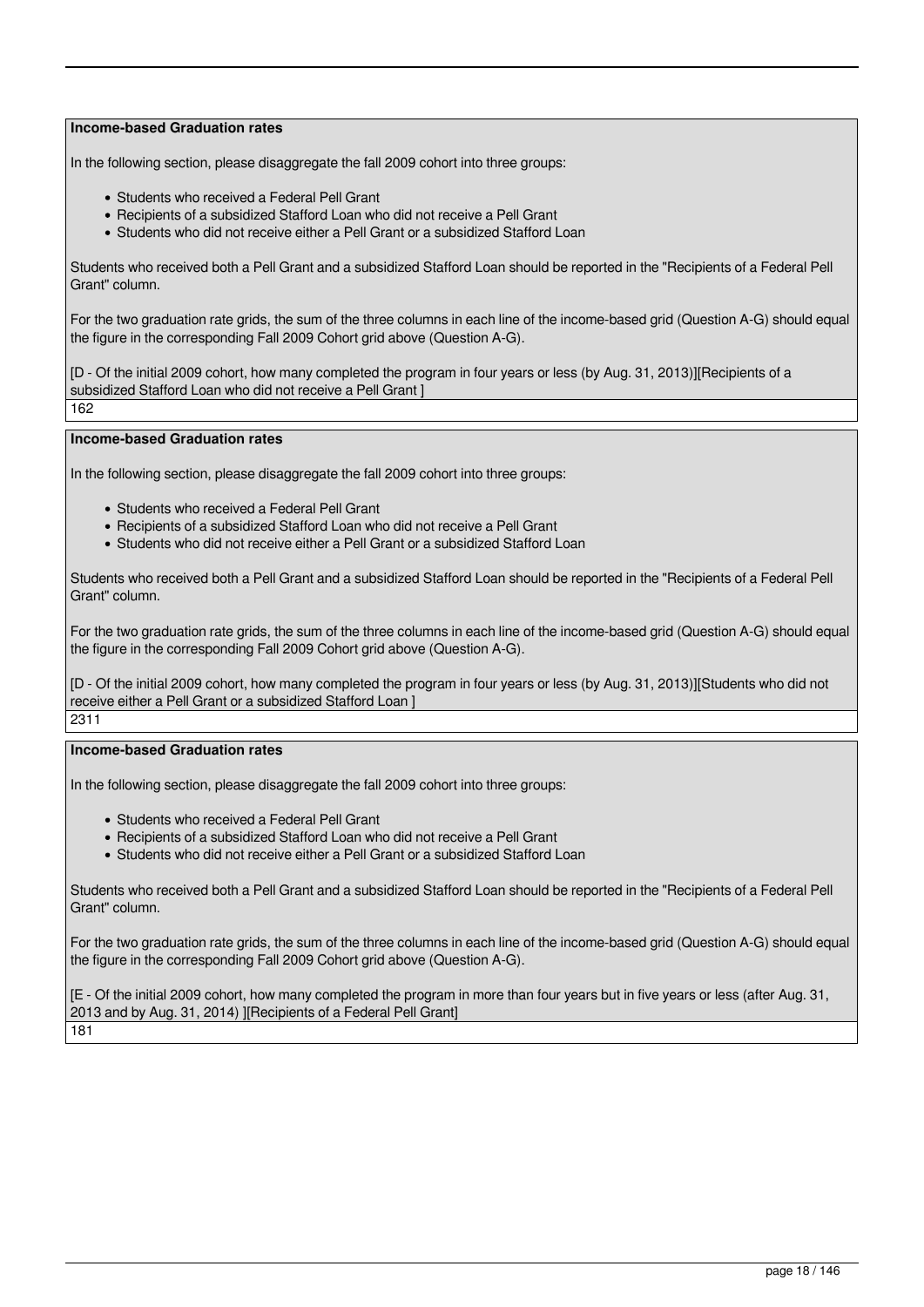**Income-based Graduation rates**

In the following section, please disaggregate the fall 2009 cohort into three groups:

- Students who received a Federal Pell Grant
- Recipients of a subsidized Stafford Loan who did not receive a Pell Grant
- Students who did not receive either a Pell Grant or a subsidized Stafford Loan

Students who received both a Pell Grant and a subsidized Stafford Loan should be reported in the "Recipients of a Federal Pell Grant" column.

For the two graduation rate grids, the sum of the three columns in each line of the income-based grid (Question A-G) should equal the figure in the corresponding Fall 2009 Cohort grid above (Question A-G).

[D - Of the initial 2009 cohort, how many completed the program in four years or less (by Aug. 31, 2013)][Recipients of a subsidized Stafford Loan who did not receive a Pell Grant ]

162

**Income-based Graduation rates**

In the following section, please disaggregate the fall 2009 cohort into three groups:

- Students who received a Federal Pell Grant
- Recipients of a subsidized Stafford Loan who did not receive a Pell Grant
- Students who did not receive either a Pell Grant or a subsidized Stafford Loan

Students who received both a Pell Grant and a subsidized Stafford Loan should be reported in the "Recipients of a Federal Pell Grant" column.

For the two graduation rate grids, the sum of the three columns in each line of the income-based grid (Question A-G) should equal the figure in the corresponding Fall 2009 Cohort grid above (Question A-G).

[D - Of the initial 2009 cohort, how many completed the program in four years or less (by Aug. 31, 2013)][Students who did not receive either a Pell Grant or a subsidized Stafford Loan ]

2311

**Income-based Graduation rates**

In the following section, please disaggregate the fall 2009 cohort into three groups:

- Students who received a Federal Pell Grant
- Recipients of a subsidized Stafford Loan who did not receive a Pell Grant
- Students who did not receive either a Pell Grant or a subsidized Stafford Loan

Students who received both a Pell Grant and a subsidized Stafford Loan should be reported in the "Recipients of a Federal Pell Grant" column.

For the two graduation rate grids, the sum of the three columns in each line of the income-based grid (Question A-G) should equal the figure in the corresponding Fall 2009 Cohort grid above (Question A-G).

[E - Of the initial 2009 cohort, how many completed the program in more than four years but in five years or less (after Aug. 31, 2013 and by Aug. 31, 2014) ][Recipients of a Federal Pell Grant]

181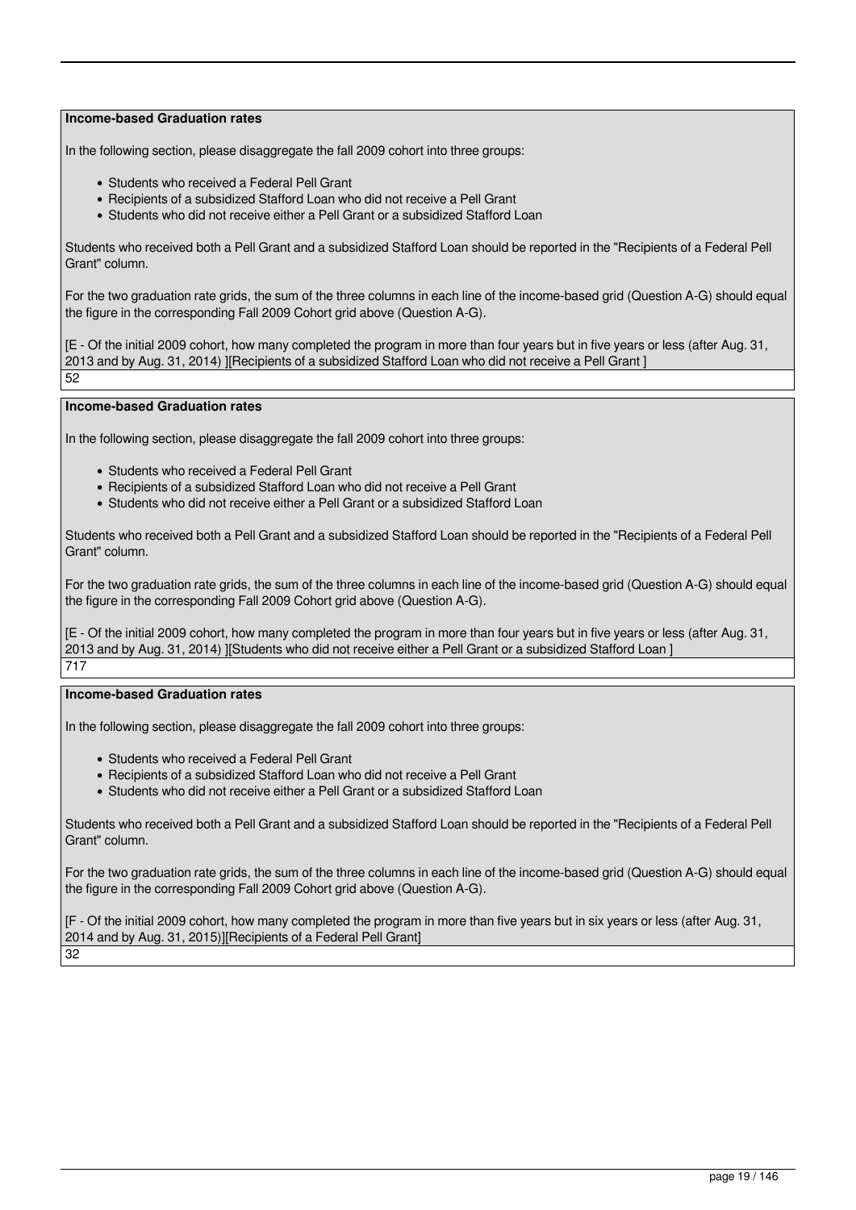**Income-based Graduation rates**

In the following section, please disaggregate the fall 2009 cohort into three groups:

- Students who received a Federal Pell Grant
- Recipients of a subsidized Stafford Loan who did not receive a Pell Grant
- Students who did not receive either a Pell Grant or a subsidized Stafford Loan

Students who received both a Pell Grant and a subsidized Stafford Loan should be reported in the "Recipients of a Federal Pell Grant" column.

For the two graduation rate grids, the sum of the three columns in each line of the income-based grid (Question A-G) should equal the figure in the corresponding Fall 2009 Cohort grid above (Question A-G).

[E - Of the initial 2009 cohort, how many completed the program in more than four years but in five years or less (after Aug. 31, 2013 and by Aug. 31, 2014) ][Recipients of a subsidized Stafford Loan who did not receive a Pell Grant ]

52

**Income-based Graduation rates**

In the following section, please disaggregate the fall 2009 cohort into three groups:

- Students who received a Federal Pell Grant
- Recipients of a subsidized Stafford Loan who did not receive a Pell Grant
- Students who did not receive either a Pell Grant or a subsidized Stafford Loan

Students who received both a Pell Grant and a subsidized Stafford Loan should be reported in the "Recipients of a Federal Pell Grant" column.

For the two graduation rate grids, the sum of the three columns in each line of the income-based grid (Question A-G) should equal the figure in the corresponding Fall 2009 Cohort grid above (Question A-G).

[E - Of the initial 2009 cohort, how many completed the program in more than four years but in five years or less (after Aug. 31, 2013 and by Aug. 31, 2014) ][Students who did not receive either a Pell Grant or a subsidized Stafford Loan ]

717

**Income-based Graduation rates**

In the following section, please disaggregate the fall 2009 cohort into three groups:

- Students who received a Federal Pell Grant
- Recipients of a subsidized Stafford Loan who did not receive a Pell Grant
- Students who did not receive either a Pell Grant or a subsidized Stafford Loan

Students who received both a Pell Grant and a subsidized Stafford Loan should be reported in the "Recipients of a Federal Pell Grant" column.

For the two graduation rate grids, the sum of the three columns in each line of the income-based grid (Question A-G) should equal the figure in the corresponding Fall 2009 Cohort grid above (Question A-G).

[F - Of the initial 2009 cohort, how many completed the program in more than five years but in six years or less (after Aug. 31, 2014 and by Aug. 31, 2015)][Recipients of a Federal Pell Grant]

32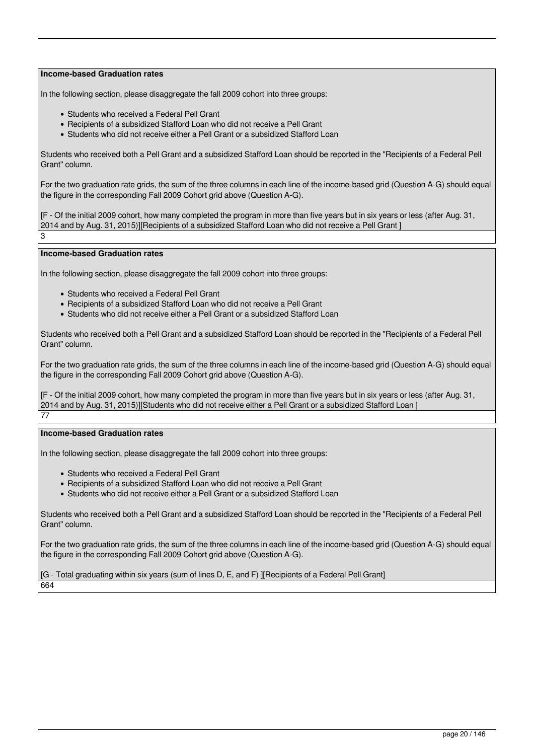**Income-based Graduation rates**

In the following section, please disaggregate the fall 2009 cohort into three groups:

- Students who received a Federal Pell Grant
- Recipients of a subsidized Stafford Loan who did not receive a Pell Grant
- Students who did not receive either a Pell Grant or a subsidized Stafford Loan

Students who received both a Pell Grant and a subsidized Stafford Loan should be reported in the "Recipients of a Federal Pell Grant" column.

For the two graduation rate grids, the sum of the three columns in each line of the income-based grid (Question A-G) should equal the figure in the corresponding Fall 2009 Cohort grid above (Question A-G).

[F - Of the initial 2009 cohort, how many completed the program in more than five years but in six years or less (after Aug. 31, 2014 and by Aug. 31, 2015)][Recipients of a subsidized Stafford Loan who did not receive a Pell Grant ]

3

**Income-based Graduation rates**

In the following section, please disaggregate the fall 2009 cohort into three groups:

- Students who received a Federal Pell Grant
- Recipients of a subsidized Stafford Loan who did not receive a Pell Grant
- Students who did not receive either a Pell Grant or a subsidized Stafford Loan

Students who received both a Pell Grant and a subsidized Stafford Loan should be reported in the "Recipients of a Federal Pell Grant" column.

For the two graduation rate grids, the sum of the three columns in each line of the income-based grid (Question A-G) should equal the figure in the corresponding Fall 2009 Cohort grid above (Question A-G).

[F - Of the initial 2009 cohort, how many completed the program in more than five years but in six years or less (after Aug. 31, 2014 and by Aug. 31, 2015)][Students who did not receive either a Pell Grant or a subsidized Stafford Loan ]

77

**Income-based Graduation rates**

In the following section, please disaggregate the fall 2009 cohort into three groups:

- Students who received a Federal Pell Grant
- Recipients of a subsidized Stafford Loan who did not receive a Pell Grant
- Students who did not receive either a Pell Grant or a subsidized Stafford Loan

Students who received both a Pell Grant and a subsidized Stafford Loan should be reported in the "Recipients of a Federal Pell Grant" column.

For the two graduation rate grids, the sum of the three columns in each line of the income-based grid (Question A-G) should equal the figure in the corresponding Fall 2009 Cohort grid above (Question A-G).

[G - Total graduating within six years (sum of lines D, E, and F) ][Recipients of a Federal Pell Grant]

664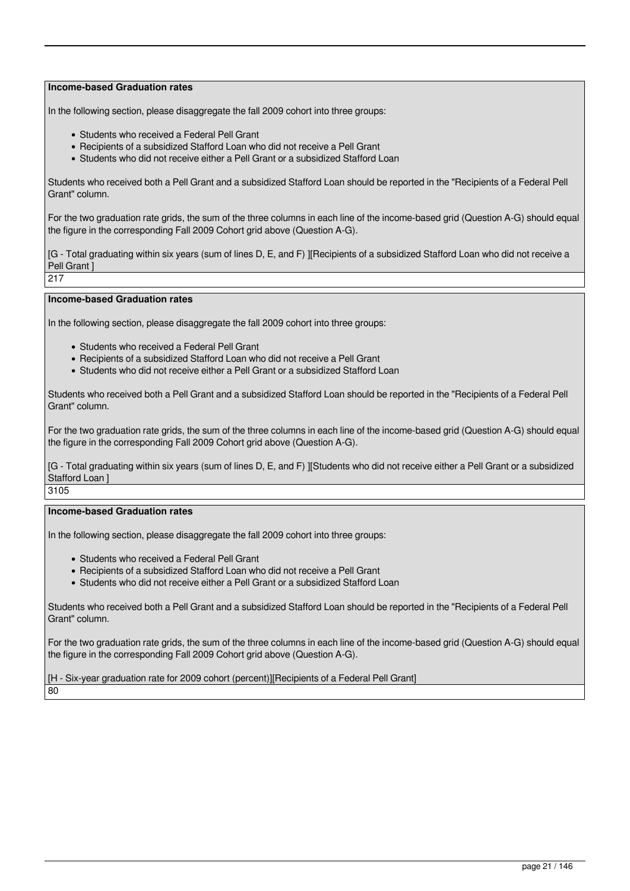**Income-based Graduation rates**

In the following section, please disaggregate the fall 2009 cohort into three groups:

- Students who received a Federal Pell Grant
- Recipients of a subsidized Stafford Loan who did not receive a Pell Grant
- Students who did not receive either a Pell Grant or a subsidized Stafford Loan

Students who received both a Pell Grant and a subsidized Stafford Loan should be reported in the "Recipients of a Federal Pell Grant" column.

For the two graduation rate grids, the sum of the three columns in each line of the income-based grid (Question A-G) should equal the figure in the corresponding Fall 2009 Cohort grid above (Question A-G).

[G - Total graduating within six years (sum of lines D, E, and F) ][Recipients of a subsidized Stafford Loan who did not receive a Pell Grant ]

217

**Income-based Graduation rates**

In the following section, please disaggregate the fall 2009 cohort into three groups:

- Students who received a Federal Pell Grant
- Recipients of a subsidized Stafford Loan who did not receive a Pell Grant
- Students who did not receive either a Pell Grant or a subsidized Stafford Loan

Students who received both a Pell Grant and a subsidized Stafford Loan should be reported in the "Recipients of a Federal Pell Grant" column.

For the two graduation rate grids, the sum of the three columns in each line of the income-based grid (Question A-G) should equal the figure in the corresponding Fall 2009 Cohort grid above (Question A-G).

[G - Total graduating within six years (sum of lines D, E, and F) ][Students who did not receive either a Pell Grant or a subsidized Stafford Loan ]

3105

**Income-based Graduation rates**

In the following section, please disaggregate the fall 2009 cohort into three groups:

- Students who received a Federal Pell Grant
- Recipients of a subsidized Stafford Loan who did not receive a Pell Grant
- Students who did not receive either a Pell Grant or a subsidized Stafford Loan

Students who received both a Pell Grant and a subsidized Stafford Loan should be reported in the "Recipients of a Federal Pell Grant" column.

For the two graduation rate grids, the sum of the three columns in each line of the income-based grid (Question A-G) should equal the figure in the corresponding Fall 2009 Cohort grid above (Question A-G).

[H - Six-year graduation rate for 2009 cohort (percent)][Recipients of a Federal Pell Grant]

80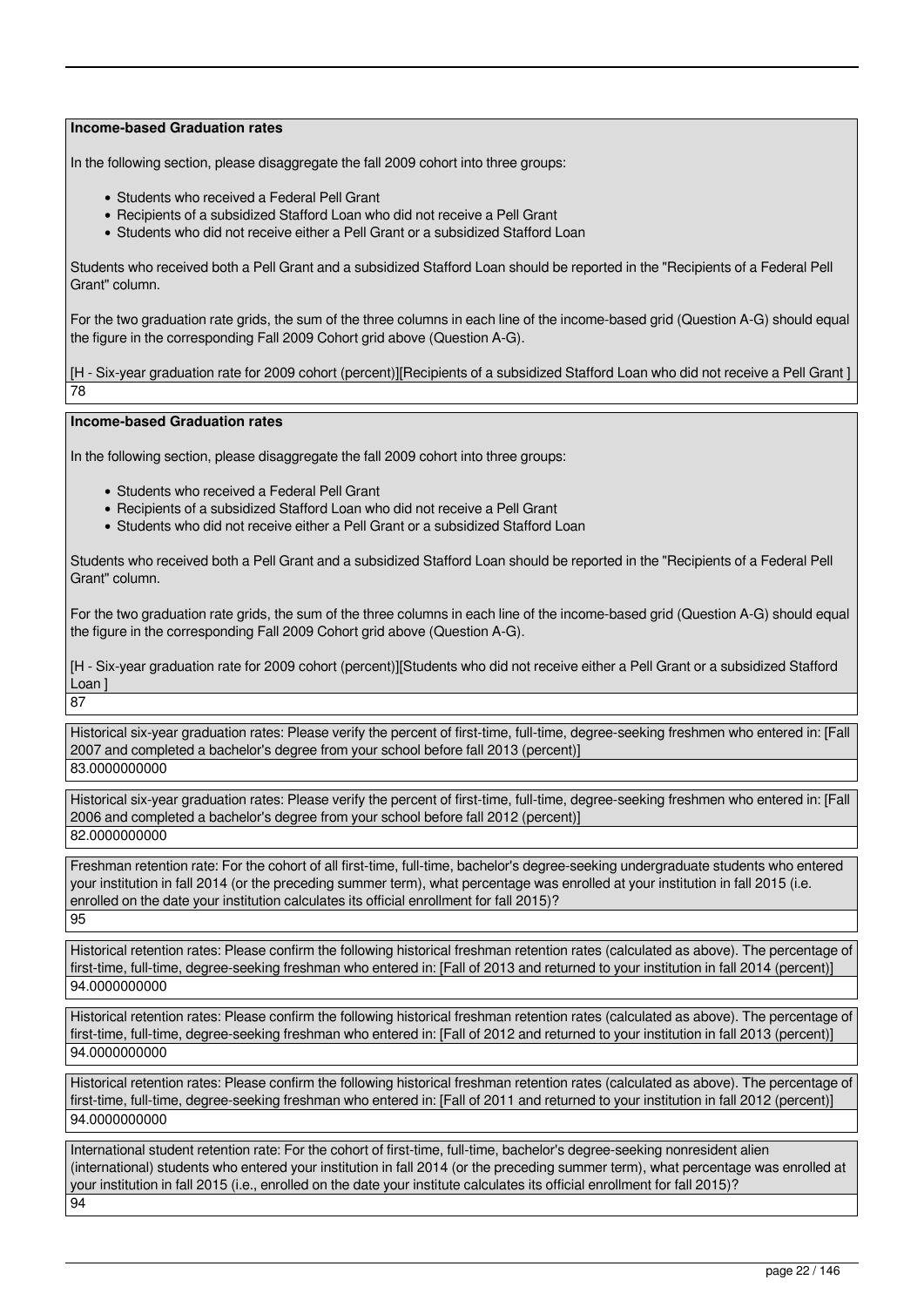**Income-based Graduation rates**

In the following section, please disaggregate the fall 2009 cohort into three groups:

- Students who received a Federal Pell Grant
- Recipients of a subsidized Stafford Loan who did not receive a Pell Grant
- Students who did not receive either a Pell Grant or a subsidized Stafford Loan

Students who received both a Pell Grant and a subsidized Stafford Loan should be reported in the "Recipients of a Federal Pell Grant" column.

For the two graduation rate grids, the sum of the three columns in each line of the income-based grid (Question A-G) should equal the figure in the corresponding Fall 2009 Cohort grid above (Question A-G).

[H - Six-year graduation rate for 2009 cohort (percent)][Recipients of a subsidized Stafford Loan who did not receive a Pell Grant ]

78

**Income-based Graduation rates**

In the following section, please disaggregate the fall 2009 cohort into three groups:

- Students who received a Federal Pell Grant
- Recipients of a subsidized Stafford Loan who did not receive a Pell Grant
- Students who did not receive either a Pell Grant or a subsidized Stafford Loan

Students who received both a Pell Grant and a subsidized Stafford Loan should be reported in the "Recipients of a Federal Pell Grant" column.

For the two graduation rate grids, the sum of the three columns in each line of the income-based grid (Question A-G) should equal the figure in the corresponding Fall 2009 Cohort grid above (Question A-G).

[H - Six-year graduation rate for 2009 cohort (percent)][Students who did not receive either a Pell Grant or a subsidized Stafford Loan ]

87

Historical six-year graduation rates: Please verify the percent of first-time, full-time, degree-seeking freshmen who entered in: [Fall 2007 and completed a bachelor's degree from your school before fall 2013 (percent)]

83.0000000000

Historical six-year graduation rates: Please verify the percent of first-time, full-time, degree-seeking freshmen who entered in: [Fall 2006 and completed a bachelor's degree from your school before fall 2012 (percent)]

82.0000000000

Freshman retention rate: For the cohort of all first-time, full-time, bachelor's degree-seeking undergraduate students who entered your institution in fall 2014 (or the preceding summer term), what percentage was enrolled at your institution in fall 2015 (i.e. enrolled on the date your institution calculates its official enrollment for fall 2015)?

95

Historical retention rates: Please confirm the following historical freshman retention rates (calculated as above). The percentage of first-time, full-time, degree-seeking freshman who entered in: [Fall of 2013 and returned to your institution in fall 2014 (percent)]

94.0000000000

Historical retention rates: Please confirm the following historical freshman retention rates (calculated as above). The percentage of first-time, full-time, degree-seeking freshman who entered in: [Fall of 2012 and returned to your institution in fall 2013 (percent)]

94.0000000000

Historical retention rates: Please confirm the following historical freshman retention rates (calculated as above). The percentage of first-time, full-time, degree-seeking freshman who entered in: [Fall of 2011 and returned to your institution in fall 2012 (percent)]

94.0000000000

International student retention rate: For the cohort of first-time, full-time, bachelor's degree-seeking nonresident alien (international) students who entered your institution in fall 2014 (or the preceding summer term), what percentage was enrolled at your institution in fall 2015 (i.e., enrolled on the date your institute calculates its official enrollment for fall 2015)?

94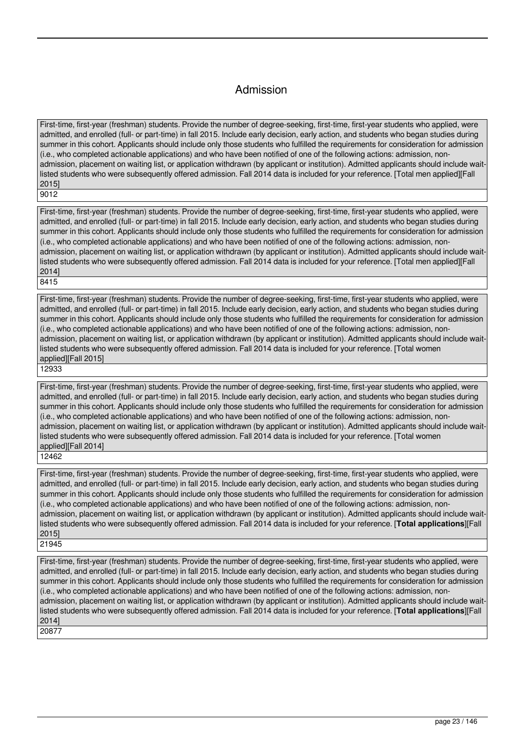# Admission

First-time, first-year (freshman) students. Provide the number of degree-seeking, first-time, first-year students who applied, were admitted, and enrolled (full- or part-time) in fall 2015. Include early decision, early action, and students who began studies during summer in this cohort. Applicants should include only those students who fulfilled the requirements for consideration for admission (i.e., who completed actionable applications) and who have been notified of one of the following actions: admission, non-admission, placement on waiting list, or application withdrawn (by applicant or institution). Admitted applicants should include wait-listed students who were subsequently offered admission. Fall 2014 data is included for your reference. [Total men applied][Fall 2015]

9012

First-time, first-year (freshman) students. Provide the number of degree-seeking, first-time, first-year students who applied, were admitted, and enrolled (full- or part-time) in fall 2015. Include early decision, early action, and students who began studies during summer in this cohort. Applicants should include only those students who fulfilled the requirements for consideration for admission (i.e., who completed actionable applications) and who have been notified of one of the following actions: admission, non-admission, placement on waiting list, or application withdrawn (by applicant or institution). Admitted applicants should include wait-listed students who were subsequently offered admission. Fall 2014 data is included for your reference. [Total men applied][Fall 2014]

8415

First-time, first-year (freshman) students. Provide the number of degree-seeking, first-time, first-year students who applied, were admitted, and enrolled (full- or part-time) in fall 2015. Include early decision, early action, and students who began studies during summer in this cohort. Applicants should include only those students who fulfilled the requirements for consideration for admission (i.e., who completed actionable applications) and who have been notified of one of the following actions: admission, non-admission, placement on waiting list, or application withdrawn (by applicant or institution). Admitted applicants should include wait-listed students who were subsequently offered admission. Fall 2014 data is included for your reference. [Total women applied][Fall 2015]

12933

First-time, first-year (freshman) students. Provide the number of degree-seeking, first-time, first-year students who applied, were admitted, and enrolled (full- or part-time) in fall 2015. Include early decision, early action, and students who began studies during summer in this cohort. Applicants should include only those students who fulfilled the requirements for consideration for admission (i.e., who completed actionable applications) and who have been notified of one of the following actions: admission, non-admission, placement on waiting list, or application withdrawn (by applicant or institution). Admitted applicants should include wait-listed students who were subsequently offered admission. Fall 2014 data is included for your reference. [Total women applied][Fall 2014]

12462

First-time, first-year (freshman) students. Provide the number of degree-seeking, first-time, first-year students who applied, were admitted, and enrolled (full- or part-time) in fall 2015. Include early decision, early action, and students who began studies during summer in this cohort. Applicants should include only those students who fulfilled the requirements for consideration for admission (i.e., who completed actionable applications) and who have been notified of one of the following actions: admission, non-admission, placement on waiting list, or application withdrawn (by applicant or institution). Admitted applicants should include wait-listed students who were subsequently offered admission. Fall 2014 data is included for your reference. [**Total applications**][Fall 2015]

21945

First-time, first-year (freshman) students. Provide the number of degree-seeking, first-time, first-year students who applied, were admitted, and enrolled (full- or part-time) in fall 2015. Include early decision, early action, and students who began studies during summer in this cohort. Applicants should include only those students who fulfilled the requirements for consideration for admission (i.e., who completed actionable applications) and who have been notified of one of the following actions: admission, non-admission, placement on waiting list, or application withdrawn (by applicant or institution). Admitted applicants should include wait-listed students who were subsequently offered admission. Fall 2014 data is included for your reference. [**Total applications**][Fall 2014]

20877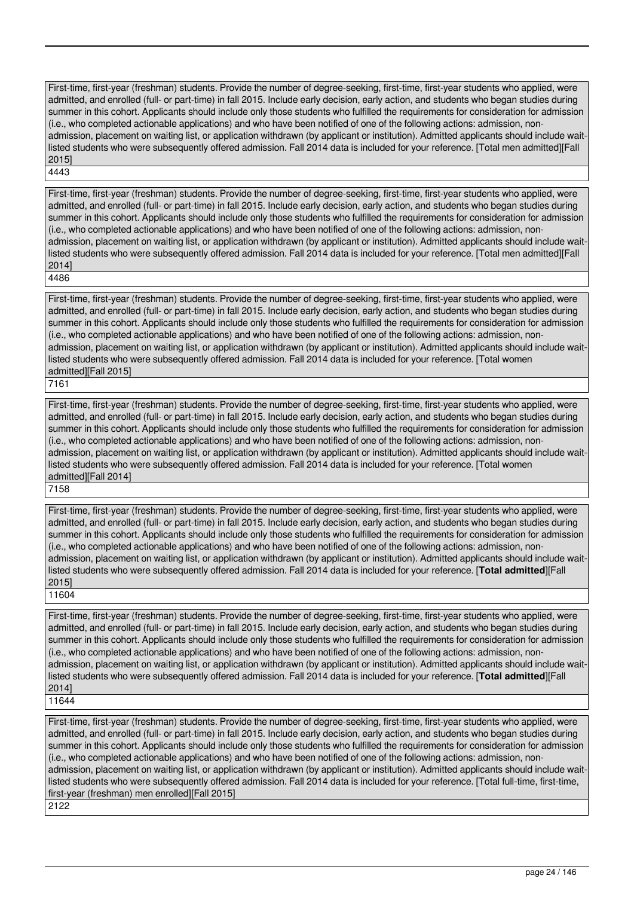First-time, first-year (freshman) students. Provide the number of degree-seeking, first-time, first-year students who applied, were admitted, and enrolled (full- or part-time) in fall 2015. Include early decision, early action, and students who began studies during summer in this cohort. Applicants should include only those students who fulfilled the requirements for consideration for admission (i.e., who completed actionable applications) and who have been notified of one of the following actions: admission, non-admission, placement on waiting list, or application withdrawn (by applicant or institution). Admitted applicants should include wait-listed students who were subsequently offered admission. Fall 2014 data is included for your reference. [Total men admitted][Fall 2015]

4443

First-time, first-year (freshman) students. Provide the number of degree-seeking, first-time, first-year students who applied, were admitted, and enrolled (full- or part-time) in fall 2015. Include early decision, early action, and students who began studies during summer in this cohort. Applicants should include only those students who fulfilled the requirements for consideration for admission (i.e., who completed actionable applications) and who have been notified of one of the following actions: admission, non-admission, placement on waiting list, or application withdrawn (by applicant or institution). Admitted applicants should include wait-listed students who were subsequently offered admission. Fall 2014 data is included for your reference. [Total men admitted][Fall 2014]

4486

First-time, first-year (freshman) students. Provide the number of degree-seeking, first-time, first-year students who applied, were admitted, and enrolled (full- or part-time) in fall 2015. Include early decision, early action, and students who began studies during summer in this cohort. Applicants should include only those students who fulfilled the requirements for consideration for admission (i.e., who completed actionable applications) and who have been notified of one of the following actions: admission, non-admission, placement on waiting list, or application withdrawn (by applicant or institution). Admitted applicants should include wait-listed students who were subsequently offered admission. Fall 2014 data is included for your reference. [Total women admitted][Fall 2015]

7161

First-time, first-year (freshman) students. Provide the number of degree-seeking, first-time, first-year students who applied, were admitted, and enrolled (full- or part-time) in fall 2015. Include early decision, early action, and students who began studies during summer in this cohort. Applicants should include only those students who fulfilled the requirements for consideration for admission (i.e., who completed actionable applications) and who have been notified of one of the following actions: admission, non-admission, placement on waiting list, or application withdrawn (by applicant or institution). Admitted applicants should include wait-listed students who were subsequently offered admission. Fall 2014 data is included for your reference. [Total women admitted][Fall 2014]

7158

First-time, first-year (freshman) students. Provide the number of degree-seeking, first-time, first-year students who applied, were admitted, and enrolled (full- or part-time) in fall 2015. Include early decision, early action, and students who began studies during summer in this cohort. Applicants should include only those students who fulfilled the requirements for consideration for admission (i.e., who completed actionable applications) and who have been notified of one of the following actions: admission, non-admission, placement on waiting list, or application withdrawn (by applicant or institution). Admitted applicants should include wait-listed students who were subsequently offered admission. Fall 2014 data is included for your reference. [**Total admitted**][Fall 2015]

11604

First-time, first-year (freshman) students. Provide the number of degree-seeking, first-time, first-year students who applied, were admitted, and enrolled (full- or part-time) in fall 2015. Include early decision, early action, and students who began studies during summer in this cohort. Applicants should include only those students who fulfilled the requirements for consideration for admission (i.e., who completed actionable applications) and who have been notified of one of the following actions: admission, non-admission, placement on waiting list, or application withdrawn (by applicant or institution). Admitted applicants should include wait-listed students who were subsequently offered admission. Fall 2014 data is included for your reference. [**Total admitted**][Fall 2014]

11644

First-time, first-year (freshman) students. Provide the number of degree-seeking, first-time, first-year students who applied, were admitted, and enrolled (full- or part-time) in fall 2015. Include early decision, early action, and students who began studies during summer in this cohort. Applicants should include only those students who fulfilled the requirements for consideration for admission (i.e., who completed actionable applications) and who have been notified of one of the following actions: admission, non-admission, placement on waiting list, or application withdrawn (by applicant or institution). Admitted applicants should include wait-listed students who were subsequently offered admission. Fall 2014 data is included for your reference. [Total full-time, first-time, first-year (freshman) men enrolled][Fall 2015]

2122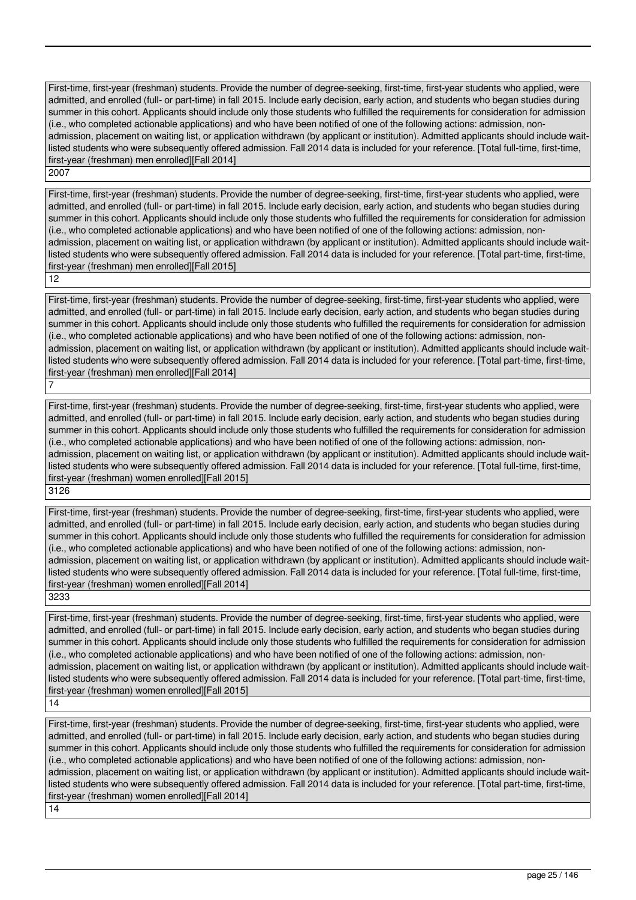First-time, first-year (freshman) students. Provide the number of degree-seeking, first-time, first-year students who applied, were admitted, and enrolled (full- or part-time) in fall 2015. Include early decision, early action, and students who began studies during summer in this cohort. Applicants should include only those students who fulfilled the requirements for consideration for admission (i.e., who completed actionable applications) and who have been notified of one of the following actions: admission, non-admission, placement on waiting list, or application withdrawn (by applicant or institution). Admitted applicants should include wait-listed students who were subsequently offered admission. Fall 2014 data is included for your reference. [Total full-time, first-time, first-year (freshman) men enrolled][Fall 2014]

2007

First-time, first-year (freshman) students. Provide the number of degree-seeking, first-time, first-year students who applied, were admitted, and enrolled (full- or part-time) in fall 2015. Include early decision, early action, and students who began studies during summer in this cohort. Applicants should include only those students who fulfilled the requirements for consideration for admission (i.e., who completed actionable applications) and who have been notified of one of the following actions: admission, non-admission, placement on waiting list, or application withdrawn (by applicant or institution). Admitted applicants should include wait-listed students who were subsequently offered admission. Fall 2014 data is included for your reference. [Total part-time, first-time, first-year (freshman) men enrolled][Fall 2015]

12

First-time, first-year (freshman) students. Provide the number of degree-seeking, first-time, first-year students who applied, were admitted, and enrolled (full- or part-time) in fall 2015. Include early decision, early action, and students who began studies during summer in this cohort. Applicants should include only those students who fulfilled the requirements for consideration for admission (i.e., who completed actionable applications) and who have been notified of one of the following actions: admission, non-admission, placement on waiting list, or application withdrawn (by applicant or institution). Admitted applicants should include wait-listed students who were subsequently offered admission. Fall 2014 data is included for your reference. [Total part-time, first-time, first-year (freshman) men enrolled][Fall 2014]

7

First-time, first-year (freshman) students. Provide the number of degree-seeking, first-time, first-year students who applied, were admitted, and enrolled (full- or part-time) in fall 2015. Include early decision, early action, and students who began studies during summer in this cohort. Applicants should include only those students who fulfilled the requirements for consideration for admission (i.e., who completed actionable applications) and who have been notified of one of the following actions: admission, non-admission, placement on waiting list, or application withdrawn (by applicant or institution). Admitted applicants should include wait-listed students who were subsequently offered admission. Fall 2014 data is included for your reference. [Total full-time, first-time, first-year (freshman) women enrolled][Fall 2015]

3126

First-time, first-year (freshman) students. Provide the number of degree-seeking, first-time, first-year students who applied, were admitted, and enrolled (full- or part-time) in fall 2015. Include early decision, early action, and students who began studies during summer in this cohort. Applicants should include only those students who fulfilled the requirements for consideration for admission (i.e., who completed actionable applications) and who have been notified of one of the following actions: admission, non-admission, placement on waiting list, or application withdrawn (by applicant or institution). Admitted applicants should include wait-listed students who were subsequently offered admission. Fall 2014 data is included for your reference. [Total full-time, first-time, first-year (freshman) women enrolled][Fall 2014]

3233

First-time, first-year (freshman) students. Provide the number of degree-seeking, first-time, first-year students who applied, were admitted, and enrolled (full- or part-time) in fall 2015. Include early decision, early action, and students who began studies during summer in this cohort. Applicants should include only those students who fulfilled the requirements for consideration for admission (i.e., who completed actionable applications) and who have been notified of one of the following actions: admission, non-admission, placement on waiting list, or application withdrawn (by applicant or institution). Admitted applicants should include wait-listed students who were subsequently offered admission. Fall 2014 data is included for your reference. [Total part-time, first-time, first-year (freshman) women enrolled][Fall 2015]

14

First-time, first-year (freshman) students. Provide the number of degree-seeking, first-time, first-year students who applied, were admitted, and enrolled (full- or part-time) in fall 2015. Include early decision, early action, and students who began studies during summer in this cohort. Applicants should include only those students who fulfilled the requirements for consideration for admission (i.e., who completed actionable applications) and who have been notified of one of the following actions: admission, non-admission, placement on waiting list, or application withdrawn (by applicant or institution). Admitted applicants should include wait-listed students who were subsequently offered admission. Fall 2014 data is included for your reference. [Total part-time, first-time, first-year (freshman) women enrolled][Fall 2014]

14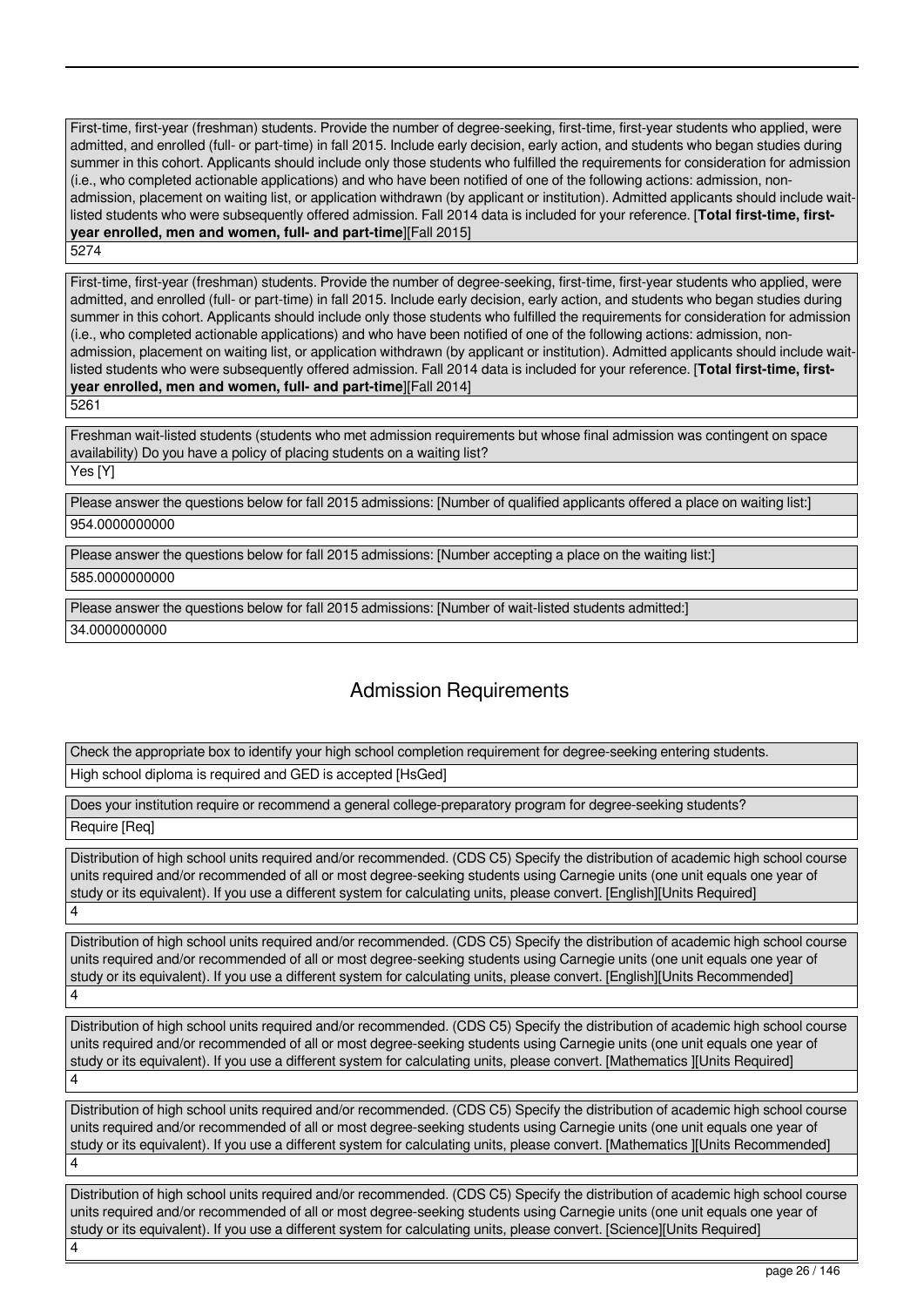First-time, first-year (freshman) students. Provide the number of degree-seeking, first-time, first-year students who applied, were admitted, and enrolled (full- or part-time) in fall 2015. Include early decision, early action, and students who began studies during summer in this cohort. Applicants should include only those students who fulfilled the requirements for consideration for admission (i.e., who completed actionable applications) and who have been notified of one of the following actions: admission, non-admission, placement on waiting list, or application withdrawn (by applicant or institution). Admitted applicants should include wait-listed students who were subsequently offered admission. Fall 2014 data is included for your reference. [**Total first-time, first-year enrolled, men and women, full- and part-time**][Fall 2015]

5274

First-time, first-year (freshman) students. Provide the number of degree-seeking, first-time, first-year students who applied, were admitted, and enrolled (full- or part-time) in fall 2015. Include early decision, early action, and students who began studies during summer in this cohort. Applicants should include only those students who fulfilled the requirements for consideration for admission (i.e., who completed actionable applications) and who have been notified of one of the following actions: admission, non-admission, placement on waiting list, or application withdrawn (by applicant or institution). Admitted applicants should include wait-listed students who were subsequently offered admission. Fall 2014 data is included for your reference. [**Total first-time, first-year enrolled, men and women, full- and part-time**][Fall 2014]

5261

Freshman wait-listed students (students who met admission requirements but whose final admission was contingent on space availability) Do you have a policy of placing students on a waiting list?

Yes [Y]

Please answer the questions below for fall 2015 admissions: [Number of qualified applicants offered a place on waiting list:]

954.0000000000

Please answer the questions below for fall 2015 admissions: [Number accepting a place on the waiting list:]

585.0000000000

Please answer the questions below for fall 2015 admissions: [Number of wait-listed students admitted:]

34.0000000000

## Admission Requirements

Check the appropriate box to identify your high school completion requirement for degree-seeking entering students.

High school diploma is required and GED is accepted [HsGed]

Does your institution require or recommend a general college-preparatory program for degree-seeking students?

Require [Req]

Distribution of high school units required and/or recommended. (CDS C5) Specify the distribution of academic high school course units required and/or recommended of all or most degree-seeking students using Carnegie units (one unit equals one year of study or its equivalent). If you use a different system for calculating units, please convert. [English][Units Required]

4

Distribution of high school units required and/or recommended. (CDS C5) Specify the distribution of academic high school course units required and/or recommended of all or most degree-seeking students using Carnegie units (one unit equals one year of study or its equivalent). If you use a different system for calculating units, please convert. [English][Units Recommended]

4

Distribution of high school units required and/or recommended. (CDS C5) Specify the distribution of academic high school course units required and/or recommended of all or most degree-seeking students using Carnegie units (one unit equals one year of study or its equivalent). If you use a different system for calculating units, please convert. [Mathematics ][Units Required]

4

Distribution of high school units required and/or recommended. (CDS C5) Specify the distribution of academic high school course units required and/or recommended of all or most degree-seeking students using Carnegie units (one unit equals one year of study or its equivalent). If you use a different system for calculating units, please convert. [Mathematics ][Units Recommended]

4

Distribution of high school units required and/or recommended. (CDS C5) Specify the distribution of academic high school course units required and/or recommended of all or most degree-seeking students using Carnegie units (one unit equals one year of study or its equivalent). If you use a different system for calculating units, please convert. [Science][Units Required]

4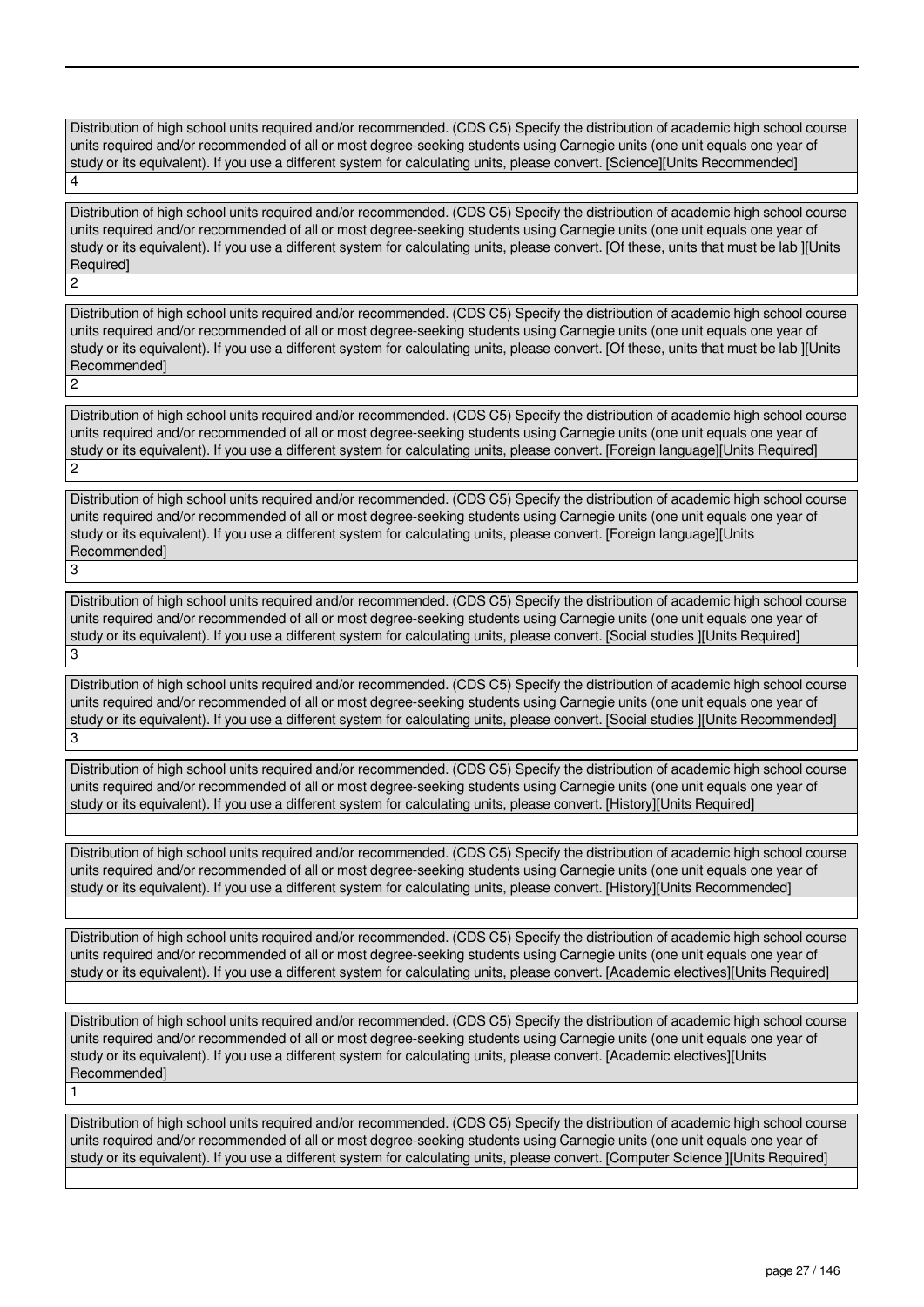Distribution of high school units required and/or recommended. (CDS C5) Specify the distribution of academic high school course units required and/or recommended of all or most degree-seeking students using Carnegie units (one unit equals one year of study or its equivalent). If you use a different system for calculating units, please convert. [Science][Units Recommended]

4

Distribution of high school units required and/or recommended. (CDS C5) Specify the distribution of academic high school course units required and/or recommended of all or most degree-seeking students using Carnegie units (one unit equals one year of study or its equivalent). If you use a different system for calculating units, please convert. [Of these, units that must be lab ][Units Required]

2

Distribution of high school units required and/or recommended. (CDS C5) Specify the distribution of academic high school course units required and/or recommended of all or most degree-seeking students using Carnegie units (one unit equals one year of study or its equivalent). If you use a different system for calculating units, please convert. [Of these, units that must be lab ][Units Recommended]

2

Distribution of high school units required and/or recommended. (CDS C5) Specify the distribution of academic high school course units required and/or recommended of all or most degree-seeking students using Carnegie units (one unit equals one year of study or its equivalent). If you use a different system for calculating units, please convert. [Foreign language][Units Required]

2

Distribution of high school units required and/or recommended. (CDS C5) Specify the distribution of academic high school course units required and/or recommended of all or most degree-seeking students using Carnegie units (one unit equals one year of study or its equivalent). If you use a different system for calculating units, please convert. [Foreign language][Units Recommended]

3

Distribution of high school units required and/or recommended. (CDS C5) Specify the distribution of academic high school course units required and/or recommended of all or most degree-seeking students using Carnegie units (one unit equals one year of study or its equivalent). If you use a different system for calculating units, please convert. [Social studies ][Units Required]

3

Distribution of high school units required and/or recommended. (CDS C5) Specify the distribution of academic high school course units required and/or recommended of all or most degree-seeking students using Carnegie units (one unit equals one year of study or its equivalent). If you use a different system for calculating units, please convert. [Social studies ][Units Recommended]

3

Distribution of high school units required and/or recommended. (CDS C5) Specify the distribution of academic high school course units required and/or recommended of all or most degree-seeking students using Carnegie units (one unit equals one year of study or its equivalent). If you use a different system for calculating units, please convert. [History][Units Required]

Distribution of high school units required and/or recommended. (CDS C5) Specify the distribution of academic high school course units required and/or recommended of all or most degree-seeking students using Carnegie units (one unit equals one year of study or its equivalent). If you use a different system for calculating units, please convert. [History][Units Recommended]

Distribution of high school units required and/or recommended. (CDS C5) Specify the distribution of academic high school course units required and/or recommended of all or most degree-seeking students using Carnegie units (one unit equals one year of study or its equivalent). If you use a different system for calculating units, please convert. [Academic electives][Units Required]

Distribution of high school units required and/or recommended. (CDS C5) Specify the distribution of academic high school course units required and/or recommended of all or most degree-seeking students using Carnegie units (one unit equals one year of study or its equivalent). If you use a different system for calculating units, please convert. [Academic electives][Units Recommended]

1

Distribution of high school units required and/or recommended. (CDS C5) Specify the distribution of academic high school course units required and/or recommended of all or most degree-seeking students using Carnegie units (one unit equals one year of study or its equivalent). If you use a different system for calculating units, please convert. [Computer Science ][Units Required]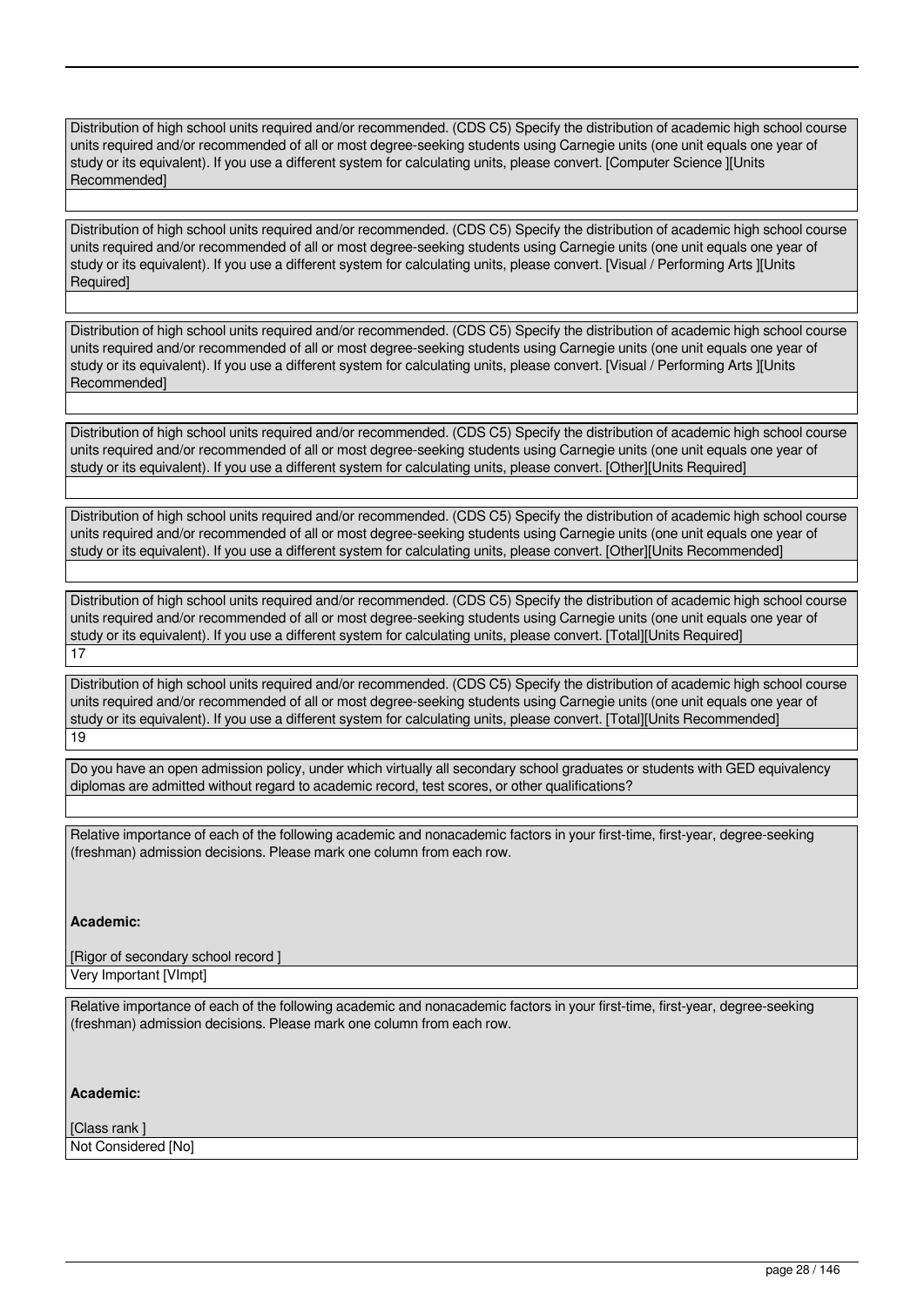Distribution of high school units required and/or recommended. (CDS C5) Specify the distribution of academic high school course units required and/or recommended of all or most degree-seeking students using Carnegie units (one unit equals one year of study or its equivalent). If you use a different system for calculating units, please convert. [Computer Science ][Units Recommended]

Distribution of high school units required and/or recommended. (CDS C5) Specify the distribution of academic high school course units required and/or recommended of all or most degree-seeking students using Carnegie units (one unit equals one year of study or its equivalent). If you use a different system for calculating units, please convert. [Visual / Performing Arts ][Units Required]

Distribution of high school units required and/or recommended. (CDS C5) Specify the distribution of academic high school course units required and/or recommended of all or most degree-seeking students using Carnegie units (one unit equals one year of study or its equivalent). If you use a different system for calculating units, please convert. [Visual / Performing Arts ][Units Recommended]

Distribution of high school units required and/or recommended. (CDS C5) Specify the distribution of academic high school course units required and/or recommended of all or most degree-seeking students using Carnegie units (one unit equals one year of study or its equivalent). If you use a different system for calculating units, please convert. [Other][Units Required]

Distribution of high school units required and/or recommended. (CDS C5) Specify the distribution of academic high school course units required and/or recommended of all or most degree-seeking students using Carnegie units (one unit equals one year of study or its equivalent). If you use a different system for calculating units, please convert. [Other][Units Recommended]

Distribution of high school units required and/or recommended. (CDS C5) Specify the distribution of academic high school course units required and/or recommended of all or most degree-seeking students using Carnegie units (one unit equals one year of study or its equivalent). If you use a different system for calculating units, please convert. [Total][Units Required]

17

Distribution of high school units required and/or recommended. (CDS C5) Specify the distribution of academic high school course units required and/or recommended of all or most degree-seeking students using Carnegie units (one unit equals one year of study or its equivalent). If you use a different system for calculating units, please convert. [Total][Units Recommended]

19

Do you have an open admission policy, under which virtually all secondary school graduates or students with GED equivalency diplomas are admitted without regard to academic record, test scores, or other qualifications?

Relative importance of each of the following academic and nonacademic factors in your first-time, first-year, degree-seeking (freshman) admission decisions. Please mark one column from each row.

**Academic:**

[Rigor of secondary school record ]

Very Important [VImpt]

Relative importance of each of the following academic and nonacademic factors in your first-time, first-year, degree-seeking (freshman) admission decisions. Please mark one column from each row.

**Academic:**

[Class rank ]

Not Considered [No]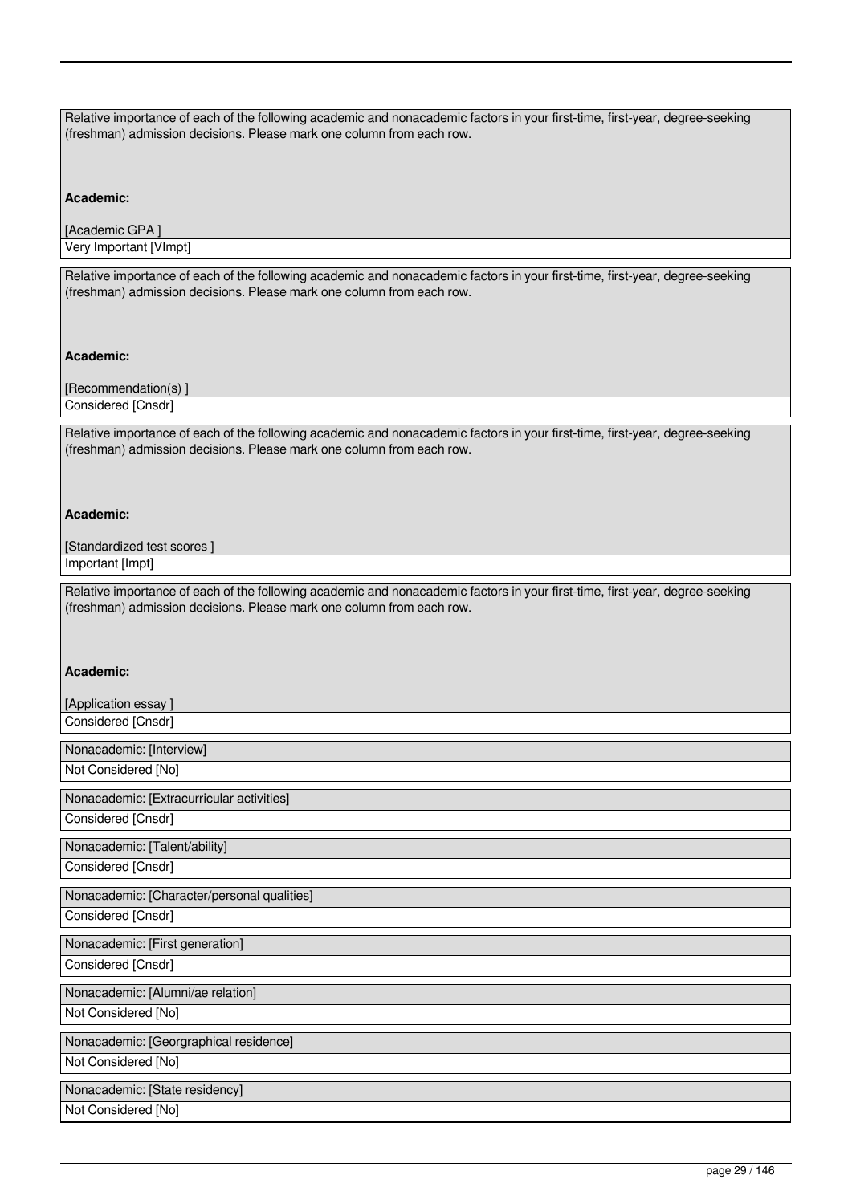Relative importance of each of the following academic and nonacademic factors in your first-time, first-year, degree-seeking (freshman) admission decisions. Please mark one column from each row.

**Academic:**

[Academic GPA ]

Very Important [VImpt]

Relative importance of each of the following academic and nonacademic factors in your first-time, first-year, degree-seeking (freshman) admission decisions. Please mark one column from each row.

**Academic:**

[Recommendation(s) ]

Considered [Cnsdr]

Relative importance of each of the following academic and nonacademic factors in your first-time, first-year, degree-seeking (freshman) admission decisions. Please mark one column from each row.

**Academic:**

[Standardized test scores ]

Important [Impt]

Relative importance of each of the following academic and nonacademic factors in your first-time, first-year, degree-seeking (freshman) admission decisions. Please mark one column from each row.

**Academic:**

[Application essay ]

Considered [Cnsdr]

Nonacademic: [Interview]

Not Considered [No]

Nonacademic: [Extracurricular activities]

Considered [Cnsdr]

Nonacademic: [Talent/ability]

Considered [Cnsdr]

Nonacademic: [Character/personal qualities]

Considered [Cnsdr]

Nonacademic: [First generation]

Considered [Cnsdr]

Nonacademic: [Alumni/ae relation]

Not Considered [No]

Nonacademic: [Georgraphical residence]

Not Considered [No]

Nonacademic: [State residency]

Not Considered [No]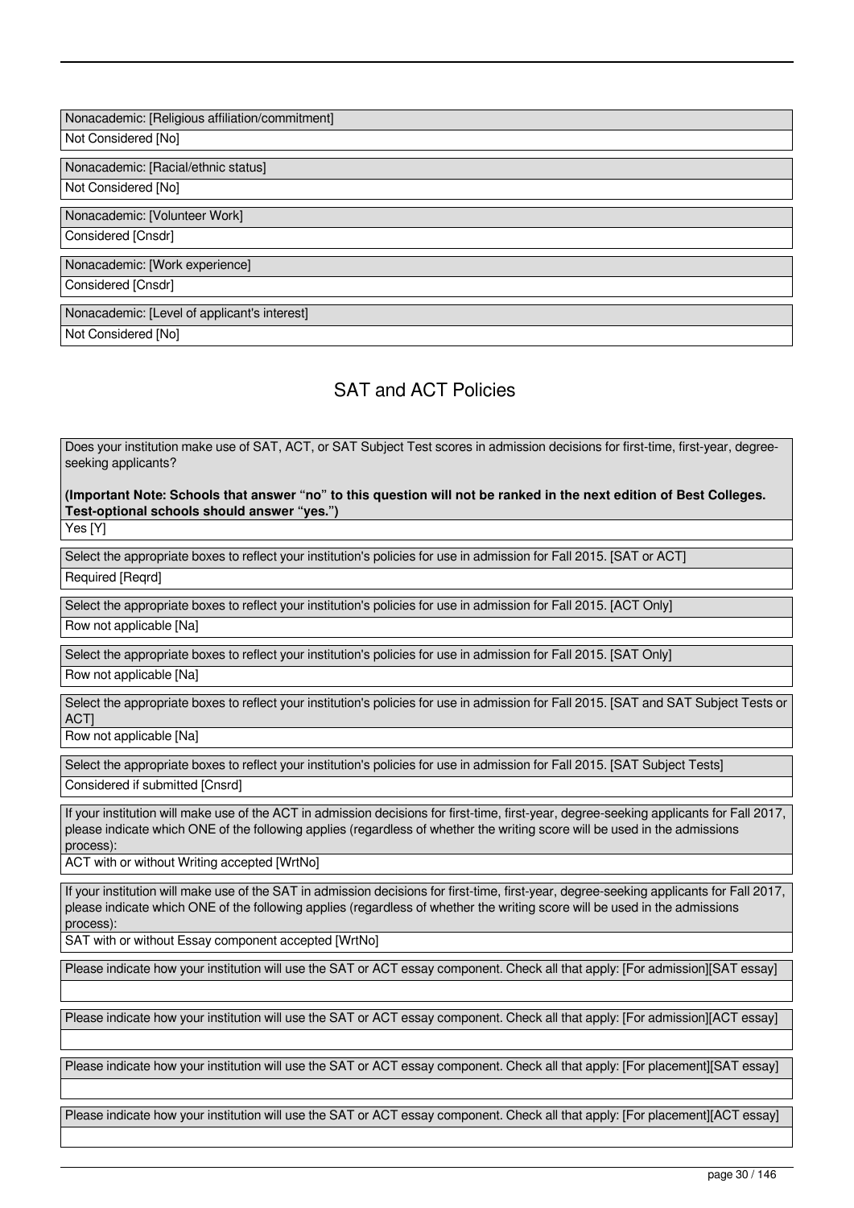| Nonacademic: [Religious affiliation/commitment] |
| --- |
| Not Considered [No] |

| Nonacademic: [Racial/ethnic status] |
| --- |
| Not Considered [No] |

| Nonacademic: [Volunteer Work] |
| --- |
| Considered [Cnsdr] |

| Nonacademic: [Work experience] |
| --- |
| Considered [Cnsdr] |

| Nonacademic: [Level of applicant's interest] |
| --- |
| Not Considered [No] |

## SAT and ACT Policies

| Does your institution make use of SAT, ACT, or SAT Subject Test scores in admission decisions for first-time, first-year, degree-seeking applicants?<br><br>**(Important Note: Schools that answer "no" to this question will not be ranked in the next edition of Best Colleges. Test-optional schools should answer "yes.")** |
| --- |
| Yes [Y] |

| Select the appropriate boxes to reflect your institution's policies for use in admission for Fall 2015. [SAT or ACT] |
| --- |
| Required [Reqrd] |

| Select the appropriate boxes to reflect your institution's policies for use in admission for Fall 2015. [ACT Only] |
| --- |
| Row not applicable [Na] |

| Select the appropriate boxes to reflect your institution's policies for use in admission for Fall 2015. [SAT Only] |
| --- |
| Row not applicable [Na] |

| Select the appropriate boxes to reflect your institution's policies for use in admission for Fall 2015. [SAT and SAT Subject Tests or ACT] |
| --- |
| Row not applicable [Na] |

| Select the appropriate boxes to reflect your institution's policies for use in admission for Fall 2015. [SAT Subject Tests] |
| --- |
| Considered if submitted [Cnsrd] |

| If your institution will make use of the ACT in admission decisions for first-time, first-year, degree-seeking applicants for Fall 2017, please indicate which ONE of the following applies (regardless of whether the writing score will be used in the admissions process): |
| --- |
| ACT with or without Writing accepted [WrtNo] |

| If your institution will make use of the SAT in admission decisions for first-time, first-year, degree-seeking applicants for Fall 2017, please indicate which ONE of the following applies (regardless of whether the writing score will be used in the admissions process): |
| --- |
| SAT with or without Essay component accepted [WrtNo] |

| Please indicate how your institution will use the SAT or ACT essay component. Check all that apply: [For admission][SAT essay] |
| --- |
| |

| Please indicate how your institution will use the SAT or ACT essay component. Check all that apply: [For admission][ACT essay] |
| --- |
| |

| Please indicate how your institution will use the SAT or ACT essay component. Check all that apply: [For placement][SAT essay] |
| --- |
| |

| Please indicate how your institution will use the SAT or ACT essay component. Check all that apply: [For placement][ACT essay] |
| --- |
| |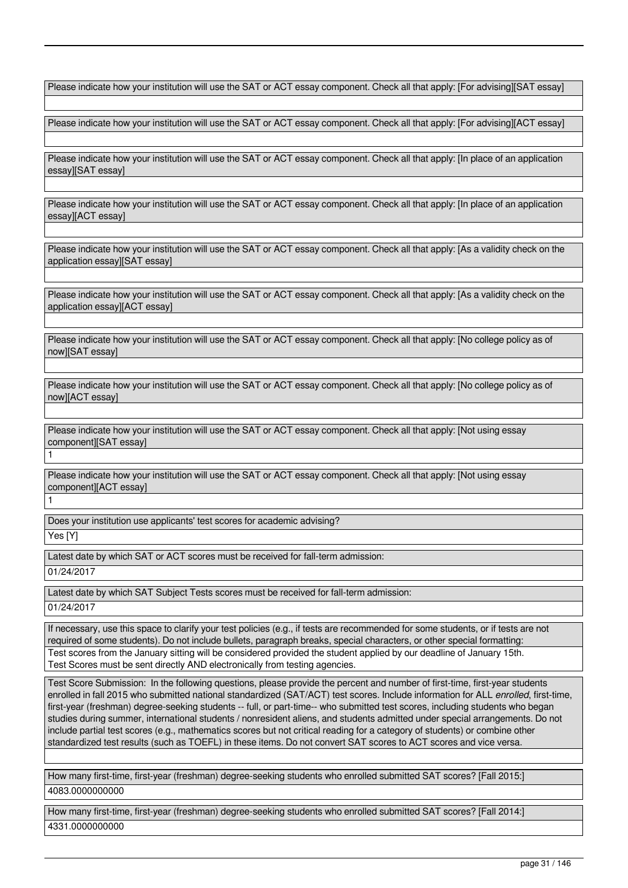Please indicate how your institution will use the SAT or ACT essay component. Check all that apply: [For advising][SAT essay]

Please indicate how your institution will use the SAT or ACT essay component. Check all that apply: [For advising][ACT essay]

Please indicate how your institution will use the SAT or ACT essay component. Check all that apply: [In place of an application essay][SAT essay]

Please indicate how your institution will use the SAT or ACT essay component. Check all that apply: [In place of an application essay][ACT essay]

Please indicate how your institution will use the SAT or ACT essay component. Check all that apply: [As a validity check on the application essay][SAT essay]

Please indicate how your institution will use the SAT or ACT essay component. Check all that apply: [As a validity check on the application essay][ACT essay]

Please indicate how your institution will use the SAT or ACT essay component. Check all that apply: [No college policy as of now][SAT essay]

Please indicate how your institution will use the SAT or ACT essay component. Check all that apply: [No college policy as of now][ACT essay]

Please indicate how your institution will use the SAT or ACT essay component. Check all that apply: [Not using essay component][SAT essay]

1

Please indicate how your institution will use the SAT or ACT essay component. Check all that apply: [Not using essay component][ACT essay]

1

Does your institution use applicants' test scores for academic advising?

Yes [Y]

Latest date by which SAT or ACT scores must be received for fall-term admission:

01/24/2017

Latest date by which SAT Subject Tests scores must be received for fall-term admission:

01/24/2017

If necessary, use this space to clarify your test policies (e.g., if tests are recommended for some students, or if tests are not required of some students). Do not include bullets, paragraph breaks, special characters, or other special formatting:

Test scores from the January sitting will be considered provided the student applied by our deadline of January 15th. Test Scores must be sent directly AND electronically from testing agencies.

Test Score Submission: In the following questions, please provide the percent and number of first-time, first-year students enrolled in fall 2015 who submitted national standardized (SAT/ACT) test scores. Include information for ALL *enrolled*, first-time, first-year (freshman) degree-seeking students -- full, or part-time-- who submitted test scores, including students who began studies during summer, international students / nonresident aliens, and students admitted under special arrangements. Do not include partial test scores (e.g., mathematics scores but not critical reading for a category of students) or combine other standardized test results (such as TOEFL) in these items. Do not convert SAT scores to ACT scores and vice versa.

How many first-time, first-year (freshman) degree-seeking students who enrolled submitted SAT scores? [Fall 2015:]

4083.0000000000

How many first-time, first-year (freshman) degree-seeking students who enrolled submitted SAT scores? [Fall 2014:]

4331.0000000000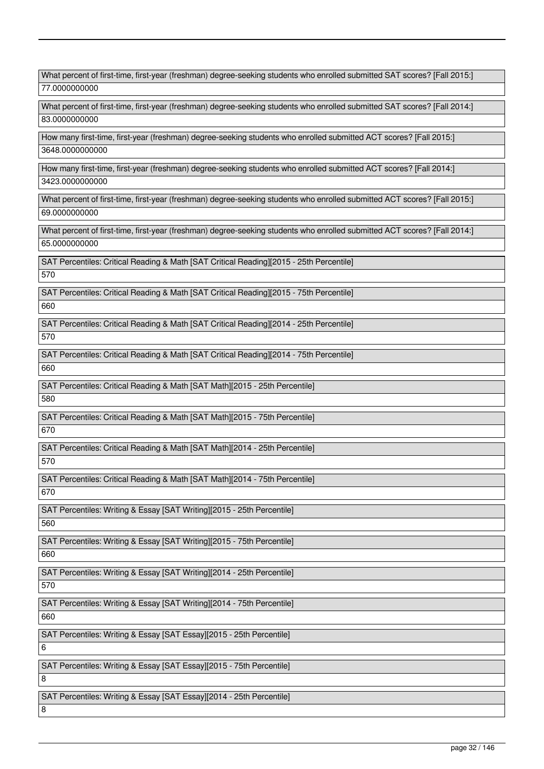| What percent of first-time, first-year (freshman) degree-seeking students who enrolled submitted SAT scores? [Fall 2015:] |
| --- |
| 77.0000000000 |

| What percent of first-time, first-year (freshman) degree-seeking students who enrolled submitted SAT scores? [Fall 2014:] |
| --- |
| 83.0000000000 |

| How many first-time, first-year (freshman) degree-seeking students who enrolled submitted ACT scores? [Fall 2015:] |
| --- |
| 3648.0000000000 |

| How many first-time, first-year (freshman) degree-seeking students who enrolled submitted ACT scores? [Fall 2014:] |
| --- |
| 3423.0000000000 |

| What percent of first-time, first-year (freshman) degree-seeking students who enrolled submitted ACT scores? [Fall 2015:] |
| --- |
| 69.0000000000 |

| What percent of first-time, first-year (freshman) degree-seeking students who enrolled submitted ACT scores? [Fall 2014:] |
| --- |
| 65.0000000000 |

| SAT Percentiles: Critical Reading & Math [SAT Critical Reading][2015 - 25th Percentile] |
| --- |
| 570 |

| SAT Percentiles: Critical Reading & Math [SAT Critical Reading][2015 - 75th Percentile] |
| --- |
| 660 |

| SAT Percentiles: Critical Reading & Math [SAT Critical Reading][2014 - 25th Percentile] |
| --- |
| 570 |

| SAT Percentiles: Critical Reading & Math [SAT Critical Reading][2014 - 75th Percentile] |
| --- |
| 660 |

| SAT Percentiles: Critical Reading & Math [SAT Math][2015 - 25th Percentile] |
| --- |
| 580 |

| SAT Percentiles: Critical Reading & Math [SAT Math][2015 - 75th Percentile] |
| --- |
| 670 |

| SAT Percentiles: Critical Reading & Math [SAT Math][2014 - 25th Percentile] |
| --- |
| 570 |

| SAT Percentiles: Critical Reading & Math [SAT Math][2014 - 75th Percentile] |
| --- |
| 670 |

| SAT Percentiles: Writing & Essay [SAT Writing][2015 - 25th Percentile] |
| --- |
| 560 |

| SAT Percentiles: Writing & Essay [SAT Writing][2015 - 75th Percentile] |
| --- |
| 660 |

| SAT Percentiles: Writing & Essay [SAT Writing][2014 - 25th Percentile] |
| --- |
| 570 |

| SAT Percentiles: Writing & Essay [SAT Writing][2014 - 75th Percentile] |
| --- |
| 660 |

| SAT Percentiles: Writing & Essay [SAT Essay][2015 - 25th Percentile] |
| --- |
| 6 |

| SAT Percentiles: Writing & Essay [SAT Essay][2015 - 75th Percentile] |
| --- |
| 8 |

| SAT Percentiles: Writing & Essay [SAT Essay][2014 - 25th Percentile] |
| --- |
| 8 |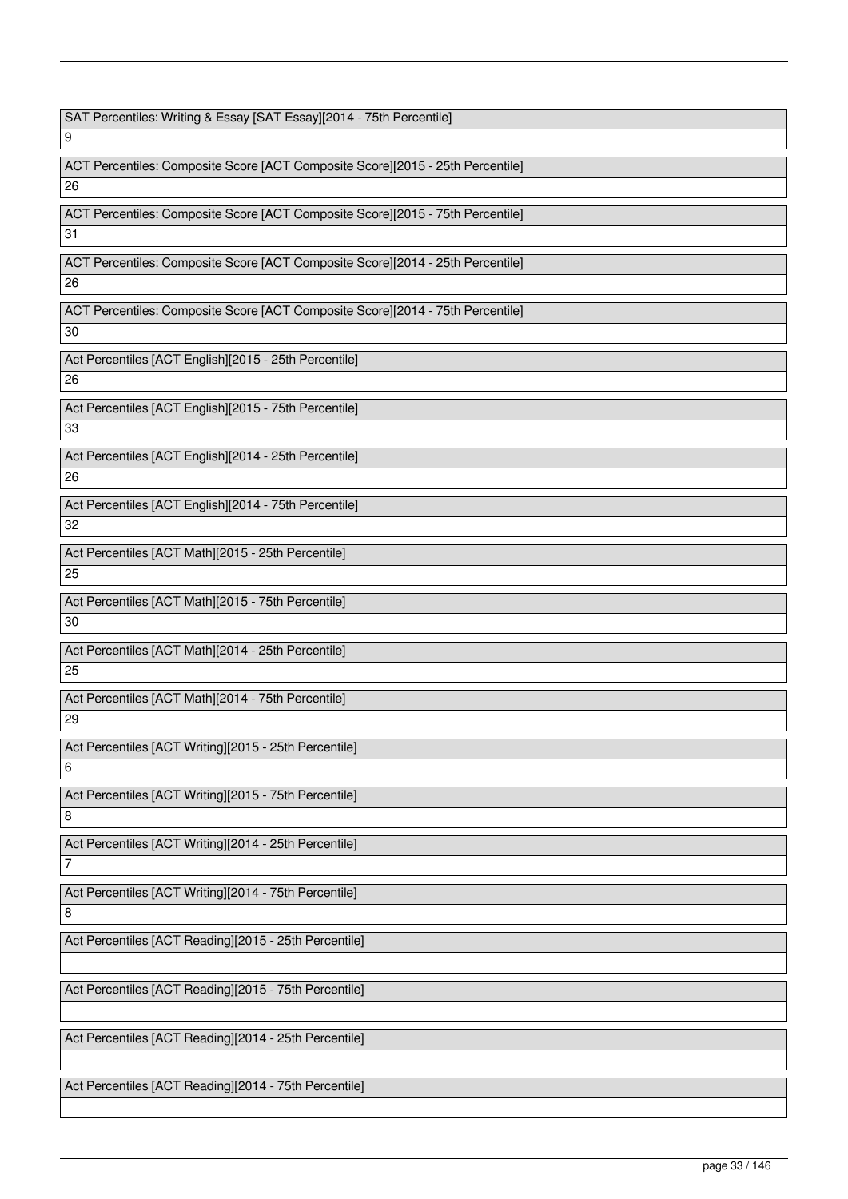| SAT Percentiles: Writing & Essay [SAT Essay][2014 - 75th Percentile] |
| --- |
| 9 |

| ACT Percentiles: Composite Score [ACT Composite Score][2015 - 25th Percentile] |
| --- |
| 26 |

| ACT Percentiles: Composite Score [ACT Composite Score][2015 - 75th Percentile] |
| --- |
| 31 |

| ACT Percentiles: Composite Score [ACT Composite Score][2014 - 25th Percentile] |
| --- |
| 26 |

| ACT Percentiles: Composite Score [ACT Composite Score][2014 - 75th Percentile] |
| --- |
| 30 |

| Act Percentiles [ACT English][2015 - 25th Percentile] |
| --- |
| 26 |

| Act Percentiles [ACT English][2015 - 75th Percentile] |
| --- |
| 33 |

| Act Percentiles [ACT English][2014 - 25th Percentile] |
| --- |
| 26 |

| Act Percentiles [ACT English][2014 - 75th Percentile] |
| --- |
| 32 |

| Act Percentiles [ACT Math][2015 - 25th Percentile] |
| --- |
| 25 |

| Act Percentiles [ACT Math][2015 - 75th Percentile] |
| --- |
| 30 |

| Act Percentiles [ACT Math][2014 - 25th Percentile] |
| --- |
| 25 |

| Act Percentiles [ACT Math][2014 - 75th Percentile] |
| --- |
| 29 |

| Act Percentiles [ACT Writing][2015 - 25th Percentile] |
| --- |
| 6 |

| Act Percentiles [ACT Writing][2015 - 75th Percentile] |
| --- |
| 8 |

| Act Percentiles [ACT Writing][2014 - 25th Percentile] |
| --- |
| 7 |

| Act Percentiles [ACT Writing][2014 - 75th Percentile] |
| --- |
| 8 |

| Act Percentiles [ACT Reading][2015 - 25th Percentile] |
| --- |
| |

| Act Percentiles [ACT Reading][2015 - 75th Percentile] |
| --- |
| |

| Act Percentiles [ACT Reading][2014 - 25th Percentile] |
| --- |
| |

| Act Percentiles [ACT Reading][2014 - 75th Percentile] |
| --- |
| |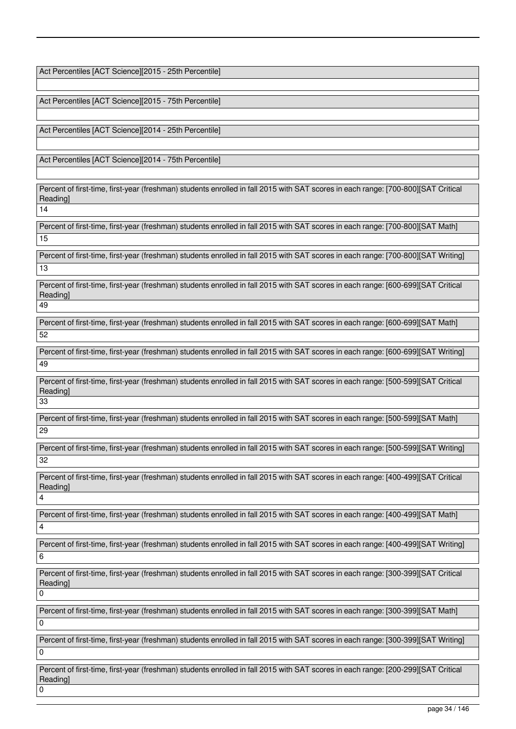| Act Percentiles [ACT Science][2015 - 25th Percentile] |
| --- |
| |

| Act Percentiles [ACT Science][2015 - 75th Percentile] |
| --- |
| |

| Act Percentiles [ACT Science][2014 - 25th Percentile] |
| --- |
| |

| Act Percentiles [ACT Science][2014 - 75th Percentile] |
| --- |
| |

| Percent of first-time, first-year (freshman) students enrolled in fall 2015 with SAT scores in each range: [700-800][SAT Critical Reading] |
| --- |
| 14 |

| Percent of first-time, first-year (freshman) students enrolled in fall 2015 with SAT scores in each range: [700-800][SAT Math] |
| --- |
| 15 |

| Percent of first-time, first-year (freshman) students enrolled in fall 2015 with SAT scores in each range: [700-800][SAT Writing] |
| --- |
| 13 |

| Percent of first-time, first-year (freshman) students enrolled in fall 2015 with SAT scores in each range: [600-699][SAT Critical Reading] |
| --- |
| 49 |

| Percent of first-time, first-year (freshman) students enrolled in fall 2015 with SAT scores in each range: [600-699][SAT Math] |
| --- |
| 52 |

| Percent of first-time, first-year (freshman) students enrolled in fall 2015 with SAT scores in each range: [600-699][SAT Writing] |
| --- |
| 49 |

| Percent of first-time, first-year (freshman) students enrolled in fall 2015 with SAT scores in each range: [500-599][SAT Critical Reading] |
| --- |
| 33 |

| Percent of first-time, first-year (freshman) students enrolled in fall 2015 with SAT scores in each range: [500-599][SAT Math] |
| --- |
| 29 |

| Percent of first-time, first-year (freshman) students enrolled in fall 2015 with SAT scores in each range: [500-599][SAT Writing] |
| --- |
| 32 |

| Percent of first-time, first-year (freshman) students enrolled in fall 2015 with SAT scores in each range: [400-499][SAT Critical Reading] |
| --- |
| 4 |

| Percent of first-time, first-year (freshman) students enrolled in fall 2015 with SAT scores in each range: [400-499][SAT Math] |
| --- |
| 4 |

| Percent of first-time, first-year (freshman) students enrolled in fall 2015 with SAT scores in each range: [400-499][SAT Writing] |
| --- |
| 6 |

| Percent of first-time, first-year (freshman) students enrolled in fall 2015 with SAT scores in each range: [300-399][SAT Critical Reading] |
| --- |
| 0 |

| Percent of first-time, first-year (freshman) students enrolled in fall 2015 with SAT scores in each range: [300-399][SAT Math] |
| --- |
| 0 |

| Percent of first-time, first-year (freshman) students enrolled in fall 2015 with SAT scores in each range: [300-399][SAT Writing] |
| --- |
| 0 |

| Percent of first-time, first-year (freshman) students enrolled in fall 2015 with SAT scores in each range: [200-299][SAT Critical Reading] |
| --- |
| 0 |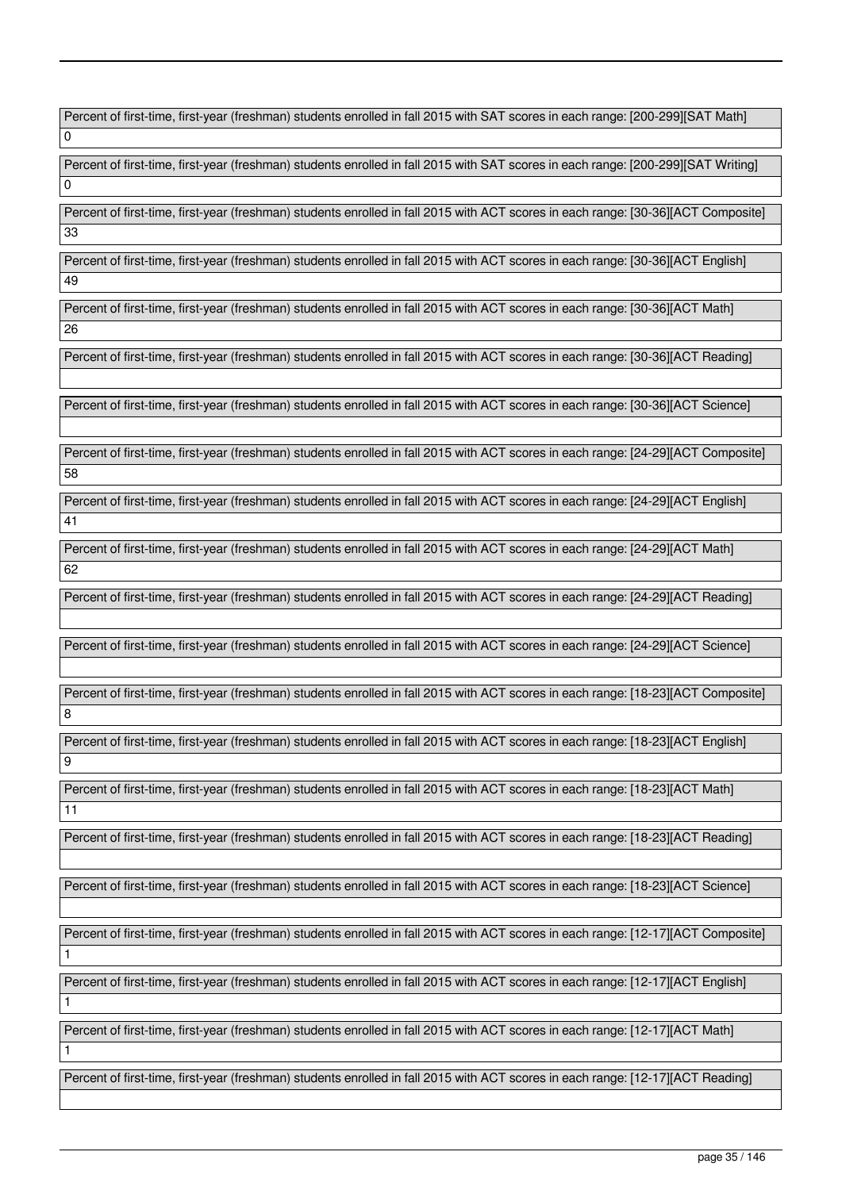Percent of first-time, first-year (freshman) students enrolled in fall 2015 with SAT scores in each range: [200-299][SAT Math]

0

Percent of first-time, first-year (freshman) students enrolled in fall 2015 with SAT scores in each range: [200-299][SAT Writing]

0

Percent of first-time, first-year (freshman) students enrolled in fall 2015 with ACT scores in each range: [30-36][ACT Composite]

33

Percent of first-time, first-year (freshman) students enrolled in fall 2015 with ACT scores in each range: [30-36][ACT English]

49

Percent of first-time, first-year (freshman) students enrolled in fall 2015 with ACT scores in each range: [30-36][ACT Math]

26

Percent of first-time, first-year (freshman) students enrolled in fall 2015 with ACT scores in each range: [30-36][ACT Reading]

Percent of first-time, first-year (freshman) students enrolled in fall 2015 with ACT scores in each range: [30-36][ACT Science]

Percent of first-time, first-year (freshman) students enrolled in fall 2015 with ACT scores in each range: [24-29][ACT Composite]

58

Percent of first-time, first-year (freshman) students enrolled in fall 2015 with ACT scores in each range: [24-29][ACT English]

41

Percent of first-time, first-year (freshman) students enrolled in fall 2015 with ACT scores in each range: [24-29][ACT Math]

62

Percent of first-time, first-year (freshman) students enrolled in fall 2015 with ACT scores in each range: [24-29][ACT Reading]

Percent of first-time, first-year (freshman) students enrolled in fall 2015 with ACT scores in each range: [24-29][ACT Science]

Percent of first-time, first-year (freshman) students enrolled in fall 2015 with ACT scores in each range: [18-23][ACT Composite]

8

Percent of first-time, first-year (freshman) students enrolled in fall 2015 with ACT scores in each range: [18-23][ACT English]

9

Percent of first-time, first-year (freshman) students enrolled in fall 2015 with ACT scores in each range: [18-23][ACT Math]

11

Percent of first-time, first-year (freshman) students enrolled in fall 2015 with ACT scores in each range: [18-23][ACT Reading]

Percent of first-time, first-year (freshman) students enrolled in fall 2015 with ACT scores in each range: [18-23][ACT Science]

Percent of first-time, first-year (freshman) students enrolled in fall 2015 with ACT scores in each range: [12-17][ACT Composite]

1

Percent of first-time, first-year (freshman) students enrolled in fall 2015 with ACT scores in each range: [12-17][ACT English]

1

Percent of first-time, first-year (freshman) students enrolled in fall 2015 with ACT scores in each range: [12-17][ACT Math]

1

Percent of first-time, first-year (freshman) students enrolled in fall 2015 with ACT scores in each range: [12-17][ACT Reading]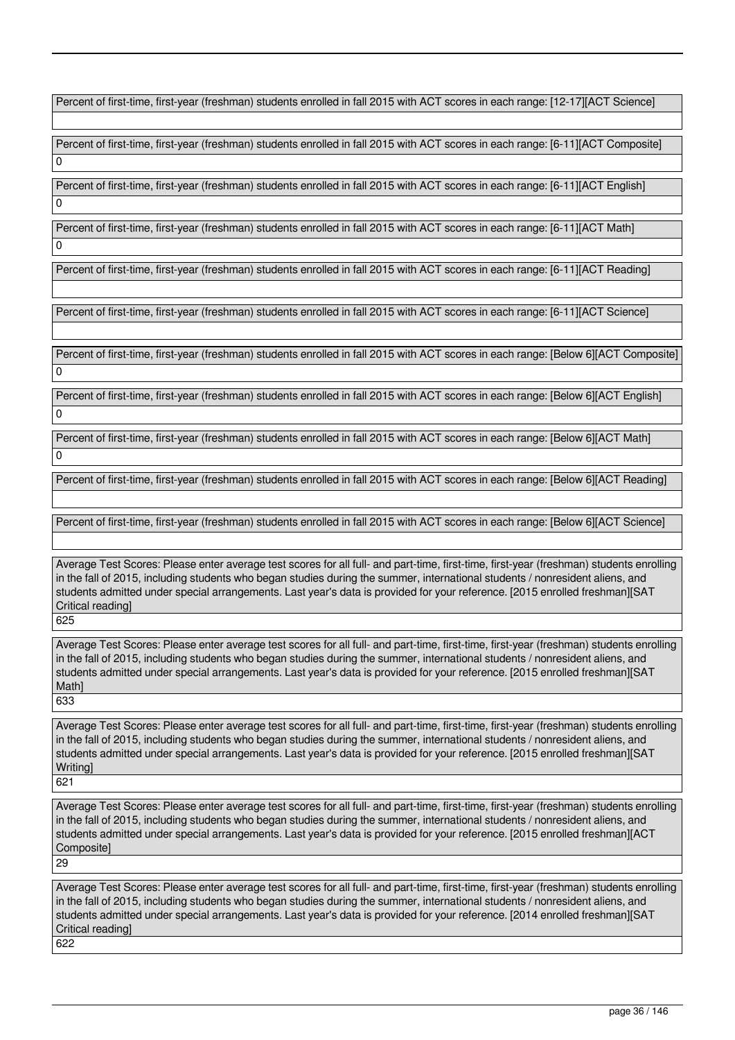Percent of first-time, first-year (freshman) students enrolled in fall 2015 with ACT scores in each range: [12-17][ACT Science]

Percent of first-time, first-year (freshman) students enrolled in fall 2015 with ACT scores in each range: [6-11][ACT Composite]

0

Percent of first-time, first-year (freshman) students enrolled in fall 2015 with ACT scores in each range: [6-11][ACT English]

0

Percent of first-time, first-year (freshman) students enrolled in fall 2015 with ACT scores in each range: [6-11][ACT Math]

0

Percent of first-time, first-year (freshman) students enrolled in fall 2015 with ACT scores in each range: [6-11][ACT Reading]

Percent of first-time, first-year (freshman) students enrolled in fall 2015 with ACT scores in each range: [6-11][ACT Science]

Percent of first-time, first-year (freshman) students enrolled in fall 2015 with ACT scores in each range: [Below 6][ACT Composite]

0

Percent of first-time, first-year (freshman) students enrolled in fall 2015 with ACT scores in each range: [Below 6][ACT English]

0

Percent of first-time, first-year (freshman) students enrolled in fall 2015 with ACT scores in each range: [Below 6][ACT Math]

0

Percent of first-time, first-year (freshman) students enrolled in fall 2015 with ACT scores in each range: [Below 6][ACT Reading]

Percent of first-time, first-year (freshman) students enrolled in fall 2015 with ACT scores in each range: [Below 6][ACT Science]

Average Test Scores: Please enter average test scores for all full- and part-time, first-time, first-year (freshman) students enrolling in the fall of 2015, including students who began studies during the summer, international students / nonresident aliens, and students admitted under special arrangements. Last year's data is provided for your reference. [2015 enrolled freshman][SAT Critical reading]

625

Average Test Scores: Please enter average test scores for all full- and part-time, first-time, first-year (freshman) students enrolling in the fall of 2015, including students who began studies during the summer, international students / nonresident aliens, and students admitted under special arrangements. Last year's data is provided for your reference. [2015 enrolled freshman][SAT Math]

633

Average Test Scores: Please enter average test scores for all full- and part-time, first-time, first-year (freshman) students enrolling in the fall of 2015, including students who began studies during the summer, international students / nonresident aliens, and students admitted under special arrangements. Last year's data is provided for your reference. [2015 enrolled freshman][SAT Writing]

621

Average Test Scores: Please enter average test scores for all full- and part-time, first-time, first-year (freshman) students enrolling in the fall of 2015, including students who began studies during the summer, international students / nonresident aliens, and students admitted under special arrangements. Last year's data is provided for your reference. [2015 enrolled freshman][ACT Composite]

29

Average Test Scores: Please enter average test scores for all full- and part-time, first-time, first-year (freshman) students enrolling in the fall of 2015, including students who began studies during the summer, international students / nonresident aliens, and students admitted under special arrangements. Last year's data is provided for your reference. [2014 enrolled freshman][SAT Critical reading]

622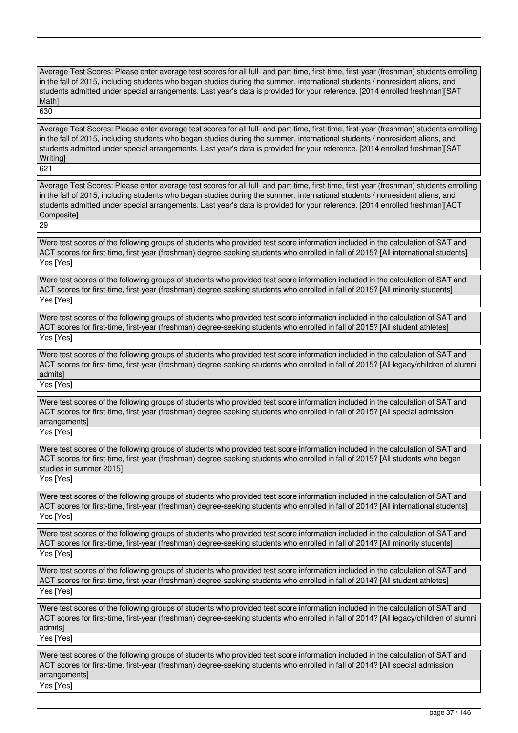Average Test Scores: Please enter average test scores for all full- and part-time, first-time, first-year (freshman) students enrolling in the fall of 2015, including students who began studies during the summer, international students / nonresident aliens, and students admitted under special arrangements. Last year's data is provided for your reference. [2014 enrolled freshman][SAT Math]

630

Average Test Scores: Please enter average test scores for all full- and part-time, first-time, first-year (freshman) students enrolling in the fall of 2015, including students who began studies during the summer, international students / nonresident aliens, and students admitted under special arrangements. Last year's data is provided for your reference. [2014 enrolled freshman][SAT Writing]

621

Average Test Scores: Please enter average test scores for all full- and part-time, first-time, first-year (freshman) students enrolling in the fall of 2015, including students who began studies during the summer, international students / nonresident aliens, and students admitted under special arrangements. Last year's data is provided for your reference. [2014 enrolled freshman][ACT Composite]

29

Were test scores of the following groups of students who provided test score information included in the calculation of SAT and ACT scores for first-time, first-year (freshman) degree-seeking students who enrolled in fall of 2015? [All international students]

Yes [Yes]

Were test scores of the following groups of students who provided test score information included in the calculation of SAT and ACT scores for first-time, first-year (freshman) degree-seeking students who enrolled in fall of 2015? [All minority students]

Yes [Yes]

Were test scores of the following groups of students who provided test score information included in the calculation of SAT and ACT scores for first-time, first-year (freshman) degree-seeking students who enrolled in fall of 2015? [All student athletes]

Yes [Yes]

Were test scores of the following groups of students who provided test score information included in the calculation of SAT and ACT scores for first-time, first-year (freshman) degree-seeking students who enrolled in fall of 2015? [All legacy/children of alumni admits]

Yes [Yes]

Were test scores of the following groups of students who provided test score information included in the calculation of SAT and ACT scores for first-time, first-year (freshman) degree-seeking students who enrolled in fall of 2015? [All special admission arrangements]

Yes [Yes]

Were test scores of the following groups of students who provided test score information included in the calculation of SAT and ACT scores for first-time, first-year (freshman) degree-seeking students who enrolled in fall of 2015? [All students who began studies in summer 2015]

Yes [Yes]

Were test scores of the following groups of students who provided test score information included in the calculation of SAT and ACT scores for first-time, first-year (freshman) degree-seeking students who enrolled in fall of 2014? [All international students]

Yes [Yes]

Were test scores of the following groups of students who provided test score information included in the calculation of SAT and ACT scores for first-time, first-year (freshman) degree-seeking students who enrolled in fall of 2014? [All minority students]

Yes [Yes]

Were test scores of the following groups of students who provided test score information included in the calculation of SAT and ACT scores for first-time, first-year (freshman) degree-seeking students who enrolled in fall of 2014? [All student athletes]

Yes [Yes]

Were test scores of the following groups of students who provided test score information included in the calculation of SAT and ACT scores for first-time, first-year (freshman) degree-seeking students who enrolled in fall of 2014? [All legacy/children of alumni admits]

Yes [Yes]

Were test scores of the following groups of students who provided test score information included in the calculation of SAT and ACT scores for first-time, first-year (freshman) degree-seeking students who enrolled in fall of 2014? [All special admission arrangements]

Yes [Yes]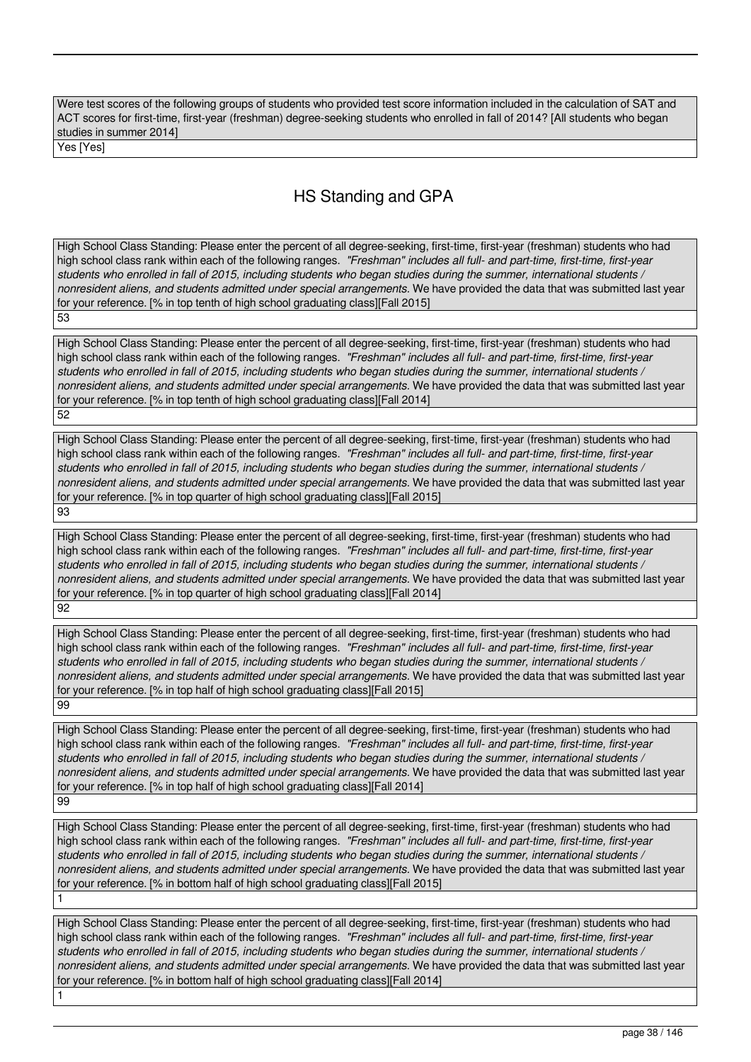Were test scores of the following groups of students who provided test score information included in the calculation of SAT and ACT scores for first-time, first-year (freshman) degree-seeking students who enrolled in fall of 2014? [All students who began studies in summer 2014]

Yes [Yes]

## HS Standing and GPA

High School Class Standing: Please enter the percent of all degree-seeking, first-time, first-year (freshman) students who had high school class rank within each of the following ranges. *"Freshman" includes all full- and part-time, first-time, first-year students who enrolled in fall of 2015, including students who began studies during the summer, international students / nonresident aliens, and students admitted under special arrangements.* We have provided the data that was submitted last year for your reference. [% in top tenth of high school graduating class][Fall 2015]

53

High School Class Standing: Please enter the percent of all degree-seeking, first-time, first-year (freshman) students who had high school class rank within each of the following ranges. *"Freshman" includes all full- and part-time, first-time, first-year students who enrolled in fall of 2015, including students who began studies during the summer, international students / nonresident aliens, and students admitted under special arrangements.* We have provided the data that was submitted last year for your reference. [% in top tenth of high school graduating class][Fall 2014]

52

High School Class Standing: Please enter the percent of all degree-seeking, first-time, first-year (freshman) students who had high school class rank within each of the following ranges. *"Freshman" includes all full- and part-time, first-time, first-year students who enrolled in fall of 2015, including students who began studies during the summer, international students / nonresident aliens, and students admitted under special arrangements.* We have provided the data that was submitted last year for your reference. [% in top quarter of high school graduating class][Fall 2015]

93

High School Class Standing: Please enter the percent of all degree-seeking, first-time, first-year (freshman) students who had high school class rank within each of the following ranges. *"Freshman" includes all full- and part-time, first-time, first-year students who enrolled in fall of 2015, including students who began studies during the summer, international students / nonresident aliens, and students admitted under special arrangements.* We have provided the data that was submitted last year for your reference. [% in top quarter of high school graduating class][Fall 2014]

92

High School Class Standing: Please enter the percent of all degree-seeking, first-time, first-year (freshman) students who had high school class rank within each of the following ranges. *"Freshman" includes all full- and part-time, first-time, first-year students who enrolled in fall of 2015, including students who began studies during the summer, international students / nonresident aliens, and students admitted under special arrangements.* We have provided the data that was submitted last year for your reference. [% in top half of high school graduating class][Fall 2015]

99

High School Class Standing: Please enter the percent of all degree-seeking, first-time, first-year (freshman) students who had high school class rank within each of the following ranges. *"Freshman" includes all full- and part-time, first-time, first-year students who enrolled in fall of 2015, including students who began studies during the summer, international students / nonresident aliens, and students admitted under special arrangements.* We have provided the data that was submitted last year for your reference. [% in top half of high school graduating class][Fall 2014]

99

High School Class Standing: Please enter the percent of all degree-seeking, first-time, first-year (freshman) students who had high school class rank within each of the following ranges. *"Freshman" includes all full- and part-time, first-time, first-year students who enrolled in fall of 2015, including students who began studies during the summer, international students / nonresident aliens, and students admitted under special arrangements.* We have provided the data that was submitted last year for your reference. [% in bottom half of high school graduating class][Fall 2015]

1

High School Class Standing: Please enter the percent of all degree-seeking, first-time, first-year (freshman) students who had high school class rank within each of the following ranges. *"Freshman" includes all full- and part-time, first-time, first-year students who enrolled in fall of 2015, including students who began studies during the summer, international students / nonresident aliens, and students admitted under special arrangements.* We have provided the data that was submitted last year for your reference. [% in bottom half of high school graduating class][Fall 2014]

1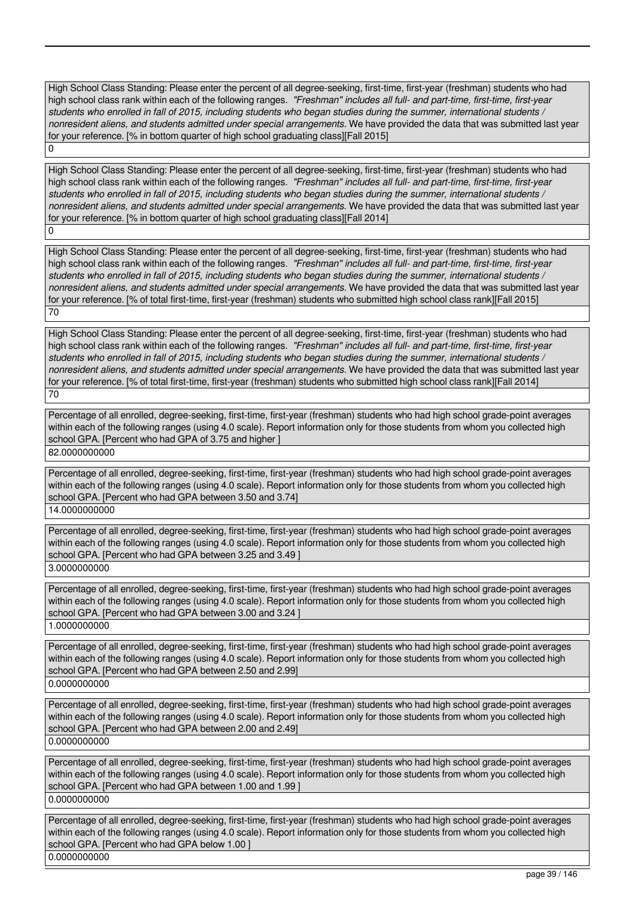High School Class Standing: Please enter the percent of all degree-seeking, first-time, first-year (freshman) students who had high school class rank within each of the following ranges. *"Freshman" includes all full- and part-time, first-time, first-year students who enrolled in fall of 2015, including students who began studies during the summer, international students / nonresident aliens, and students admitted under special arrangements.* We have provided the data that was submitted last year for your reference. [% in bottom quarter of high school graduating class][Fall 2015]

0

High School Class Standing: Please enter the percent of all degree-seeking, first-time, first-year (freshman) students who had high school class rank within each of the following ranges. *"Freshman" includes all full- and part-time, first-time, first-year students who enrolled in fall of 2015, including students who began studies during the summer, international students / nonresident aliens, and students admitted under special arrangements.* We have provided the data that was submitted last year for your reference. [% in bottom quarter of high school graduating class][Fall 2014]

0

High School Class Standing: Please enter the percent of all degree-seeking, first-time, first-year (freshman) students who had high school class rank within each of the following ranges. *"Freshman" includes all full- and part-time, first-time, first-year students who enrolled in fall of 2015, including students who began studies during the summer, international students / nonresident aliens, and students admitted under special arrangements.* We have provided the data that was submitted last year for your reference. [% of total first-time, first-year (freshman) students who submitted high school class rank][Fall 2015]

70

High School Class Standing: Please enter the percent of all degree-seeking, first-time, first-year (freshman) students who had high school class rank within each of the following ranges. *"Freshman" includes all full- and part-time, first-time, first-year students who enrolled in fall of 2015, including students who began studies during the summer, international students / nonresident aliens, and students admitted under special arrangements.* We have provided the data that was submitted last year for your reference. [% of total first-time, first-year (freshman) students who submitted high school class rank][Fall 2014]

70

Percentage of all enrolled, degree-seeking, first-time, first-year (freshman) students who had high school grade-point averages within each of the following ranges (using 4.0 scale). Report information only for those students from whom you collected high school GPA. [Percent who had GPA of 3.75 and higher ]

82.0000000000

Percentage of all enrolled, degree-seeking, first-time, first-year (freshman) students who had high school grade-point averages within each of the following ranges (using 4.0 scale). Report information only for those students from whom you collected high school GPA. [Percent who had GPA between 3.50 and 3.74]

14.0000000000

Percentage of all enrolled, degree-seeking, first-time, first-year (freshman) students who had high school grade-point averages within each of the following ranges (using 4.0 scale). Report information only for those students from whom you collected high school GPA. [Percent who had GPA between 3.25 and 3.49 ]

3.0000000000

Percentage of all enrolled, degree-seeking, first-time, first-year (freshman) students who had high school grade-point averages within each of the following ranges (using 4.0 scale). Report information only for those students from whom you collected high school GPA. [Percent who had GPA between 3.00 and 3.24 ]

1.0000000000

Percentage of all enrolled, degree-seeking, first-time, first-year (freshman) students who had high school grade-point averages within each of the following ranges (using 4.0 scale). Report information only for those students from whom you collected high school GPA. [Percent who had GPA between 2.50 and 2.99]

0.0000000000

Percentage of all enrolled, degree-seeking, first-time, first-year (freshman) students who had high school grade-point averages within each of the following ranges (using 4.0 scale). Report information only for those students from whom you collected high school GPA. [Percent who had GPA between 2.00 and 2.49]

0.0000000000

Percentage of all enrolled, degree-seeking, first-time, first-year (freshman) students who had high school grade-point averages within each of the following ranges (using 4.0 scale). Report information only for those students from whom you collected high school GPA. [Percent who had GPA between 1.00 and 1.99 ]

0.0000000000

Percentage of all enrolled, degree-seeking, first-time, first-year (freshman) students who had high school grade-point averages within each of the following ranges (using 4.0 scale). Report information only for those students from whom you collected high school GPA. [Percent who had GPA below 1.00 ]

0.0000000000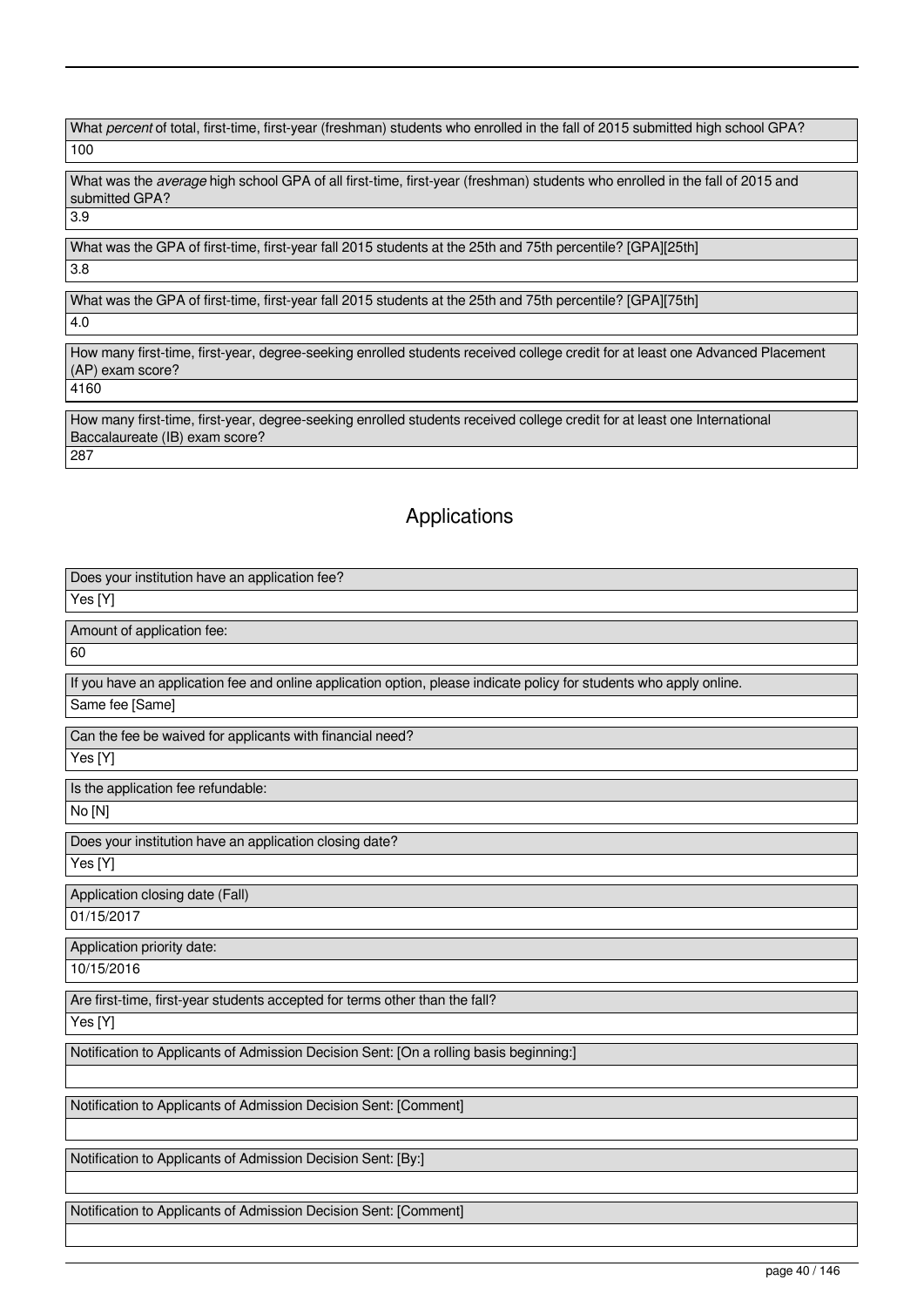What *percent* of total, first-time, first-year (freshman) students who enrolled in the fall of 2015 submitted high school GPA?

100

What was the *average* high school GPA of all first-time, first-year (freshman) students who enrolled in the fall of 2015 and submitted GPA?

3.9

What was the GPA of first-time, first-year fall 2015 students at the 25th and 75th percentile? [GPA][25th]

3.8

What was the GPA of first-time, first-year fall 2015 students at the 25th and 75th percentile? [GPA][75th]

4.0

How many first-time, first-year, degree-seeking enrolled students received college credit for at least one Advanced Placement (AP) exam score?

4160

How many first-time, first-year, degree-seeking enrolled students received college credit for at least one International Baccalaureate (IB) exam score?

287

## Applications

Does your institution have an application fee?

Yes [Y]

Amount of application fee:

60

If you have an application fee and online application option, please indicate policy for students who apply online.

Same fee [Same]

Can the fee be waived for applicants with financial need?

Yes [Y]

Is the application fee refundable:

No [N]

Does your institution have an application closing date?

Yes [Y]

Application closing date (Fall)

01/15/2017

Application priority date:

10/15/2016

Are first-time, first-year students accepted for terms other than the fall?

Yes [Y]

Notification to Applicants of Admission Decision Sent: [On a rolling basis beginning:]

Notification to Applicants of Admission Decision Sent: [Comment]

Notification to Applicants of Admission Decision Sent: [By:]

Notification to Applicants of Admission Decision Sent: [Comment]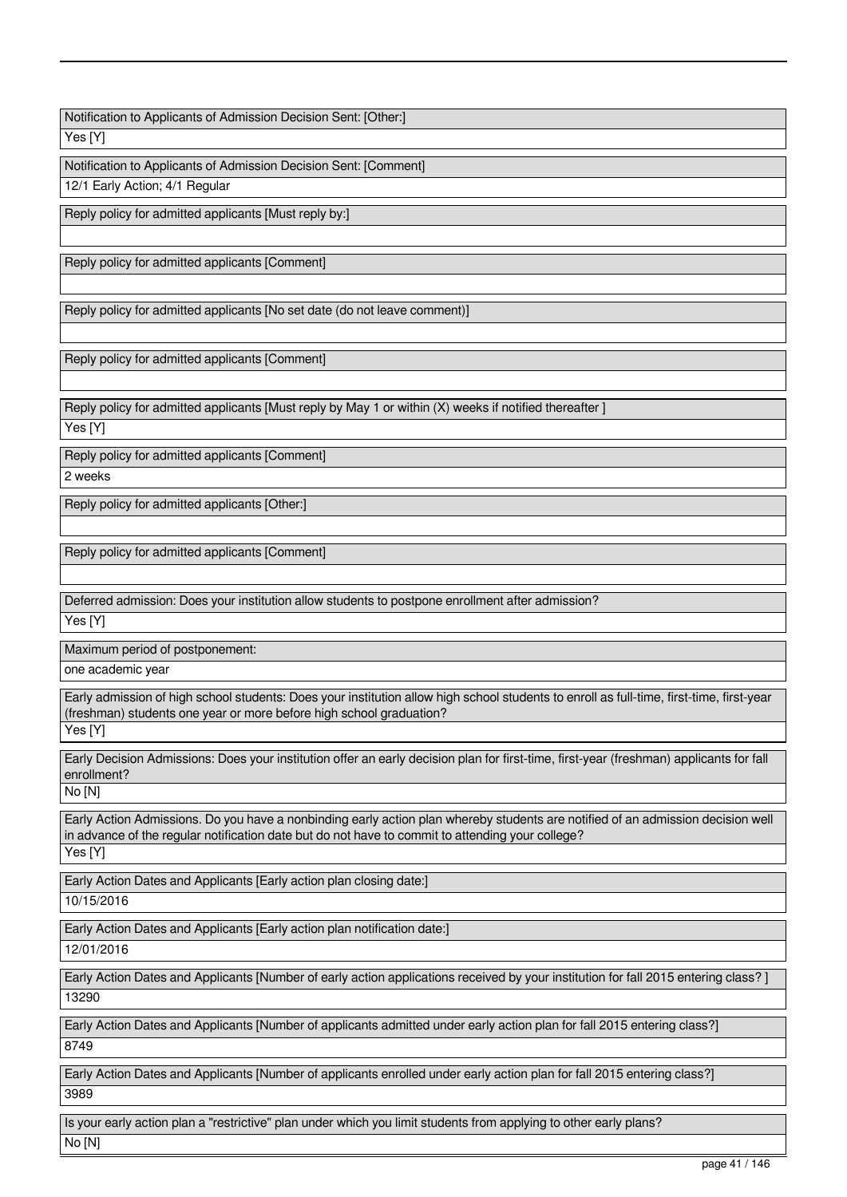| Notification to Applicants of Admission Decision Sent: [Other:] |
| --- |
| Yes [Y] |

| Notification to Applicants of Admission Decision Sent: [Comment] |
| --- |
| 12/1 Early Action; 4/1 Regular |

| Reply policy for admitted applicants [Must reply by:] |
| --- |
| |

| Reply policy for admitted applicants [Comment] |
| --- |
| |

| Reply policy for admitted applicants [No set date (do not leave comment)] |
| --- |
| |

| Reply policy for admitted applicants [Comment] |
| --- |
| |

| Reply policy for admitted applicants [Must reply by May 1 or within (X) weeks if notified thereafter ] |
| --- |
| Yes [Y] |

| Reply policy for admitted applicants [Comment] |
| --- |
| 2 weeks |

| Reply policy for admitted applicants [Other:] |
| --- |
| |

| Reply policy for admitted applicants [Comment] |
| --- |
| |

| Deferred admission: Does your institution allow students to postpone enrollment after admission? |
| --- |
| Yes [Y] |

| Maximum period of postponement: |
| --- |
| one academic year |

| Early admission of high school students: Does your institution allow high school students to enroll as full-time, first-time, first-year (freshman) students one year or more before high school graduation? |
| --- |
| Yes [Y] |

| Early Decision Admissions: Does your institution offer an early decision plan for first-time, first-year (freshman) applicants for fall enrollment? |
| --- |
| No [N] |

| Early Action Admissions. Do you have a nonbinding early action plan whereby students are notified of an admission decision well in advance of the regular notification date but do not have to commit to attending your college? |
| --- |
| Yes [Y] |

| Early Action Dates and Applicants [Early action plan closing date:] |
| --- |
| 10/15/2016 |

| Early Action Dates and Applicants [Early action plan notification date:] |
| --- |
| 12/01/2016 |

| Early Action Dates and Applicants [Number of early action applications received by your institution for fall 2015 entering class? ] |
| --- |
| 13290 |

| Early Action Dates and Applicants [Number of applicants admitted under early action plan for fall 2015 entering class?] |
| --- |
| 8749 |

| Early Action Dates and Applicants [Number of applicants enrolled under early action plan for fall 2015 entering class?] |
| --- |
| 3989 |

| Is your early action plan a "restrictive" plan under which you limit students from applying to other early plans? |
| --- |
| No [N] |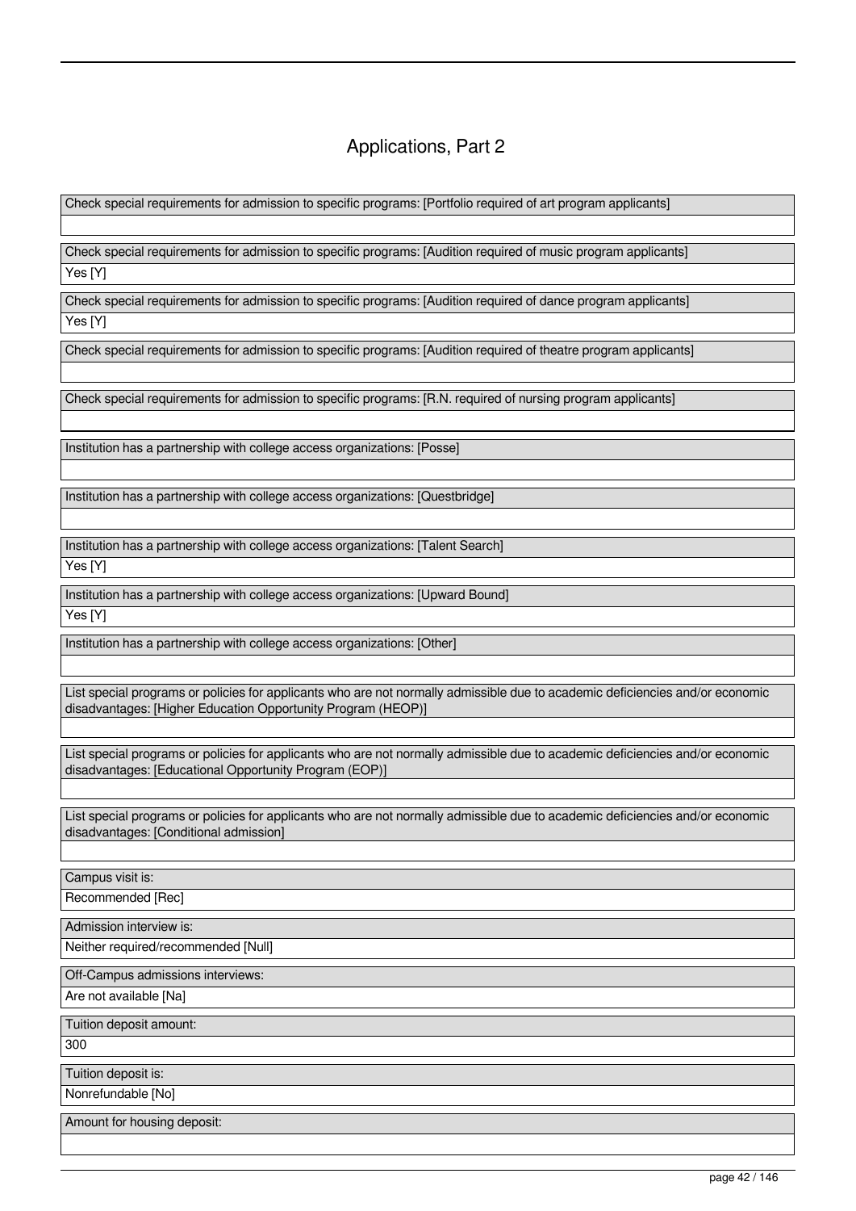# Applications, Part 2

| Check special requirements for admission to specific programs: [Portfolio required of art program applicants] |
|---|
| |

| Check special requirements for admission to specific programs: [Audition required of music program applicants] |
|---|
| Yes [Y] |

| Check special requirements for admission to specific programs: [Audition required of dance program applicants] |
|---|
| Yes [Y] |

| Check special requirements for admission to specific programs: [Audition required of theatre program applicants] |
|---|
| |

| Check special requirements for admission to specific programs: [R.N. required of nursing program applicants] |
|---|
| |

| Institution has a partnership with college access organizations: [Posse] |
|---|
| |

| Institution has a partnership with college access organizations: [Questbridge] |
|---|
| |

| Institution has a partnership with college access organizations: [Talent Search] |
|---|
| Yes [Y] |

| Institution has a partnership with college access organizations: [Upward Bound] |
|---|
| Yes [Y] |

| Institution has a partnership with college access organizations: [Other] |
|---|
| |

| List special programs or policies for applicants who are not normally admissible due to academic deficiencies and/or economic disadvantages: [Higher Education Opportunity Program (HEOP)] |
|---|
| |

| List special programs or policies for applicants who are not normally admissible due to academic deficiencies and/or economic disadvantages: [Educational Opportunity Program (EOP)] |
|---|
| |

| List special programs or policies for applicants who are not normally admissible due to academic deficiencies and/or economic disadvantages: [Conditional admission] |
|---|
| |

| Campus visit is: |
|---|
| Recommended [Rec] |

| Admission interview is: |
|---|
| Neither required/recommended [Null] |

| Off-Campus admissions interviews: |
|---|
| Are not available [Na] |

| Tuition deposit amount: |
|---|
| 300 |

| Tuition deposit is: |
|---|
| Nonrefundable [No] |

| Amount for housing deposit: |
|---|
| |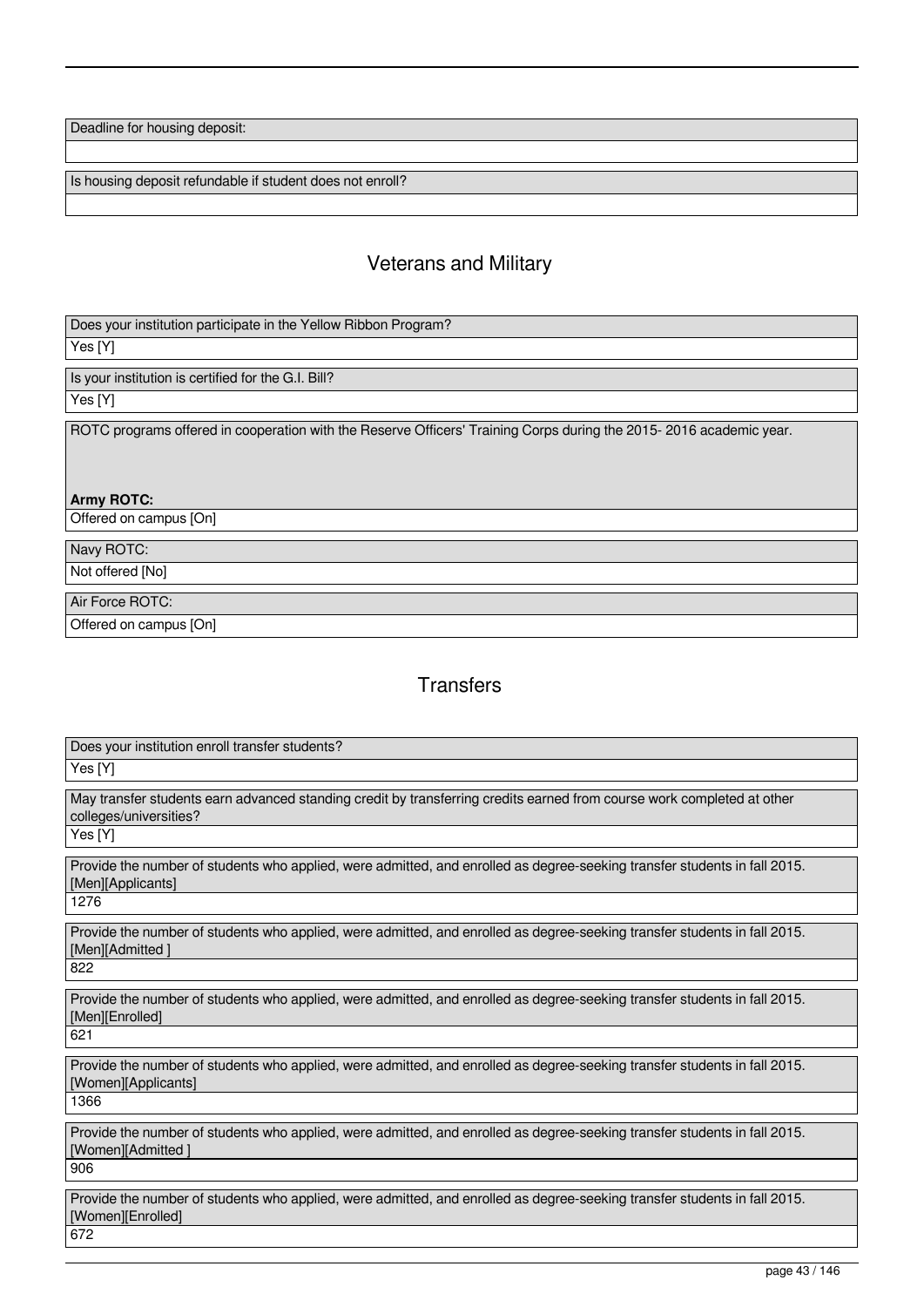Deadline for housing deposit:

Is housing deposit refundable if student does not enroll?

## Veterans and Military

Does your institution participate in the Yellow Ribbon Program?

Yes [Y]

Is your institution is certified for the G.I. Bill?

Yes [Y]

ROTC programs offered in cooperation with the Reserve Officers' Training Corps during the 2015- 2016 academic year.

**Army ROTC:**

Offered on campus [On]

Navy ROTC:

Not offered [No]

Air Force ROTC:

Offered on campus [On]

## Transfers

Does your institution enroll transfer students?

Yes [Y]

May transfer students earn advanced standing credit by transferring credits earned from course work completed at other colleges/universities?

Yes [Y]

Provide the number of students who applied, were admitted, and enrolled as degree-seeking transfer students in fall 2015. [Men][Applicants]

1276

Provide the number of students who applied, were admitted, and enrolled as degree-seeking transfer students in fall 2015. [Men][Admitted ]

822

Provide the number of students who applied, were admitted, and enrolled as degree-seeking transfer students in fall 2015. [Men][Enrolled]

621

Provide the number of students who applied, were admitted, and enrolled as degree-seeking transfer students in fall 2015. [Women][Applicants]

1366

Provide the number of students who applied, were admitted, and enrolled as degree-seeking transfer students in fall 2015. [Women][Admitted ]

906

Provide the number of students who applied, were admitted, and enrolled as degree-seeking transfer students in fall 2015. [Women][Enrolled]

672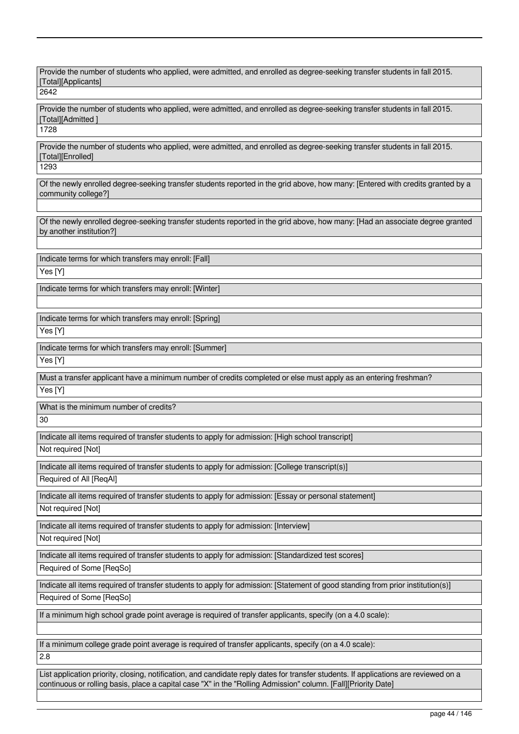Provide the number of students who applied, were admitted, and enrolled as degree-seeking transfer students in fall 2015. [Total][Applicants]

2642

Provide the number of students who applied, were admitted, and enrolled as degree-seeking transfer students in fall 2015. [Total][Admitted ]

1728

Provide the number of students who applied, were admitted, and enrolled as degree-seeking transfer students in fall 2015. [Total][Enrolled]

1293

Of the newly enrolled degree-seeking transfer students reported in the grid above, how many: [Entered with credits granted by a community college?]

Of the newly enrolled degree-seeking transfer students reported in the grid above, how many: [Had an associate degree granted by another institution?]

Indicate terms for which transfers may enroll: [Fall]

Yes [Y]

Indicate terms for which transfers may enroll: [Winter]

Indicate terms for which transfers may enroll: [Spring]

Yes [Y]

Indicate terms for which transfers may enroll: [Summer]

Yes [Y]

Must a transfer applicant have a minimum number of credits completed or else must apply as an entering freshman?

Yes [Y]

What is the minimum number of credits?

30

Indicate all items required of transfer students to apply for admission: [High school transcript]

Not required [Not]

Indicate all items required of transfer students to apply for admission: [College transcript(s)]

Required of All [ReqAl]

Indicate all items required of transfer students to apply for admission: [Essay or personal statement]

Not required [Not]

Indicate all items required of transfer students to apply for admission: [Interview]

Not required [Not]

Indicate all items required of transfer students to apply for admission: [Standardized test scores]

Required of Some [ReqSo]

Indicate all items required of transfer students to apply for admission: [Statement of good standing from prior institution(s)]

Required of Some [ReqSo]

If a minimum high school grade point average is required of transfer applicants, specify (on a 4.0 scale):

If a minimum college grade point average is required of transfer applicants, specify (on a 4.0 scale):

2.8

List application priority, closing, notification, and candidate reply dates for transfer students. If applications are reviewed on a continuous or rolling basis, place a capital case "X" in the "Rolling Admission" column. [Fall][Priority Date]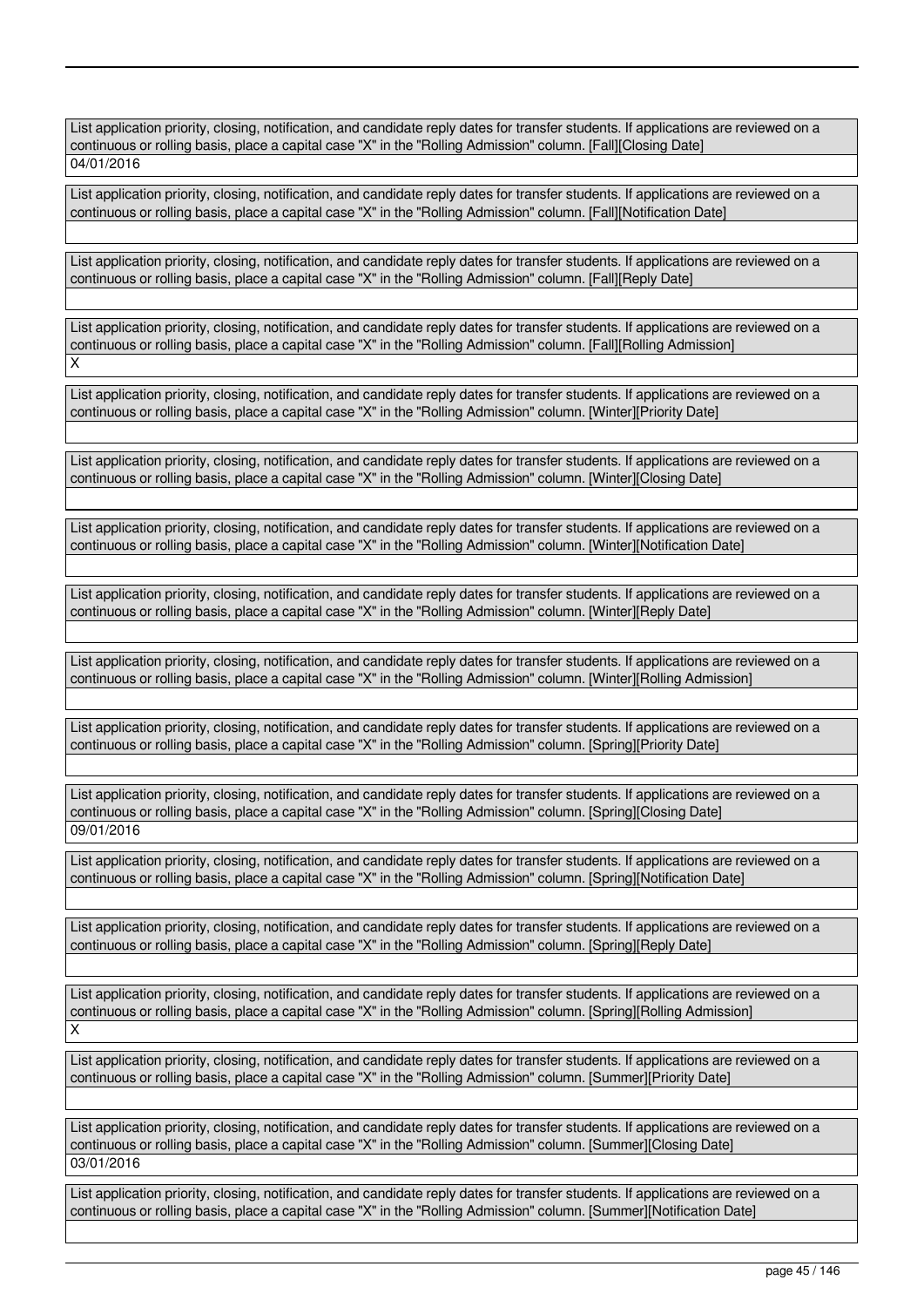List application priority, closing, notification, and candidate reply dates for transfer students. If applications are reviewed on a continuous or rolling basis, place a capital case "X" in the "Rolling Admission" column. [Fall][Closing Date]

04/01/2016

List application priority, closing, notification, and candidate reply dates for transfer students. If applications are reviewed on a continuous or rolling basis, place a capital case "X" in the "Rolling Admission" column. [Fall][Notification Date]

List application priority, closing, notification, and candidate reply dates for transfer students. If applications are reviewed on a continuous or rolling basis, place a capital case "X" in the "Rolling Admission" column. [Fall][Reply Date]

List application priority, closing, notification, and candidate reply dates for transfer students. If applications are reviewed on a continuous or rolling basis, place a capital case "X" in the "Rolling Admission" column. [Fall][Rolling Admission]

X

List application priority, closing, notification, and candidate reply dates for transfer students. If applications are reviewed on a continuous or rolling basis, place a capital case "X" in the "Rolling Admission" column. [Winter][Priority Date]

List application priority, closing, notification, and candidate reply dates for transfer students. If applications are reviewed on a continuous or rolling basis, place a capital case "X" in the "Rolling Admission" column. [Winter][Closing Date]

List application priority, closing, notification, and candidate reply dates for transfer students. If applications are reviewed on a continuous or rolling basis, place a capital case "X" in the "Rolling Admission" column. [Winter][Notification Date]

List application priority, closing, notification, and candidate reply dates for transfer students. If applications are reviewed on a continuous or rolling basis, place a capital case "X" in the "Rolling Admission" column. [Winter][Reply Date]

List application priority, closing, notification, and candidate reply dates for transfer students. If applications are reviewed on a continuous or rolling basis, place a capital case "X" in the "Rolling Admission" column. [Winter][Rolling Admission]

List application priority, closing, notification, and candidate reply dates for transfer students. If applications are reviewed on a continuous or rolling basis, place a capital case "X" in the "Rolling Admission" column. [Spring][Priority Date]

List application priority, closing, notification, and candidate reply dates for transfer students. If applications are reviewed on a continuous or rolling basis, place a capital case "X" in the "Rolling Admission" column. [Spring][Closing Date]

09/01/2016

List application priority, closing, notification, and candidate reply dates for transfer students. If applications are reviewed on a continuous or rolling basis, place a capital case "X" in the "Rolling Admission" column. [Spring][Notification Date]

List application priority, closing, notification, and candidate reply dates for transfer students. If applications are reviewed on a continuous or rolling basis, place a capital case "X" in the "Rolling Admission" column. [Spring][Reply Date]

List application priority, closing, notification, and candidate reply dates for transfer students. If applications are reviewed on a continuous or rolling basis, place a capital case "X" in the "Rolling Admission" column. [Spring][Rolling Admission]

X

List application priority, closing, notification, and candidate reply dates for transfer students. If applications are reviewed on a continuous or rolling basis, place a capital case "X" in the "Rolling Admission" column. [Summer][Priority Date]

List application priority, closing, notification, and candidate reply dates for transfer students. If applications are reviewed on a continuous or rolling basis, place a capital case "X" in the "Rolling Admission" column. [Summer][Closing Date]

03/01/2016

List application priority, closing, notification, and candidate reply dates for transfer students. If applications are reviewed on a continuous or rolling basis, place a capital case "X" in the "Rolling Admission" column. [Summer][Notification Date]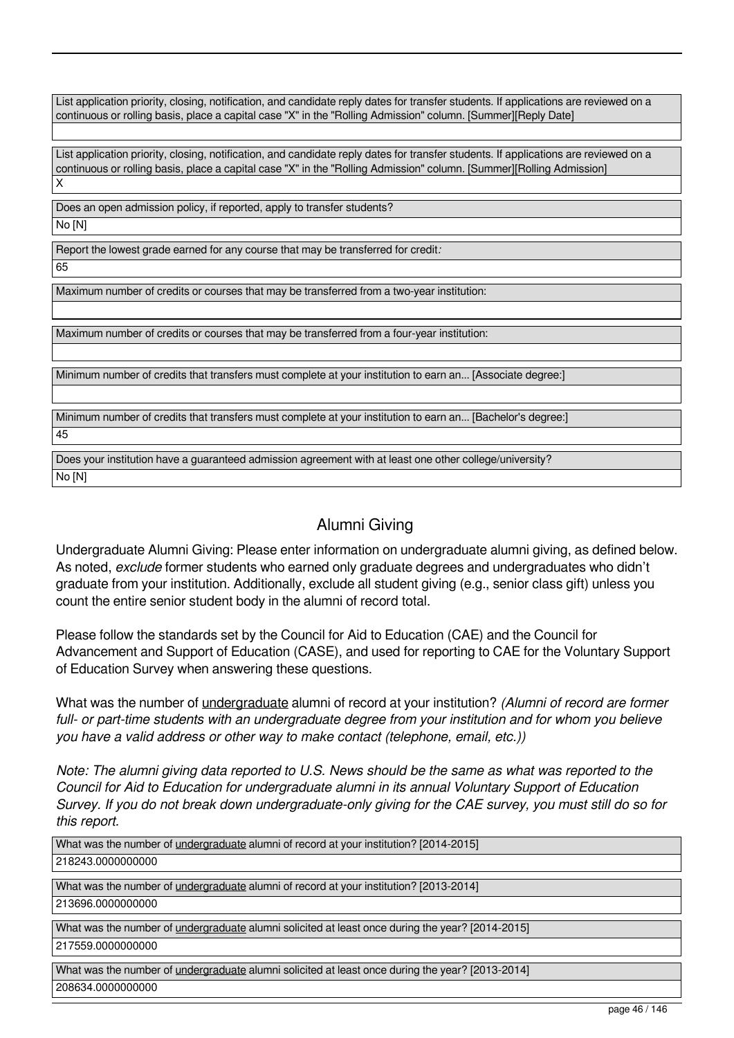| List application priority, closing, notification, and candidate reply dates for transfer students. If applications are reviewed on a continuous or rolling basis, place a capital case "X" in the "Rolling Admission" column. [Summer][Reply Date] |
|---|
| |

| List application priority, closing, notification, and candidate reply dates for transfer students. If applications are reviewed on a continuous or rolling basis, place a capital case "X" in the "Rolling Admission" column. [Summer][Rolling Admission] |
|---|
| X |

| Does an open admission policy, if reported, apply to transfer students? |
|---|
| No [N] |

| Report the lowest grade earned for any course that may be transferred for credit: |
|---|
| 65 |

| Maximum number of credits or courses that may be transferred from a two-year institution: |
|---|
| |

| Maximum number of credits or courses that may be transferred from a four-year institution: |
|---|
| |

| Minimum number of credits that transfers must complete at your institution to earn an... [Associate degree:] |
|---|
| |

| Minimum number of credits that transfers must complete at your institution to earn an... [Bachelor's degree:] |
|---|
| 45 |

| Does your institution have a guaranteed admission agreement with at least one other college/university? |
|---|
| No [N] |

## Alumni Giving

Undergraduate Alumni Giving: Please enter information on undergraduate alumni giving, as defined below. As noted, *exclude* former students who earned only graduate degrees and undergraduates who didn't graduate from your institution. Additionally, exclude all student giving (e.g., senior class gift) unless you count the entire senior student body in the alumni of record total.

Please follow the standards set by the Council for Aid to Education (CAE) and the Council for Advancement and Support of Education (CASE), and used for reporting to CAE for the Voluntary Support of Education Survey when answering these questions.

What was the number of undergraduate alumni of record at your institution? *(Alumni of record are former full- or part-time students with an undergraduate degree from your institution and for whom you believe you have a valid address or other way to make contact (telephone, email, etc.))*

*Note: The alumni giving data reported to U.S. News should be the same as what was reported to the Council for Aid to Education for undergraduate alumni in its annual Voluntary Support of Education Survey. If you do not break down undergraduate-only giving for the CAE survey, you must still do so for this report.*

| What was the number of undergraduate alumni of record at your institution? [2014-2015] |
|---|
| 218243.0000000000 |

| What was the number of undergraduate alumni of record at your institution? [2013-2014] |
|---|
| 213696.0000000000 |

| What was the number of undergraduate alumni solicited at least once during the year? [2014-2015] |
|---|
| 217559.0000000000 |

| What was the number of undergraduate alumni solicited at least once during the year? [2013-2014] |
|---|
| 208634.0000000000 |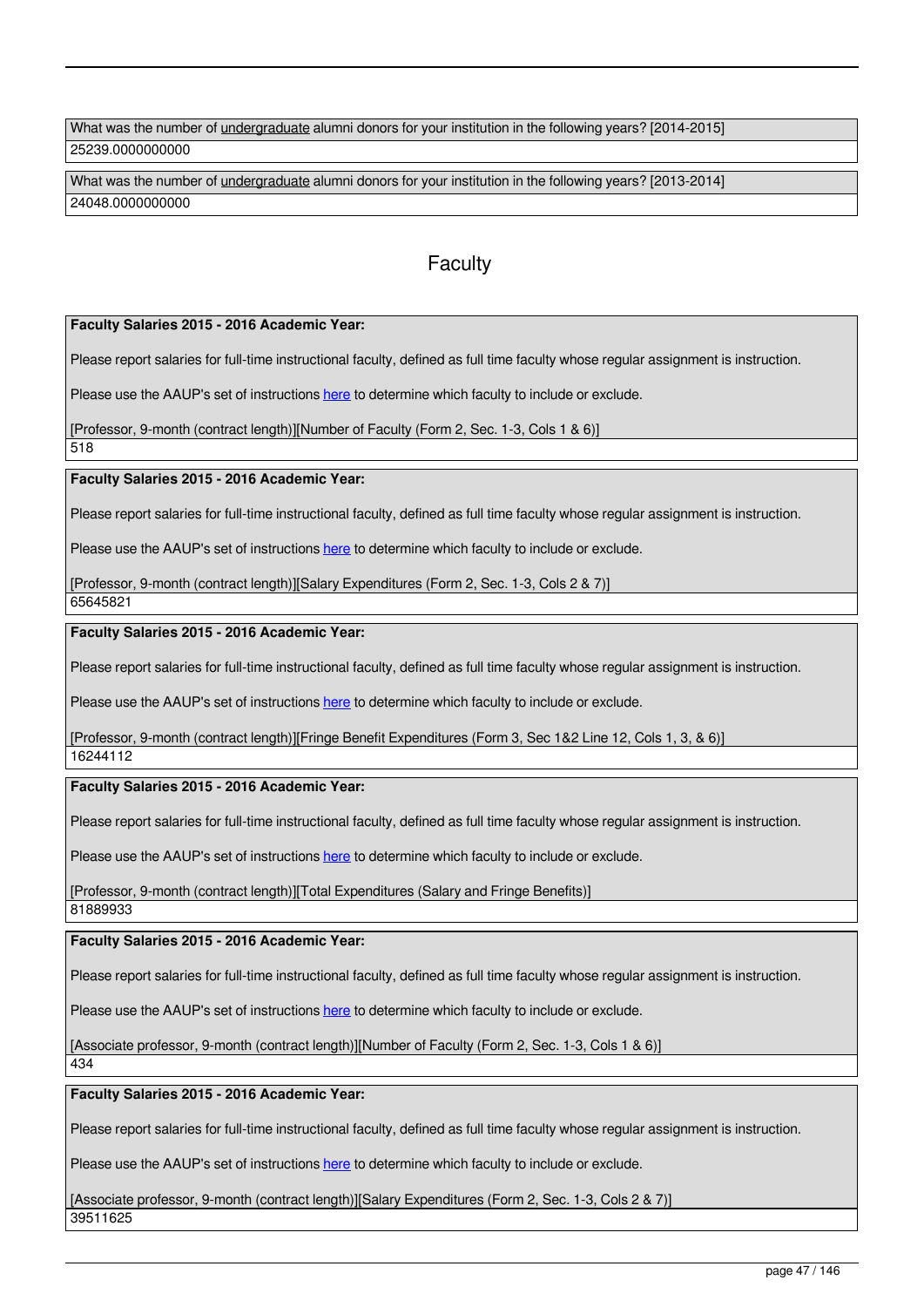| What was the number of <u>undergraduate</u> alumni donors for your institution in the following years? [2014-2015] |
| --- |
| 25239.0000000000 |

| What was the number of <u>undergraduate</u> alumni donors for your institution in the following years? [2013-2014] |
| --- |
| 24048.0000000000 |

## Faculty

**Faculty Salaries 2015 - 2016 Academic Year:**

Please report salaries for full-time instructional faculty, defined as full time faculty whose regular assignment is instruction.

Please use the AAUP's set of instructions here to determine which faculty to include or exclude.

[Professor, 9-month (contract length)][Number of Faculty (Form 2, Sec. 1-3, Cols 1 & 6)]

518

**Faculty Salaries 2015 - 2016 Academic Year:**

Please report salaries for full-time instructional faculty, defined as full time faculty whose regular assignment is instruction.

Please use the AAUP's set of instructions here to determine which faculty to include or exclude.

[Professor, 9-month (contract length)][Salary Expenditures (Form 2, Sec. 1-3, Cols 2 & 7)]

65645821

**Faculty Salaries 2015 - 2016 Academic Year:**

Please report salaries for full-time instructional faculty, defined as full time faculty whose regular assignment is instruction.

Please use the AAUP's set of instructions here to determine which faculty to include or exclude.

[Professor, 9-month (contract length)][Fringe Benefit Expenditures (Form 3, Sec 1&2 Line 12, Cols 1, 3, & 6)]

16244112

**Faculty Salaries 2015 - 2016 Academic Year:**

Please report salaries for full-time instructional faculty, defined as full time faculty whose regular assignment is instruction.

Please use the AAUP's set of instructions here to determine which faculty to include or exclude.

[Professor, 9-month (contract length)][Total Expenditures (Salary and Fringe Benefits)]

81889933

**Faculty Salaries 2015 - 2016 Academic Year:**

Please report salaries for full-time instructional faculty, defined as full time faculty whose regular assignment is instruction.

Please use the AAUP's set of instructions here to determine which faculty to include or exclude.

[Associate professor, 9-month (contract length)][Number of Faculty (Form 2, Sec. 1-3, Cols 1 & 6)]

434

**Faculty Salaries 2015 - 2016 Academic Year:**

Please report salaries for full-time instructional faculty, defined as full time faculty whose regular assignment is instruction.

Please use the AAUP's set of instructions here to determine which faculty to include or exclude.

[Associate professor, 9-month (contract length)][Salary Expenditures (Form 2, Sec. 1-3, Cols 2 & 7)]

39511625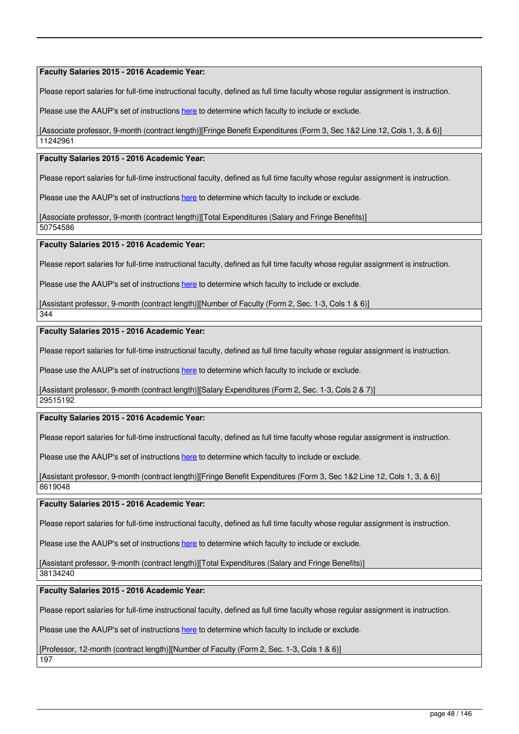**Faculty Salaries 2015 - 2016 Academic Year:**

Please report salaries for full-time instructional faculty, defined as full time faculty whose regular assignment is instruction.

Please use the AAUP's set of instructions here to determine which faculty to include or exclude.

[Associate professor, 9-month (contract length)][Fringe Benefit Expenditures (Form 3, Sec 1&2 Line 12, Cols 1, 3, & 6)]

11242961

**Faculty Salaries 2015 - 2016 Academic Year:**

Please report salaries for full-time instructional faculty, defined as full time faculty whose regular assignment is instruction.

Please use the AAUP's set of instructions here to determine which faculty to include or exclude.

[Associate professor, 9-month (contract length)][Total Expenditures (Salary and Fringe Benefits)]

50754586

**Faculty Salaries 2015 - 2016 Academic Year:**

Please report salaries for full-time instructional faculty, defined as full time faculty whose regular assignment is instruction.

Please use the AAUP's set of instructions here to determine which faculty to include or exclude.

[Assistant professor, 9-month (contract length)][Number of Faculty (Form 2, Sec. 1-3, Cols 1 & 6)]

344

**Faculty Salaries 2015 - 2016 Academic Year:**

Please report salaries for full-time instructional faculty, defined as full time faculty whose regular assignment is instruction.

Please use the AAUP's set of instructions here to determine which faculty to include or exclude.

[Assistant professor, 9-month (contract length)][Salary Expenditures (Form 2, Sec. 1-3, Cols 2 & 7)]

29515192

**Faculty Salaries 2015 - 2016 Academic Year:**

Please report salaries for full-time instructional faculty, defined as full time faculty whose regular assignment is instruction.

Please use the AAUP's set of instructions here to determine which faculty to include or exclude.

[Assistant professor, 9-month (contract length)][Fringe Benefit Expenditures (Form 3, Sec 1&2 Line 12, Cols 1, 3, & 6)]

8619048

**Faculty Salaries 2015 - 2016 Academic Year:**

Please report salaries for full-time instructional faculty, defined as full time faculty whose regular assignment is instruction.

Please use the AAUP's set of instructions here to determine which faculty to include or exclude.

[Assistant professor, 9-month (contract length)][Total Expenditures (Salary and Fringe Benefits)]

38134240

**Faculty Salaries 2015 - 2016 Academic Year:**

Please report salaries for full-time instructional faculty, defined as full time faculty whose regular assignment is instruction.

Please use the AAUP's set of instructions here to determine which faculty to include or exclude.

[Professor, 12-month (contract length)][Number of Faculty (Form 2, Sec. 1-3, Cols 1 & 6)]

197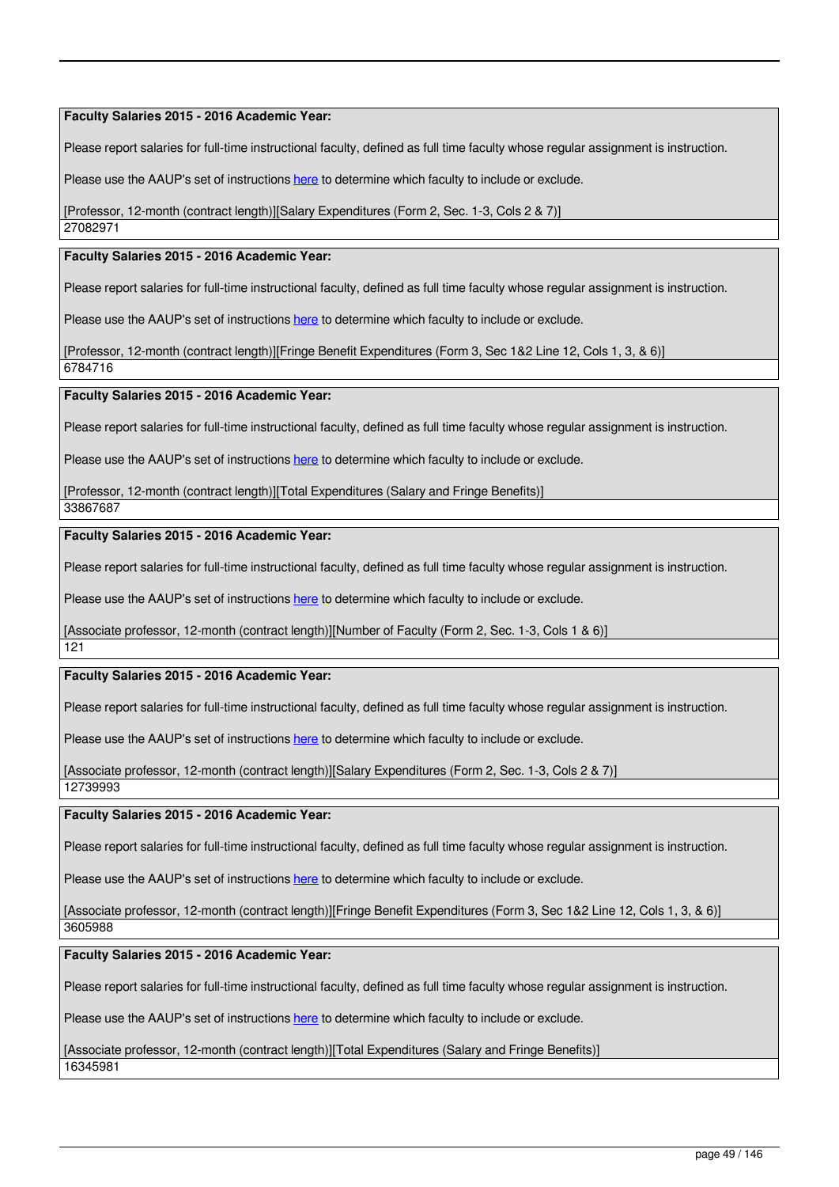**Faculty Salaries 2015 - 2016 Academic Year:**

Please report salaries for full-time instructional faculty, defined as full time faculty whose regular assignment is instruction.

Please use the AAUP's set of instructions here to determine which faculty to include or exclude.

[Professor, 12-month (contract length)][Salary Expenditures (Form 2, Sec. 1-3, Cols 2 & 7)]

27082971

**Faculty Salaries 2015 - 2016 Academic Year:**

Please report salaries for full-time instructional faculty, defined as full time faculty whose regular assignment is instruction.

Please use the AAUP's set of instructions here to determine which faculty to include or exclude.

[Professor, 12-month (contract length)][Fringe Benefit Expenditures (Form 3, Sec 1&2 Line 12, Cols 1, 3, & 6)]

6784716

**Faculty Salaries 2015 - 2016 Academic Year:**

Please report salaries for full-time instructional faculty, defined as full time faculty whose regular assignment is instruction.

Please use the AAUP's set of instructions here to determine which faculty to include or exclude.

[Professor, 12-month (contract length)][Total Expenditures (Salary and Fringe Benefits)]

33867687

**Faculty Salaries 2015 - 2016 Academic Year:**

Please report salaries for full-time instructional faculty, defined as full time faculty whose regular assignment is instruction.

Please use the AAUP's set of instructions here to determine which faculty to include or exclude.

[Associate professor, 12-month (contract length)][Number of Faculty (Form 2, Sec. 1-3, Cols 1 & 6)]

121

**Faculty Salaries 2015 - 2016 Academic Year:**

Please report salaries for full-time instructional faculty, defined as full time faculty whose regular assignment is instruction.

Please use the AAUP's set of instructions here to determine which faculty to include or exclude.

[Associate professor, 12-month (contract length)][Salary Expenditures (Form 2, Sec. 1-3, Cols 2 & 7)]

12739993

**Faculty Salaries 2015 - 2016 Academic Year:**

Please report salaries for full-time instructional faculty, defined as full time faculty whose regular assignment is instruction.

Please use the AAUP's set of instructions here to determine which faculty to include or exclude.

[Associate professor, 12-month (contract length)][Fringe Benefit Expenditures (Form 3, Sec 1&2 Line 12, Cols 1, 3, & 6)]

3605988

**Faculty Salaries 2015 - 2016 Academic Year:**

Please report salaries for full-time instructional faculty, defined as full time faculty whose regular assignment is instruction.

Please use the AAUP's set of instructions here to determine which faculty to include or exclude.

[Associate professor, 12-month (contract length)][Total Expenditures (Salary and Fringe Benefits)]

16345981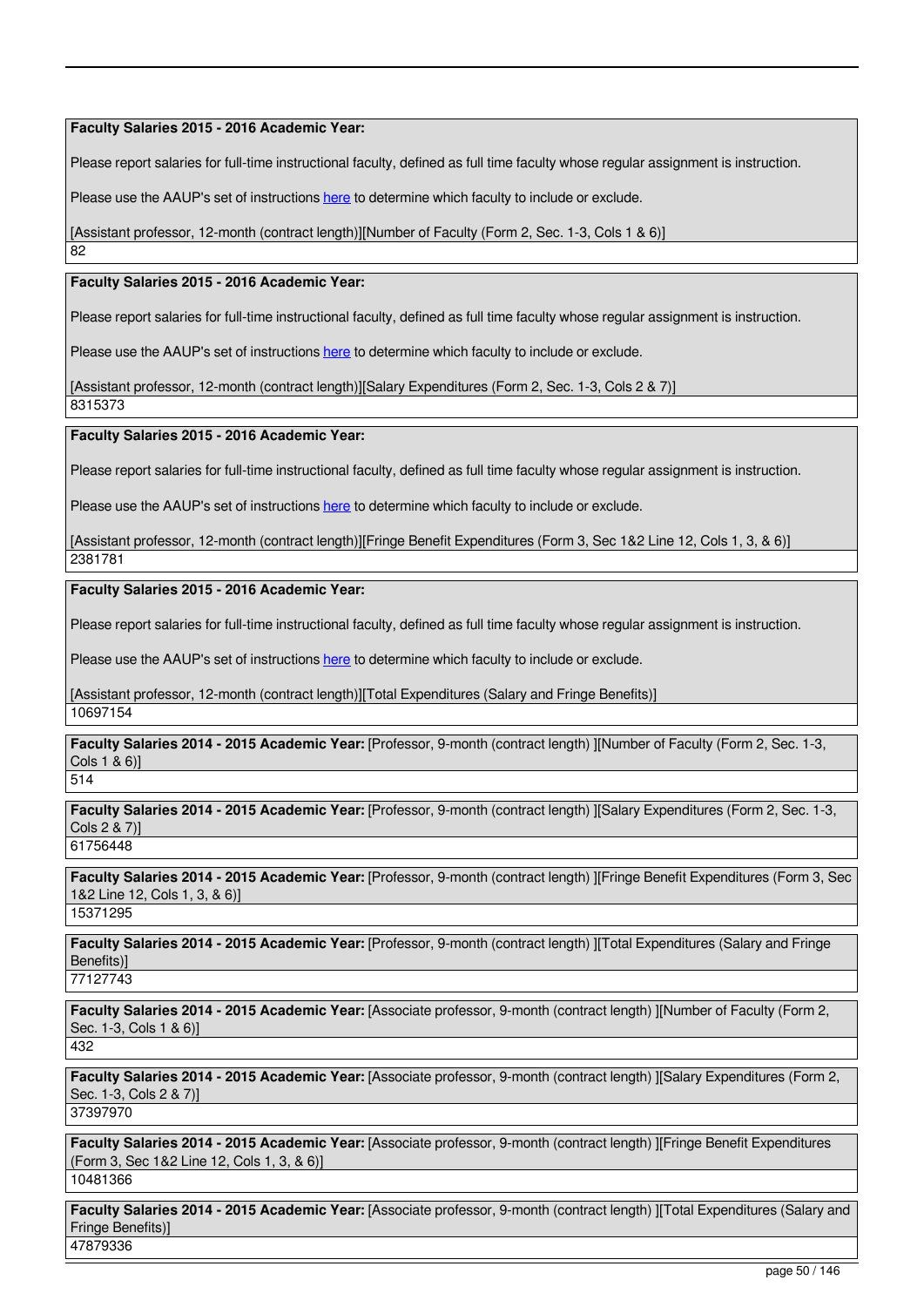**Faculty Salaries 2015 - 2016 Academic Year:**

Please report salaries for full-time instructional faculty, defined as full time faculty whose regular assignment is instruction.

Please use the AAUP's set of instructions here to determine which faculty to include or exclude.

[Assistant professor, 12-month (contract length)][Number of Faculty (Form 2, Sec. 1-3, Cols 1 & 6)]

82

**Faculty Salaries 2015 - 2016 Academic Year:**

Please report salaries for full-time instructional faculty, defined as full time faculty whose regular assignment is instruction.

Please use the AAUP's set of instructions here to determine which faculty to include or exclude.

[Assistant professor, 12-month (contract length)][Salary Expenditures (Form 2, Sec. 1-3, Cols 2 & 7)]

8315373

**Faculty Salaries 2015 - 2016 Academic Year:**

Please report salaries for full-time instructional faculty, defined as full time faculty whose regular assignment is instruction.

Please use the AAUP's set of instructions here to determine which faculty to include or exclude.

[Assistant professor, 12-month (contract length)][Fringe Benefit Expenditures (Form 3, Sec 1&2 Line 12, Cols 1, 3, & 6)]

2381781

**Faculty Salaries 2015 - 2016 Academic Year:**

Please report salaries for full-time instructional faculty, defined as full time faculty whose regular assignment is instruction.

Please use the AAUP's set of instructions here to determine which faculty to include or exclude.

[Assistant professor, 12-month (contract length)][Total Expenditures (Salary and Fringe Benefits)]

10697154

**Faculty Salaries 2014 - 2015 Academic Year:** [Professor, 9-month (contract length) ][Number of Faculty (Form 2, Sec. 1-3, Cols 1 & 6)]

514

**Faculty Salaries 2014 - 2015 Academic Year:** [Professor, 9-month (contract length) ][Salary Expenditures (Form 2, Sec. 1-3, Cols 2 & 7)]

61756448

**Faculty Salaries 2014 - 2015 Academic Year:** [Professor, 9-month (contract length) ][Fringe Benefit Expenditures (Form 3, Sec 1&2 Line 12, Cols 1, 3, & 6)]

15371295

**Faculty Salaries 2014 - 2015 Academic Year:** [Professor, 9-month (contract length) ][Total Expenditures (Salary and Fringe Benefits)]

77127743

**Faculty Salaries 2014 - 2015 Academic Year:** [Associate professor, 9-month (contract length) ][Number of Faculty (Form 2, Sec. 1-3, Cols 1 & 6)]

432

**Faculty Salaries 2014 - 2015 Academic Year:** [Associate professor, 9-month (contract length) ][Salary Expenditures (Form 2, Sec. 1-3, Cols 2 & 7)]

37397970

**Faculty Salaries 2014 - 2015 Academic Year:** [Associate professor, 9-month (contract length) ][Fringe Benefit Expenditures (Form 3, Sec 1&2 Line 12, Cols 1, 3, & 6)]

10481366

**Faculty Salaries 2014 - 2015 Academic Year:** [Associate professor, 9-month (contract length) ][Total Expenditures (Salary and Fringe Benefits)]

47879336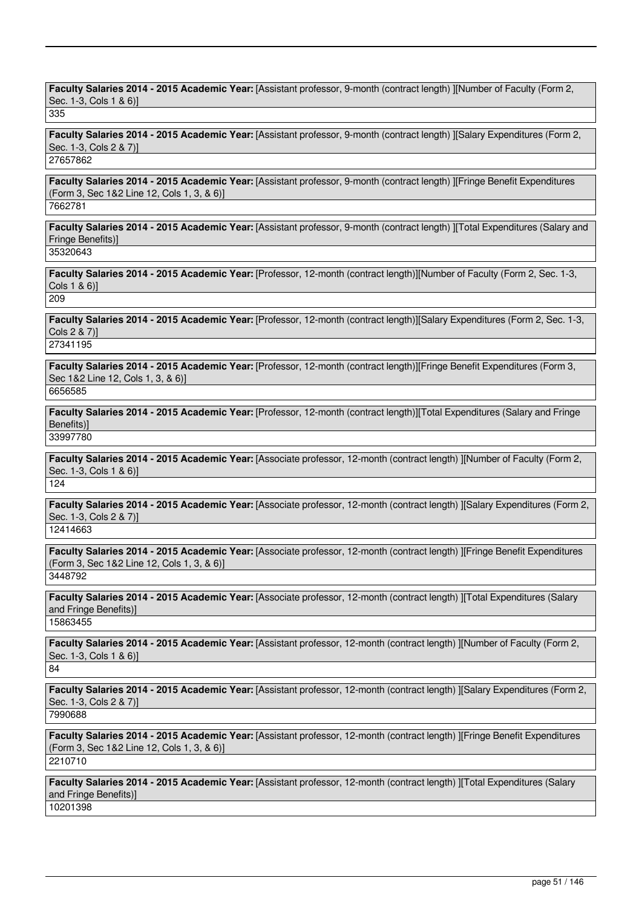**Faculty Salaries 2014 - 2015 Academic Year:** [Assistant professor, 9-month (contract length) ][Number of Faculty (Form 2, Sec. 1-3, Cols 1 & 6)]

335

**Faculty Salaries 2014 - 2015 Academic Year:** [Assistant professor, 9-month (contract length) ][Salary Expenditures (Form 2, Sec. 1-3, Cols 2 & 7)]

27657862

**Faculty Salaries 2014 - 2015 Academic Year:** [Assistant professor, 9-month (contract length) ][Fringe Benefit Expenditures (Form 3, Sec 1&2 Line 12, Cols 1, 3, & 6)]

7662781

**Faculty Salaries 2014 - 2015 Academic Year:** [Assistant professor, 9-month (contract length) ][Total Expenditures (Salary and Fringe Benefits)]

35320643

**Faculty Salaries 2014 - 2015 Academic Year:** [Professor, 12-month (contract length)][Number of Faculty (Form 2, Sec. 1-3, Cols 1 & 6)]

209

**Faculty Salaries 2014 - 2015 Academic Year:** [Professor, 12-month (contract length)][Salary Expenditures (Form 2, Sec. 1-3, Cols 2 & 7)]

27341195

**Faculty Salaries 2014 - 2015 Academic Year:** [Professor, 12-month (contract length)][Fringe Benefit Expenditures (Form 3, Sec 1&2 Line 12, Cols 1, 3, & 6)]

6656585

**Faculty Salaries 2014 - 2015 Academic Year:** [Professor, 12-month (contract length)][Total Expenditures (Salary and Fringe Benefits)]

33997780

**Faculty Salaries 2014 - 2015 Academic Year:** [Associate professor, 12-month (contract length) ][Number of Faculty (Form 2, Sec. 1-3, Cols 1 & 6)]

124

**Faculty Salaries 2014 - 2015 Academic Year:** [Associate professor, 12-month (contract length) ][Salary Expenditures (Form 2, Sec. 1-3, Cols 2 & 7)]

12414663

**Faculty Salaries 2014 - 2015 Academic Year:** [Associate professor, 12-month (contract length) ][Fringe Benefit Expenditures (Form 3, Sec 1&2 Line 12, Cols 1, 3, & 6)]

3448792

**Faculty Salaries 2014 - 2015 Academic Year:** [Associate professor, 12-month (contract length) ][Total Expenditures (Salary and Fringe Benefits)]

15863455

**Faculty Salaries 2014 - 2015 Academic Year:** [Assistant professor, 12-month (contract length) ][Number of Faculty (Form 2, Sec. 1-3, Cols 1 & 6)]

84

**Faculty Salaries 2014 - 2015 Academic Year:** [Assistant professor, 12-month (contract length) ][Salary Expenditures (Form 2, Sec. 1-3, Cols 2 & 7)]

7990688

**Faculty Salaries 2014 - 2015 Academic Year:** [Assistant professor, 12-month (contract length) ][Fringe Benefit Expenditures (Form 3, Sec 1&2 Line 12, Cols 1, 3, & 6)]

2210710

**Faculty Salaries 2014 - 2015 Academic Year:** [Assistant professor, 12-month (contract length) ][Total Expenditures (Salary and Fringe Benefits)]

10201398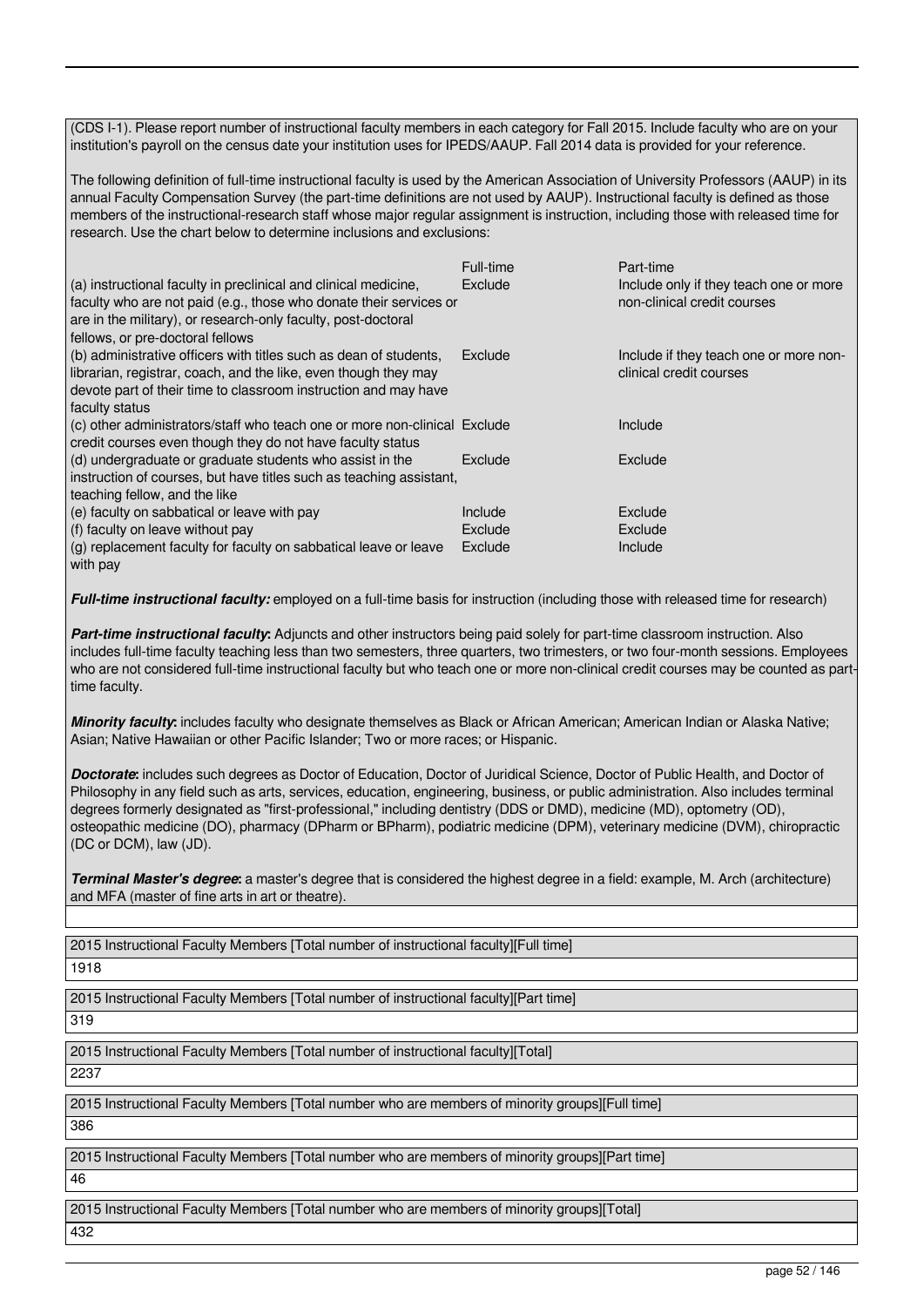(CDS I-1). Please report number of instructional faculty members in each category for Fall 2015. Include faculty who are on your institution's payroll on the census date your institution uses for IPEDS/AAUP. Fall 2014 data is provided for your reference.

The following definition of full-time instructional faculty is used by the American Association of University Professors (AAUP) in its annual Faculty Compensation Survey (the part-time definitions are not used by AAUP). Instructional faculty is defined as those members of the instructional-research staff whose major regular assignment is instruction, including those with released time for research. Use the chart below to determine inclusions and exclusions:

| | Full-time | Part-time |
|---|---|---|
| (a) instructional faculty in preclinical and clinical medicine, faculty who are not paid (e.g., those who donate their services or are in the military), or research-only faculty, post-doctoral fellows, or pre-doctoral fellows | Exclude | Include only if they teach one or more non-clinical credit courses |
| (b) administrative officers with titles such as dean of students, librarian, registrar, coach, and the like, even though they may devote part of their time to classroom instruction and may have faculty status | Exclude | Include if they teach one or more non-clinical credit courses |
| (c) other administrators/staff who teach one or more non-clinical credit courses even though they do not have faculty status | Exclude | Include |
| (d) undergraduate or graduate students who assist in the instruction of courses, but have titles such as teaching assistant, teaching fellow, and the like | Exclude | Exclude |
| (e) faculty on sabbatical or leave with pay | Include | Exclude |
| (f) faculty on leave without pay | Exclude | Exclude |
| (g) replacement faculty for faculty on sabbatical leave or leave with pay | Exclude | Include |

***Full-time instructional faculty:*** employed on a full-time basis for instruction (including those with released time for research)

***Part-time instructional faculty*:** Adjuncts and other instructors being paid solely for part-time classroom instruction. Also includes full-time faculty teaching less than two semesters, three quarters, two trimesters, or two four-month sessions. Employees who are not considered full-time instructional faculty but who teach one or more non-clinical credit courses may be counted as part-time faculty.

***Minority faculty*:** includes faculty who designate themselves as Black or African American; American Indian or Alaska Native; Asian; Native Hawaiian or other Pacific Islander; Two or more races; or Hispanic.

***Doctorate*:** includes such degrees as Doctor of Education, Doctor of Juridical Science, Doctor of Public Health, and Doctor of Philosophy in any field such as arts, services, education, engineering, business, or public administration. Also includes terminal degrees formerly designated as "first-professional," including dentistry (DDS or DMD), medicine (MD), optometry (OD), osteopathic medicine (DO), pharmacy (DPharm or BPharm), podiatric medicine (DPM), veterinary medicine (DVM), chiropractic (DC or DCM), law (JD).

***Terminal Master's degree*:** a master's degree that is considered the highest degree in a field: example, M. Arch (architecture) and MFA (master of fine arts in art or theatre).

2015 Instructional Faculty Members [Total number of instructional faculty][Full time]

1918

2015 Instructional Faculty Members [Total number of instructional faculty][Part time]

319

2015 Instructional Faculty Members [Total number of instructional faculty][Total]

2237

2015 Instructional Faculty Members [Total number who are members of minority groups][Full time]

386

2015 Instructional Faculty Members [Total number who are members of minority groups][Part time]

46

2015 Instructional Faculty Members [Total number who are members of minority groups][Total]

432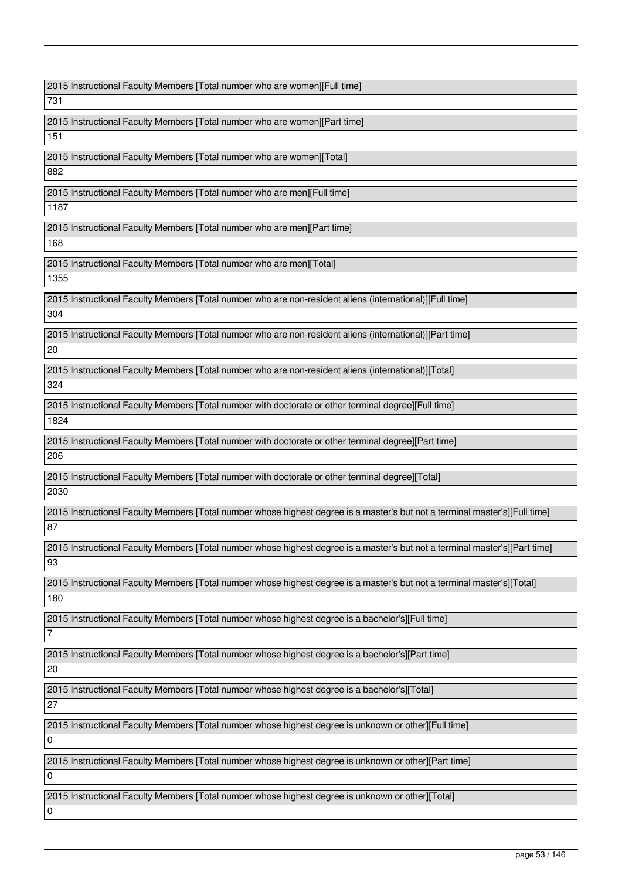| 2015 Instructional Faculty Members [Total number who are women][Full time] |
| --- |
| 731 |

| 2015 Instructional Faculty Members [Total number who are women][Part time] |
| --- |
| 151 |

| 2015 Instructional Faculty Members [Total number who are women][Total] |
| --- |
| 882 |

| 2015 Instructional Faculty Members [Total number who are men][Full time] |
| --- |
| 1187 |

| 2015 Instructional Faculty Members [Total number who are men][Part time] |
| --- |
| 168 |

| 2015 Instructional Faculty Members [Total number who are men][Total] |
| --- |
| 1355 |

| 2015 Instructional Faculty Members [Total number who are non-resident aliens (international)][Full time] |
| --- |
| 304 |

| 2015 Instructional Faculty Members [Total number who are non-resident aliens (international)][Part time] |
| --- |
| 20 |

| 2015 Instructional Faculty Members [Total number who are non-resident aliens (international)][Total] |
| --- |
| 324 |

| 2015 Instructional Faculty Members [Total number with doctorate or other terminal degree][Full time] |
| --- |
| 1824 |

| 2015 Instructional Faculty Members [Total number with doctorate or other terminal degree][Part time] |
| --- |
| 206 |

| 2015 Instructional Faculty Members [Total number with doctorate or other terminal degree][Total] |
| --- |
| 2030 |

| 2015 Instructional Faculty Members [Total number whose highest degree is a master's but not a terminal master's][Full time] |
| --- |
| 87 |

| 2015 Instructional Faculty Members [Total number whose highest degree is a master's but not a terminal master's][Part time] |
| --- |
| 93 |

| 2015 Instructional Faculty Members [Total number whose highest degree is a master's but not a terminal master's][Total] |
| --- |
| 180 |

| 2015 Instructional Faculty Members [Total number whose highest degree is a bachelor's][Full time] |
| --- |
| 7 |

| 2015 Instructional Faculty Members [Total number whose highest degree is a bachelor's][Part time] |
| --- |
| 20 |

| 2015 Instructional Faculty Members [Total number whose highest degree is a bachelor's][Total] |
| --- |
| 27 |

| 2015 Instructional Faculty Members [Total number whose highest degree is unknown or other][Full time] |
| --- |
| 0 |

| 2015 Instructional Faculty Members [Total number whose highest degree is unknown or other][Part time] |
| --- |
| 0 |

| 2015 Instructional Faculty Members [Total number whose highest degree is unknown or other][Total] |
| --- |
| 0 |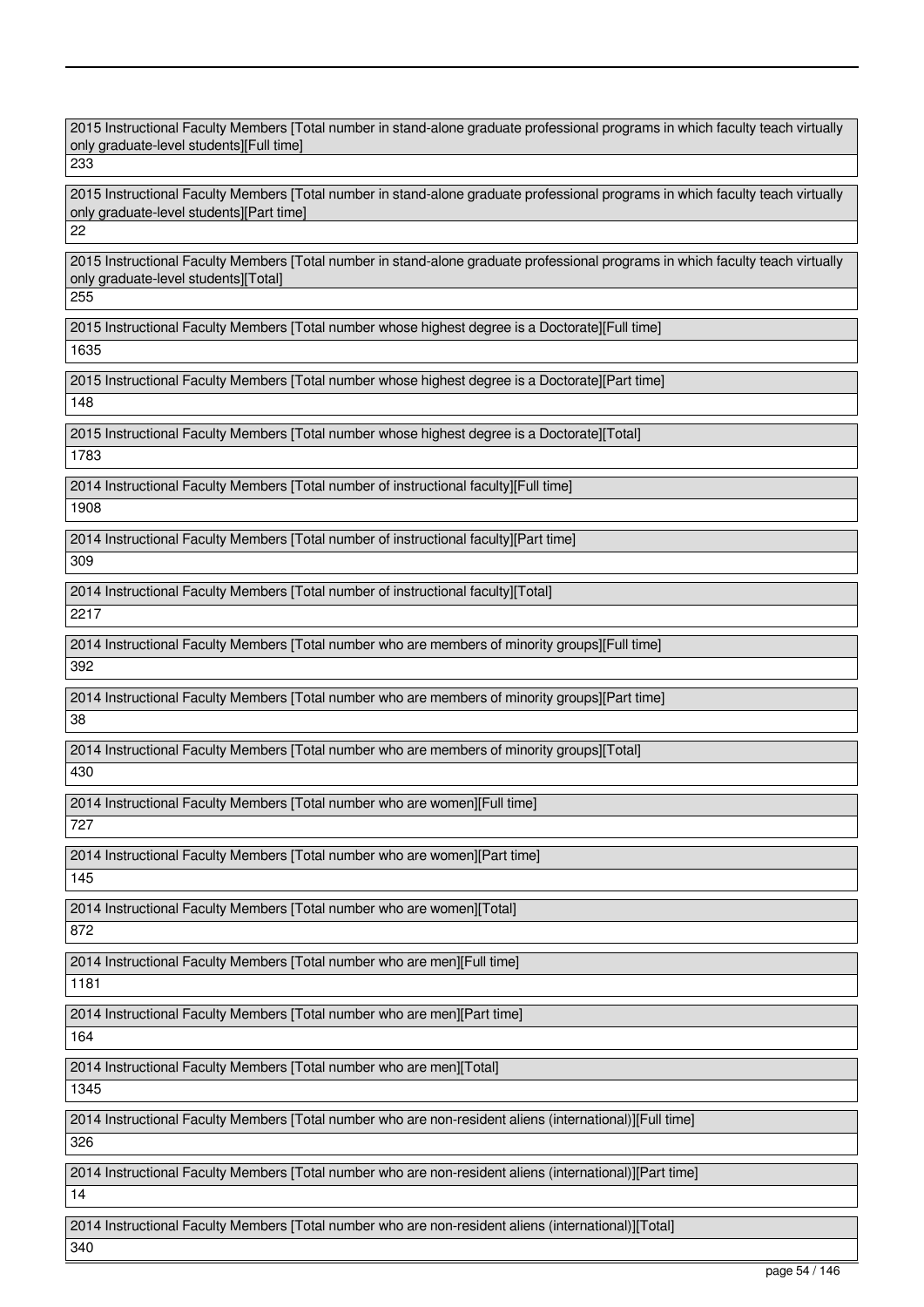| 2015 Instructional Faculty Members [Total number in stand-alone graduate professional programs in which faculty teach virtually only graduate-level students][Full time] |
| --- |
| 233 |

| 2015 Instructional Faculty Members [Total number in stand-alone graduate professional programs in which faculty teach virtually only graduate-level students][Part time] |
| --- |
| 22 |

| 2015 Instructional Faculty Members [Total number in stand-alone graduate professional programs in which faculty teach virtually only graduate-level students][Total] |
| --- |
| 255 |

| 2015 Instructional Faculty Members [Total number whose highest degree is a Doctorate][Full time] |
| --- |
| 1635 |

| 2015 Instructional Faculty Members [Total number whose highest degree is a Doctorate][Part time] |
| --- |
| 148 |

| 2015 Instructional Faculty Members [Total number whose highest degree is a Doctorate][Total] |
| --- |
| 1783 |

| 2014 Instructional Faculty Members [Total number of instructional faculty][Full time] |
| --- |
| 1908 |

| 2014 Instructional Faculty Members [Total number of instructional faculty][Part time] |
| --- |
| 309 |

| 2014 Instructional Faculty Members [Total number of instructional faculty][Total] |
| --- |
| 2217 |

| 2014 Instructional Faculty Members [Total number who are members of minority groups][Full time] |
| --- |
| 392 |

| 2014 Instructional Faculty Members [Total number who are members of minority groups][Part time] |
| --- |
| 38 |

| 2014 Instructional Faculty Members [Total number who are members of minority groups][Total] |
| --- |
| 430 |

| 2014 Instructional Faculty Members [Total number who are women][Full time] |
| --- |
| 727 |

| 2014 Instructional Faculty Members [Total number who are women][Part time] |
| --- |
| 145 |

| 2014 Instructional Faculty Members [Total number who are women][Total] |
| --- |
| 872 |

| 2014 Instructional Faculty Members [Total number who are men][Full time] |
| --- |
| 1181 |

| 2014 Instructional Faculty Members [Total number who are men][Part time] |
| --- |
| 164 |

| 2014 Instructional Faculty Members [Total number who are men][Total] |
| --- |
| 1345 |

| 2014 Instructional Faculty Members [Total number who are non-resident aliens (international)][Full time] |
| --- |
| 326 |

| 2014 Instructional Faculty Members [Total number who are non-resident aliens (international)][Part time] |
| --- |
| 14 |

| 2014 Instructional Faculty Members [Total number who are non-resident aliens (international)][Total] |
| --- |
| 340 |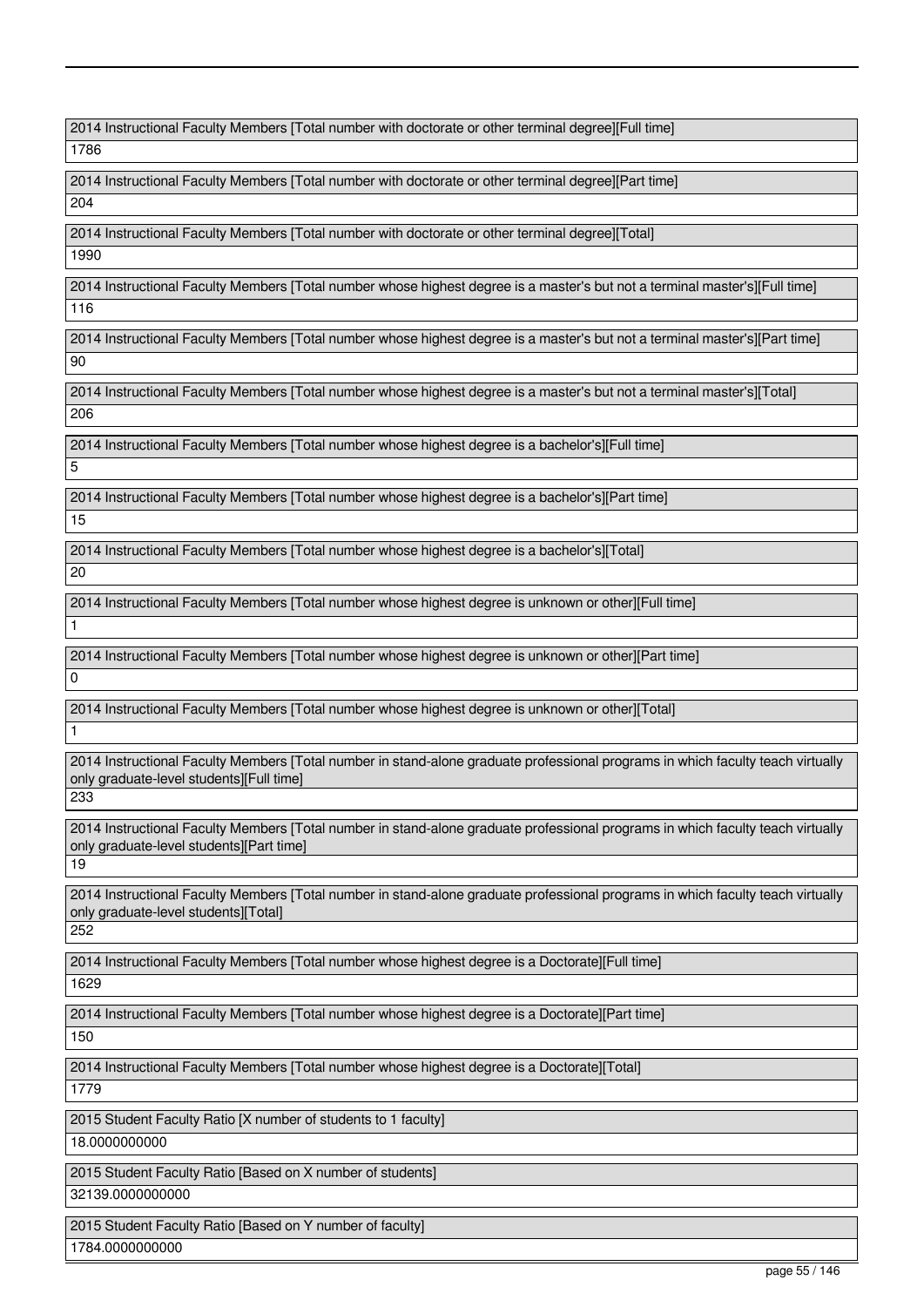| 2014 Instructional Faculty Members [Total number with doctorate or other terminal degree][Full time] |
| --- |
| 1786 |

| 2014 Instructional Faculty Members [Total number with doctorate or other terminal degree][Part time] |
| --- |
| 204 |

| 2014 Instructional Faculty Members [Total number with doctorate or other terminal degree][Total] |
| --- |
| 1990 |

| 2014 Instructional Faculty Members [Total number whose highest degree is a master's but not a terminal master's][Full time] |
| --- |
| 116 |

| 2014 Instructional Faculty Members [Total number whose highest degree is a master's but not a terminal master's][Part time] |
| --- |
| 90 |

| 2014 Instructional Faculty Members [Total number whose highest degree is a master's but not a terminal master's][Total] |
| --- |
| 206 |

| 2014 Instructional Faculty Members [Total number whose highest degree is a bachelor's][Full time] |
| --- |
| 5 |

| 2014 Instructional Faculty Members [Total number whose highest degree is a bachelor's][Part time] |
| --- |
| 15 |

| 2014 Instructional Faculty Members [Total number whose highest degree is a bachelor's][Total] |
| --- |
| 20 |

| 2014 Instructional Faculty Members [Total number whose highest degree is unknown or other][Full time] |
| --- |
| 1 |

| 2014 Instructional Faculty Members [Total number whose highest degree is unknown or other][Part time] |
| --- |
| 0 |

| 2014 Instructional Faculty Members [Total number whose highest degree is unknown or other][Total] |
| --- |
| 1 |

| 2014 Instructional Faculty Members [Total number in stand-alone graduate professional programs in which faculty teach virtually only graduate-level students][Full time] |
| --- |
| 233 |

| 2014 Instructional Faculty Members [Total number in stand-alone graduate professional programs in which faculty teach virtually only graduate-level students][Part time] |
| --- |
| 19 |

| 2014 Instructional Faculty Members [Total number in stand-alone graduate professional programs in which faculty teach virtually only graduate-level students][Total] |
| --- |
| 252 |

| 2014 Instructional Faculty Members [Total number whose highest degree is a Doctorate][Full time] |
| --- |
| 1629 |

| 2014 Instructional Faculty Members [Total number whose highest degree is a Doctorate][Part time] |
| --- |
| 150 |

| 2014 Instructional Faculty Members [Total number whose highest degree is a Doctorate][Total] |
| --- |
| 1779 |

| 2015 Student Faculty Ratio [X number of students to 1 faculty] |
| --- |
| 18.0000000000 |

| 2015 Student Faculty Ratio [Based on X number of students] |
| --- |
| 32139.0000000000 |

| 2015 Student Faculty Ratio [Based on Y number of faculty] |
| --- |
| 1784.0000000000 |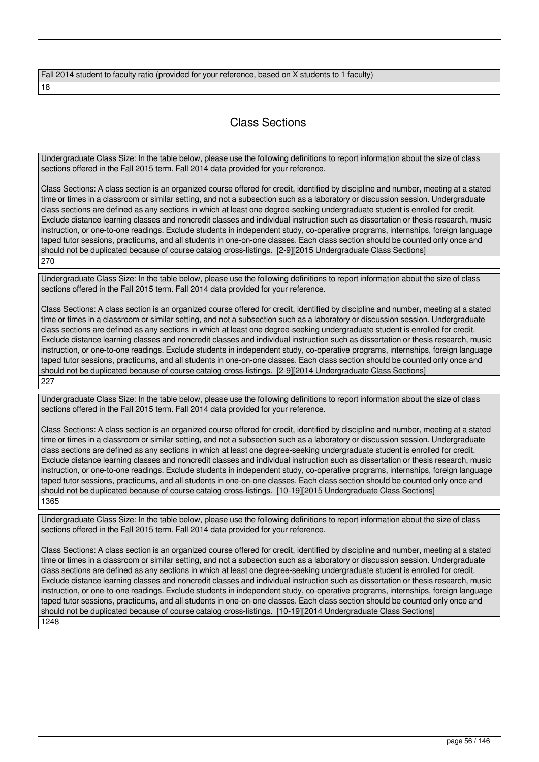Fall 2014 student to faculty ratio (provided for your reference, based on X students to 1 faculty)

18

## Class Sections

Undergraduate Class Size: In the table below, please use the following definitions to report information about the size of class sections offered in the Fall 2015 term. Fall 2014 data provided for your reference.

Class Sections: A class section is an organized course offered for credit, identified by discipline and number, meeting at a stated time or times in a classroom or similar setting, and not a subsection such as a laboratory or discussion session. Undergraduate class sections are defined as any sections in which at least one degree-seeking undergraduate student is enrolled for credit. Exclude distance learning classes and noncredit classes and individual instruction such as dissertation or thesis research, music instruction, or one-to-one readings. Exclude students in independent study, co-operative programs, internships, foreign language taped tutor sessions, practicums, and all students in one-on-one classes. Each class section should be counted only once and should not be duplicated because of course catalog cross-listings. [2-9][2015 Undergraduate Class Sections]

270

Undergraduate Class Size: In the table below, please use the following definitions to report information about the size of class sections offered in the Fall 2015 term. Fall 2014 data provided for your reference.

Class Sections: A class section is an organized course offered for credit, identified by discipline and number, meeting at a stated time or times in a classroom or similar setting, and not a subsection such as a laboratory or discussion session. Undergraduate class sections are defined as any sections in which at least one degree-seeking undergraduate student is enrolled for credit. Exclude distance learning classes and noncredit classes and individual instruction such as dissertation or thesis research, music instruction, or one-to-one readings. Exclude students in independent study, co-operative programs, internships, foreign language taped tutor sessions, practicums, and all students in one-on-one classes. Each class section should be counted only once and should not be duplicated because of course catalog cross-listings. [2-9][2014 Undergraduate Class Sections]

227

Undergraduate Class Size: In the table below, please use the following definitions to report information about the size of class sections offered in the Fall 2015 term. Fall 2014 data provided for your reference.

Class Sections: A class section is an organized course offered for credit, identified by discipline and number, meeting at a stated time or times in a classroom or similar setting, and not a subsection such as a laboratory or discussion session. Undergraduate class sections are defined as any sections in which at least one degree-seeking undergraduate student is enrolled for credit. Exclude distance learning classes and noncredit classes and individual instruction such as dissertation or thesis research, music instruction, or one-to-one readings. Exclude students in independent study, co-operative programs, internships, foreign language taped tutor sessions, practicums, and all students in one-on-one classes. Each class section should be counted only once and should not be duplicated because of course catalog cross-listings. [10-19][2015 Undergraduate Class Sections]

1365

Undergraduate Class Size: In the table below, please use the following definitions to report information about the size of class sections offered in the Fall 2015 term. Fall 2014 data provided for your reference.

Class Sections: A class section is an organized course offered for credit, identified by discipline and number, meeting at a stated time or times in a classroom or similar setting, and not a subsection such as a laboratory or discussion session. Undergraduate class sections are defined as any sections in which at least one degree-seeking undergraduate student is enrolled for credit. Exclude distance learning classes and noncredit classes and individual instruction such as dissertation or thesis research, music instruction, or one-to-one readings. Exclude students in independent study, co-operative programs, internships, foreign language taped tutor sessions, practicums, and all students in one-on-one classes. Each class section should be counted only once and should not be duplicated because of course catalog cross-listings. [10-19][2014 Undergraduate Class Sections]

1248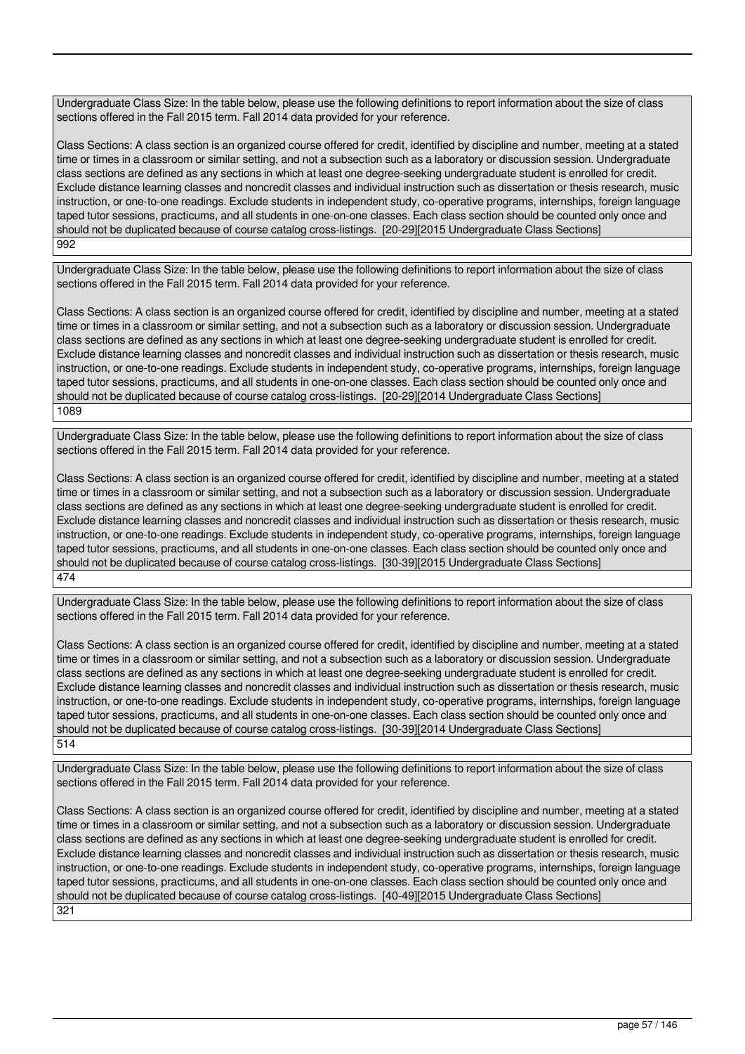Undergraduate Class Size: In the table below, please use the following definitions to report information about the size of class sections offered in the Fall 2015 term. Fall 2014 data provided for your reference.

Class Sections: A class section is an organized course offered for credit, identified by discipline and number, meeting at a stated time or times in a classroom or similar setting, and not a subsection such as a laboratory or discussion session. Undergraduate class sections are defined as any sections in which at least one degree-seeking undergraduate student is enrolled for credit. Exclude distance learning classes and noncredit classes and individual instruction such as dissertation or thesis research, music instruction, or one-to-one readings. Exclude students in independent study, co-operative programs, internships, foreign language taped tutor sessions, practicums, and all students in one-on-one classes. Each class section should be counted only once and should not be duplicated because of course catalog cross-listings. [20-29][2015 Undergraduate Class Sections]

992

Undergraduate Class Size: In the table below, please use the following definitions to report information about the size of class sections offered in the Fall 2015 term. Fall 2014 data provided for your reference.

Class Sections: A class section is an organized course offered for credit, identified by discipline and number, meeting at a stated time or times in a classroom or similar setting, and not a subsection such as a laboratory or discussion session. Undergraduate class sections are defined as any sections in which at least one degree-seeking undergraduate student is enrolled for credit. Exclude distance learning classes and noncredit classes and individual instruction such as dissertation or thesis research, music instruction, or one-to-one readings. Exclude students in independent study, co-operative programs, internships, foreign language taped tutor sessions, practicums, and all students in one-on-one classes. Each class section should be counted only once and should not be duplicated because of course catalog cross-listings. [20-29][2014 Undergraduate Class Sections]

1089

Undergraduate Class Size: In the table below, please use the following definitions to report information about the size of class sections offered in the Fall 2015 term. Fall 2014 data provided for your reference.

Class Sections: A class section is an organized course offered for credit, identified by discipline and number, meeting at a stated time or times in a classroom or similar setting, and not a subsection such as a laboratory or discussion session. Undergraduate class sections are defined as any sections in which at least one degree-seeking undergraduate student is enrolled for credit. Exclude distance learning classes and noncredit classes and individual instruction such as dissertation or thesis research, music instruction, or one-to-one readings. Exclude students in independent study, co-operative programs, internships, foreign language taped tutor sessions, practicums, and all students in one-on-one classes. Each class section should be counted only once and should not be duplicated because of course catalog cross-listings. [30-39][2015 Undergraduate Class Sections]

474

Undergraduate Class Size: In the table below, please use the following definitions to report information about the size of class sections offered in the Fall 2015 term. Fall 2014 data provided for your reference.

Class Sections: A class section is an organized course offered for credit, identified by discipline and number, meeting at a stated time or times in a classroom or similar setting, and not a subsection such as a laboratory or discussion session. Undergraduate class sections are defined as any sections in which at least one degree-seeking undergraduate student is enrolled for credit. Exclude distance learning classes and noncredit classes and individual instruction such as dissertation or thesis research, music instruction, or one-to-one readings. Exclude students in independent study, co-operative programs, internships, foreign language taped tutor sessions, practicums, and all students in one-on-one classes. Each class section should be counted only once and should not be duplicated because of course catalog cross-listings. [30-39][2014 Undergraduate Class Sections]

514

Undergraduate Class Size: In the table below, please use the following definitions to report information about the size of class sections offered in the Fall 2015 term. Fall 2014 data provided for your reference.

Class Sections: A class section is an organized course offered for credit, identified by discipline and number, meeting at a stated time or times in a classroom or similar setting, and not a subsection such as a laboratory or discussion session. Undergraduate class sections are defined as any sections in which at least one degree-seeking undergraduate student is enrolled for credit. Exclude distance learning classes and noncredit classes and individual instruction such as dissertation or thesis research, music instruction, or one-to-one readings. Exclude students in independent study, co-operative programs, internships, foreign language taped tutor sessions, practicums, and all students in one-on-one classes. Each class section should be counted only once and should not be duplicated because of course catalog cross-listings. [40-49][2015 Undergraduate Class Sections]

321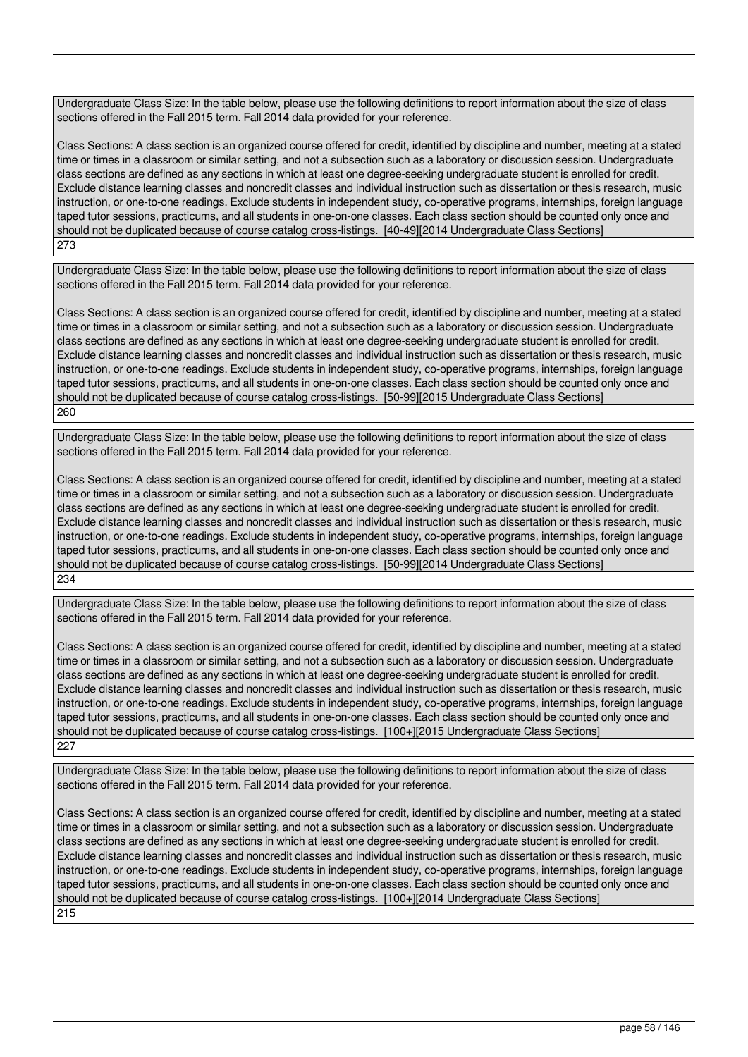Undergraduate Class Size: In the table below, please use the following definitions to report information about the size of class sections offered in the Fall 2015 term. Fall 2014 data provided for your reference.

Class Sections: A class section is an organized course offered for credit, identified by discipline and number, meeting at a stated time or times in a classroom or similar setting, and not a subsection such as a laboratory or discussion session. Undergraduate class sections are defined as any sections in which at least one degree-seeking undergraduate student is enrolled for credit. Exclude distance learning classes and noncredit classes and individual instruction such as dissertation or thesis research, music instruction, or one-to-one readings. Exclude students in independent study, co-operative programs, internships, foreign language taped tutor sessions, practicums, and all students in one-on-one classes. Each class section should be counted only once and should not be duplicated because of course catalog cross-listings. [40-49][2014 Undergraduate Class Sections]

273

Undergraduate Class Size: In the table below, please use the following definitions to report information about the size of class sections offered in the Fall 2015 term. Fall 2014 data provided for your reference.

Class Sections: A class section is an organized course offered for credit, identified by discipline and number, meeting at a stated time or times in a classroom or similar setting, and not a subsection such as a laboratory or discussion session. Undergraduate class sections are defined as any sections in which at least one degree-seeking undergraduate student is enrolled for credit. Exclude distance learning classes and noncredit classes and individual instruction such as dissertation or thesis research, music instruction, or one-to-one readings. Exclude students in independent study, co-operative programs, internships, foreign language taped tutor sessions, practicums, and all students in one-on-one classes. Each class section should be counted only once and should not be duplicated because of course catalog cross-listings. [50-99][2015 Undergraduate Class Sections]

260

Undergraduate Class Size: In the table below, please use the following definitions to report information about the size of class sections offered in the Fall 2015 term. Fall 2014 data provided for your reference.

Class Sections: A class section is an organized course offered for credit, identified by discipline and number, meeting at a stated time or times in a classroom or similar setting, and not a subsection such as a laboratory or discussion session. Undergraduate class sections are defined as any sections in which at least one degree-seeking undergraduate student is enrolled for credit. Exclude distance learning classes and noncredit classes and individual instruction such as dissertation or thesis research, music instruction, or one-to-one readings. Exclude students in independent study, co-operative programs, internships, foreign language taped tutor sessions, practicums, and all students in one-on-one classes. Each class section should be counted only once and should not be duplicated because of course catalog cross-listings. [50-99][2014 Undergraduate Class Sections]

234

Undergraduate Class Size: In the table below, please use the following definitions to report information about the size of class sections offered in the Fall 2015 term. Fall 2014 data provided for your reference.

Class Sections: A class section is an organized course offered for credit, identified by discipline and number, meeting at a stated time or times in a classroom or similar setting, and not a subsection such as a laboratory or discussion session. Undergraduate class sections are defined as any sections in which at least one degree-seeking undergraduate student is enrolled for credit. Exclude distance learning classes and noncredit classes and individual instruction such as dissertation or thesis research, music instruction, or one-to-one readings. Exclude students in independent study, co-operative programs, internships, foreign language taped tutor sessions, practicums, and all students in one-on-one classes. Each class section should be counted only once and should not be duplicated because of course catalog cross-listings. [100+][2015 Undergraduate Class Sections]

227

Undergraduate Class Size: In the table below, please use the following definitions to report information about the size of class sections offered in the Fall 2015 term. Fall 2014 data provided for your reference.

Class Sections: A class section is an organized course offered for credit, identified by discipline and number, meeting at a stated time or times in a classroom or similar setting, and not a subsection such as a laboratory or discussion session. Undergraduate class sections are defined as any sections in which at least one degree-seeking undergraduate student is enrolled for credit. Exclude distance learning classes and noncredit classes and individual instruction such as dissertation or thesis research, music instruction, or one-to-one readings. Exclude students in independent study, co-operative programs, internships, foreign language taped tutor sessions, practicums, and all students in one-on-one classes. Each class section should be counted only once and should not be duplicated because of course catalog cross-listings. [100+][2014 Undergraduate Class Sections]

215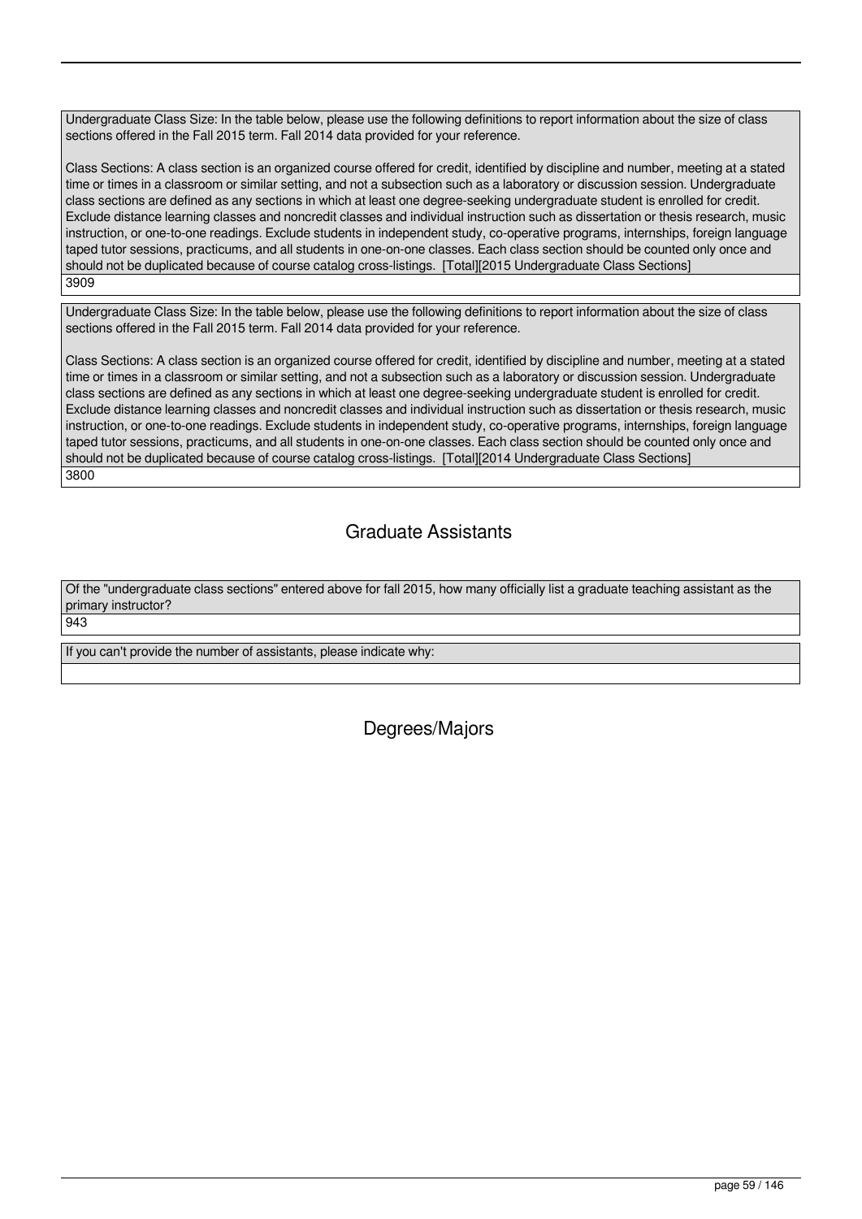Undergraduate Class Size: In the table below, please use the following definitions to report information about the size of class sections offered in the Fall 2015 term. Fall 2014 data provided for your reference.

Class Sections: A class section is an organized course offered for credit, identified by discipline and number, meeting at a stated time or times in a classroom or similar setting, and not a subsection such as a laboratory or discussion session. Undergraduate class sections are defined as any sections in which at least one degree-seeking undergraduate student is enrolled for credit. Exclude distance learning classes and noncredit classes and individual instruction such as dissertation or thesis research, music instruction, or one-to-one readings. Exclude students in independent study, co-operative programs, internships, foreign language taped tutor sessions, practicums, and all students in one-on-one classes. Each class section should be counted only once and should not be duplicated because of course catalog cross-listings. [Total][2015 Undergraduate Class Sections]

3909

Undergraduate Class Size: In the table below, please use the following definitions to report information about the size of class sections offered in the Fall 2015 term. Fall 2014 data provided for your reference.

Class Sections: A class section is an organized course offered for credit, identified by discipline and number, meeting at a stated time or times in a classroom or similar setting, and not a subsection such as a laboratory or discussion session. Undergraduate class sections are defined as any sections in which at least one degree-seeking undergraduate student is enrolled for credit. Exclude distance learning classes and noncredit classes and individual instruction such as dissertation or thesis research, music instruction, or one-to-one readings. Exclude students in independent study, co-operative programs, internships, foreign language taped tutor sessions, practicums, and all students in one-on-one classes. Each class section should be counted only once and should not be duplicated because of course catalog cross-listings. [Total][2014 Undergraduate Class Sections]

3800

## Graduate Assistants

Of the "undergraduate class sections" entered above for fall 2015, how many officially list a graduate teaching assistant as the primary instructor?

943

If you can't provide the number of assistants, please indicate why:

## Degrees/Majors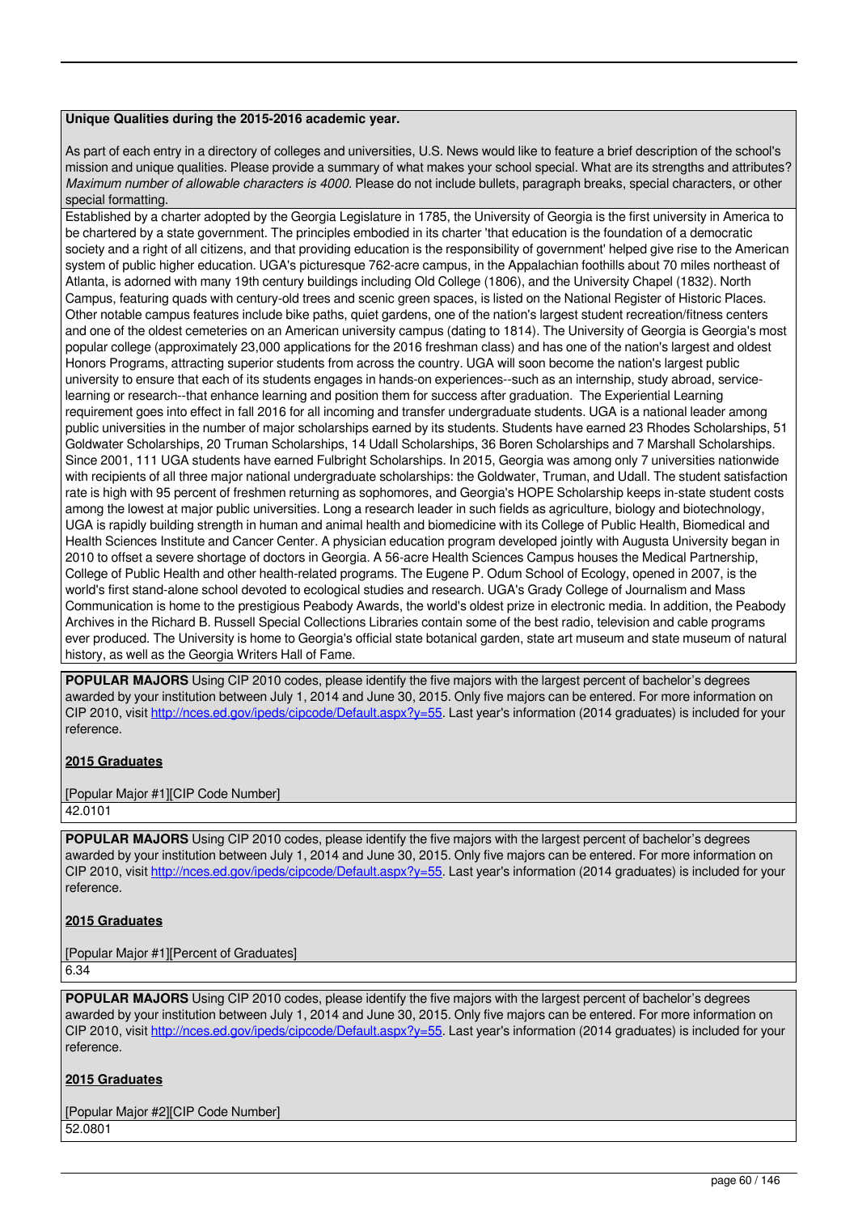**Unique Qualities during the 2015-2016 academic year.**

As part of each entry in a directory of colleges and universities, U.S. News would like to feature a brief description of the school's mission and unique qualities. Please provide a summary of what makes your school special. What are its strengths and attributes? *Maximum number of allowable characters is 4000.* Please do not include bullets, paragraph breaks, special characters, or other special formatting.

Established by a charter adopted by the Georgia Legislature in 1785, the University of Georgia is the first university in America to be chartered by a state government. The principles embodied in its charter 'that education is the foundation of a democratic society and a right of all citizens, and that providing education is the responsibility of government' helped give rise to the American system of public higher education. UGA's picturesque 762-acre campus, in the Appalachian foothills about 70 miles northeast of Atlanta, is adorned with many 19th century buildings including Old College (1806), and the University Chapel (1832). North Campus, featuring quads with century-old trees and scenic green spaces, is listed on the National Register of Historic Places. Other notable campus features include bike paths, quiet gardens, one of the nation's largest student recreation/fitness centers and one of the oldest cemeteries on an American university campus (dating to 1814). The University of Georgia is Georgia's most popular college (approximately 23,000 applications for the 2016 freshman class) and has one of the nation's largest and oldest Honors Programs, attracting superior students from across the country. UGA will soon become the nation's largest public university to ensure that each of its students engages in hands-on experiences--such as an internship, study abroad, service-learning or research--that enhance learning and position them for success after graduation. The Experiential Learning requirement goes into effect in fall 2016 for all incoming and transfer undergraduate students. UGA is a national leader among public universities in the number of major scholarships earned by its students. Students have earned 23 Rhodes Scholarships, 51 Goldwater Scholarships, 20 Truman Scholarships, 14 Udall Scholarships, 36 Boren Scholarships and 7 Marshall Scholarships. Since 2001, 111 UGA students have earned Fulbright Scholarships. In 2015, Georgia was among only 7 universities nationwide with recipients of all three major national undergraduate scholarships: the Goldwater, Truman, and Udall. The student satisfaction rate is high with 95 percent of freshmen returning as sophomores, and Georgia's HOPE Scholarship keeps in-state student costs among the lowest at major public universities. Long a research leader in such fields as agriculture, biology and biotechnology, UGA is rapidly building strength in human and animal health and biomedicine with its College of Public Health, Biomedical and Health Sciences Institute and Cancer Center. A physician education program developed jointly with Augusta University began in 2010 to offset a severe shortage of doctors in Georgia. A 56-acre Health Sciences Campus houses the Medical Partnership, College of Public Health and other health-related programs. The Eugene P. Odum School of Ecology, opened in 2007, is the world's first stand-alone school devoted to ecological studies and research. UGA's Grady College of Journalism and Mass Communication is home to the prestigious Peabody Awards, the world's oldest prize in electronic media. In addition, the Peabody Archives in the Richard B. Russell Special Collections Libraries contain some of the best radio, television and cable programs ever produced. The University is home to Georgia's official state botanical garden, state art museum and state museum of natural history, as well as the Georgia Writers Hall of Fame.

**POPULAR MAJORS** Using CIP 2010 codes, please identify the five majors with the largest percent of bachelor's degrees awarded by your institution between July 1, 2014 and June 30, 2015. Only five majors can be entered. For more information on CIP 2010, visit http://nces.ed.gov/ipeds/cipcode/Default.aspx?y=55. Last year's information (2014 graduates) is included for your reference.

**2015 Graduates**

[Popular Major #1][CIP Code Number]

42.0101

**POPULAR MAJORS** Using CIP 2010 codes, please identify the five majors with the largest percent of bachelor's degrees awarded by your institution between July 1, 2014 and June 30, 2015. Only five majors can be entered. For more information on CIP 2010, visit http://nces.ed.gov/ipeds/cipcode/Default.aspx?y=55. Last year's information (2014 graduates) is included for your reference.

**2015 Graduates**

[Popular Major #1][Percent of Graduates]

6.34

**POPULAR MAJORS** Using CIP 2010 codes, please identify the five majors with the largest percent of bachelor's degrees awarded by your institution between July 1, 2014 and June 30, 2015. Only five majors can be entered. For more information on CIP 2010, visit http://nces.ed.gov/ipeds/cipcode/Default.aspx?y=55. Last year's information (2014 graduates) is included for your reference.

**2015 Graduates**

[Popular Major #2][CIP Code Number]

52.0801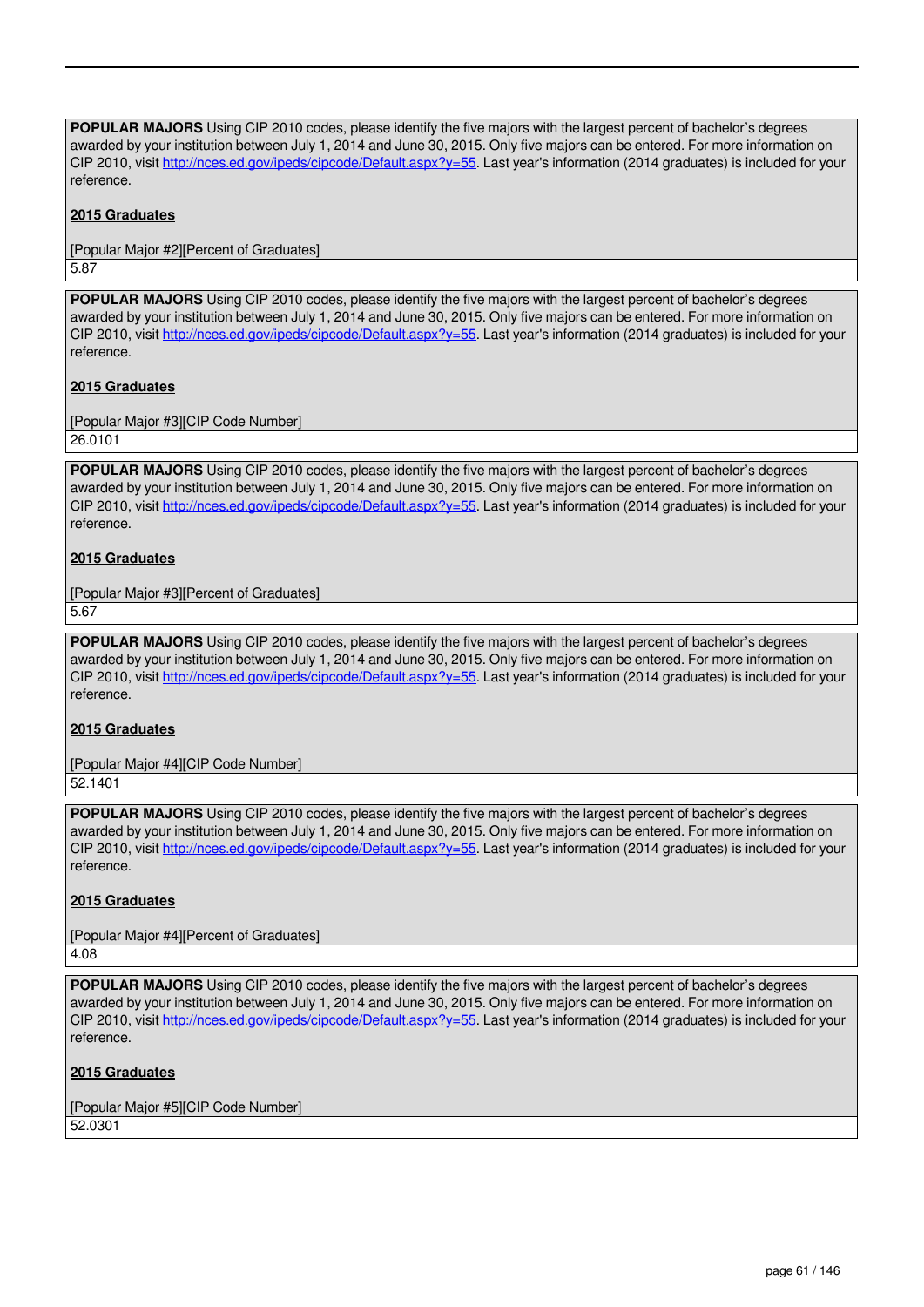**POPULAR MAJORS** Using CIP 2010 codes, please identify the five majors with the largest percent of bachelor's degrees awarded by your institution between July 1, 2014 and June 30, 2015. Only five majors can be entered. For more information on CIP 2010, visit http://nces.ed.gov/ipeds/cipcode/Default.aspx?y=55. Last year's information (2014 graduates) is included for your reference.

**2015 Graduates**

[Popular Major #2][Percent of Graduates]

5.87

**POPULAR MAJORS** Using CIP 2010 codes, please identify the five majors with the largest percent of bachelor's degrees awarded by your institution between July 1, 2014 and June 30, 2015. Only five majors can be entered. For more information on CIP 2010, visit http://nces.ed.gov/ipeds/cipcode/Default.aspx?y=55. Last year's information (2014 graduates) is included for your reference.

**2015 Graduates**

[Popular Major #3][CIP Code Number]

26.0101

**POPULAR MAJORS** Using CIP 2010 codes, please identify the five majors with the largest percent of bachelor's degrees awarded by your institution between July 1, 2014 and June 30, 2015. Only five majors can be entered. For more information on CIP 2010, visit http://nces.ed.gov/ipeds/cipcode/Default.aspx?y=55. Last year's information (2014 graduates) is included for your reference.

**2015 Graduates**

[Popular Major #3][Percent of Graduates]

5.67

**POPULAR MAJORS** Using CIP 2010 codes, please identify the five majors with the largest percent of bachelor's degrees awarded by your institution between July 1, 2014 and June 30, 2015. Only five majors can be entered. For more information on CIP 2010, visit http://nces.ed.gov/ipeds/cipcode/Default.aspx?y=55. Last year's information (2014 graduates) is included for your reference.

**2015 Graduates**

[Popular Major #4][CIP Code Number]

52.1401

**POPULAR MAJORS** Using CIP 2010 codes, please identify the five majors with the largest percent of bachelor's degrees awarded by your institution between July 1, 2014 and June 30, 2015. Only five majors can be entered. For more information on CIP 2010, visit http://nces.ed.gov/ipeds/cipcode/Default.aspx?y=55. Last year's information (2014 graduates) is included for your reference.

**2015 Graduates**

[Popular Major #4][Percent of Graduates]

4.08

**POPULAR MAJORS** Using CIP 2010 codes, please identify the five majors with the largest percent of bachelor's degrees awarded by your institution between July 1, 2014 and June 30, 2015. Only five majors can be entered. For more information on CIP 2010, visit http://nces.ed.gov/ipeds/cipcode/Default.aspx?y=55. Last year's information (2014 graduates) is included for your reference.

**2015 Graduates**

[Popular Major #5][CIP Code Number]

52.0301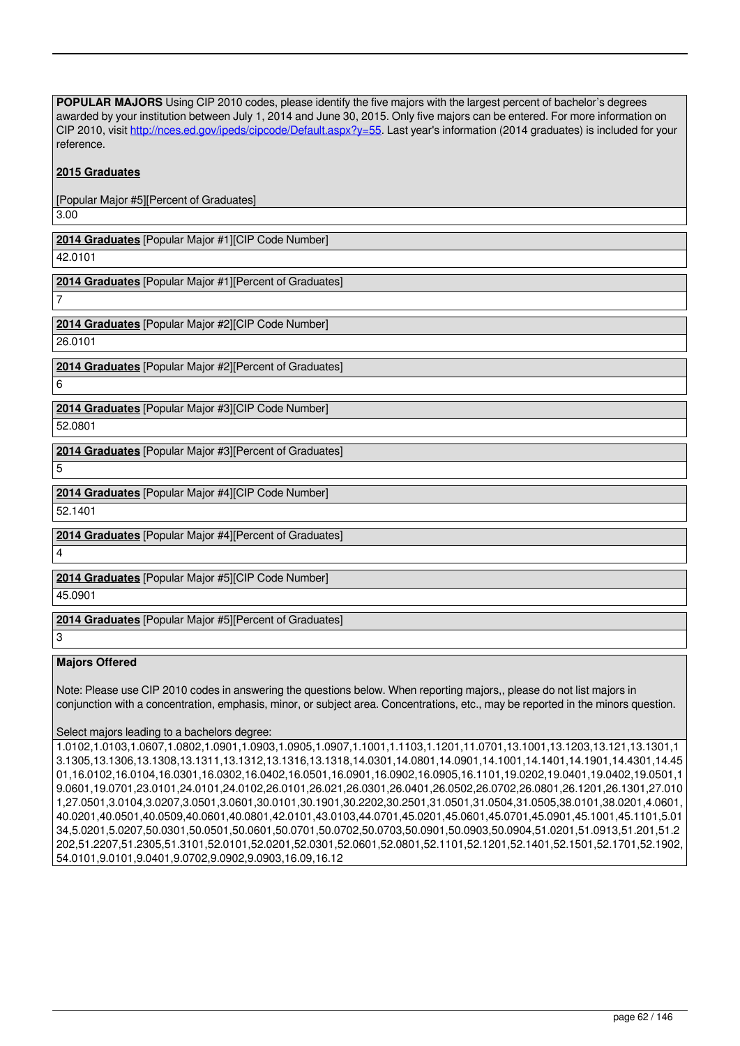**POPULAR MAJORS** Using CIP 2010 codes, please identify the five majors with the largest percent of bachelor's degrees awarded by your institution between July 1, 2014 and June 30, 2015. Only five majors can be entered. For more information on CIP 2010, visit [http://nces.ed.gov/ipeds/cipcode/Default.aspx?y=55](http://nces.ed.gov/ipeds/cipcode/Default.aspx?y=55). Last year's information (2014 graduates) is included for your reference.

**2015 Graduates**

[Popular Major #5][Percent of Graduates]

3.00

**2014 Graduates** [Popular Major #1][CIP Code Number]

42.0101

**2014 Graduates** [Popular Major #1][Percent of Graduates]

7

**2014 Graduates** [Popular Major #2][CIP Code Number]

26.0101

**2014 Graduates** [Popular Major #2][Percent of Graduates]

6

**2014 Graduates** [Popular Major #3][CIP Code Number]

52.0801

**2014 Graduates** [Popular Major #3][Percent of Graduates]

5

**2014 Graduates** [Popular Major #4][CIP Code Number]

52.1401

**2014 Graduates** [Popular Major #4][Percent of Graduates]

4

**2014 Graduates** [Popular Major #5][CIP Code Number]

45.0901

**2014 Graduates** [Popular Major #5][Percent of Graduates]

3

**Majors Offered**

Note: Please use CIP 2010 codes in answering the questions below. When reporting majors,, please do not list majors in conjunction with a concentration, emphasis, minor, or subject area. Concentrations, etc., may be reported in the minors question.

Select majors leading to a bachelors degree:

1.0102,1.0103,1.0607,1.0802,1.0901,1.0903,1.0905,1.0907,1.1001,1.1103,1.1201,11.0701,13.1001,13.1203,13.121,13.1301,13.1305,13.1306,13.1308,13.1311,13.1312,13.1316,13.1318,14.0301,14.0801,14.0901,14.1001,14.1401,14.1901,14.4301,14.4501,16.0102,16.0104,16.0301,16.0302,16.0402,16.0501,16.0901,16.0902,16.0905,16.1101,19.0202,19.0401,19.0402,19.0501,19.0601,19.0701,23.0101,24.0101,24.0102,26.0101,26.021,26.0301,26.0401,26.0502,26.0702,26.0801,26.1201,26.1301,27.0101,27.0501,3.0104,3.0207,3.0501,3.0601,30.0101,30.1901,30.2202,30.2501,31.0501,31.0504,31.0505,38.0101,38.0201,4.0601,40.0201,40.0501,40.0509,40.0601,40.0801,42.0101,43.0103,44.0701,45.0201,45.0601,45.0701,45.0901,45.1001,45.1101,5.0134,5.0201,5.0207,50.0301,50.0501,50.0601,50.0701,50.0702,50.0703,50.0901,50.0903,50.0904,51.0201,51.0913,51.201,51.2202,51.2207,51.2305,51.3101,52.0101,52.0201,52.0301,52.0601,52.0801,52.1101,52.1201,52.1401,52.1501,52.1701,52.1902,54.0101,9.0101,9.0401,9.0702,9.0902,9.0903,16.09,16.12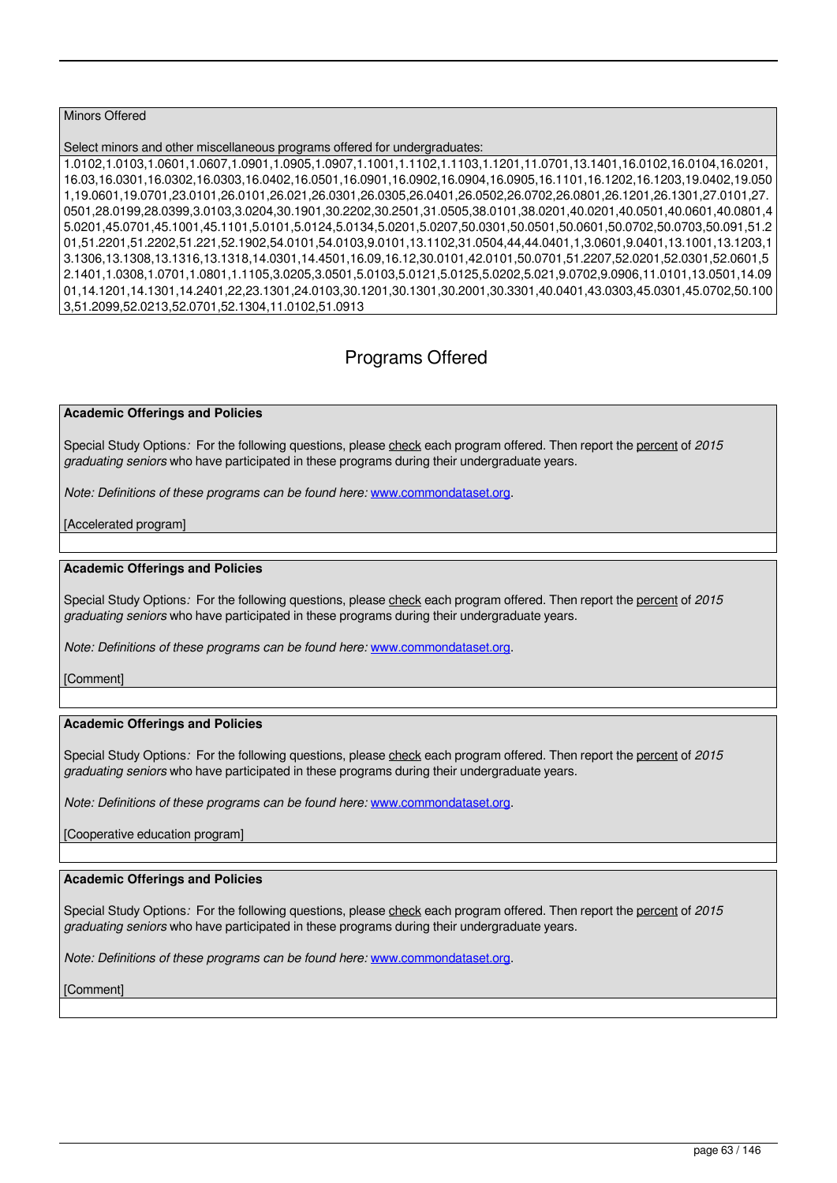Minors Offered

Select minors and other miscellaneous programs offered for undergraduates:

1.0102,1.0103,1.0601,1.0607,1.0901,1.0905,1.0907,1.1001,1.1102,1.1103,1.1201,11.0701,13.1401,16.0102,16.0104,16.0201,16.03,16.0301,16.0302,16.0303,16.0402,16.0501,16.0901,16.0902,16.0904,16.0905,16.1101,16.1202,16.1203,19.0402,19.0501,19.0601,19.0701,23.0101,26.0101,26.021,26.0301,26.0305,26.0401,26.0502,26.0702,26.0801,26.1201,26.1301,27.0101,27.0501,28.0199,28.0399,3.0103,3.0204,30.1901,30.2202,30.2501,31.0505,38.0101,38.0201,40.0201,40.0501,40.0601,40.0801,45.0201,45.0701,45.1001,45.1101,5.0101,5.0124,5.0134,5.0201,5.0207,50.0301,50.0501,50.0601,50.0702,50.0703,50.091,51.201,51.2201,51.2202,51.221,52.1902,54.0101,54.0103,9.0101,13.1102,31.0504,44,44.0401,1,3.0601,9.0401,13.1001,13.1203,13.1306,13.1308,13.1316,13.1318,14.0301,14.4501,16.09,16.12,30.0101,42.0101,50.0701,51.2207,52.0201,52.0301,52.0601,52.1401,1.0308,1.0701,1.0801,1.1105,3.0205,3.0501,5.0103,5.0121,5.0125,5.0202,5.021,9.0702,9.0906,11.0101,13.0501,14.0901,14.1201,14.1301,14.2401,22,23.1301,24.0103,30.1201,30.1301,30.2001,30.3301,40.0401,43.0303,45.0301,45.0702,50.1003,51.2099,52.0213,52.0701,52.1304,11.0102,51.0913

## Programs Offered

**Academic Offerings and Policies**

Special Study Options: For the following questions, please check each program offered. Then report the percent of *2015 graduating seniors* who have participated in these programs during their undergraduate years.

*Note: Definitions of these programs can be found here:* www.commondataset.org.

[Accelerated program]

**Academic Offerings and Policies**

Special Study Options: For the following questions, please check each program offered. Then report the percent of *2015 graduating seniors* who have participated in these programs during their undergraduate years.

*Note: Definitions of these programs can be found here:* www.commondataset.org.

[Comment]

**Academic Offerings and Policies**

Special Study Options: For the following questions, please check each program offered. Then report the percent of *2015 graduating seniors* who have participated in these programs during their undergraduate years.

*Note: Definitions of these programs can be found here:* www.commondataset.org.

[Cooperative education program]

**Academic Offerings and Policies**

Special Study Options: For the following questions, please check each program offered. Then report the percent of *2015 graduating seniors* who have participated in these programs during their undergraduate years.

*Note: Definitions of these programs can be found here:* www.commondataset.org.

[Comment]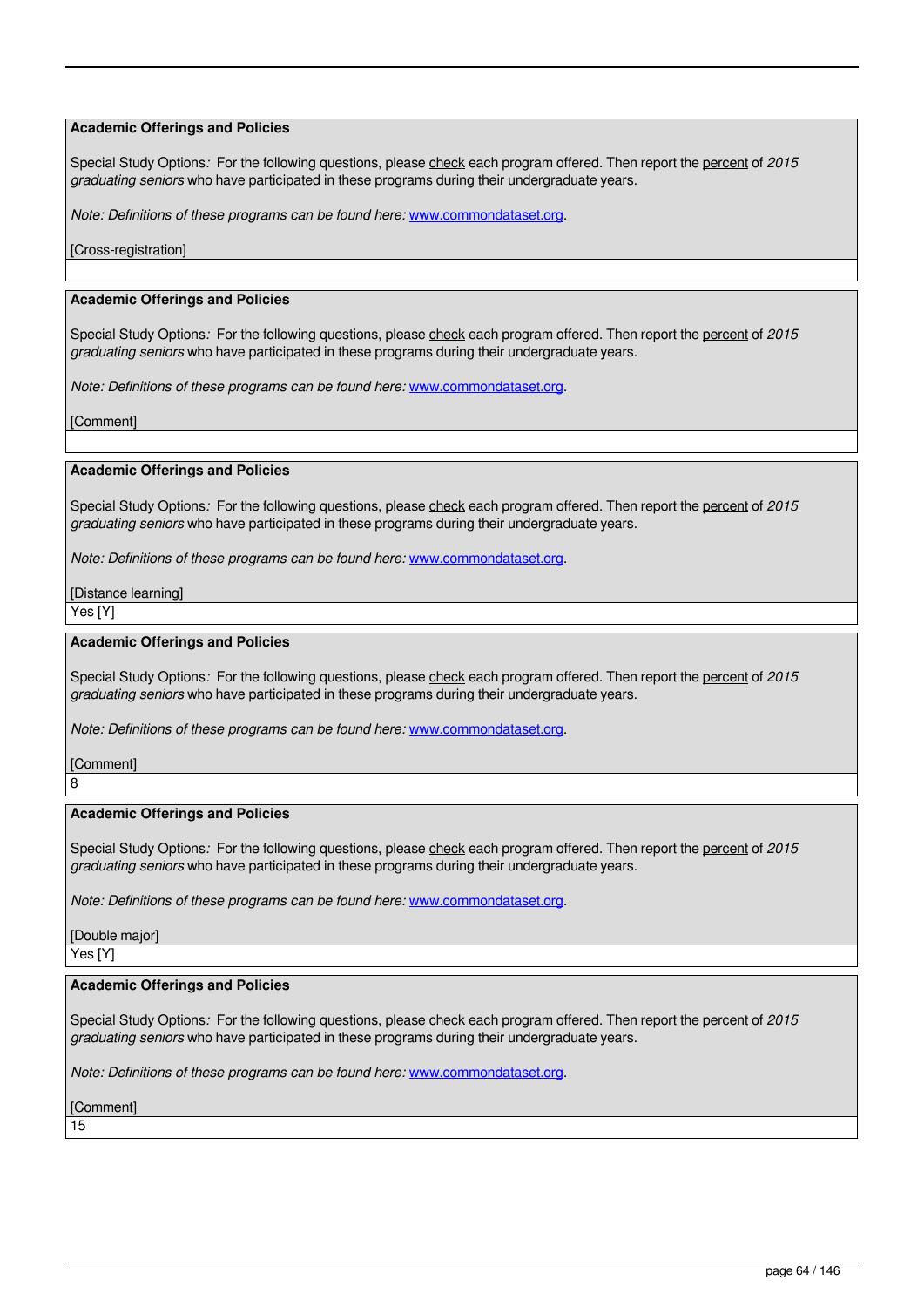**Academic Offerings and Policies**

Special Study Options*:* For the following questions, please check each program offered. Then report the percent of *2015 graduating seniors* who have participated in these programs during their undergraduate years.

*Note: Definitions of these programs can be found here:* www.commondataset.org.

[Cross-registration]

**Academic Offerings and Policies**

Special Study Options*:* For the following questions, please check each program offered. Then report the percent of *2015 graduating seniors* who have participated in these programs during their undergraduate years.

*Note: Definitions of these programs can be found here:* www.commondataset.org.

[Comment]

**Academic Offerings and Policies**

Special Study Options*:* For the following questions, please check each program offered. Then report the percent of *2015 graduating seniors* who have participated in these programs during their undergraduate years.

*Note: Definitions of these programs can be found here:* www.commondataset.org.

[Distance learning]

Yes [Y]

**Academic Offerings and Policies**

Special Study Options*:* For the following questions, please check each program offered. Then report the percent of *2015 graduating seniors* who have participated in these programs during their undergraduate years.

*Note: Definitions of these programs can be found here:* www.commondataset.org.

[Comment]

8

**Academic Offerings and Policies**

Special Study Options*:* For the following questions, please check each program offered. Then report the percent of *2015 graduating seniors* who have participated in these programs during their undergraduate years.

*Note: Definitions of these programs can be found here:* www.commondataset.org.

[Double major]

Yes [Y]

**Academic Offerings and Policies**

Special Study Options*:* For the following questions, please check each program offered. Then report the percent of *2015 graduating seniors* who have participated in these programs during their undergraduate years.

*Note: Definitions of these programs can be found here:* www.commondataset.org.

[Comment]

15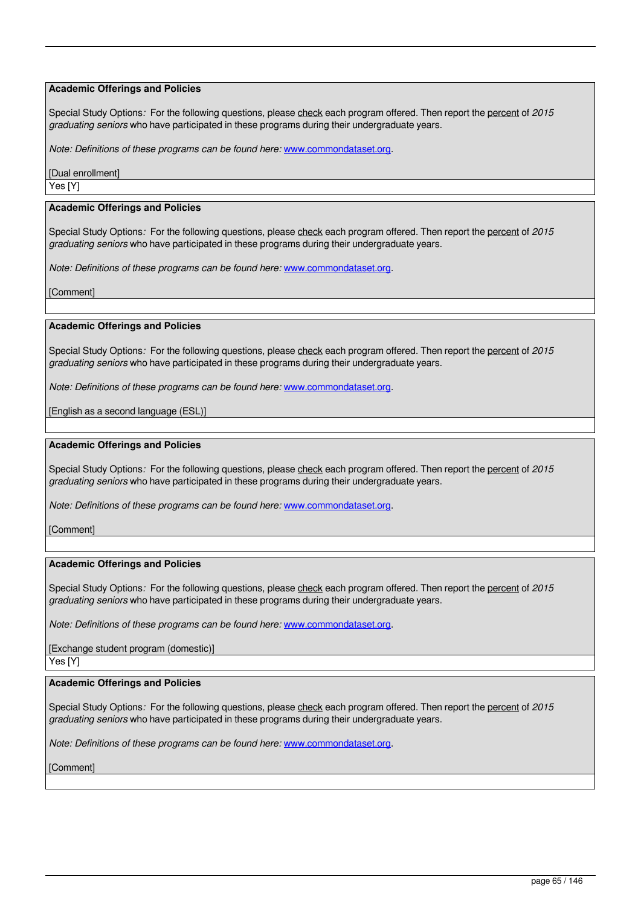**Academic Offerings and Policies**

Special Study Options*:* For the following questions, please check each program offered. Then report the percent of *2015 graduating seniors* who have participated in these programs during their undergraduate years.

*Note: Definitions of these programs can be found here:* www.commondataset.org.

[Dual enrollment]

Yes [Y]

**Academic Offerings and Policies**

Special Study Options*:* For the following questions, please check each program offered. Then report the percent of *2015 graduating seniors* who have participated in these programs during their undergraduate years.

*Note: Definitions of these programs can be found here:* www.commondataset.org.

[Comment]

**Academic Offerings and Policies**

Special Study Options*:* For the following questions, please check each program offered. Then report the percent of *2015 graduating seniors* who have participated in these programs during their undergraduate years.

*Note: Definitions of these programs can be found here:* www.commondataset.org.

[English as a second language (ESL)]

**Academic Offerings and Policies**

Special Study Options*:* For the following questions, please check each program offered. Then report the percent of *2015 graduating seniors* who have participated in these programs during their undergraduate years.

*Note: Definitions of these programs can be found here:* www.commondataset.org.

[Comment]

**Academic Offerings and Policies**

Special Study Options*:* For the following questions, please check each program offered. Then report the percent of *2015 graduating seniors* who have participated in these programs during their undergraduate years.

*Note: Definitions of these programs can be found here:* www.commondataset.org.

[Exchange student program (domestic)]

Yes [Y]

**Academic Offerings and Policies**

Special Study Options*:* For the following questions, please check each program offered. Then report the percent of *2015 graduating seniors* who have participated in these programs during their undergraduate years.

*Note: Definitions of these programs can be found here:* www.commondataset.org.

[Comment]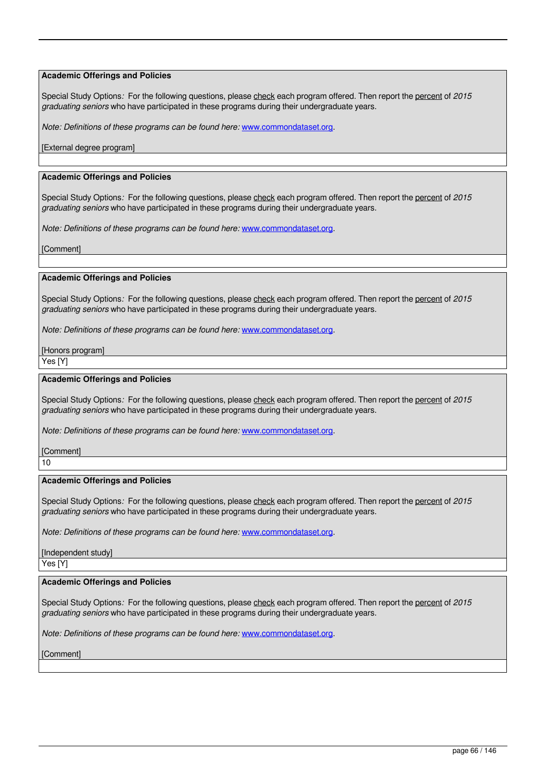**Academic Offerings and Policies**

Special Study Options*:* For the following questions, please check each program offered. Then report the percent of *2015 graduating seniors* who have participated in these programs during their undergraduate years.

*Note: Definitions of these programs can be found here:* www.commondataset.org.

[External degree program]

---

**Academic Offerings and Policies**

Special Study Options*:* For the following questions, please check each program offered. Then report the percent of *2015 graduating seniors* who have participated in these programs during their undergraduate years.

*Note: Definitions of these programs can be found here:* www.commondataset.org.

[Comment]

---

**Academic Offerings and Policies**

Special Study Options*:* For the following questions, please check each program offered. Then report the percent of *2015 graduating seniors* who have participated in these programs during their undergraduate years.

*Note: Definitions of these programs can be found here:* www.commondataset.org.

[Honors program]

Yes [Y]

---

**Academic Offerings and Policies**

Special Study Options*:* For the following questions, please check each program offered. Then report the percent of *2015 graduating seniors* who have participated in these programs during their undergraduate years.

*Note: Definitions of these programs can be found here:* www.commondataset.org.

[Comment]

10

---

**Academic Offerings and Policies**

Special Study Options*:* For the following questions, please check each program offered. Then report the percent of *2015 graduating seniors* who have participated in these programs during their undergraduate years.

*Note: Definitions of these programs can be found here:* www.commondataset.org.

[Independent study]

Yes [Y]

---

**Academic Offerings and Policies**

Special Study Options*:* For the following questions, please check each program offered. Then report the percent of *2015 graduating seniors* who have participated in these programs during their undergraduate years.

*Note: Definitions of these programs can be found here:* www.commondataset.org.

[Comment]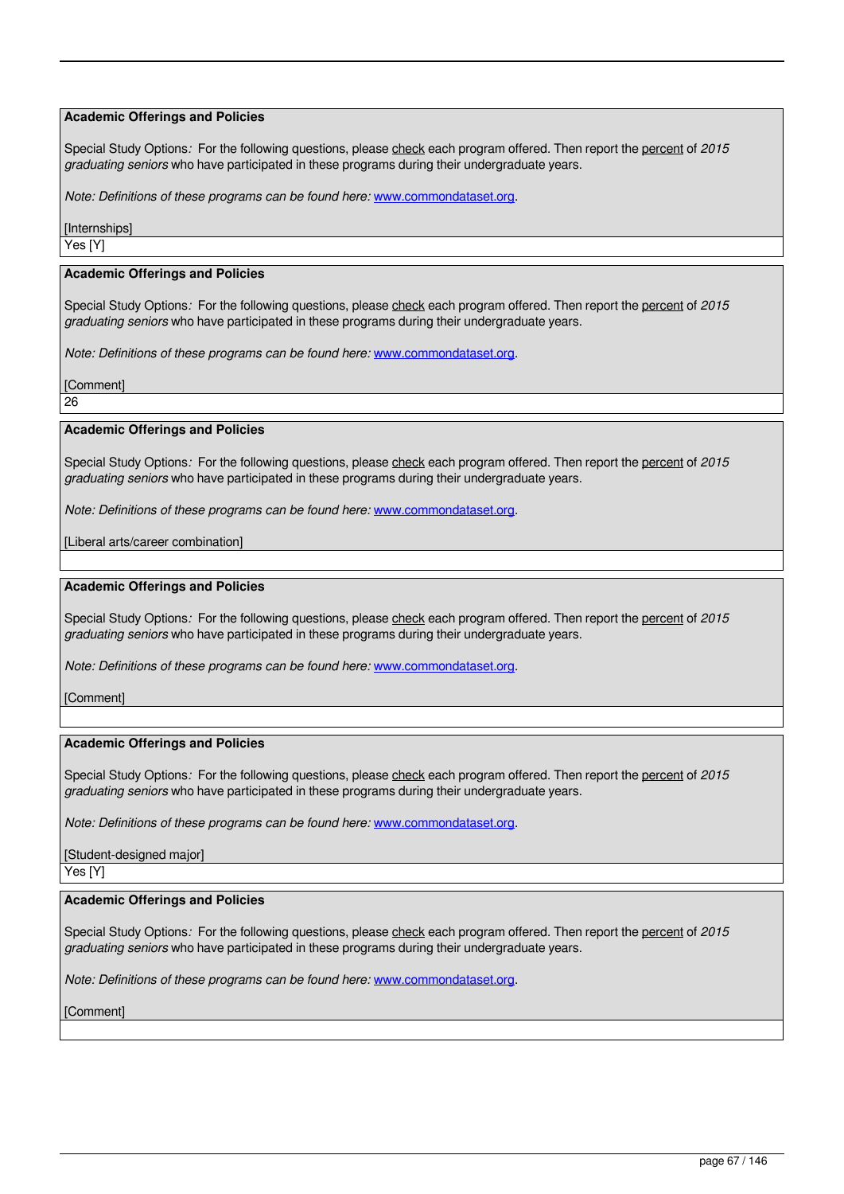**Academic Offerings and Policies**

Special Study Options*:* For the following questions, please check each program offered. Then report the percent of *2015 graduating seniors* who have participated in these programs during their undergraduate years.

*Note: Definitions of these programs can be found here:* www.commondataset.org.

[Internships]

Yes [Y]

**Academic Offerings and Policies**

Special Study Options*:* For the following questions, please check each program offered. Then report the percent of *2015 graduating seniors* who have participated in these programs during their undergraduate years.

*Note: Definitions of these programs can be found here:* www.commondataset.org.

[Comment]

26

**Academic Offerings and Policies**

Special Study Options*:* For the following questions, please check each program offered. Then report the percent of *2015 graduating seniors* who have participated in these programs during their undergraduate years.

*Note: Definitions of these programs can be found here:* www.commondataset.org.

[Liberal arts/career combination]

**Academic Offerings and Policies**

Special Study Options*:* For the following questions, please check each program offered. Then report the percent of *2015 graduating seniors* who have participated in these programs during their undergraduate years.

*Note: Definitions of these programs can be found here:* www.commondataset.org.

[Comment]

**Academic Offerings and Policies**

Special Study Options*:* For the following questions, please check each program offered. Then report the percent of *2015 graduating seniors* who have participated in these programs during their undergraduate years.

*Note: Definitions of these programs can be found here:* www.commondataset.org.

[Student-designed major]

Yes [Y]

**Academic Offerings and Policies**

Special Study Options*:* For the following questions, please check each program offered. Then report the percent of *2015 graduating seniors* who have participated in these programs during their undergraduate years.

*Note: Definitions of these programs can be found here:* www.commondataset.org.

[Comment]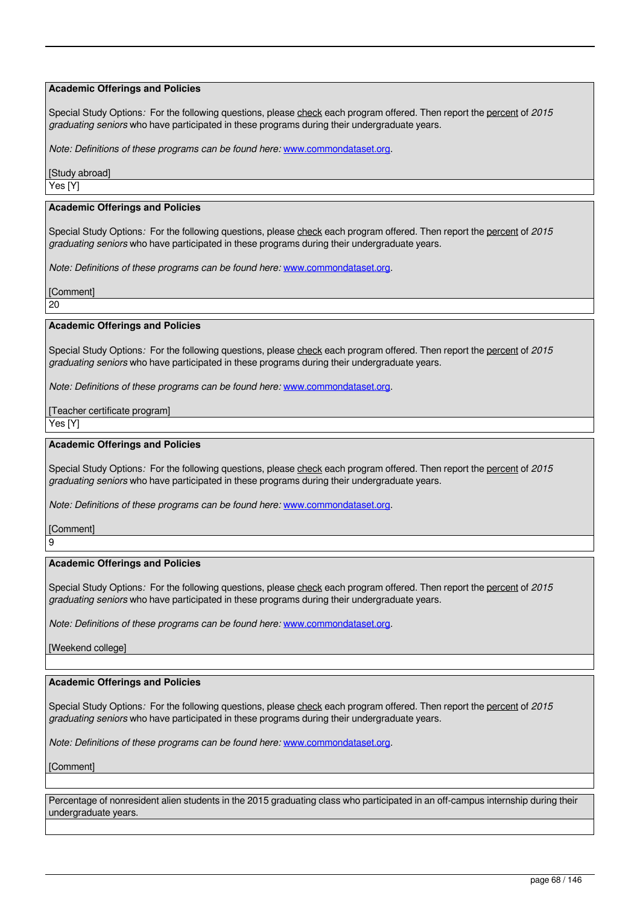**Academic Offerings and Policies**

Special Study Options*:* For the following questions, please check each program offered. Then report the percent of *2015 graduating seniors* who have participated in these programs during their undergraduate years.

*Note: Definitions of these programs can be found here:* www.commondataset.org.

[Study abroad]

Yes [Y]

**Academic Offerings and Policies**

Special Study Options*:* For the following questions, please check each program offered. Then report the percent of *2015 graduating seniors* who have participated in these programs during their undergraduate years.

*Note: Definitions of these programs can be found here:* www.commondataset.org.

[Comment]

20

**Academic Offerings and Policies**

Special Study Options*:* For the following questions, please check each program offered. Then report the percent of *2015 graduating seniors* who have participated in these programs during their undergraduate years.

*Note: Definitions of these programs can be found here:* www.commondataset.org.

[Teacher certificate program]

Yes [Y]

**Academic Offerings and Policies**

Special Study Options*:* For the following questions, please check each program offered. Then report the percent of *2015 graduating seniors* who have participated in these programs during their undergraduate years.

*Note: Definitions of these programs can be found here:* www.commondataset.org.

[Comment]

9

**Academic Offerings and Policies**

Special Study Options*:* For the following questions, please check each program offered. Then report the percent of *2015 graduating seniors* who have participated in these programs during their undergraduate years.

*Note: Definitions of these programs can be found here:* www.commondataset.org.

[Weekend college]

**Academic Offerings and Policies**

Special Study Options*:* For the following questions, please check each program offered. Then report the percent of *2015 graduating seniors* who have participated in these programs during their undergraduate years.

*Note: Definitions of these programs can be found here:* www.commondataset.org.

[Comment]

Percentage of nonresident alien students in the 2015 graduating class who participated in an off-campus internship during their undergraduate years.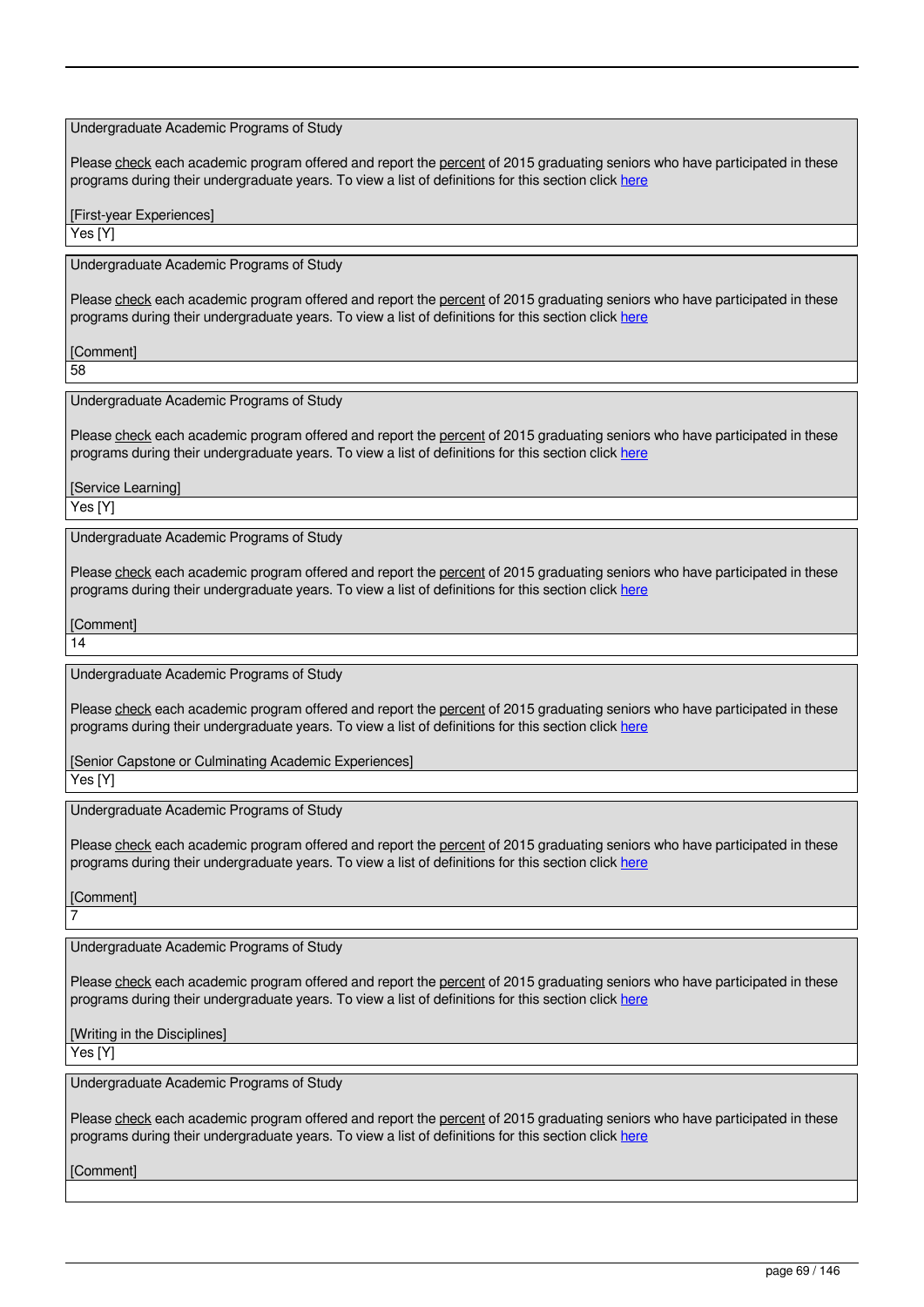Undergraduate Academic Programs of Study

Please check each academic program offered and report the percent of 2015 graduating seniors who have participated in these programs during their undergraduate years. To view a list of definitions for this section click here

[First-year Experiences]

Yes [Y]

Undergraduate Academic Programs of Study

Please check each academic program offered and report the percent of 2015 graduating seniors who have participated in these programs during their undergraduate years. To view a list of definitions for this section click here

[Comment]

58

Undergraduate Academic Programs of Study

Please check each academic program offered and report the percent of 2015 graduating seniors who have participated in these programs during their undergraduate years. To view a list of definitions for this section click here

[Service Learning]

Yes [Y]

Undergraduate Academic Programs of Study

Please check each academic program offered and report the percent of 2015 graduating seniors who have participated in these programs during their undergraduate years. To view a list of definitions for this section click here

[Comment]

14

Undergraduate Academic Programs of Study

Please check each academic program offered and report the percent of 2015 graduating seniors who have participated in these programs during their undergraduate years. To view a list of definitions for this section click here

[Senior Capstone or Culminating Academic Experiences]

Yes [Y]

Undergraduate Academic Programs of Study

Please check each academic program offered and report the percent of 2015 graduating seniors who have participated in these programs during their undergraduate years. To view a list of definitions for this section click here

[Comment]

7

Undergraduate Academic Programs of Study

Please check each academic program offered and report the percent of 2015 graduating seniors who have participated in these programs during their undergraduate years. To view a list of definitions for this section click here

[Writing in the Disciplines]

Yes [Y]

Undergraduate Academic Programs of Study

Please check each academic program offered and report the percent of 2015 graduating seniors who have participated in these programs during their undergraduate years. To view a list of definitions for this section click here

[Comment]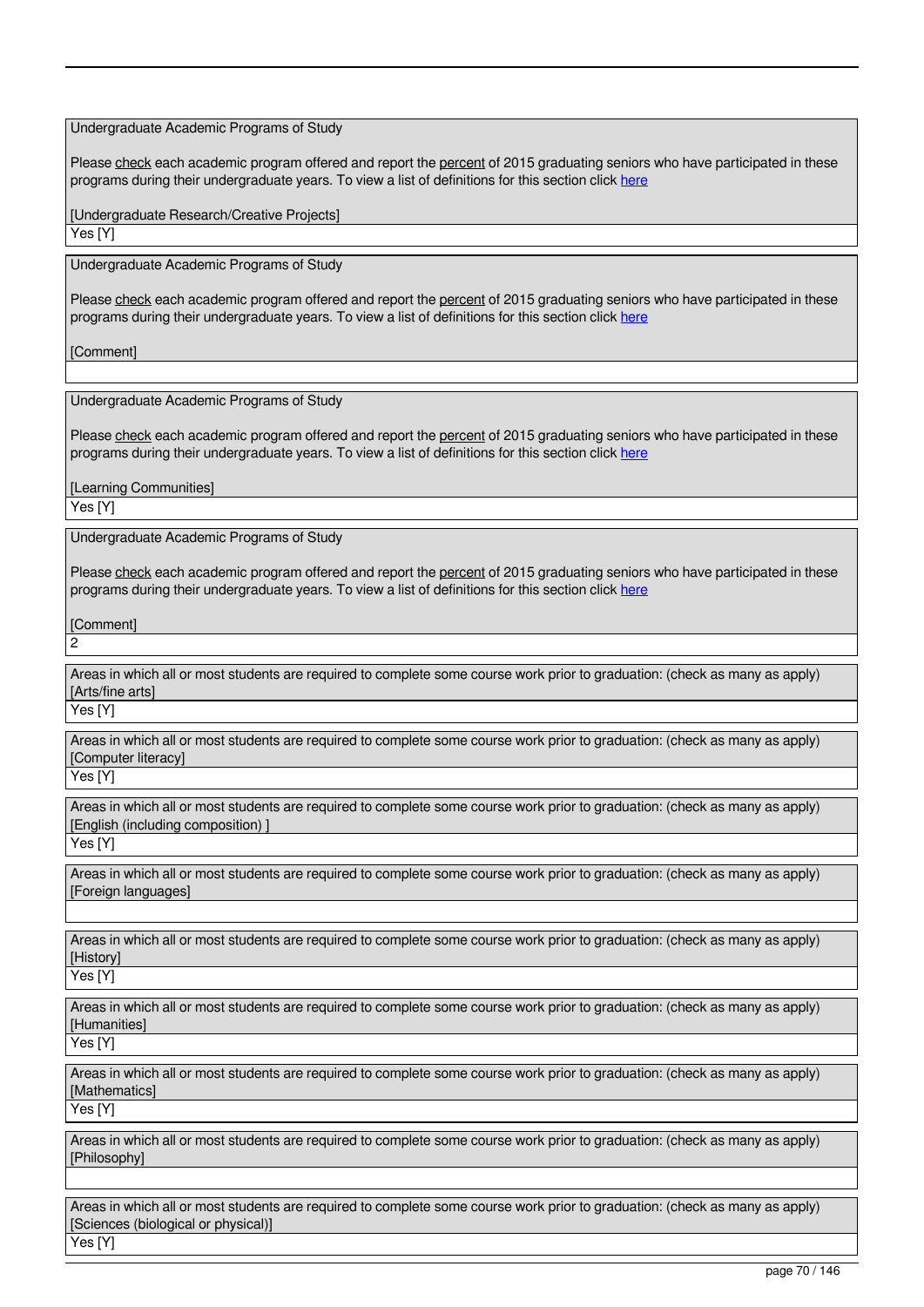Undergraduate Academic Programs of Study

Please check each academic program offered and report the percent of 2015 graduating seniors who have participated in these programs during their undergraduate years. To view a list of definitions for this section click here

[Undergraduate Research/Creative Projects]

Yes [Y]

Undergraduate Academic Programs of Study

Please check each academic program offered and report the percent of 2015 graduating seniors who have participated in these programs during their undergraduate years. To view a list of definitions for this section click here

[Comment]

Undergraduate Academic Programs of Study

Please check each academic program offered and report the percent of 2015 graduating seniors who have participated in these programs during their undergraduate years. To view a list of definitions for this section click here

[Learning Communities]

Yes [Y]

Undergraduate Academic Programs of Study

Please check each academic program offered and report the percent of 2015 graduating seniors who have participated in these programs during their undergraduate years. To view a list of definitions for this section click here

[Comment]

2

Areas in which all or most students are required to complete some course work prior to graduation: (check as many as apply)
[Arts/fine arts]

Yes [Y]

Areas in which all or most students are required to complete some course work prior to graduation: (check as many as apply)
[Computer literacy]

Yes [Y]

Areas in which all or most students are required to complete some course work prior to graduation: (check as many as apply)
[English (including composition) ]

Yes [Y]

Areas in which all or most students are required to complete some course work prior to graduation: (check as many as apply)
[Foreign languages]

Areas in which all or most students are required to complete some course work prior to graduation: (check as many as apply)
[History]

Yes [Y]

Areas in which all or most students are required to complete some course work prior to graduation: (check as many as apply)
[Humanities]

Yes [Y]

Areas in which all or most students are required to complete some course work prior to graduation: (check as many as apply)
[Mathematics]

Yes [Y]

Areas in which all or most students are required to complete some course work prior to graduation: (check as many as apply)
[Philosophy]

Areas in which all or most students are required to complete some course work prior to graduation: (check as many as apply)
[Sciences (biological or physical)]

Yes [Y]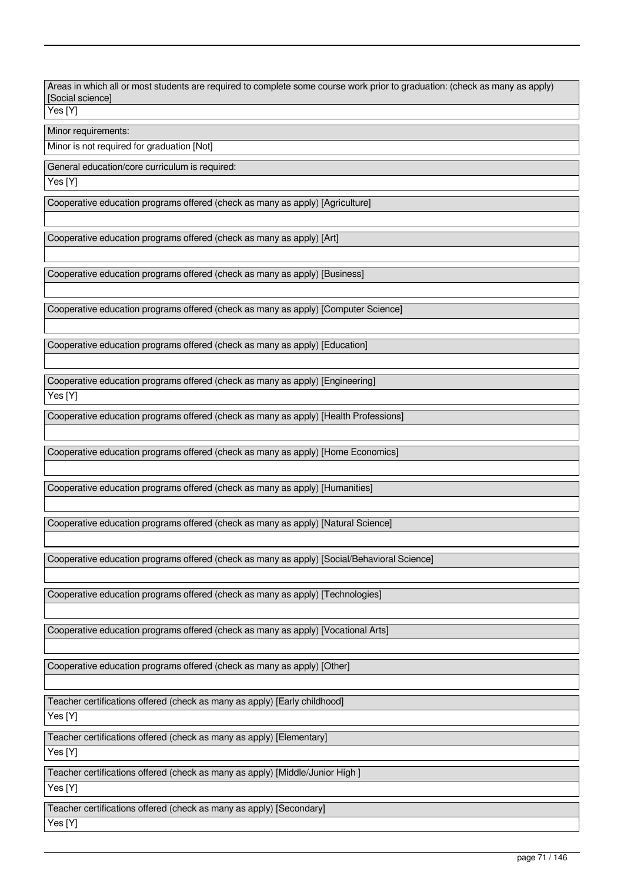| Areas in which all or most students are required to complete some course work prior to graduation: (check as many as apply) [Social science] |
| --- |
| Yes [Y] |

| Minor requirements: |
| --- |
| Minor is not required for graduation [Not] |

| General education/core curriculum is required: |
| --- |
| Yes [Y] |

| Cooperative education programs offered (check as many as apply) [Agriculture] |
| --- |
| |

| Cooperative education programs offered (check as many as apply) [Art] |
| --- |
| |

| Cooperative education programs offered (check as many as apply) [Business] |
| --- |
| |

| Cooperative education programs offered (check as many as apply) [Computer Science] |
| --- |
| |

| Cooperative education programs offered (check as many as apply) [Education] |
| --- |
| |

| Cooperative education programs offered (check as many as apply) [Engineering] |
| --- |
| Yes [Y] |

| Cooperative education programs offered (check as many as apply) [Health Professions] |
| --- |
| |

| Cooperative education programs offered (check as many as apply) [Home Economics] |
| --- |
| |

| Cooperative education programs offered (check as many as apply) [Humanities] |
| --- |
| |

| Cooperative education programs offered (check as many as apply) [Natural Science] |
| --- |
| |

| Cooperative education programs offered (check as many as apply) [Social/Behavioral Science] |
| --- |
| |

| Cooperative education programs offered (check as many as apply) [Technologies] |
| --- |
| |

| Cooperative education programs offered (check as many as apply) [Vocational Arts] |
| --- |
| |

| Cooperative education programs offered (check as many as apply) [Other] |
| --- |
| |

| Teacher certifications offered (check as many as apply) [Early childhood] |
| --- |
| Yes [Y] |

| Teacher certifications offered (check as many as apply) [Elementary] |
| --- |
| Yes [Y] |

| Teacher certifications offered (check as many as apply) [Middle/Junior High ] |
| --- |
| Yes [Y] |

| Teacher certifications offered (check as many as apply) [Secondary] |
| --- |
| Yes [Y] |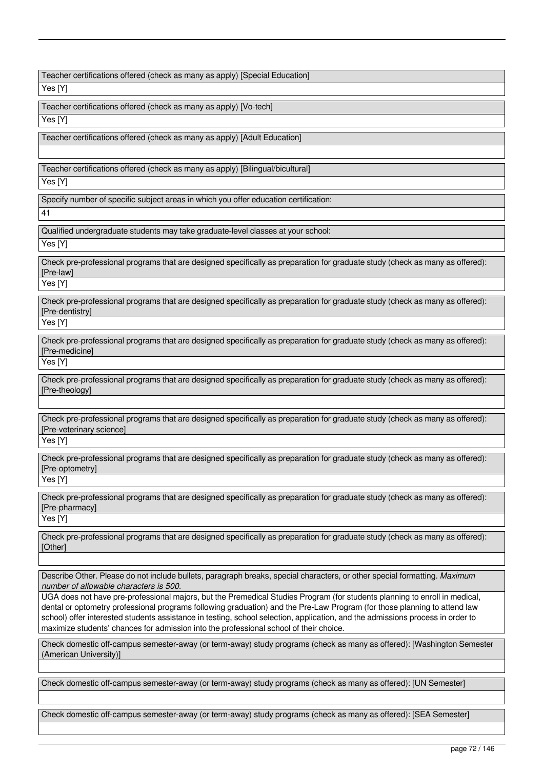Teacher certifications offered (check as many as apply) [Special Education]

Yes [Y]

Teacher certifications offered (check as many as apply) [Vo-tech]

Yes [Y]

Teacher certifications offered (check as many as apply) [Adult Education]

Teacher certifications offered (check as many as apply) [Bilingual/bicultural]

Yes [Y]

Specify number of specific subject areas in which you offer education certification:

41

Qualified undergraduate students may take graduate-level classes at your school:

Yes [Y]

Check pre-professional programs that are designed specifically as preparation for graduate study (check as many as offered): [Pre-law]

Yes [Y]

Check pre-professional programs that are designed specifically as preparation for graduate study (check as many as offered): [Pre-dentistry]

Yes [Y]

Check pre-professional programs that are designed specifically as preparation for graduate study (check as many as offered): [Pre-medicine]

Yes [Y]

Check pre-professional programs that are designed specifically as preparation for graduate study (check as many as offered): [Pre-theology]

Check pre-professional programs that are designed specifically as preparation for graduate study (check as many as offered): [Pre-veterinary science]

Yes [Y]

Check pre-professional programs that are designed specifically as preparation for graduate study (check as many as offered): [Pre-optometry]

Yes [Y]

Check pre-professional programs that are designed specifically as preparation for graduate study (check as many as offered): [Pre-pharmacy]

Yes [Y]

Check pre-professional programs that are designed specifically as preparation for graduate study (check as many as offered): [Other]

Describe Other. Please do not include bullets, paragraph breaks, special characters, or other special formatting. *Maximum number of allowable characters is 500.*

UGA does not have pre-professional majors, but the Premedical Studies Program (for students planning to enroll in medical, dental or optometry professional programs following graduation) and the Pre-Law Program (for those planning to attend law school) offer interested students assistance in testing, school selection, application, and the admissions process in order to maximize students' chances for admission into the professional school of their choice.

Check domestic off-campus semester-away (or term-away) study programs (check as many as offered): [Washington Semester (American University)]

Check domestic off-campus semester-away (or term-away) study programs (check as many as offered): [UN Semester]

Check domestic off-campus semester-away (or term-away) study programs (check as many as offered): [SEA Semester]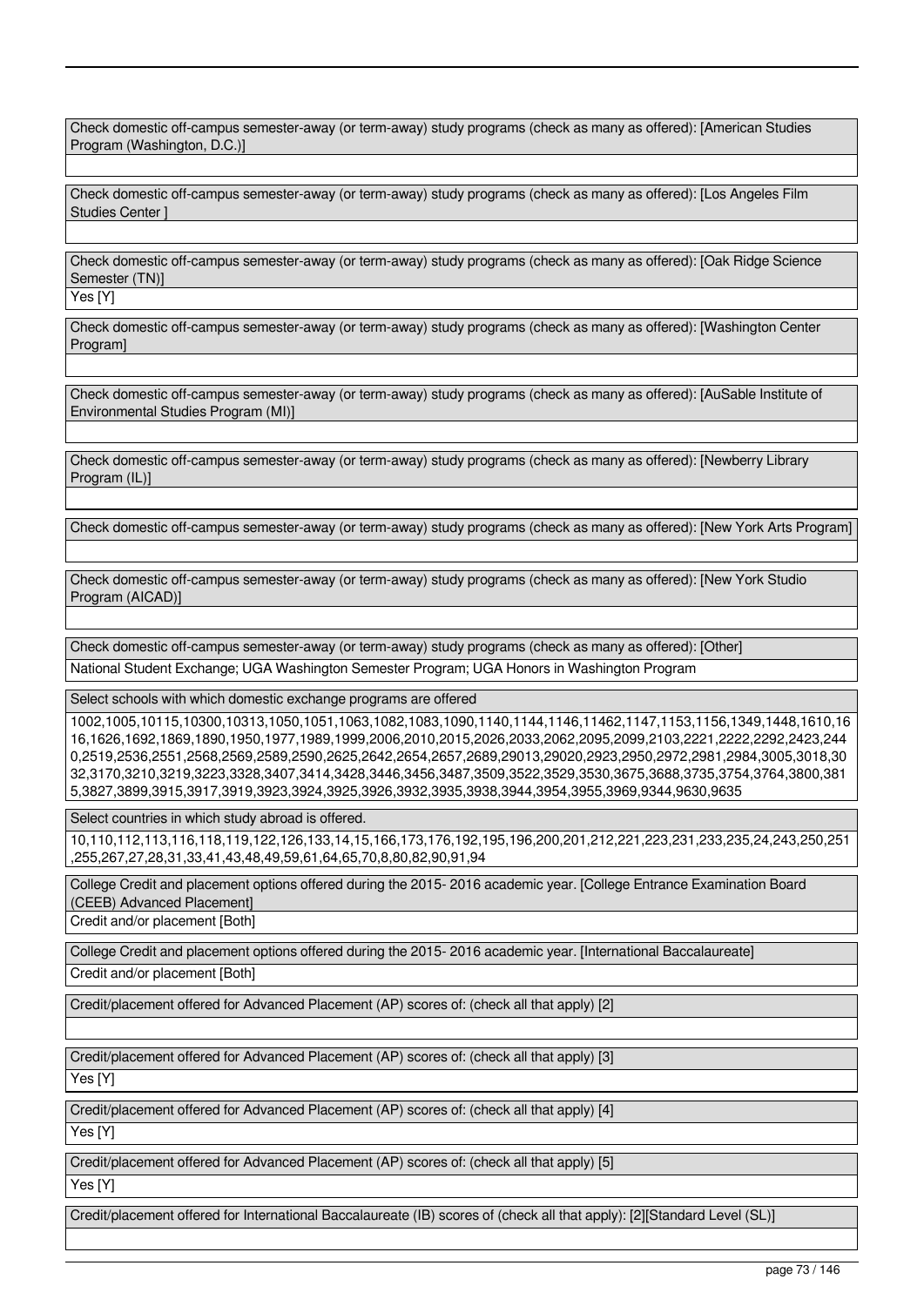Check domestic off-campus semester-away (or term-away) study programs (check as many as offered): [American Studies Program (Washington, D.C.)]

Check domestic off-campus semester-away (or term-away) study programs (check as many as offered): [Los Angeles Film Studies Center ]

Check domestic off-campus semester-away (or term-away) study programs (check as many as offered): [Oak Ridge Science Semester (TN)]

Yes [Y]

Check domestic off-campus semester-away (or term-away) study programs (check as many as offered): [Washington Center Program]

Check domestic off-campus semester-away (or term-away) study programs (check as many as offered): [AuSable Institute of Environmental Studies Program (MI)]

Check domestic off-campus semester-away (or term-away) study programs (check as many as offered): [Newberry Library Program (IL)]

Check domestic off-campus semester-away (or term-away) study programs (check as many as offered): [New York Arts Program]

Check domestic off-campus semester-away (or term-away) study programs (check as many as offered): [New York Studio Program (AICAD)]

Check domestic off-campus semester-away (or term-away) study programs (check as many as offered): [Other]

National Student Exchange; UGA Washington Semester Program; UGA Honors in Washington Program

Select schools with which domestic exchange programs are offered

1002,1005,10115,10300,10313,1050,1051,1063,1082,1083,1090,1140,1144,1146,11462,1147,1153,1156,1349,1448,1610,1616,1626,1692,1869,1890,1950,1977,1989,1999,2006,2010,2015,2026,2033,2062,2095,2099,2103,2221,2222,2292,2423,2440,2519,2536,2551,2568,2569,2589,2590,2625,2642,2654,2657,2689,29013,29020,2923,2950,2972,2981,2984,3005,3018,3032,3170,3210,3219,3223,3328,3407,3414,3428,3446,3456,3487,3509,3522,3529,3530,3675,3688,3735,3754,3764,3800,3815,3827,3899,3915,3917,3919,3923,3924,3925,3926,3932,3935,3938,3944,3954,3955,3969,9344,9630,9635

Select countries in which study abroad is offered.

10,110,112,113,116,118,119,122,126,133,14,15,166,173,176,192,195,196,200,201,212,221,223,231,233,235,24,243,250,251,255,267,27,28,31,33,41,43,48,49,59,61,64,65,70,8,80,82,90,91,94

College Credit and placement options offered during the 2015- 2016 academic year. [College Entrance Examination Board (CEEB) Advanced Placement]

Credit and/or placement [Both]

College Credit and placement options offered during the 2015- 2016 academic year. [International Baccalaureate]

Credit and/or placement [Both]

Credit/placement offered for Advanced Placement (AP) scores of: (check all that apply) [2]

Credit/placement offered for Advanced Placement (AP) scores of: (check all that apply) [3]

Yes [Y]

Credit/placement offered for Advanced Placement (AP) scores of: (check all that apply) [4]

Yes [Y]

Credit/placement offered for Advanced Placement (AP) scores of: (check all that apply) [5]

Yes [Y]

Credit/placement offered for International Baccalaureate (IB) scores of (check all that apply): [2][Standard Level (SL)]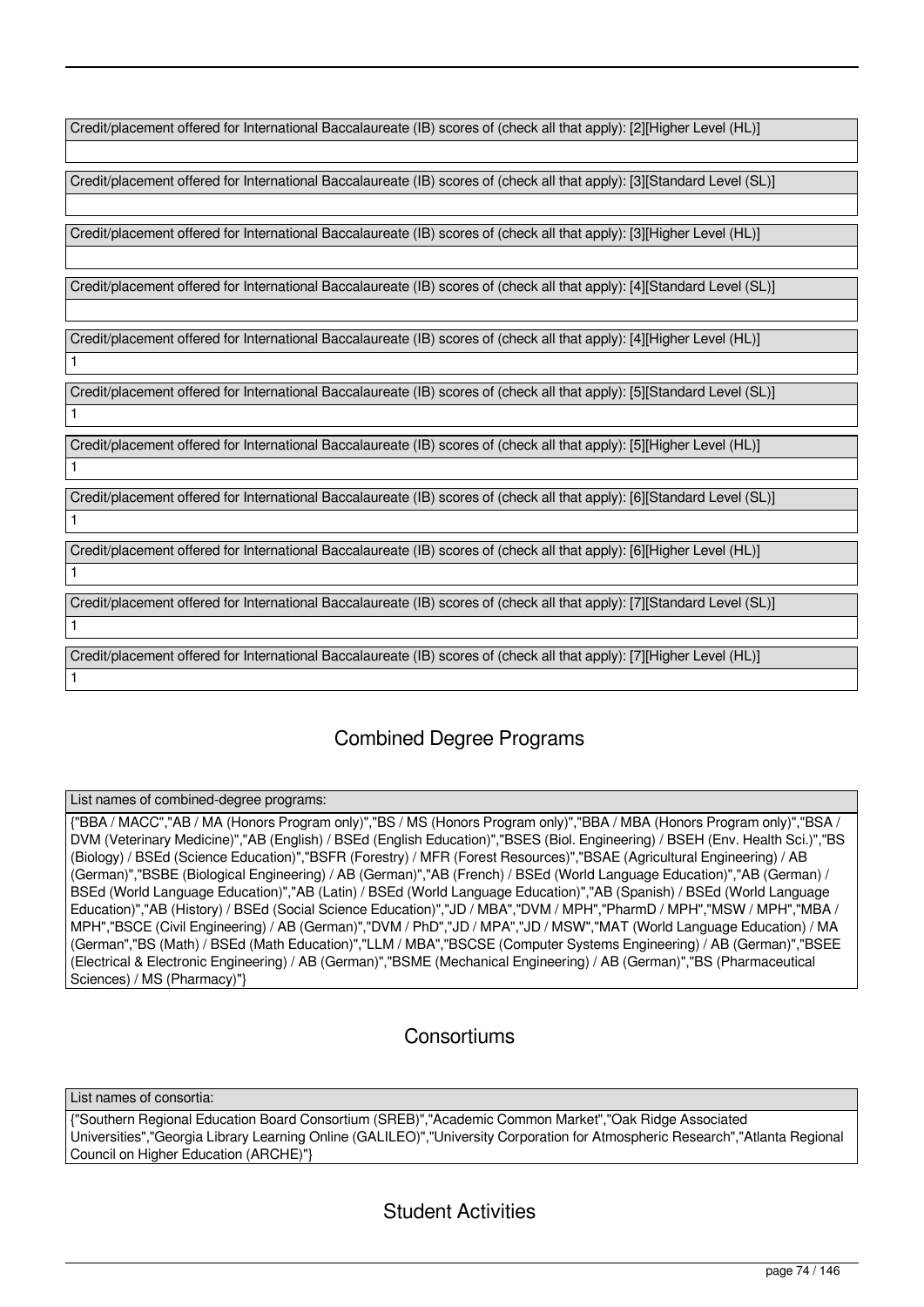| Credit/placement offered for International Baccalaureate (IB) scores of (check all that apply): [2][Higher Level (HL)] |
| --- |
| |

| Credit/placement offered for International Baccalaureate (IB) scores of (check all that apply): [3][Standard Level (SL)] |
| --- |
| |

| Credit/placement offered for International Baccalaureate (IB) scores of (check all that apply): [3][Higher Level (HL)] |
| --- |
| |

| Credit/placement offered for International Baccalaureate (IB) scores of (check all that apply): [4][Standard Level (SL)] |
| --- |
| |

| Credit/placement offered for International Baccalaureate (IB) scores of (check all that apply): [4][Higher Level (HL)] |
| --- |
| 1 |

| Credit/placement offered for International Baccalaureate (IB) scores of (check all that apply): [5][Standard Level (SL)] |
| --- |
| 1 |

| Credit/placement offered for International Baccalaureate (IB) scores of (check all that apply): [5][Higher Level (HL)] |
| --- |
| 1 |

| Credit/placement offered for International Baccalaureate (IB) scores of (check all that apply): [6][Standard Level (SL)] |
| --- |
| 1 |

| Credit/placement offered for International Baccalaureate (IB) scores of (check all that apply): [6][Higher Level (HL)] |
| --- |
| 1 |

| Credit/placement offered for International Baccalaureate (IB) scores of (check all that apply): [7][Standard Level (SL)] |
| --- |
| 1 |

| Credit/placement offered for International Baccalaureate (IB) scores of (check all that apply): [7][Higher Level (HL)] |
| --- |
| 1 |

## Combined Degree Programs

| List names of combined-degree programs: |
| --- |
| {"BBA / MACC","AB / MA (Honors Program only)","BS / MS (Honors Program only)","BBA / MBA (Honors Program only)","BSA / DVM (Veterinary Medicine)","AB (English) / BSEd (English Education)","BSES (Biol. Engineering) / BSEH (Env. Health Sci.)","BS (Biology) / BSEd (Science Education)","BSFR (Forestry) / MFR (Forest Resources)","BSAE (Agricultural Engineering) / AB (German)","BSBE (Biological Engineering) / AB (German)","AB (French) / BSEd (World Language Education)","AB (German) / BSEd (World Language Education)","AB (Latin) / BSEd (World Language Education)","AB (Spanish) / BSEd (World Language Education)","AB (History) / BSEd (Social Science Education)","JD / MBA","DVM / MPH","PharmD / MPH","MSW / MPH","MBA / MPH","BSCE (Civil Engineering) / AB (German)","DVM / PhD","JD / MPA","JD / MSW","MAT (World Language Education) / MA (German","BS (Math) / BSEd (Math Education)","LLM / MBA","BSCSE (Computer Systems Engineering) / AB (German)","BSEE (Electrical & Electronic Engineering) / AB (German)","BSME (Mechanical Engineering) / AB (German)","BS (Pharmaceutical Sciences) / MS (Pharmacy)"} |

## Consortiums

| List names of consortia: |
| --- |
| {"Southern Regional Education Board Consortium (SREB)","Academic Common Market","Oak Ridge Associated Universities","Georgia Library Learning Online (GALILEO)","University Corporation for Atmospheric Research","Atlanta Regional Council on Higher Education (ARCHE)"} |

## Student Activities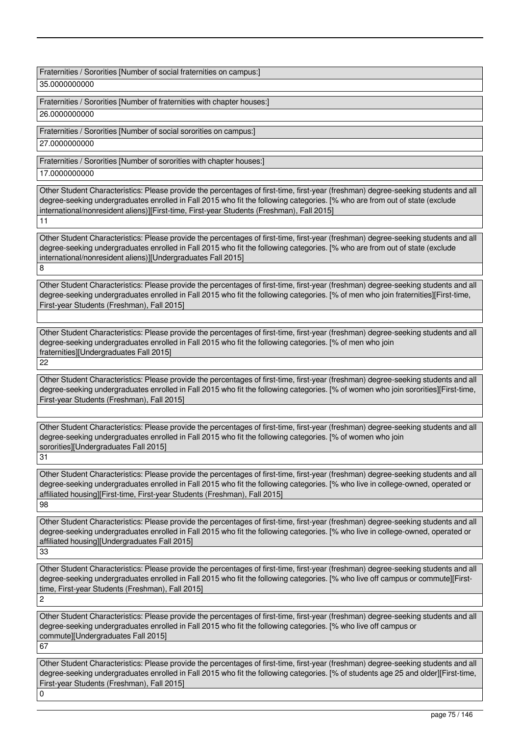Fraternities / Sororities [Number of social fraternities on campus:]

35.0000000000

Fraternities / Sororities [Number of fraternities with chapter houses:]

26.0000000000

Fraternities / Sororities [Number of social sororities on campus:]

27.0000000000

Fraternities / Sororities [Number of sororities with chapter houses:]

17.0000000000

Other Student Characteristics: Please provide the percentages of first-time, first-year (freshman) degree-seeking students and all degree-seeking undergraduates enrolled in Fall 2015 who fit the following categories. [% who are from out of state (exclude international/nonresident aliens)][First-time, First-year Students (Freshman), Fall 2015]

11

Other Student Characteristics: Please provide the percentages of first-time, first-year (freshman) degree-seeking students and all degree-seeking undergraduates enrolled in Fall 2015 who fit the following categories. [% who are from out of state (exclude international/nonresident aliens)][Undergraduates Fall 2015]

8

Other Student Characteristics: Please provide the percentages of first-time, first-year (freshman) degree-seeking students and all degree-seeking undergraduates enrolled in Fall 2015 who fit the following categories. [% of men who join fraternities][First-time, First-year Students (Freshman), Fall 2015]

Other Student Characteristics: Please provide the percentages of first-time, first-year (freshman) degree-seeking students and all degree-seeking undergraduates enrolled in Fall 2015 who fit the following categories. [% of men who join fraternities][Undergraduates Fall 2015]

22

Other Student Characteristics: Please provide the percentages of first-time, first-year (freshman) degree-seeking students and all degree-seeking undergraduates enrolled in Fall 2015 who fit the following categories. [% of women who join sororities][First-time, First-year Students (Freshman), Fall 2015]

Other Student Characteristics: Please provide the percentages of first-time, first-year (freshman) degree-seeking students and all degree-seeking undergraduates enrolled in Fall 2015 who fit the following categories. [% of women who join sororities][Undergraduates Fall 2015]

31

Other Student Characteristics: Please provide the percentages of first-time, first-year (freshman) degree-seeking students and all degree-seeking undergraduates enrolled in Fall 2015 who fit the following categories. [% who live in college-owned, operated or affiliated housing][First-time, First-year Students (Freshman), Fall 2015]

98

Other Student Characteristics: Please provide the percentages of first-time, first-year (freshman) degree-seeking students and all degree-seeking undergraduates enrolled in Fall 2015 who fit the following categories. [% who live in college-owned, operated or affiliated housing][Undergraduates Fall 2015]

33

Other Student Characteristics: Please provide the percentages of first-time, first-year (freshman) degree-seeking students and all degree-seeking undergraduates enrolled in Fall 2015 who fit the following categories. [% who live off campus or commute][First-time, First-year Students (Freshman), Fall 2015]

2

Other Student Characteristics: Please provide the percentages of first-time, first-year (freshman) degree-seeking students and all degree-seeking undergraduates enrolled in Fall 2015 who fit the following categories. [% who live off campus or commute][Undergraduates Fall 2015]

67

Other Student Characteristics: Please provide the percentages of first-time, first-year (freshman) degree-seeking students and all degree-seeking undergraduates enrolled in Fall 2015 who fit the following categories. [% of students age 25 and older][First-time, First-year Students (Freshman), Fall 2015]

0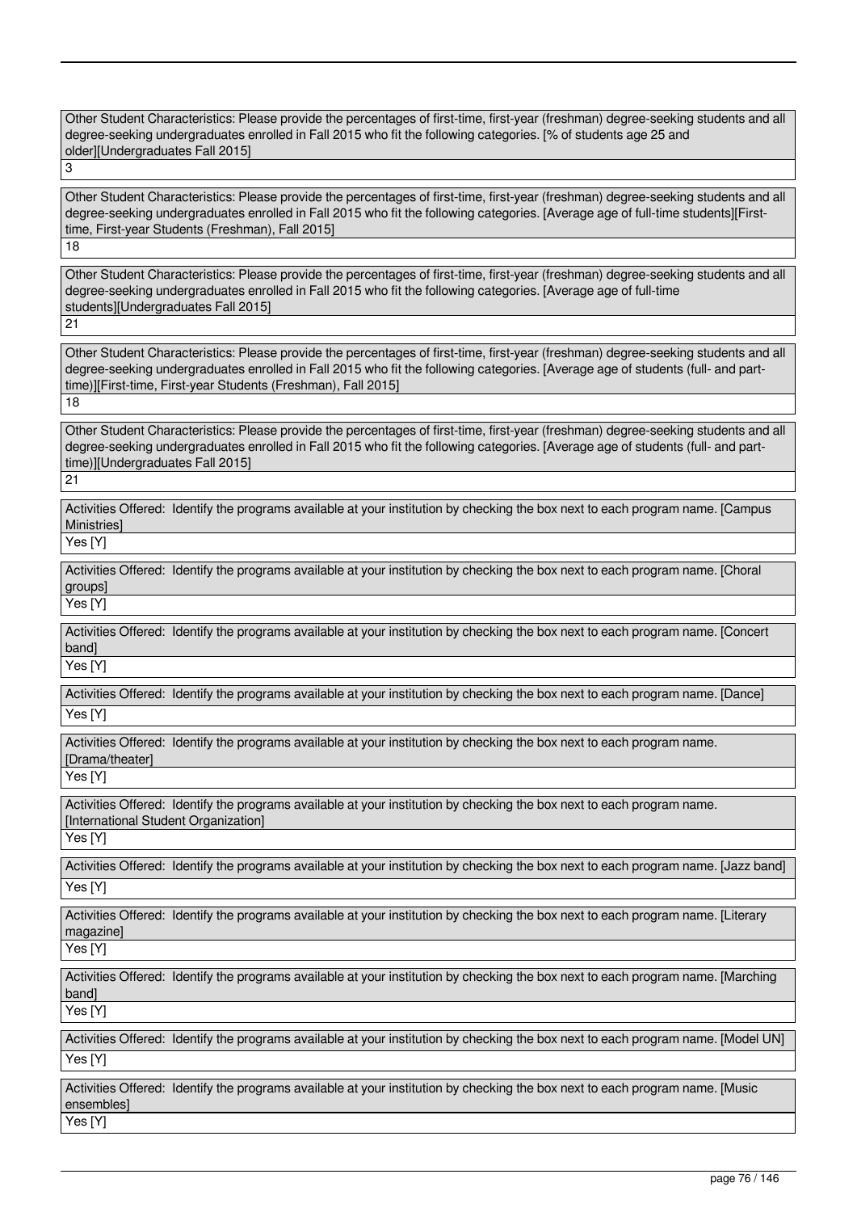Other Student Characteristics: Please provide the percentages of first-time, first-year (freshman) degree-seeking students and all degree-seeking undergraduates enrolled in Fall 2015 who fit the following categories. [% of students age 25 and older][Undergraduates Fall 2015]

3

Other Student Characteristics: Please provide the percentages of first-time, first-year (freshman) degree-seeking students and all degree-seeking undergraduates enrolled in Fall 2015 who fit the following categories. [Average age of full-time students][First-time, First-year Students (Freshman), Fall 2015]

18

Other Student Characteristics: Please provide the percentages of first-time, first-year (freshman) degree-seeking students and all degree-seeking undergraduates enrolled in Fall 2015 who fit the following categories. [Average age of full-time students][Undergraduates Fall 2015]

21

Other Student Characteristics: Please provide the percentages of first-time, first-year (freshman) degree-seeking students and all degree-seeking undergraduates enrolled in Fall 2015 who fit the following categories. [Average age of students (full- and part-time)][First-time, First-year Students (Freshman), Fall 2015]

18

Other Student Characteristics: Please provide the percentages of first-time, first-year (freshman) degree-seeking students and all degree-seeking undergraduates enrolled in Fall 2015 who fit the following categories. [Average age of students (full- and part-time)][Undergraduates Fall 2015]

21

Activities Offered: Identify the programs available at your institution by checking the box next to each program name. [Campus Ministries]

Yes [Y]

Activities Offered: Identify the programs available at your institution by checking the box next to each program name. [Choral groups]

Yes [Y]

Activities Offered: Identify the programs available at your institution by checking the box next to each program name. [Concert band]

Yes [Y]

Activities Offered: Identify the programs available at your institution by checking the box next to each program name. [Dance]

Yes [Y]

Activities Offered: Identify the programs available at your institution by checking the box next to each program name. [Drama/theater]

Yes [Y]

Activities Offered: Identify the programs available at your institution by checking the box next to each program name. [International Student Organization]

Yes [Y]

Activities Offered: Identify the programs available at your institution by checking the box next to each program name. [Jazz band]

Yes [Y]

Activities Offered: Identify the programs available at your institution by checking the box next to each program name. [Literary magazine]

Yes [Y]

Activities Offered: Identify the programs available at your institution by checking the box next to each program name. [Marching band]

Yes [Y]

Activities Offered: Identify the programs available at your institution by checking the box next to each program name. [Model UN]

Yes [Y]

Activities Offered: Identify the programs available at your institution by checking the box next to each program name. [Music ensembles]

Yes [Y]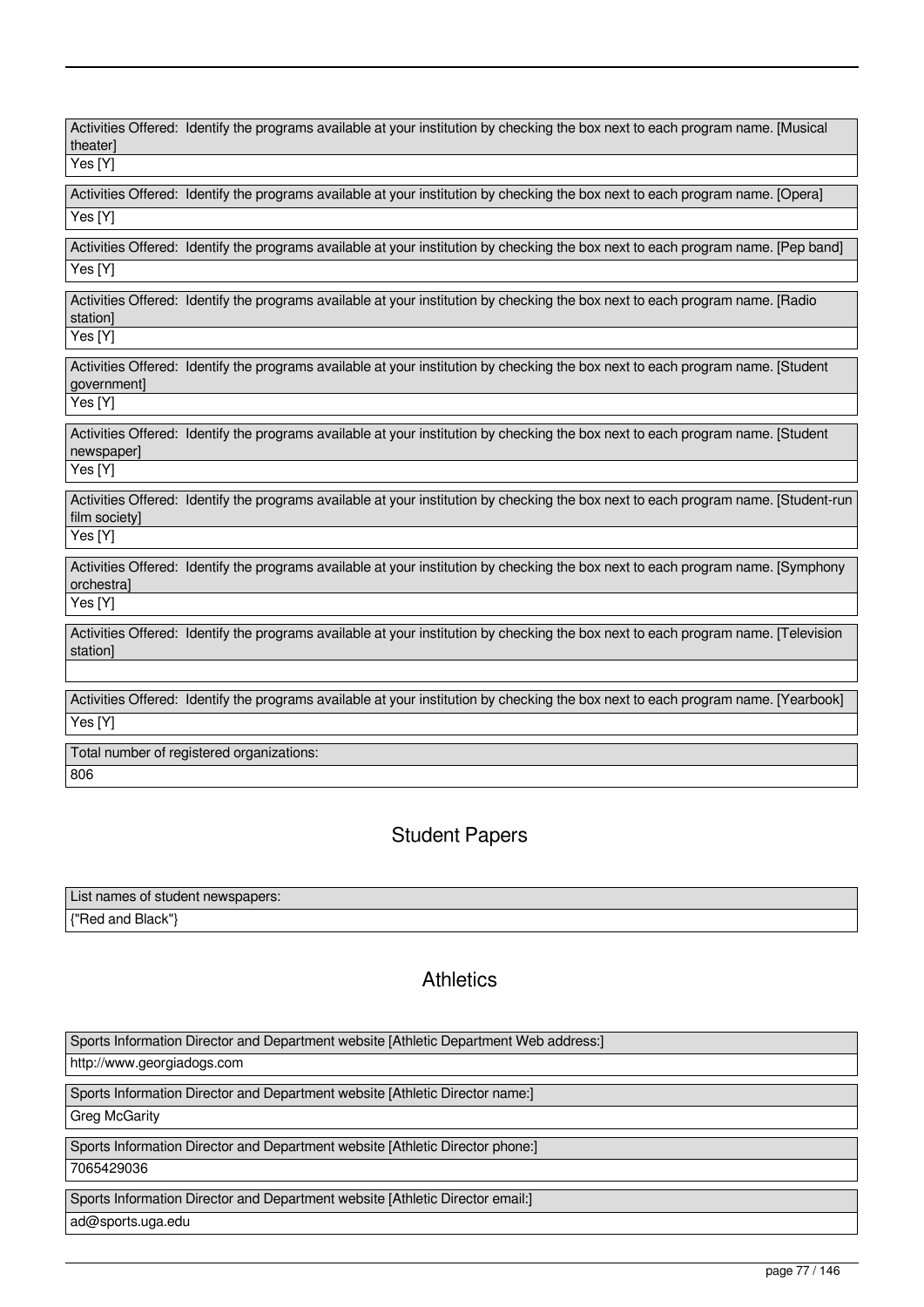Activities Offered: Identify the programs available at your institution by checking the box next to each program name. [Musical theater]

Yes [Y]

Activities Offered: Identify the programs available at your institution by checking the box next to each program name. [Opera]

Yes [Y]

Activities Offered: Identify the programs available at your institution by checking the box next to each program name. [Pep band]

Yes [Y]

Activities Offered: Identify the programs available at your institution by checking the box next to each program name. [Radio station]

Yes [Y]

Activities Offered: Identify the programs available at your institution by checking the box next to each program name. [Student government]

Yes [Y]

Activities Offered: Identify the programs available at your institution by checking the box next to each program name. [Student newspaper]

Yes [Y]

Activities Offered: Identify the programs available at your institution by checking the box next to each program name. [Student-run film society]

Yes [Y]

Activities Offered: Identify the programs available at your institution by checking the box next to each program name. [Symphony orchestra]

Yes [Y]

Activities Offered: Identify the programs available at your institution by checking the box next to each program name. [Television station]

Activities Offered: Identify the programs available at your institution by checking the box next to each program name. [Yearbook]

Yes [Y]

Total number of registered organizations:

806

## Student Papers

List names of student newspapers:

{"Red and Black"}

## Athletics

Sports Information Director and Department website [Athletic Department Web address:]

http://www.georgiadogs.com

Sports Information Director and Department website [Athletic Director name:]

Greg McGarity

Sports Information Director and Department website [Athletic Director phone:]

7065429036

Sports Information Director and Department website [Athletic Director email:]

ad@sports.uga.edu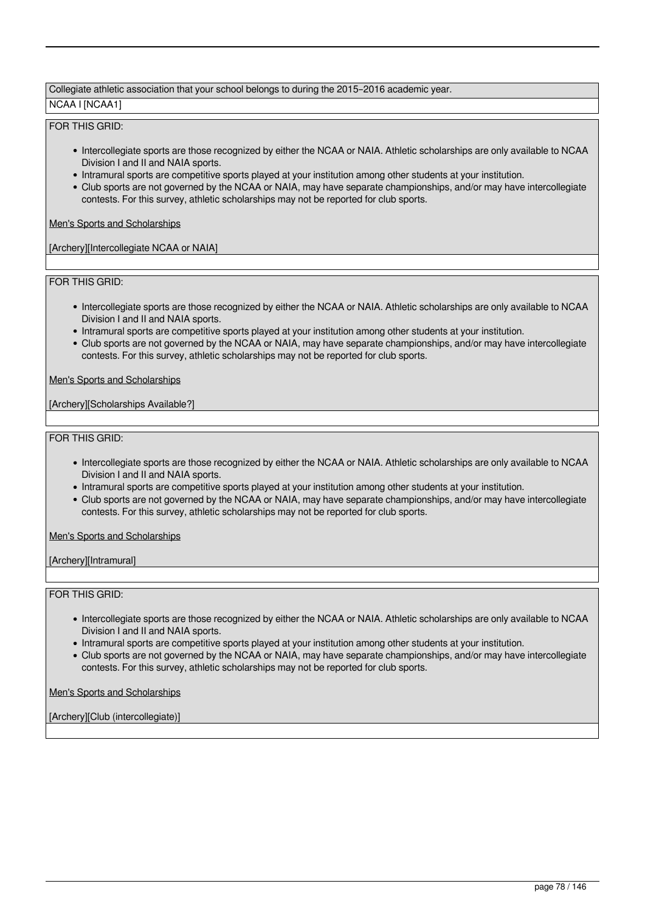Collegiate athletic association that your school belongs to during the 2015–2016 academic year.

NCAA I [NCAA1]

FOR THIS GRID:

- Intercollegiate sports are those recognized by either the NCAA or NAIA. Athletic scholarships are only available to NCAA Division I and II and NAIA sports.
- Intramural sports are competitive sports played at your institution among other students at your institution.
- Club sports are not governed by the NCAA or NAIA, may have separate championships, and/or may have intercollegiate contests. For this survey, athletic scholarships may not be reported for club sports.

Men's Sports and Scholarships

[Archery][Intercollegiate NCAA or NAIA]

FOR THIS GRID:

- Intercollegiate sports are those recognized by either the NCAA or NAIA. Athletic scholarships are only available to NCAA Division I and II and NAIA sports.
- Intramural sports are competitive sports played at your institution among other students at your institution.
- Club sports are not governed by the NCAA or NAIA, may have separate championships, and/or may have intercollegiate contests. For this survey, athletic scholarships may not be reported for club sports.

Men's Sports and Scholarships

[Archery][Scholarships Available?]

FOR THIS GRID:

- Intercollegiate sports are those recognized by either the NCAA or NAIA. Athletic scholarships are only available to NCAA Division I and II and NAIA sports.
- Intramural sports are competitive sports played at your institution among other students at your institution.
- Club sports are not governed by the NCAA or NAIA, may have separate championships, and/or may have intercollegiate contests. For this survey, athletic scholarships may not be reported for club sports.

Men's Sports and Scholarships

[Archery][Intramural]

FOR THIS GRID:

- Intercollegiate sports are those recognized by either the NCAA or NAIA. Athletic scholarships are only available to NCAA Division I and II and NAIA sports.
- Intramural sports are competitive sports played at your institution among other students at your institution.
- Club sports are not governed by the NCAA or NAIA, may have separate championships, and/or may have intercollegiate contests. For this survey, athletic scholarships may not be reported for club sports.

Men's Sports and Scholarships

[Archery][Club (intercollegiate)]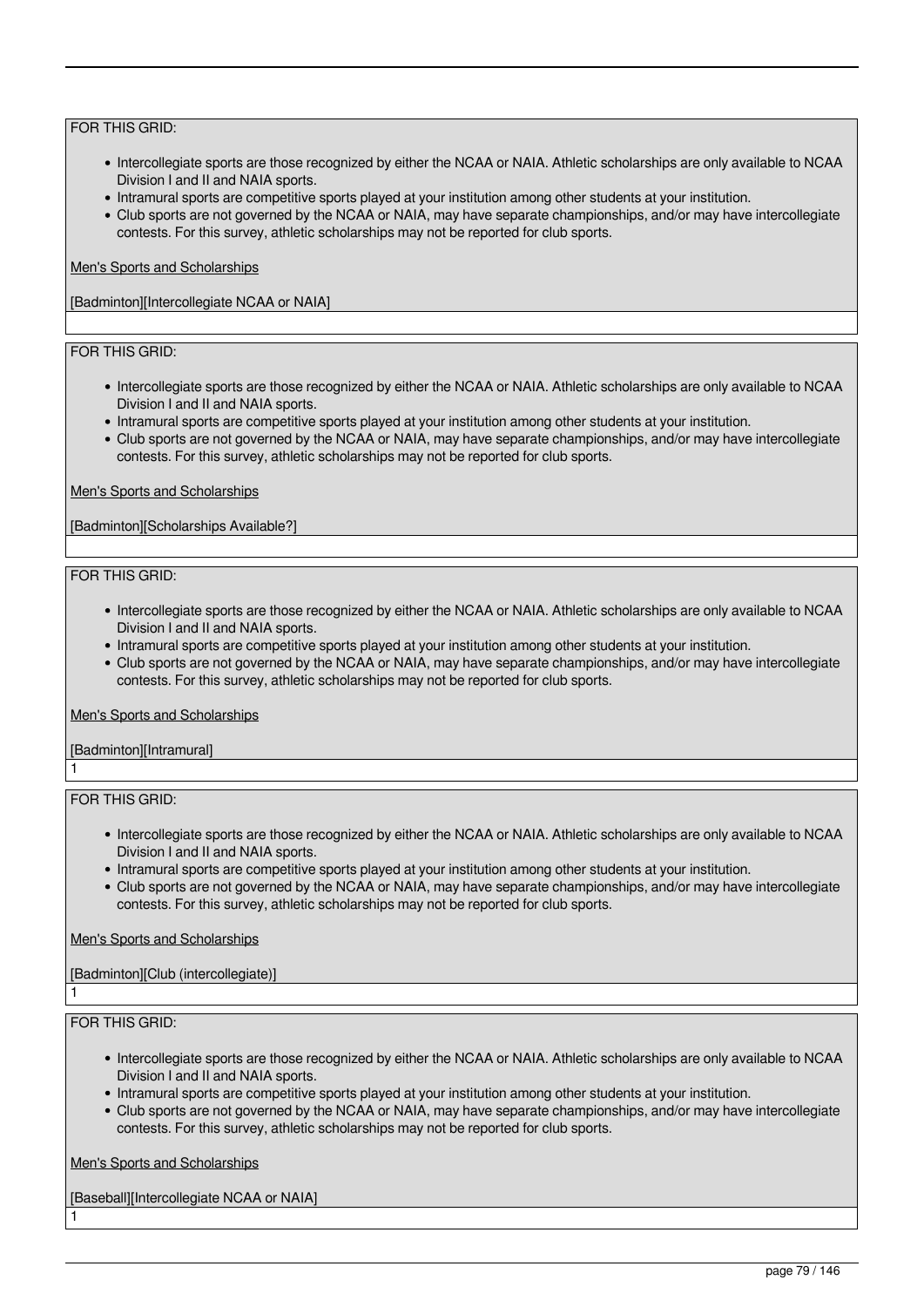FOR THIS GRID:

- Intercollegiate sports are those recognized by either the NCAA or NAIA. Athletic scholarships are only available to NCAA Division I and II and NAIA sports.
- Intramural sports are competitive sports played at your institution among other students at your institution.
- Club sports are not governed by the NCAA or NAIA, may have separate championships, and/or may have intercollegiate contests. For this survey, athletic scholarships may not be reported for club sports.

Men's Sports and Scholarships

[Badminton][Intercollegiate NCAA or NAIA]

FOR THIS GRID:

- Intercollegiate sports are those recognized by either the NCAA or NAIA. Athletic scholarships are only available to NCAA Division I and II and NAIA sports.
- Intramural sports are competitive sports played at your institution among other students at your institution.
- Club sports are not governed by the NCAA or NAIA, may have separate championships, and/or may have intercollegiate contests. For this survey, athletic scholarships may not be reported for club sports.

Men's Sports and Scholarships

[Badminton][Scholarships Available?]

FOR THIS GRID:

- Intercollegiate sports are those recognized by either the NCAA or NAIA. Athletic scholarships are only available to NCAA Division I and II and NAIA sports.
- Intramural sports are competitive sports played at your institution among other students at your institution.
- Club sports are not governed by the NCAA or NAIA, may have separate championships, and/or may have intercollegiate contests. For this survey, athletic scholarships may not be reported for club sports.

Men's Sports and Scholarships

[Badminton][Intramural]

1

FOR THIS GRID:

- Intercollegiate sports are those recognized by either the NCAA or NAIA. Athletic scholarships are only available to NCAA Division I and II and NAIA sports.
- Intramural sports are competitive sports played at your institution among other students at your institution.
- Club sports are not governed by the NCAA or NAIA, may have separate championships, and/or may have intercollegiate contests. For this survey, athletic scholarships may not be reported for club sports.

Men's Sports and Scholarships

[Badminton][Club (intercollegiate)]

1

FOR THIS GRID:

- Intercollegiate sports are those recognized by either the NCAA or NAIA. Athletic scholarships are only available to NCAA Division I and II and NAIA sports.
- Intramural sports are competitive sports played at your institution among other students at your institution.
- Club sports are not governed by the NCAA or NAIA, may have separate championships, and/or may have intercollegiate contests. For this survey, athletic scholarships may not be reported for club sports.

Men's Sports and Scholarships

[Baseball][Intercollegiate NCAA or NAIA]

1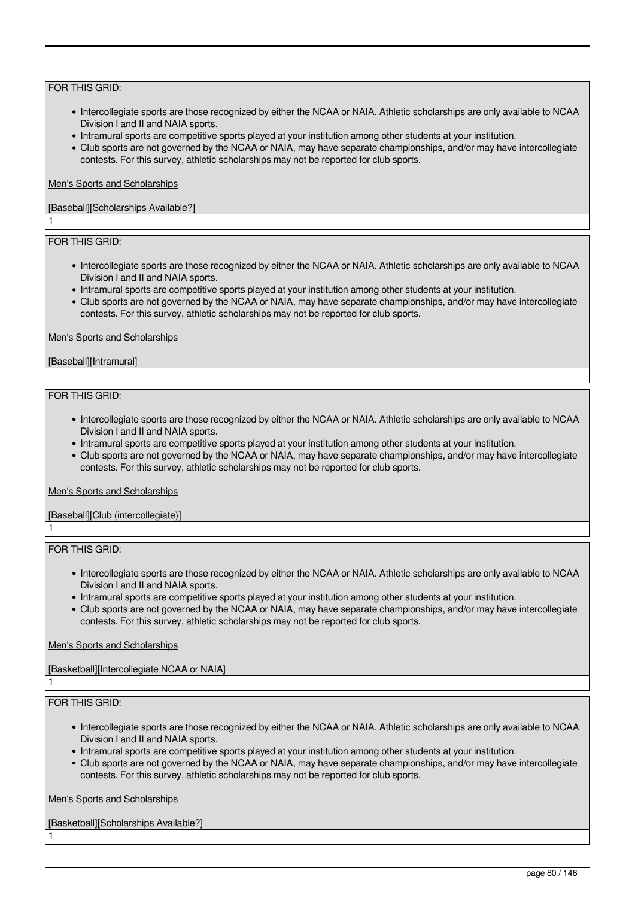FOR THIS GRID:

- Intercollegiate sports are those recognized by either the NCAA or NAIA. Athletic scholarships are only available to NCAA Division I and II and NAIA sports.
- Intramural sports are competitive sports played at your institution among other students at your institution.
- Club sports are not governed by the NCAA or NAIA, may have separate championships, and/or may have intercollegiate contests. For this survey, athletic scholarships may not be reported for club sports.

Men's Sports and Scholarships

[Baseball][Scholarships Available?]

1

FOR THIS GRID:

- Intercollegiate sports are those recognized by either the NCAA or NAIA. Athletic scholarships are only available to NCAA Division I and II and NAIA sports.
- Intramural sports are competitive sports played at your institution among other students at your institution.
- Club sports are not governed by the NCAA or NAIA, may have separate championships, and/or may have intercollegiate contests. For this survey, athletic scholarships may not be reported for club sports.

Men's Sports and Scholarships

[Baseball][Intramural]

FOR THIS GRID:

- Intercollegiate sports are those recognized by either the NCAA or NAIA. Athletic scholarships are only available to NCAA Division I and II and NAIA sports.
- Intramural sports are competitive sports played at your institution among other students at your institution.
- Club sports are not governed by the NCAA or NAIA, may have separate championships, and/or may have intercollegiate contests. For this survey, athletic scholarships may not be reported for club sports.

Men's Sports and Scholarships

[Baseball][Club (intercollegiate)]

1

FOR THIS GRID:

- Intercollegiate sports are those recognized by either the NCAA or NAIA. Athletic scholarships are only available to NCAA Division I and II and NAIA sports.
- Intramural sports are competitive sports played at your institution among other students at your institution.
- Club sports are not governed by the NCAA or NAIA, may have separate championships, and/or may have intercollegiate contests. For this survey, athletic scholarships may not be reported for club sports.

Men's Sports and Scholarships

[Basketball][Intercollegiate NCAA or NAIA]

1

FOR THIS GRID:

- Intercollegiate sports are those recognized by either the NCAA or NAIA. Athletic scholarships are only available to NCAA Division I and II and NAIA sports.
- Intramural sports are competitive sports played at your institution among other students at your institution.
- Club sports are not governed by the NCAA or NAIA, may have separate championships, and/or may have intercollegiate contests. For this survey, athletic scholarships may not be reported for club sports.

Men's Sports and Scholarships

[Basketball][Scholarships Available?]

1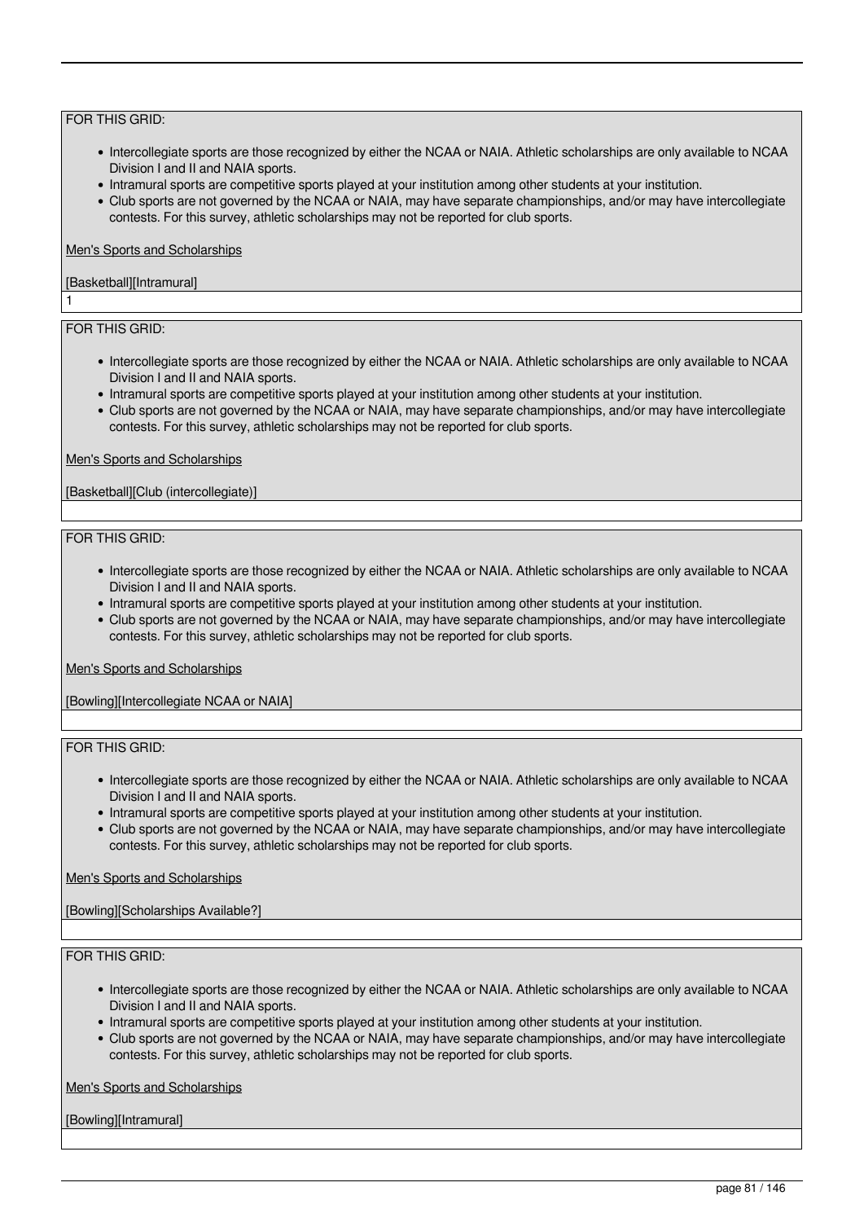FOR THIS GRID:

- Intercollegiate sports are those recognized by either the NCAA or NAIA. Athletic scholarships are only available to NCAA Division I and II and NAIA sports.
- Intramural sports are competitive sports played at your institution among other students at your institution.
- Club sports are not governed by the NCAA or NAIA, may have separate championships, and/or may have intercollegiate contests. For this survey, athletic scholarships may not be reported for club sports.

Men's Sports and Scholarships

[Basketball][Intramural]

1

FOR THIS GRID:

- Intercollegiate sports are those recognized by either the NCAA or NAIA. Athletic scholarships are only available to NCAA Division I and II and NAIA sports.
- Intramural sports are competitive sports played at your institution among other students at your institution.
- Club sports are not governed by the NCAA or NAIA, may have separate championships, and/or may have intercollegiate contests. For this survey, athletic scholarships may not be reported for club sports.

Men's Sports and Scholarships

[Basketball][Club (intercollegiate)]

FOR THIS GRID:

- Intercollegiate sports are those recognized by either the NCAA or NAIA. Athletic scholarships are only available to NCAA Division I and II and NAIA sports.
- Intramural sports are competitive sports played at your institution among other students at your institution.
- Club sports are not governed by the NCAA or NAIA, may have separate championships, and/or may have intercollegiate contests. For this survey, athletic scholarships may not be reported for club sports.

Men's Sports and Scholarships

[Bowling][Intercollegiate NCAA or NAIA]

FOR THIS GRID:

- Intercollegiate sports are those recognized by either the NCAA or NAIA. Athletic scholarships are only available to NCAA Division I and II and NAIA sports.
- Intramural sports are competitive sports played at your institution among other students at your institution.
- Club sports are not governed by the NCAA or NAIA, may have separate championships, and/or may have intercollegiate contests. For this survey, athletic scholarships may not be reported for club sports.

Men's Sports and Scholarships

[Bowling][Scholarships Available?]

FOR THIS GRID:

- Intercollegiate sports are those recognized by either the NCAA or NAIA. Athletic scholarships are only available to NCAA Division I and II and NAIA sports.
- Intramural sports are competitive sports played at your institution among other students at your institution.
- Club sports are not governed by the NCAA or NAIA, may have separate championships, and/or may have intercollegiate contests. For this survey, athletic scholarships may not be reported for club sports.

Men's Sports and Scholarships

[Bowling][Intramural]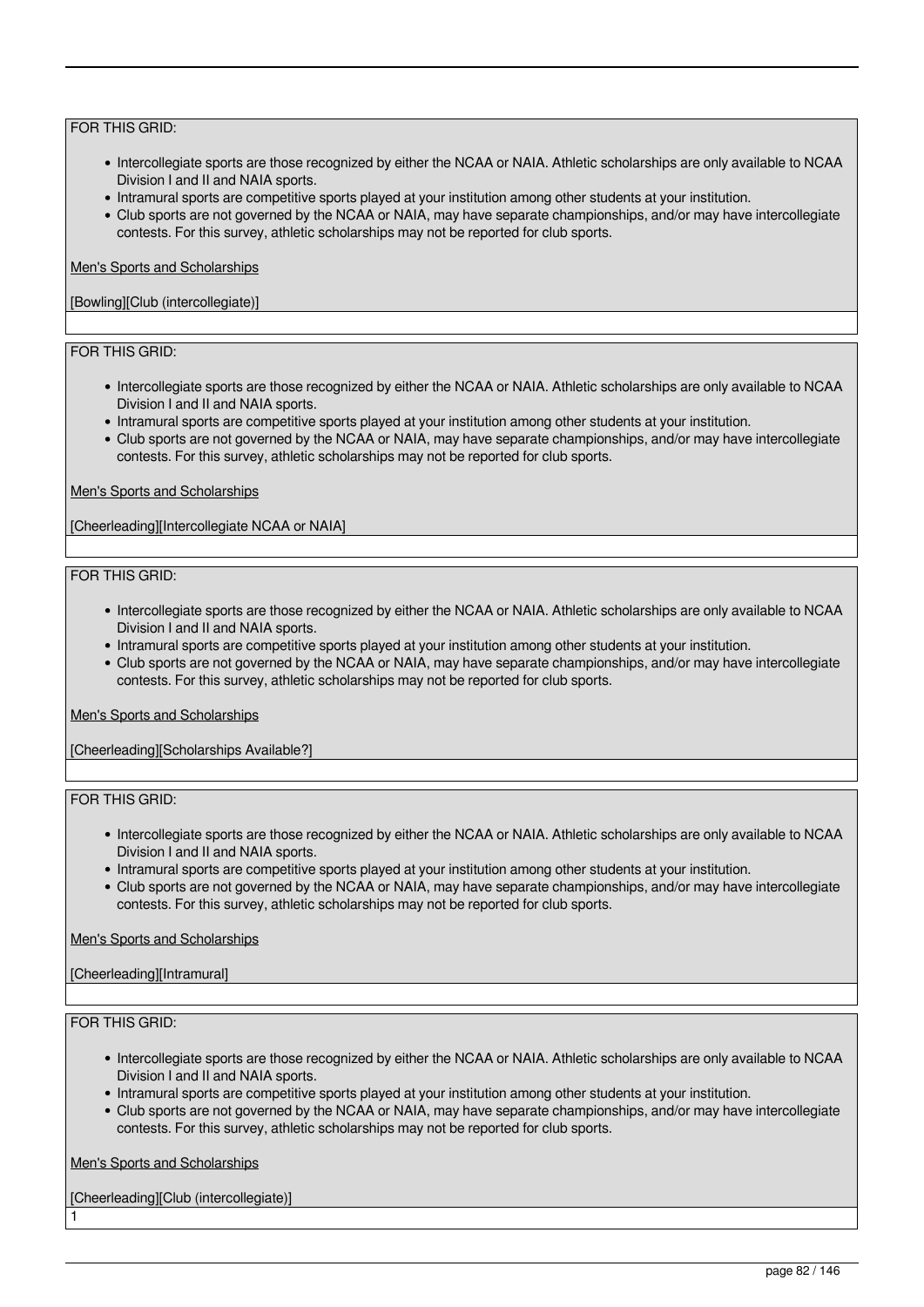FOR THIS GRID:

- Intercollegiate sports are those recognized by either the NCAA or NAIA. Athletic scholarships are only available to NCAA Division I and II and NAIA sports.
- Intramural sports are competitive sports played at your institution among other students at your institution.
- Club sports are not governed by the NCAA or NAIA, may have separate championships, and/or may have intercollegiate contests. For this survey, athletic scholarships may not be reported for club sports.

Men's Sports and Scholarships

[Bowling][Club (intercollegiate)]

FOR THIS GRID:

- Intercollegiate sports are those recognized by either the NCAA or NAIA. Athletic scholarships are only available to NCAA Division I and II and NAIA sports.
- Intramural sports are competitive sports played at your institution among other students at your institution.
- Club sports are not governed by the NCAA or NAIA, may have separate championships, and/or may have intercollegiate contests. For this survey, athletic scholarships may not be reported for club sports.

Men's Sports and Scholarships

[Cheerleading][Intercollegiate NCAA or NAIA]

FOR THIS GRID:

- Intercollegiate sports are those recognized by either the NCAA or NAIA. Athletic scholarships are only available to NCAA Division I and II and NAIA sports.
- Intramural sports are competitive sports played at your institution among other students at your institution.
- Club sports are not governed by the NCAA or NAIA, may have separate championships, and/or may have intercollegiate contests. For this survey, athletic scholarships may not be reported for club sports.

Men's Sports and Scholarships

[Cheerleading][Scholarships Available?]

FOR THIS GRID:

- Intercollegiate sports are those recognized by either the NCAA or NAIA. Athletic scholarships are only available to NCAA Division I and II and NAIA sports.
- Intramural sports are competitive sports played at your institution among other students at your institution.
- Club sports are not governed by the NCAA or NAIA, may have separate championships, and/or may have intercollegiate contests. For this survey, athletic scholarships may not be reported for club sports.

Men's Sports and Scholarships

[Cheerleading][Intramural]

FOR THIS GRID:

- Intercollegiate sports are those recognized by either the NCAA or NAIA. Athletic scholarships are only available to NCAA Division I and II and NAIA sports.
- Intramural sports are competitive sports played at your institution among other students at your institution.
- Club sports are not governed by the NCAA or NAIA, may have separate championships, and/or may have intercollegiate contests. For this survey, athletic scholarships may not be reported for club sports.

Men's Sports and Scholarships

[Cheerleading][Club (intercollegiate)]

1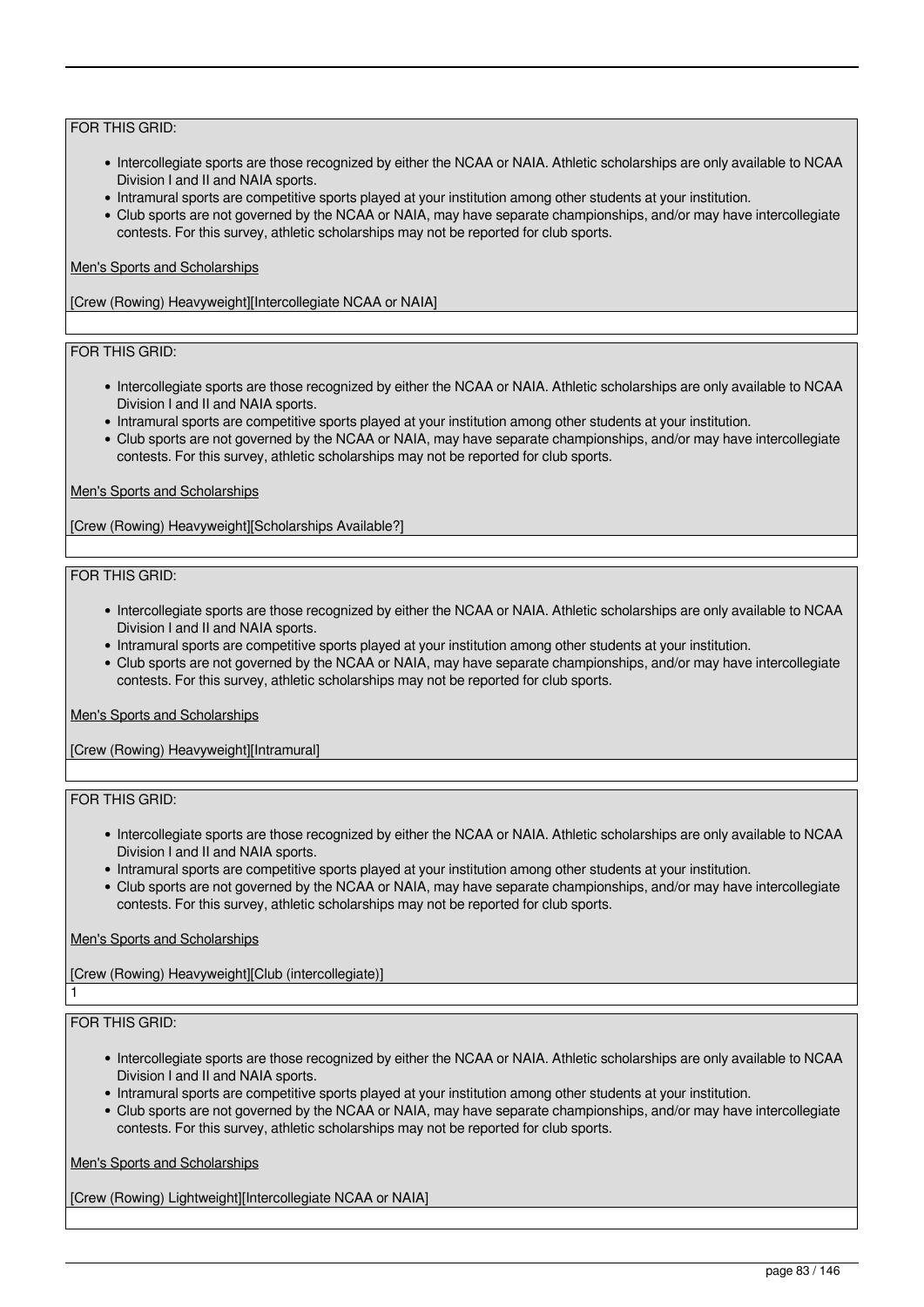FOR THIS GRID:

- Intercollegiate sports are those recognized by either the NCAA or NAIA. Athletic scholarships are only available to NCAA Division I and II and NAIA sports.
- Intramural sports are competitive sports played at your institution among other students at your institution.
- Club sports are not governed by the NCAA or NAIA, may have separate championships, and/or may have intercollegiate contests. For this survey, athletic scholarships may not be reported for club sports.

Men's Sports and Scholarships

[Crew (Rowing) Heavyweight][Intercollegiate NCAA or NAIA]

FOR THIS GRID:

- Intercollegiate sports are those recognized by either the NCAA or NAIA. Athletic scholarships are only available to NCAA Division I and II and NAIA sports.
- Intramural sports are competitive sports played at your institution among other students at your institution.
- Club sports are not governed by the NCAA or NAIA, may have separate championships, and/or may have intercollegiate contests. For this survey, athletic scholarships may not be reported for club sports.

Men's Sports and Scholarships

[Crew (Rowing) Heavyweight][Scholarships Available?]

FOR THIS GRID:

- Intercollegiate sports are those recognized by either the NCAA or NAIA. Athletic scholarships are only available to NCAA Division I and II and NAIA sports.
- Intramural sports are competitive sports played at your institution among other students at your institution.
- Club sports are not governed by the NCAA or NAIA, may have separate championships, and/or may have intercollegiate contests. For this survey, athletic scholarships may not be reported for club sports.

Men's Sports and Scholarships

[Crew (Rowing) Heavyweight][Intramural]

FOR THIS GRID:

- Intercollegiate sports are those recognized by either the NCAA or NAIA. Athletic scholarships are only available to NCAA Division I and II and NAIA sports.
- Intramural sports are competitive sports played at your institution among other students at your institution.
- Club sports are not governed by the NCAA or NAIA, may have separate championships, and/or may have intercollegiate contests. For this survey, athletic scholarships may not be reported for club sports.

Men's Sports and Scholarships

[Crew (Rowing) Heavyweight][Club (intercollegiate)]

1

FOR THIS GRID:

- Intercollegiate sports are those recognized by either the NCAA or NAIA. Athletic scholarships are only available to NCAA Division I and II and NAIA sports.
- Intramural sports are competitive sports played at your institution among other students at your institution.
- Club sports are not governed by the NCAA or NAIA, may have separate championships, and/or may have intercollegiate contests. For this survey, athletic scholarships may not be reported for club sports.

Men's Sports and Scholarships

[Crew (Rowing) Lightweight][Intercollegiate NCAA or NAIA]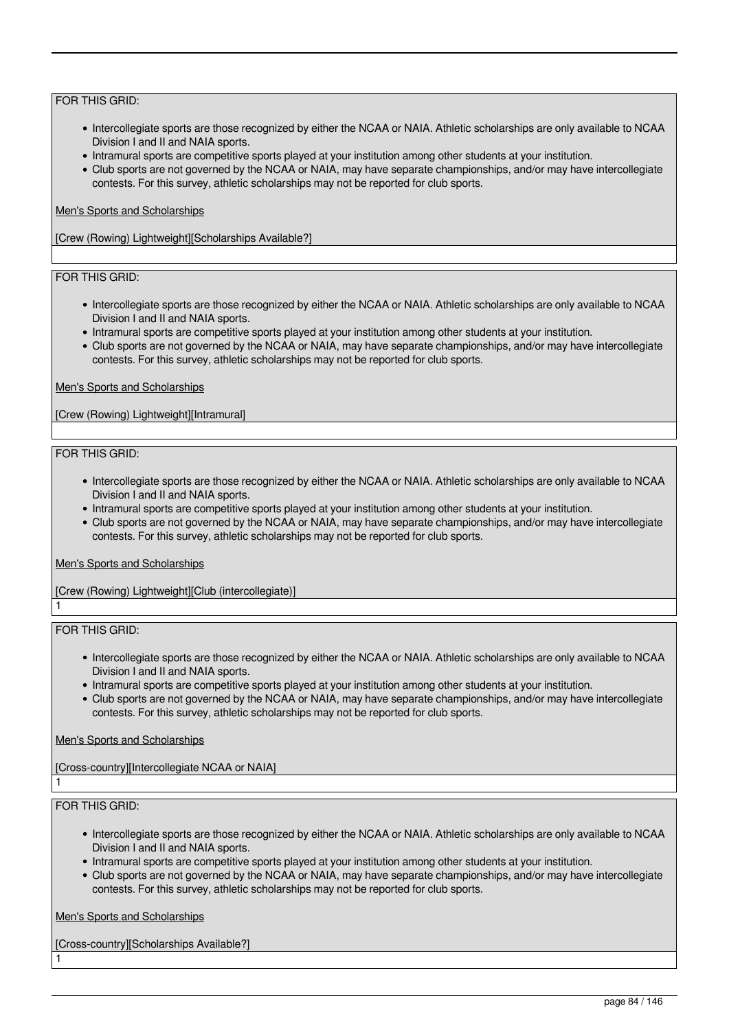FOR THIS GRID:

- Intercollegiate sports are those recognized by either the NCAA or NAIA. Athletic scholarships are only available to NCAA Division I and II and NAIA sports.
- Intramural sports are competitive sports played at your institution among other students at your institution.
- Club sports are not governed by the NCAA or NAIA, may have separate championships, and/or may have intercollegiate contests. For this survey, athletic scholarships may not be reported for club sports.

Men's Sports and Scholarships

[Crew (Rowing) Lightweight][Scholarships Available?]

FOR THIS GRID:

- Intercollegiate sports are those recognized by either the NCAA or NAIA. Athletic scholarships are only available to NCAA Division I and II and NAIA sports.
- Intramural sports are competitive sports played at your institution among other students at your institution.
- Club sports are not governed by the NCAA or NAIA, may have separate championships, and/or may have intercollegiate contests. For this survey, athletic scholarships may not be reported for club sports.

Men's Sports and Scholarships

[Crew (Rowing) Lightweight][Intramural]

FOR THIS GRID:

- Intercollegiate sports are those recognized by either the NCAA or NAIA. Athletic scholarships are only available to NCAA Division I and II and NAIA sports.
- Intramural sports are competitive sports played at your institution among other students at your institution.
- Club sports are not governed by the NCAA or NAIA, may have separate championships, and/or may have intercollegiate contests. For this survey, athletic scholarships may not be reported for club sports.

Men's Sports and Scholarships

[Crew (Rowing) Lightweight][Club (intercollegiate)]

1

FOR THIS GRID:

- Intercollegiate sports are those recognized by either the NCAA or NAIA. Athletic scholarships are only available to NCAA Division I and II and NAIA sports.
- Intramural sports are competitive sports played at your institution among other students at your institution.
- Club sports are not governed by the NCAA or NAIA, may have separate championships, and/or may have intercollegiate contests. For this survey, athletic scholarships may not be reported for club sports.

Men's Sports and Scholarships

[Cross-country][Intercollegiate NCAA or NAIA]

1

FOR THIS GRID:

- Intercollegiate sports are those recognized by either the NCAA or NAIA. Athletic scholarships are only available to NCAA Division I and II and NAIA sports.
- Intramural sports are competitive sports played at your institution among other students at your institution.
- Club sports are not governed by the NCAA or NAIA, may have separate championships, and/or may have intercollegiate contests. For this survey, athletic scholarships may not be reported for club sports.

Men's Sports and Scholarships

[Cross-country][Scholarships Available?]

1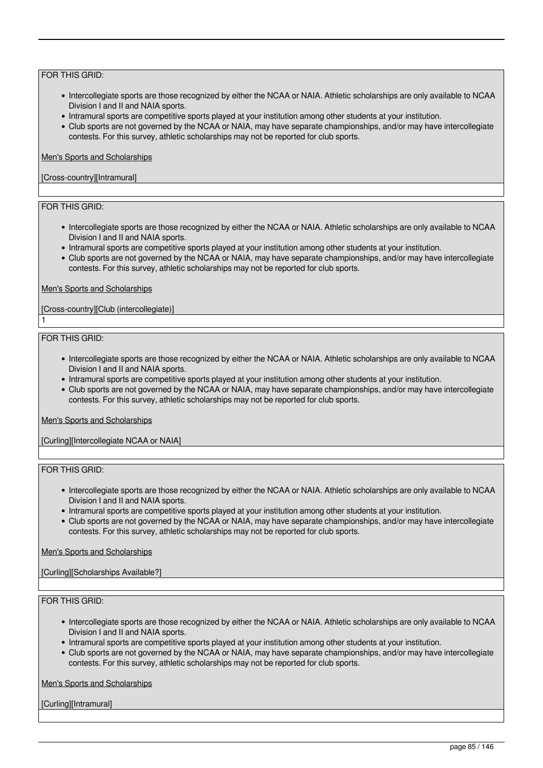FOR THIS GRID:

- Intercollegiate sports are those recognized by either the NCAA or NAIA. Athletic scholarships are only available to NCAA Division I and II and NAIA sports.
- Intramural sports are competitive sports played at your institution among other students at your institution.
- Club sports are not governed by the NCAA or NAIA, may have separate championships, and/or may have intercollegiate contests. For this survey, athletic scholarships may not be reported for club sports.

Men's Sports and Scholarships

[Cross-country][Intramural]

FOR THIS GRID:

- Intercollegiate sports are those recognized by either the NCAA or NAIA. Athletic scholarships are only available to NCAA Division I and II and NAIA sports.
- Intramural sports are competitive sports played at your institution among other students at your institution.
- Club sports are not governed by the NCAA or NAIA, may have separate championships, and/or may have intercollegiate contests. For this survey, athletic scholarships may not be reported for club sports.

Men's Sports and Scholarships

[Cross-country][Club (intercollegiate)]

1

FOR THIS GRID:

- Intercollegiate sports are those recognized by either the NCAA or NAIA. Athletic scholarships are only available to NCAA Division I and II and NAIA sports.
- Intramural sports are competitive sports played at your institution among other students at your institution.
- Club sports are not governed by the NCAA or NAIA, may have separate championships, and/or may have intercollegiate contests. For this survey, athletic scholarships may not be reported for club sports.

Men's Sports and Scholarships

[Curling][Intercollegiate NCAA or NAIA]

FOR THIS GRID:

- Intercollegiate sports are those recognized by either the NCAA or NAIA. Athletic scholarships are only available to NCAA Division I and II and NAIA sports.
- Intramural sports are competitive sports played at your institution among other students at your institution.
- Club sports are not governed by the NCAA or NAIA, may have separate championships, and/or may have intercollegiate contests. For this survey, athletic scholarships may not be reported for club sports.

Men's Sports and Scholarships

[Curling][Scholarships Available?]

FOR THIS GRID:

- Intercollegiate sports are those recognized by either the NCAA or NAIA. Athletic scholarships are only available to NCAA Division I and II and NAIA sports.
- Intramural sports are competitive sports played at your institution among other students at your institution.
- Club sports are not governed by the NCAA or NAIA, may have separate championships, and/or may have intercollegiate contests. For this survey, athletic scholarships may not be reported for club sports.

Men's Sports and Scholarships

[Curling][Intramural]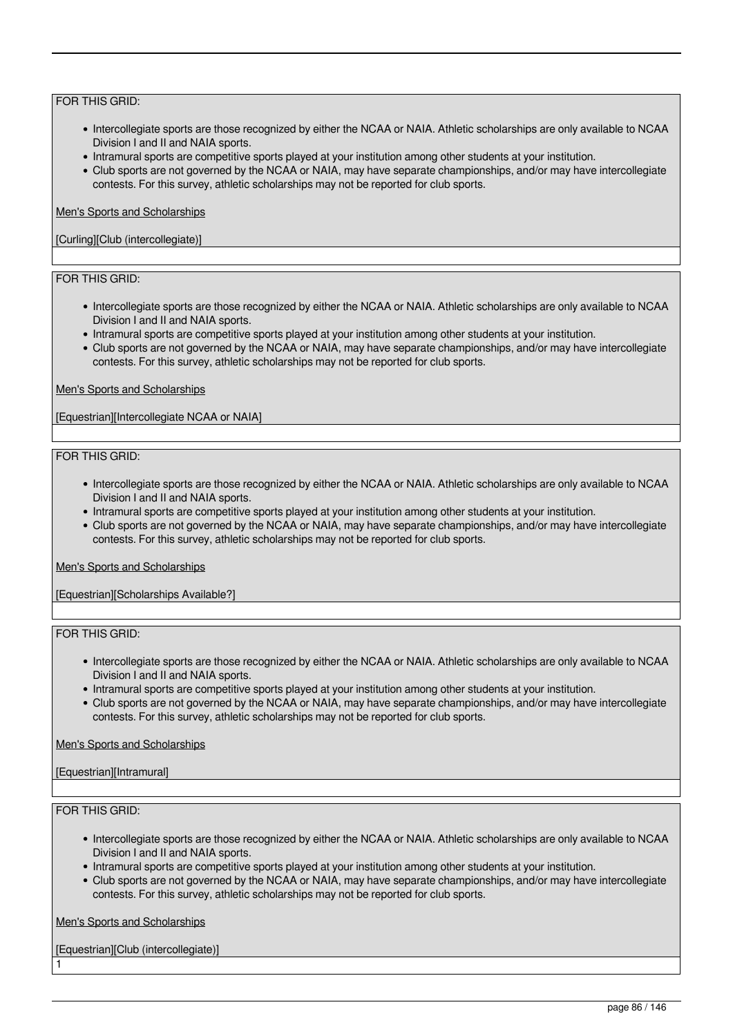FOR THIS GRID:

- Intercollegiate sports are those recognized by either the NCAA or NAIA. Athletic scholarships are only available to NCAA Division I and II and NAIA sports.
- Intramural sports are competitive sports played at your institution among other students at your institution.
- Club sports are not governed by the NCAA or NAIA, may have separate championships, and/or may have intercollegiate contests. For this survey, athletic scholarships may not be reported for club sports.

Men's Sports and Scholarships

[Curling][Club (intercollegiate)]

FOR THIS GRID:

- Intercollegiate sports are those recognized by either the NCAA or NAIA. Athletic scholarships are only available to NCAA Division I and II and NAIA sports.
- Intramural sports are competitive sports played at your institution among other students at your institution.
- Club sports are not governed by the NCAA or NAIA, may have separate championships, and/or may have intercollegiate contests. For this survey, athletic scholarships may not be reported for club sports.

Men's Sports and Scholarships

[Equestrian][Intercollegiate NCAA or NAIA]

FOR THIS GRID:

- Intercollegiate sports are those recognized by either the NCAA or NAIA. Athletic scholarships are only available to NCAA Division I and II and NAIA sports.
- Intramural sports are competitive sports played at your institution among other students at your institution.
- Club sports are not governed by the NCAA or NAIA, may have separate championships, and/or may have intercollegiate contests. For this survey, athletic scholarships may not be reported for club sports.

Men's Sports and Scholarships

[Equestrian][Scholarships Available?]

FOR THIS GRID:

- Intercollegiate sports are those recognized by either the NCAA or NAIA. Athletic scholarships are only available to NCAA Division I and II and NAIA sports.
- Intramural sports are competitive sports played at your institution among other students at your institution.
- Club sports are not governed by the NCAA or NAIA, may have separate championships, and/or may have intercollegiate contests. For this survey, athletic scholarships may not be reported for club sports.

Men's Sports and Scholarships

[Equestrian][Intramural]

FOR THIS GRID:

- Intercollegiate sports are those recognized by either the NCAA or NAIA. Athletic scholarships are only available to NCAA Division I and II and NAIA sports.
- Intramural sports are competitive sports played at your institution among other students at your institution.
- Club sports are not governed by the NCAA or NAIA, may have separate championships, and/or may have intercollegiate contests. For this survey, athletic scholarships may not be reported for club sports.

Men's Sports and Scholarships

[Equestrian][Club (intercollegiate)]

1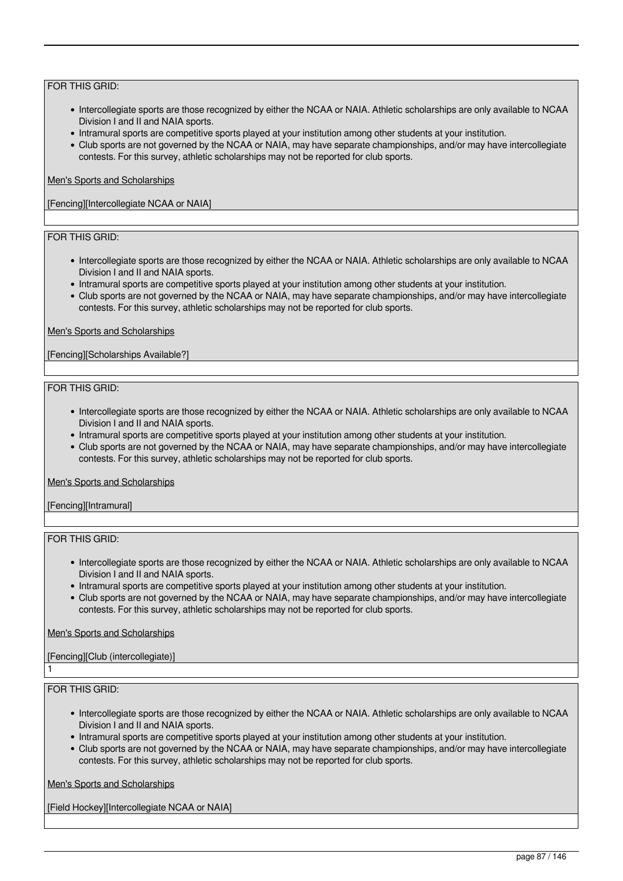FOR THIS GRID:

- Intercollegiate sports are those recognized by either the NCAA or NAIA. Athletic scholarships are only available to NCAA Division I and II and NAIA sports.
- Intramural sports are competitive sports played at your institution among other students at your institution.
- Club sports are not governed by the NCAA or NAIA, may have separate championships, and/or may have intercollegiate contests. For this survey, athletic scholarships may not be reported for club sports.

Men's Sports and Scholarships

[Fencing][Intercollegiate NCAA or NAIA]

FOR THIS GRID:

- Intercollegiate sports are those recognized by either the NCAA or NAIA. Athletic scholarships are only available to NCAA Division I and II and NAIA sports.
- Intramural sports are competitive sports played at your institution among other students at your institution.
- Club sports are not governed by the NCAA or NAIA, may have separate championships, and/or may have intercollegiate contests. For this survey, athletic scholarships may not be reported for club sports.

Men's Sports and Scholarships

[Fencing][Scholarships Available?]

FOR THIS GRID:

- Intercollegiate sports are those recognized by either the NCAA or NAIA. Athletic scholarships are only available to NCAA Division I and II and NAIA sports.
- Intramural sports are competitive sports played at your institution among other students at your institution.
- Club sports are not governed by the NCAA or NAIA, may have separate championships, and/or may have intercollegiate contests. For this survey, athletic scholarships may not be reported for club sports.

Men's Sports and Scholarships

[Fencing][Intramural]

FOR THIS GRID:

- Intercollegiate sports are those recognized by either the NCAA or NAIA. Athletic scholarships are only available to NCAA Division I and II and NAIA sports.
- Intramural sports are competitive sports played at your institution among other students at your institution.
- Club sports are not governed by the NCAA or NAIA, may have separate championships, and/or may have intercollegiate contests. For this survey, athletic scholarships may not be reported for club sports.

Men's Sports and Scholarships

[Fencing][Club (intercollegiate)]

1

FOR THIS GRID:

- Intercollegiate sports are those recognized by either the NCAA or NAIA. Athletic scholarships are only available to NCAA Division I and II and NAIA sports.
- Intramural sports are competitive sports played at your institution among other students at your institution.
- Club sports are not governed by the NCAA or NAIA, may have separate championships, and/or may have intercollegiate contests. For this survey, athletic scholarships may not be reported for club sports.

Men's Sports and Scholarships

[Field Hockey][Intercollegiate NCAA or NAIA]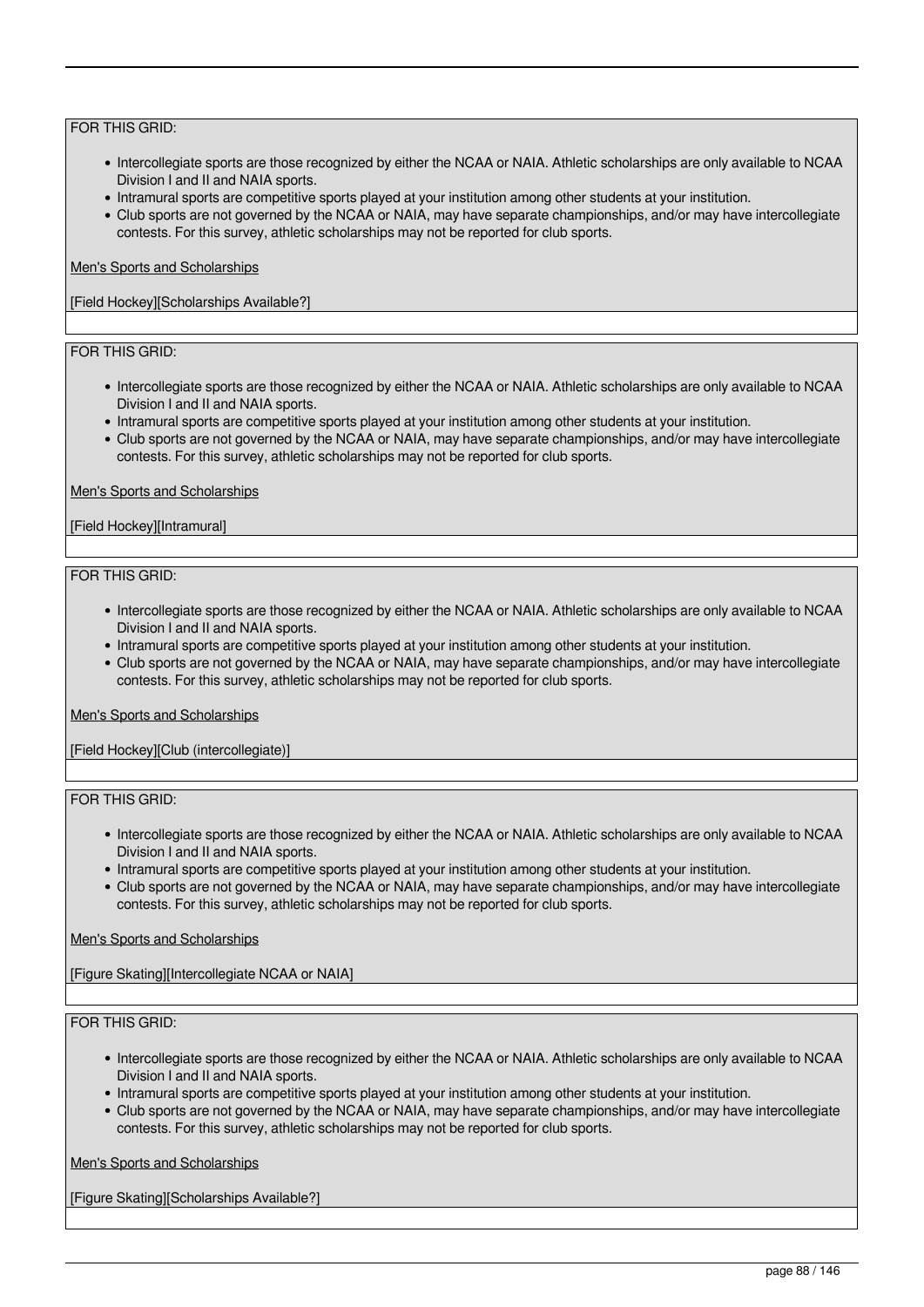FOR THIS GRID:

- Intercollegiate sports are those recognized by either the NCAA or NAIA. Athletic scholarships are only available to NCAA Division I and II and NAIA sports.
- Intramural sports are competitive sports played at your institution among other students at your institution.
- Club sports are not governed by the NCAA or NAIA, may have separate championships, and/or may have intercollegiate contests. For this survey, athletic scholarships may not be reported for club sports.

Men's Sports and Scholarships

[Field Hockey][Scholarships Available?]

FOR THIS GRID:

- Intercollegiate sports are those recognized by either the NCAA or NAIA. Athletic scholarships are only available to NCAA Division I and II and NAIA sports.
- Intramural sports are competitive sports played at your institution among other students at your institution.
- Club sports are not governed by the NCAA or NAIA, may have separate championships, and/or may have intercollegiate contests. For this survey, athletic scholarships may not be reported for club sports.

Men's Sports and Scholarships

[Field Hockey][Intramural]

FOR THIS GRID:

- Intercollegiate sports are those recognized by either the NCAA or NAIA. Athletic scholarships are only available to NCAA Division I and II and NAIA sports.
- Intramural sports are competitive sports played at your institution among other students at your institution.
- Club sports are not governed by the NCAA or NAIA, may have separate championships, and/or may have intercollegiate contests. For this survey, athletic scholarships may not be reported for club sports.

Men's Sports and Scholarships

[Field Hockey][Club (intercollegiate)]

FOR THIS GRID:

- Intercollegiate sports are those recognized by either the NCAA or NAIA. Athletic scholarships are only available to NCAA Division I and II and NAIA sports.
- Intramural sports are competitive sports played at your institution among other students at your institution.
- Club sports are not governed by the NCAA or NAIA, may have separate championships, and/or may have intercollegiate contests. For this survey, athletic scholarships may not be reported for club sports.

Men's Sports and Scholarships

[Figure Skating][Intercollegiate NCAA or NAIA]

FOR THIS GRID:

- Intercollegiate sports are those recognized by either the NCAA or NAIA. Athletic scholarships are only available to NCAA Division I and II and NAIA sports.
- Intramural sports are competitive sports played at your institution among other students at your institution.
- Club sports are not governed by the NCAA or NAIA, may have separate championships, and/or may have intercollegiate contests. For this survey, athletic scholarships may not be reported for club sports.

Men's Sports and Scholarships

[Figure Skating][Scholarships Available?]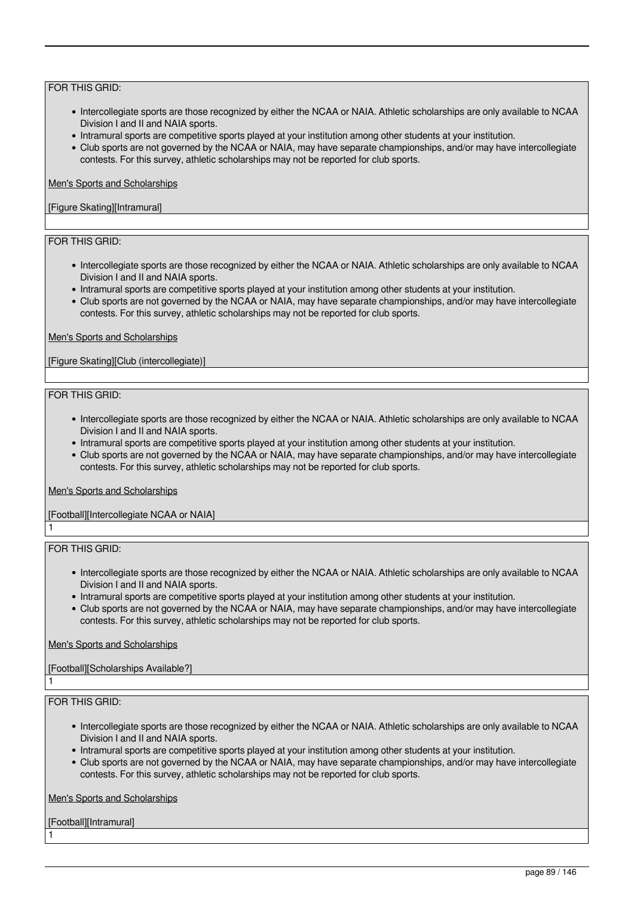FOR THIS GRID:

- Intercollegiate sports are those recognized by either the NCAA or NAIA. Athletic scholarships are only available to NCAA Division I and II and NAIA sports.
- Intramural sports are competitive sports played at your institution among other students at your institution.
- Club sports are not governed by the NCAA or NAIA, may have separate championships, and/or may have intercollegiate contests. For this survey, athletic scholarships may not be reported for club sports.

Men's Sports and Scholarships

[Figure Skating][Intramural]

FOR THIS GRID:

- Intercollegiate sports are those recognized by either the NCAA or NAIA. Athletic scholarships are only available to NCAA Division I and II and NAIA sports.
- Intramural sports are competitive sports played at your institution among other students at your institution.
- Club sports are not governed by the NCAA or NAIA, may have separate championships, and/or may have intercollegiate contests. For this survey, athletic scholarships may not be reported for club sports.

Men's Sports and Scholarships

[Figure Skating][Club (intercollegiate)]

FOR THIS GRID:

- Intercollegiate sports are those recognized by either the NCAA or NAIA. Athletic scholarships are only available to NCAA Division I and II and NAIA sports.
- Intramural sports are competitive sports played at your institution among other students at your institution.
- Club sports are not governed by the NCAA or NAIA, may have separate championships, and/or may have intercollegiate contests. For this survey, athletic scholarships may not be reported for club sports.

Men's Sports and Scholarships

[Football][Intercollegiate NCAA or NAIA]

1

FOR THIS GRID:

- Intercollegiate sports are those recognized by either the NCAA or NAIA. Athletic scholarships are only available to NCAA Division I and II and NAIA sports.
- Intramural sports are competitive sports played at your institution among other students at your institution.
- Club sports are not governed by the NCAA or NAIA, may have separate championships, and/or may have intercollegiate contests. For this survey, athletic scholarships may not be reported for club sports.

Men's Sports and Scholarships

[Football][Scholarships Available?]

1

FOR THIS GRID:

- Intercollegiate sports are those recognized by either the NCAA or NAIA. Athletic scholarships are only available to NCAA Division I and II and NAIA sports.
- Intramural sports are competitive sports played at your institution among other students at your institution.
- Club sports are not governed by the NCAA or NAIA, may have separate championships, and/or may have intercollegiate contests. For this survey, athletic scholarships may not be reported for club sports.

Men's Sports and Scholarships

[Football][Intramural]

1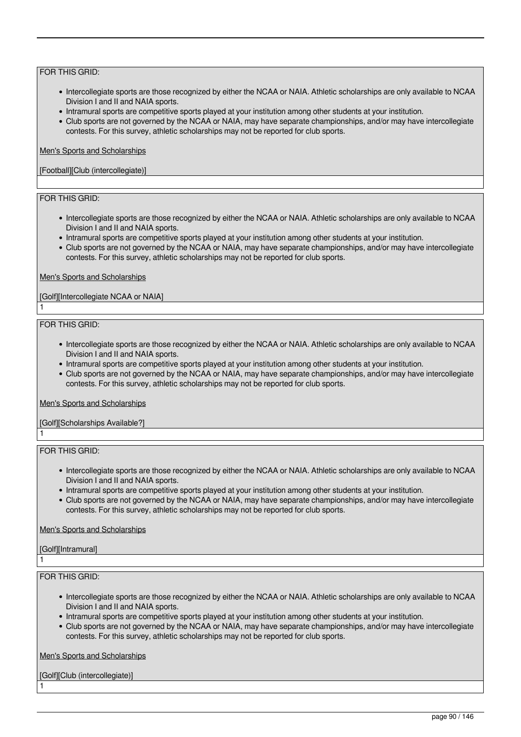FOR THIS GRID:

- Intercollegiate sports are those recognized by either the NCAA or NAIA. Athletic scholarships are only available to NCAA Division I and II and NAIA sports.
- Intramural sports are competitive sports played at your institution among other students at your institution.
- Club sports are not governed by the NCAA or NAIA, may have separate championships, and/or may have intercollegiate contests. For this survey, athletic scholarships may not be reported for club sports.

Men's Sports and Scholarships

[Football][Club (intercollegiate)]

FOR THIS GRID:

- Intercollegiate sports are those recognized by either the NCAA or NAIA. Athletic scholarships are only available to NCAA Division I and II and NAIA sports.
- Intramural sports are competitive sports played at your institution among other students at your institution.
- Club sports are not governed by the NCAA or NAIA, may have separate championships, and/or may have intercollegiate contests. For this survey, athletic scholarships may not be reported for club sports.

Men's Sports and Scholarships

[Golf][Intercollegiate NCAA or NAIA]

1

FOR THIS GRID:

- Intercollegiate sports are those recognized by either the NCAA or NAIA. Athletic scholarships are only available to NCAA Division I and II and NAIA sports.
- Intramural sports are competitive sports played at your institution among other students at your institution.
- Club sports are not governed by the NCAA or NAIA, may have separate championships, and/or may have intercollegiate contests. For this survey, athletic scholarships may not be reported for club sports.

Men's Sports and Scholarships

[Golf][Scholarships Available?]

1

FOR THIS GRID:

- Intercollegiate sports are those recognized by either the NCAA or NAIA. Athletic scholarships are only available to NCAA Division I and II and NAIA sports.
- Intramural sports are competitive sports played at your institution among other students at your institution.
- Club sports are not governed by the NCAA or NAIA, may have separate championships, and/or may have intercollegiate contests. For this survey, athletic scholarships may not be reported for club sports.

Men's Sports and Scholarships

[Golf][Intramural]

1

FOR THIS GRID:

- Intercollegiate sports are those recognized by either the NCAA or NAIA. Athletic scholarships are only available to NCAA Division I and II and NAIA sports.
- Intramural sports are competitive sports played at your institution among other students at your institution.
- Club sports are not governed by the NCAA or NAIA, may have separate championships, and/or may have intercollegiate contests. For this survey, athletic scholarships may not be reported for club sports.

Men's Sports and Scholarships

[Golf][Club (intercollegiate)]

1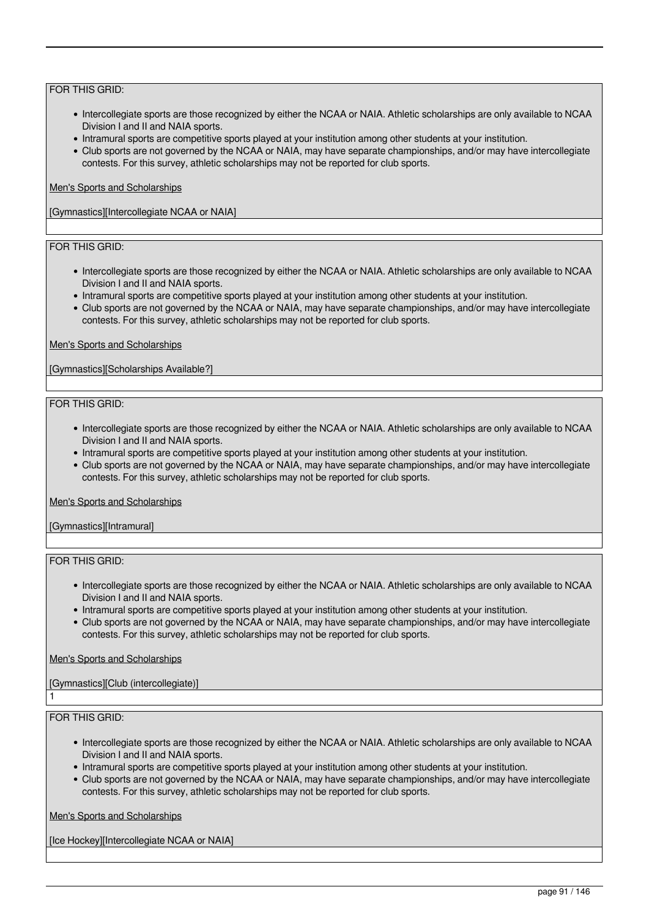FOR THIS GRID:

- Intercollegiate sports are those recognized by either the NCAA or NAIA. Athletic scholarships are only available to NCAA Division I and II and NAIA sports.
- Intramural sports are competitive sports played at your institution among other students at your institution.
- Club sports are not governed by the NCAA or NAIA, may have separate championships, and/or may have intercollegiate contests. For this survey, athletic scholarships may not be reported for club sports.

Men's Sports and Scholarships

[Gymnastics][Intercollegiate NCAA or NAIA]

FOR THIS GRID:

- Intercollegiate sports are those recognized by either the NCAA or NAIA. Athletic scholarships are only available to NCAA Division I and II and NAIA sports.
- Intramural sports are competitive sports played at your institution among other students at your institution.
- Club sports are not governed by the NCAA or NAIA, may have separate championships, and/or may have intercollegiate contests. For this survey, athletic scholarships may not be reported for club sports.

Men's Sports and Scholarships

[Gymnastics][Scholarships Available?]

FOR THIS GRID:

- Intercollegiate sports are those recognized by either the NCAA or NAIA. Athletic scholarships are only available to NCAA Division I and II and NAIA sports.
- Intramural sports are competitive sports played at your institution among other students at your institution.
- Club sports are not governed by the NCAA or NAIA, may have separate championships, and/or may have intercollegiate contests. For this survey, athletic scholarships may not be reported for club sports.

Men's Sports and Scholarships

[Gymnastics][Intramural]

FOR THIS GRID:

- Intercollegiate sports are those recognized by either the NCAA or NAIA. Athletic scholarships are only available to NCAA Division I and II and NAIA sports.
- Intramural sports are competitive sports played at your institution among other students at your institution.
- Club sports are not governed by the NCAA or NAIA, may have separate championships, and/or may have intercollegiate contests. For this survey, athletic scholarships may not be reported for club sports.

Men's Sports and Scholarships

[Gymnastics][Club (intercollegiate)]

1

FOR THIS GRID:

- Intercollegiate sports are those recognized by either the NCAA or NAIA. Athletic scholarships are only available to NCAA Division I and II and NAIA sports.
- Intramural sports are competitive sports played at your institution among other students at your institution.
- Club sports are not governed by the NCAA or NAIA, may have separate championships, and/or may have intercollegiate contests. For this survey, athletic scholarships may not be reported for club sports.

Men's Sports and Scholarships

[Ice Hockey][Intercollegiate NCAA or NAIA]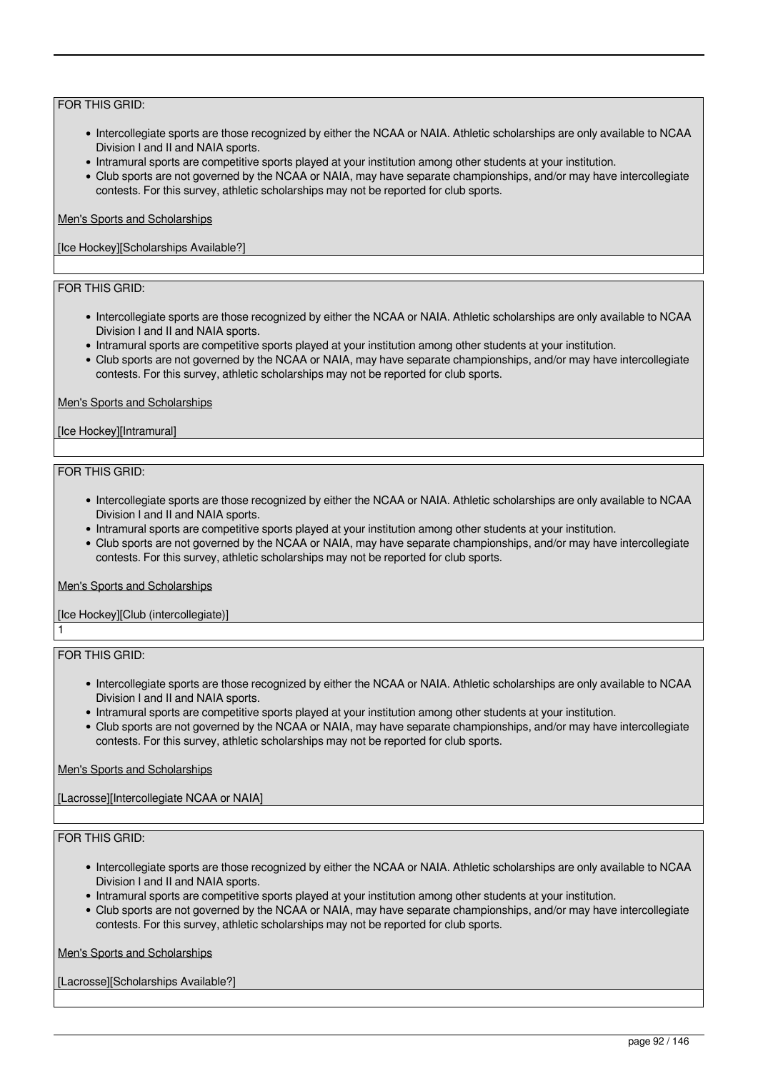FOR THIS GRID:

- Intercollegiate sports are those recognized by either the NCAA or NAIA. Athletic scholarships are only available to NCAA Division I and II and NAIA sports.
- Intramural sports are competitive sports played at your institution among other students at your institution.
- Club sports are not governed by the NCAA or NAIA, may have separate championships, and/or may have intercollegiate contests. For this survey, athletic scholarships may not be reported for club sports.

Men's Sports and Scholarships

[Ice Hockey][Scholarships Available?]

FOR THIS GRID:

- Intercollegiate sports are those recognized by either the NCAA or NAIA. Athletic scholarships are only available to NCAA Division I and II and NAIA sports.
- Intramural sports are competitive sports played at your institution among other students at your institution.
- Club sports are not governed by the NCAA or NAIA, may have separate championships, and/or may have intercollegiate contests. For this survey, athletic scholarships may not be reported for club sports.

Men's Sports and Scholarships

[Ice Hockey][Intramural]

FOR THIS GRID:

- Intercollegiate sports are those recognized by either the NCAA or NAIA. Athletic scholarships are only available to NCAA Division I and II and NAIA sports.
- Intramural sports are competitive sports played at your institution among other students at your institution.
- Club sports are not governed by the NCAA or NAIA, may have separate championships, and/or may have intercollegiate contests. For this survey, athletic scholarships may not be reported for club sports.

Men's Sports and Scholarships

[Ice Hockey][Club (intercollegiate)]

1

FOR THIS GRID:

- Intercollegiate sports are those recognized by either the NCAA or NAIA. Athletic scholarships are only available to NCAA Division I and II and NAIA sports.
- Intramural sports are competitive sports played at your institution among other students at your institution.
- Club sports are not governed by the NCAA or NAIA, may have separate championships, and/or may have intercollegiate contests. For this survey, athletic scholarships may not be reported for club sports.

Men's Sports and Scholarships

[Lacrosse][Intercollegiate NCAA or NAIA]

FOR THIS GRID:

- Intercollegiate sports are those recognized by either the NCAA or NAIA. Athletic scholarships are only available to NCAA Division I and II and NAIA sports.
- Intramural sports are competitive sports played at your institution among other students at your institution.
- Club sports are not governed by the NCAA or NAIA, may have separate championships, and/or may have intercollegiate contests. For this survey, athletic scholarships may not be reported for club sports.

Men's Sports and Scholarships

[Lacrosse][Scholarships Available?]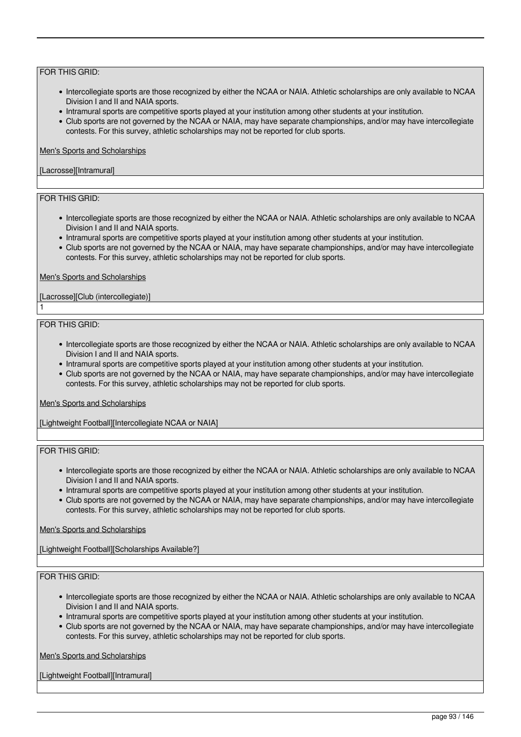FOR THIS GRID:

- Intercollegiate sports are those recognized by either the NCAA or NAIA. Athletic scholarships are only available to NCAA Division I and II and NAIA sports.
- Intramural sports are competitive sports played at your institution among other students at your institution.
- Club sports are not governed by the NCAA or NAIA, may have separate championships, and/or may have intercollegiate contests. For this survey, athletic scholarships may not be reported for club sports.

Men's Sports and Scholarships

[Lacrosse][Intramural]

FOR THIS GRID:

- Intercollegiate sports are those recognized by either the NCAA or NAIA. Athletic scholarships are only available to NCAA Division I and II and NAIA sports.
- Intramural sports are competitive sports played at your institution among other students at your institution.
- Club sports are not governed by the NCAA or NAIA, may have separate championships, and/or may have intercollegiate contests. For this survey, athletic scholarships may not be reported for club sports.

Men's Sports and Scholarships

[Lacrosse][Club (intercollegiate)]

1

FOR THIS GRID:

- Intercollegiate sports are those recognized by either the NCAA or NAIA. Athletic scholarships are only available to NCAA Division I and II and NAIA sports.
- Intramural sports are competitive sports played at your institution among other students at your institution.
- Club sports are not governed by the NCAA or NAIA, may have separate championships, and/or may have intercollegiate contests. For this survey, athletic scholarships may not be reported for club sports.

Men's Sports and Scholarships

[Lightweight Football][Intercollegiate NCAA or NAIA]

FOR THIS GRID:

- Intercollegiate sports are those recognized by either the NCAA or NAIA. Athletic scholarships are only available to NCAA Division I and II and NAIA sports.
- Intramural sports are competitive sports played at your institution among other students at your institution.
- Club sports are not governed by the NCAA or NAIA, may have separate championships, and/or may have intercollegiate contests. For this survey, athletic scholarships may not be reported for club sports.

Men's Sports and Scholarships

[Lightweight Football][Scholarships Available?]

FOR THIS GRID:

- Intercollegiate sports are those recognized by either the NCAA or NAIA. Athletic scholarships are only available to NCAA Division I and II and NAIA sports.
- Intramural sports are competitive sports played at your institution among other students at your institution.
- Club sports are not governed by the NCAA or NAIA, may have separate championships, and/or may have intercollegiate contests. For this survey, athletic scholarships may not be reported for club sports.

Men's Sports and Scholarships

[Lightweight Football][Intramural]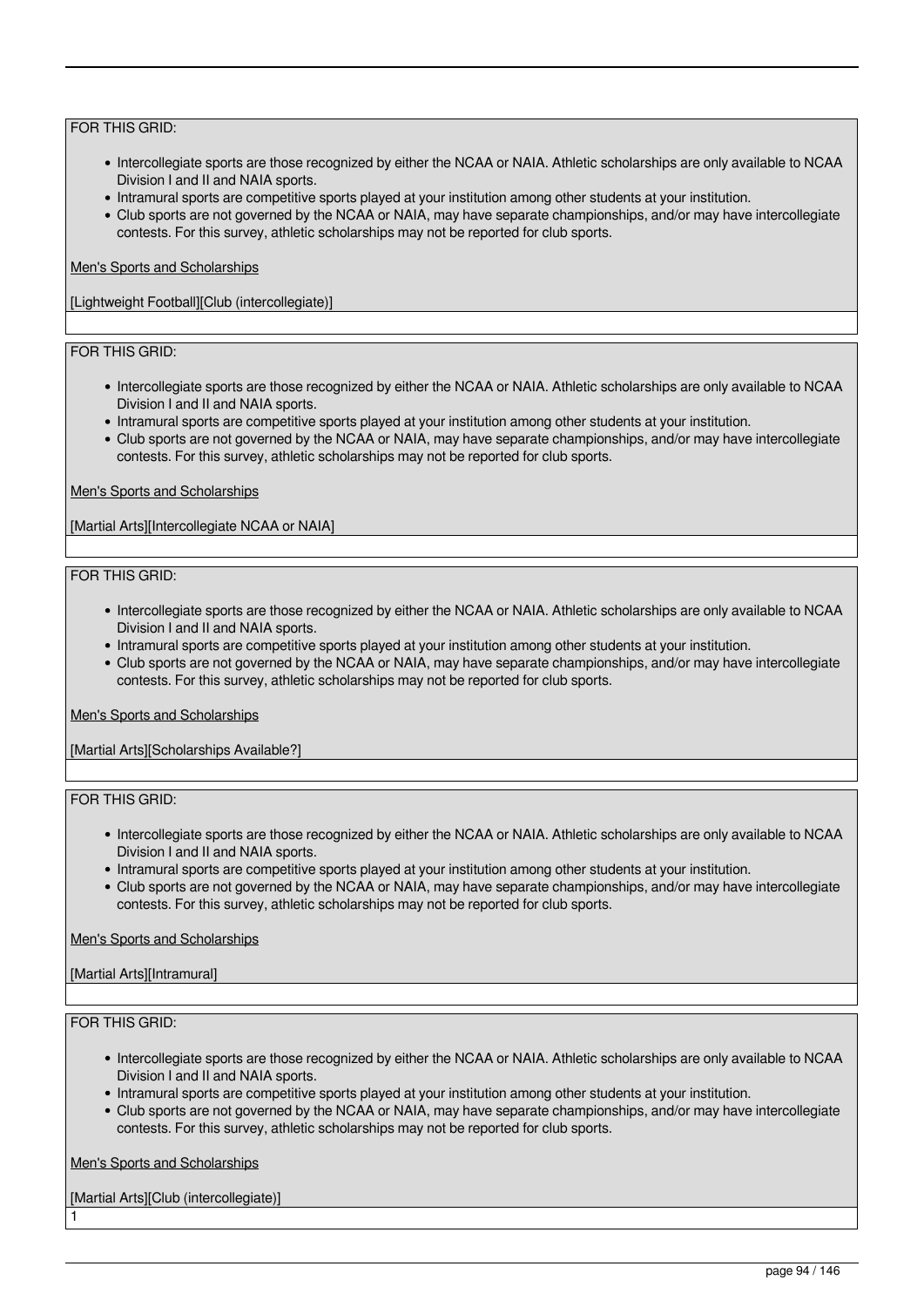FOR THIS GRID:

- Intercollegiate sports are those recognized by either the NCAA or NAIA. Athletic scholarships are only available to NCAA Division I and II and NAIA sports.
- Intramural sports are competitive sports played at your institution among other students at your institution.
- Club sports are not governed by the NCAA or NAIA, may have separate championships, and/or may have intercollegiate contests. For this survey, athletic scholarships may not be reported for club sports.

Men's Sports and Scholarships

[Lightweight Football][Club (intercollegiate)]

FOR THIS GRID:

- Intercollegiate sports are those recognized by either the NCAA or NAIA. Athletic scholarships are only available to NCAA Division I and II and NAIA sports.
- Intramural sports are competitive sports played at your institution among other students at your institution.
- Club sports are not governed by the NCAA or NAIA, may have separate championships, and/or may have intercollegiate contests. For this survey, athletic scholarships may not be reported for club sports.

Men's Sports and Scholarships

[Martial Arts][Intercollegiate NCAA or NAIA]

FOR THIS GRID:

- Intercollegiate sports are those recognized by either the NCAA or NAIA. Athletic scholarships are only available to NCAA Division I and II and NAIA sports.
- Intramural sports are competitive sports played at your institution among other students at your institution.
- Club sports are not governed by the NCAA or NAIA, may have separate championships, and/or may have intercollegiate contests. For this survey, athletic scholarships may not be reported for club sports.

Men's Sports and Scholarships

[Martial Arts][Scholarships Available?]

FOR THIS GRID:

- Intercollegiate sports are those recognized by either the NCAA or NAIA. Athletic scholarships are only available to NCAA Division I and II and NAIA sports.
- Intramural sports are competitive sports played at your institution among other students at your institution.
- Club sports are not governed by the NCAA or NAIA, may have separate championships, and/or may have intercollegiate contests. For this survey, athletic scholarships may not be reported for club sports.

Men's Sports and Scholarships

[Martial Arts][Intramural]

FOR THIS GRID:

- Intercollegiate sports are those recognized by either the NCAA or NAIA. Athletic scholarships are only available to NCAA Division I and II and NAIA sports.
- Intramural sports are competitive sports played at your institution among other students at your institution.
- Club sports are not governed by the NCAA or NAIA, may have separate championships, and/or may have intercollegiate contests. For this survey, athletic scholarships may not be reported for club sports.

Men's Sports and Scholarships

[Martial Arts][Club (intercollegiate)]

1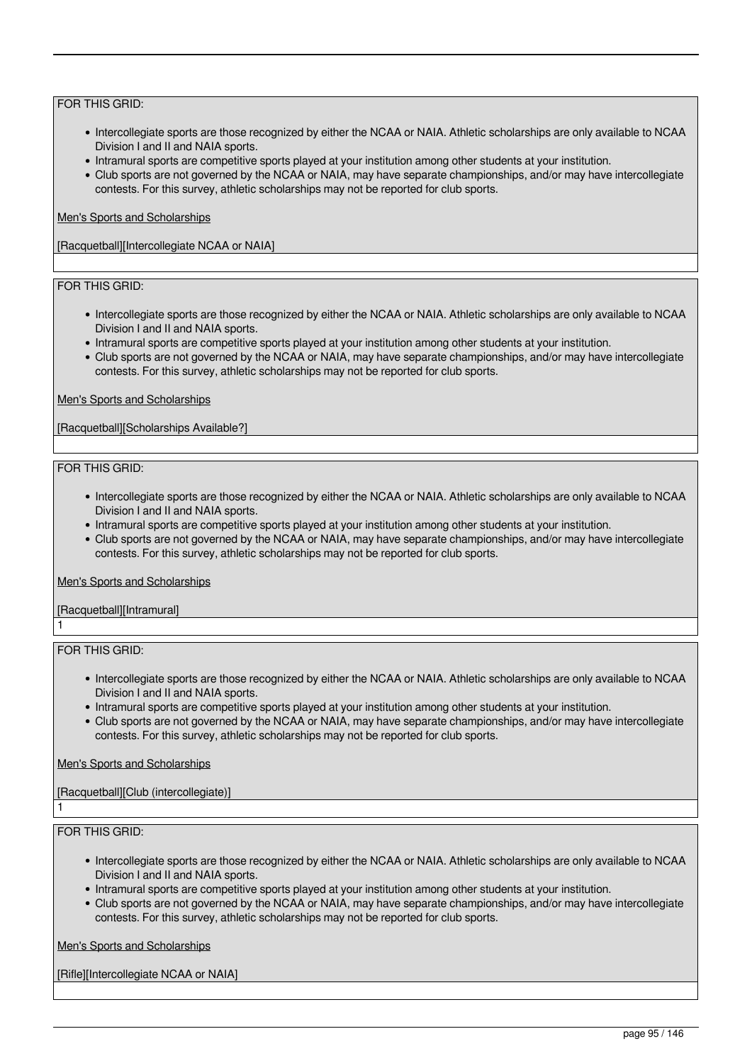FOR THIS GRID:

- Intercollegiate sports are those recognized by either the NCAA or NAIA. Athletic scholarships are only available to NCAA Division I and II and NAIA sports.
- Intramural sports are competitive sports played at your institution among other students at your institution.
- Club sports are not governed by the NCAA or NAIA, may have separate championships, and/or may have intercollegiate contests. For this survey, athletic scholarships may not be reported for club sports.

Men's Sports and Scholarships

[Racquetball][Intercollegiate NCAA or NAIA]

FOR THIS GRID:

- Intercollegiate sports are those recognized by either the NCAA or NAIA. Athletic scholarships are only available to NCAA Division I and II and NAIA sports.
- Intramural sports are competitive sports played at your institution among other students at your institution.
- Club sports are not governed by the NCAA or NAIA, may have separate championships, and/or may have intercollegiate contests. For this survey, athletic scholarships may not be reported for club sports.

Men's Sports and Scholarships

[Racquetball][Scholarships Available?]

FOR THIS GRID:

- Intercollegiate sports are those recognized by either the NCAA or NAIA. Athletic scholarships are only available to NCAA Division I and II and NAIA sports.
- Intramural sports are competitive sports played at your institution among other students at your institution.
- Club sports are not governed by the NCAA or NAIA, may have separate championships, and/or may have intercollegiate contests. For this survey, athletic scholarships may not be reported for club sports.

Men's Sports and Scholarships

[Racquetball][Intramural]

1

FOR THIS GRID:

- Intercollegiate sports are those recognized by either the NCAA or NAIA. Athletic scholarships are only available to NCAA Division I and II and NAIA sports.
- Intramural sports are competitive sports played at your institution among other students at your institution.
- Club sports are not governed by the NCAA or NAIA, may have separate championships, and/or may have intercollegiate contests. For this survey, athletic scholarships may not be reported for club sports.

Men's Sports and Scholarships

[Racquetball][Club (intercollegiate)]

1

FOR THIS GRID:

- Intercollegiate sports are those recognized by either the NCAA or NAIA. Athletic scholarships are only available to NCAA Division I and II and NAIA sports.
- Intramural sports are competitive sports played at your institution among other students at your institution.
- Club sports are not governed by the NCAA or NAIA, may have separate championships, and/or may have intercollegiate contests. For this survey, athletic scholarships may not be reported for club sports.

Men's Sports and Scholarships

[Rifle][Intercollegiate NCAA or NAIA]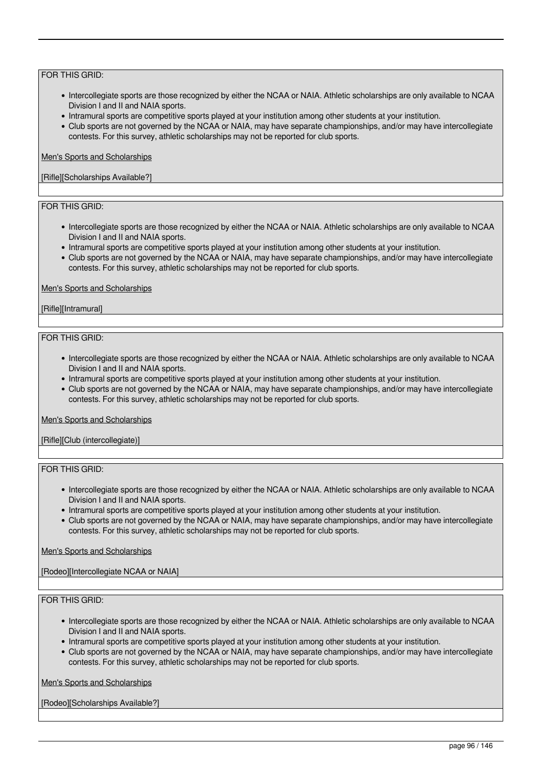FOR THIS GRID:

- Intercollegiate sports are those recognized by either the NCAA or NAIA. Athletic scholarships are only available to NCAA Division I and II and NAIA sports.
- Intramural sports are competitive sports played at your institution among other students at your institution.
- Club sports are not governed by the NCAA or NAIA, may have separate championships, and/or may have intercollegiate contests. For this survey, athletic scholarships may not be reported for club sports.

Men's Sports and Scholarships

[Rifle][Scholarships Available?]

FOR THIS GRID:

- Intercollegiate sports are those recognized by either the NCAA or NAIA. Athletic scholarships are only available to NCAA Division I and II and NAIA sports.
- Intramural sports are competitive sports played at your institution among other students at your institution.
- Club sports are not governed by the NCAA or NAIA, may have separate championships, and/or may have intercollegiate contests. For this survey, athletic scholarships may not be reported for club sports.

Men's Sports and Scholarships

[Rifle][Intramural]

FOR THIS GRID:

- Intercollegiate sports are those recognized by either the NCAA or NAIA. Athletic scholarships are only available to NCAA Division I and II and NAIA sports.
- Intramural sports are competitive sports played at your institution among other students at your institution.
- Club sports are not governed by the NCAA or NAIA, may have separate championships, and/or may have intercollegiate contests. For this survey, athletic scholarships may not be reported for club sports.

Men's Sports and Scholarships

[Rifle][Club (intercollegiate)]

FOR THIS GRID:

- Intercollegiate sports are those recognized by either the NCAA or NAIA. Athletic scholarships are only available to NCAA Division I and II and NAIA sports.
- Intramural sports are competitive sports played at your institution among other students at your institution.
- Club sports are not governed by the NCAA or NAIA, may have separate championships, and/or may have intercollegiate contests. For this survey, athletic scholarships may not be reported for club sports.

Men's Sports and Scholarships

[Rodeo][Intercollegiate NCAA or NAIA]

FOR THIS GRID:

- Intercollegiate sports are those recognized by either the NCAA or NAIA. Athletic scholarships are only available to NCAA Division I and II and NAIA sports.
- Intramural sports are competitive sports played at your institution among other students at your institution.
- Club sports are not governed by the NCAA or NAIA, may have separate championships, and/or may have intercollegiate contests. For this survey, athletic scholarships may not be reported for club sports.

Men's Sports and Scholarships

[Rodeo][Scholarships Available?]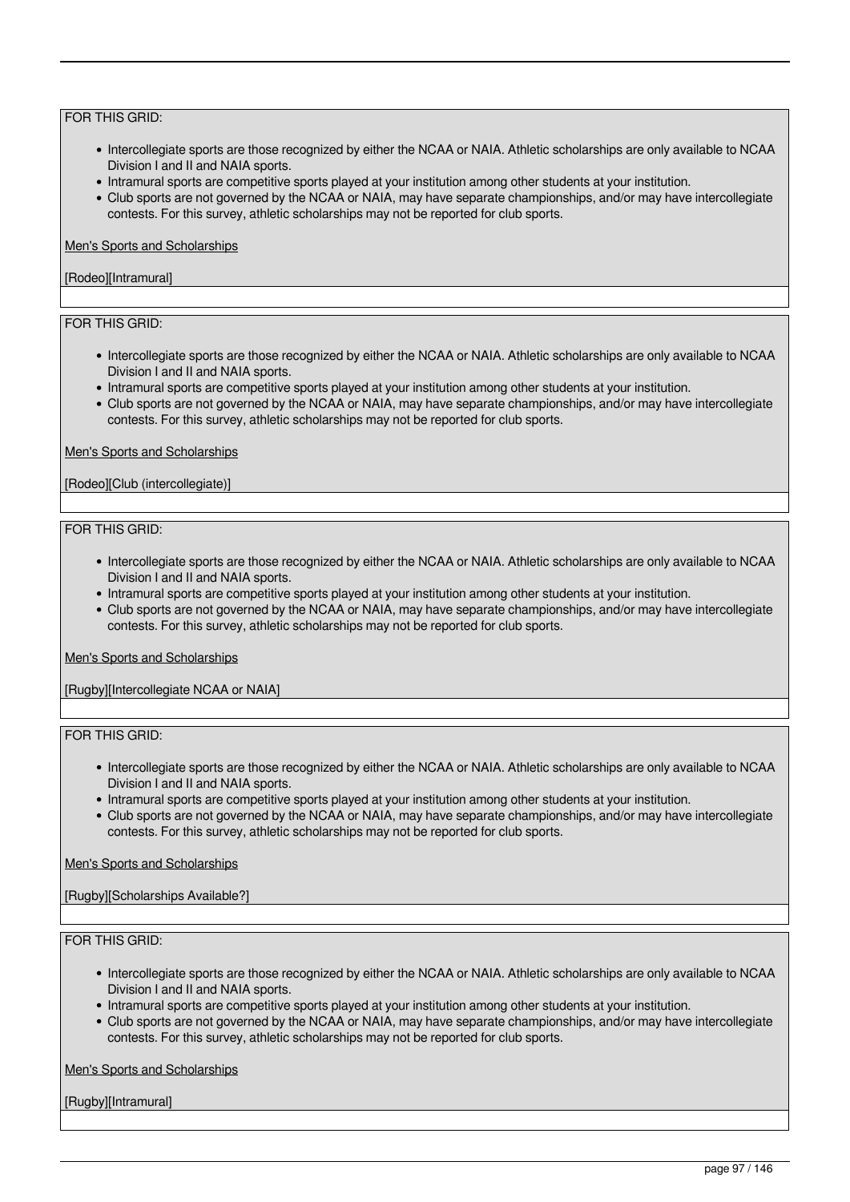FOR THIS GRID:

- Intercollegiate sports are those recognized by either the NCAA or NAIA. Athletic scholarships are only available to NCAA Division I and II and NAIA sports.
- Intramural sports are competitive sports played at your institution among other students at your institution.
- Club sports are not governed by the NCAA or NAIA, may have separate championships, and/or may have intercollegiate contests. For this survey, athletic scholarships may not be reported for club sports.

Men's Sports and Scholarships

[Rodeo][Intramural]

FOR THIS GRID:

- Intercollegiate sports are those recognized by either the NCAA or NAIA. Athletic scholarships are only available to NCAA Division I and II and NAIA sports.
- Intramural sports are competitive sports played at your institution among other students at your institution.
- Club sports are not governed by the NCAA or NAIA, may have separate championships, and/or may have intercollegiate contests. For this survey, athletic scholarships may not be reported for club sports.

Men's Sports and Scholarships

[Rodeo][Club (intercollegiate)]

FOR THIS GRID:

- Intercollegiate sports are those recognized by either the NCAA or NAIA. Athletic scholarships are only available to NCAA Division I and II and NAIA sports.
- Intramural sports are competitive sports played at your institution among other students at your institution.
- Club sports are not governed by the NCAA or NAIA, may have separate championships, and/or may have intercollegiate contests. For this survey, athletic scholarships may not be reported for club sports.

Men's Sports and Scholarships

[Rugby][Intercollegiate NCAA or NAIA]

FOR THIS GRID:

- Intercollegiate sports are those recognized by either the NCAA or NAIA. Athletic scholarships are only available to NCAA Division I and II and NAIA sports.
- Intramural sports are competitive sports played at your institution among other students at your institution.
- Club sports are not governed by the NCAA or NAIA, may have separate championships, and/or may have intercollegiate contests. For this survey, athletic scholarships may not be reported for club sports.

Men's Sports and Scholarships

[Rugby][Scholarships Available?]

FOR THIS GRID:

- Intercollegiate sports are those recognized by either the NCAA or NAIA. Athletic scholarships are only available to NCAA Division I and II and NAIA sports.
- Intramural sports are competitive sports played at your institution among other students at your institution.
- Club sports are not governed by the NCAA or NAIA, may have separate championships, and/or may have intercollegiate contests. For this survey, athletic scholarships may not be reported for club sports.

Men's Sports and Scholarships

[Rugby][Intramural]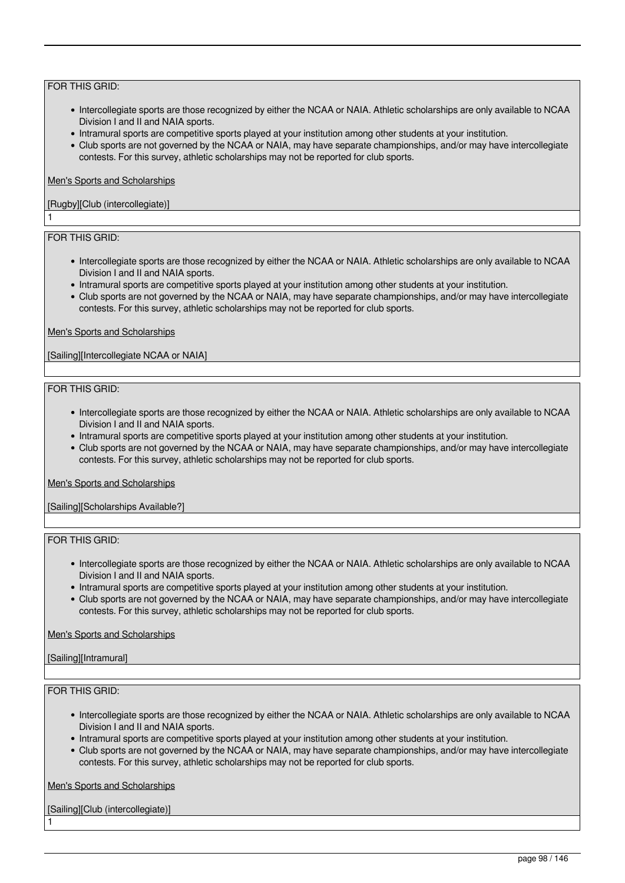FOR THIS GRID:

- Intercollegiate sports are those recognized by either the NCAA or NAIA. Athletic scholarships are only available to NCAA Division I and II and NAIA sports.
- Intramural sports are competitive sports played at your institution among other students at your institution.
- Club sports are not governed by the NCAA or NAIA, may have separate championships, and/or may have intercollegiate contests. For this survey, athletic scholarships may not be reported for club sports.

Men's Sports and Scholarships

[Rugby][Club (intercollegiate)]

1

FOR THIS GRID:

- Intercollegiate sports are those recognized by either the NCAA or NAIA. Athletic scholarships are only available to NCAA Division I and II and NAIA sports.
- Intramural sports are competitive sports played at your institution among other students at your institution.
- Club sports are not governed by the NCAA or NAIA, may have separate championships, and/or may have intercollegiate contests. For this survey, athletic scholarships may not be reported for club sports.

Men's Sports and Scholarships

[Sailing][Intercollegiate NCAA or NAIA]

FOR THIS GRID:

- Intercollegiate sports are those recognized by either the NCAA or NAIA. Athletic scholarships are only available to NCAA Division I and II and NAIA sports.
- Intramural sports are competitive sports played at your institution among other students at your institution.
- Club sports are not governed by the NCAA or NAIA, may have separate championships, and/or may have intercollegiate contests. For this survey, athletic scholarships may not be reported for club sports.

Men's Sports and Scholarships

[Sailing][Scholarships Available?]

FOR THIS GRID:

- Intercollegiate sports are those recognized by either the NCAA or NAIA. Athletic scholarships are only available to NCAA Division I and II and NAIA sports.
- Intramural sports are competitive sports played at your institution among other students at your institution.
- Club sports are not governed by the NCAA or NAIA, may have separate championships, and/or may have intercollegiate contests. For this survey, athletic scholarships may not be reported for club sports.

Men's Sports and Scholarships

[Sailing][Intramural]

FOR THIS GRID:

- Intercollegiate sports are those recognized by either the NCAA or NAIA. Athletic scholarships are only available to NCAA Division I and II and NAIA sports.
- Intramural sports are competitive sports played at your institution among other students at your institution.
- Club sports are not governed by the NCAA or NAIA, may have separate championships, and/or may have intercollegiate contests. For this survey, athletic scholarships may not be reported for club sports.

Men's Sports and Scholarships

[Sailing][Club (intercollegiate)]

1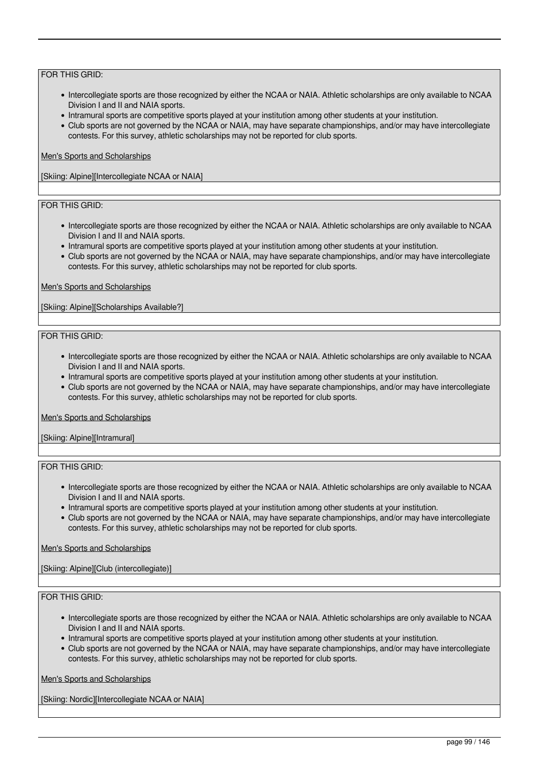FOR THIS GRID:

- Intercollegiate sports are those recognized by either the NCAA or NAIA. Athletic scholarships are only available to NCAA Division I and II and NAIA sports.
- Intramural sports are competitive sports played at your institution among other students at your institution.
- Club sports are not governed by the NCAA or NAIA, may have separate championships, and/or may have intercollegiate contests. For this survey, athletic scholarships may not be reported for club sports.

Men's Sports and Scholarships

[Skiing: Alpine][Intercollegiate NCAA or NAIA]

FOR THIS GRID:

- Intercollegiate sports are those recognized by either the NCAA or NAIA. Athletic scholarships are only available to NCAA Division I and II and NAIA sports.
- Intramural sports are competitive sports played at your institution among other students at your institution.
- Club sports are not governed by the NCAA or NAIA, may have separate championships, and/or may have intercollegiate contests. For this survey, athletic scholarships may not be reported for club sports.

Men's Sports and Scholarships

[Skiing: Alpine][Scholarships Available?]

FOR THIS GRID:

- Intercollegiate sports are those recognized by either the NCAA or NAIA. Athletic scholarships are only available to NCAA Division I and II and NAIA sports.
- Intramural sports are competitive sports played at your institution among other students at your institution.
- Club sports are not governed by the NCAA or NAIA, may have separate championships, and/or may have intercollegiate contests. For this survey, athletic scholarships may not be reported for club sports.

Men's Sports and Scholarships

[Skiing: Alpine][Intramural]

FOR THIS GRID:

- Intercollegiate sports are those recognized by either the NCAA or NAIA. Athletic scholarships are only available to NCAA Division I and II and NAIA sports.
- Intramural sports are competitive sports played at your institution among other students at your institution.
- Club sports are not governed by the NCAA or NAIA, may have separate championships, and/or may have intercollegiate contests. For this survey, athletic scholarships may not be reported for club sports.

Men's Sports and Scholarships

[Skiing: Alpine][Club (intercollegiate)]

FOR THIS GRID:

- Intercollegiate sports are those recognized by either the NCAA or NAIA. Athletic scholarships are only available to NCAA Division I and II and NAIA sports.
- Intramural sports are competitive sports played at your institution among other students at your institution.
- Club sports are not governed by the NCAA or NAIA, may have separate championships, and/or may have intercollegiate contests. For this survey, athletic scholarships may not be reported for club sports.

Men's Sports and Scholarships

[Skiing: Nordic][Intercollegiate NCAA or NAIA]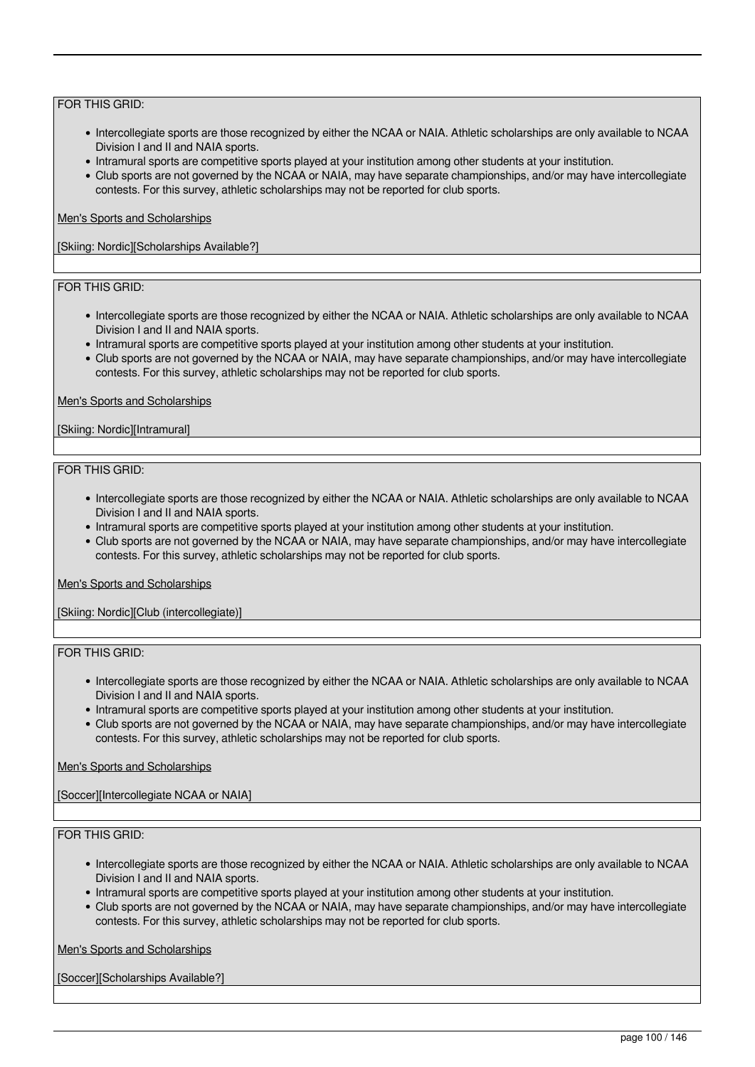FOR THIS GRID:

- Intercollegiate sports are those recognized by either the NCAA or NAIA. Athletic scholarships are only available to NCAA Division I and II and NAIA sports.
- Intramural sports are competitive sports played at your institution among other students at your institution.
- Club sports are not governed by the NCAA or NAIA, may have separate championships, and/or may have intercollegiate contests. For this survey, athletic scholarships may not be reported for club sports.

Men's Sports and Scholarships

[Skiing: Nordic][Scholarships Available?]

FOR THIS GRID:

- Intercollegiate sports are those recognized by either the NCAA or NAIA. Athletic scholarships are only available to NCAA Division I and II and NAIA sports.
- Intramural sports are competitive sports played at your institution among other students at your institution.
- Club sports are not governed by the NCAA or NAIA, may have separate championships, and/or may have intercollegiate contests. For this survey, athletic scholarships may not be reported for club sports.

Men's Sports and Scholarships

[Skiing: Nordic][Intramural]

FOR THIS GRID:

- Intercollegiate sports are those recognized by either the NCAA or NAIA. Athletic scholarships are only available to NCAA Division I and II and NAIA sports.
- Intramural sports are competitive sports played at your institution among other students at your institution.
- Club sports are not governed by the NCAA or NAIA, may have separate championships, and/or may have intercollegiate contests. For this survey, athletic scholarships may not be reported for club sports.

Men's Sports and Scholarships

[Skiing: Nordic][Club (intercollegiate)]

FOR THIS GRID:

- Intercollegiate sports are those recognized by either the NCAA or NAIA. Athletic scholarships are only available to NCAA Division I and II and NAIA sports.
- Intramural sports are competitive sports played at your institution among other students at your institution.
- Club sports are not governed by the NCAA or NAIA, may have separate championships, and/or may have intercollegiate contests. For this survey, athletic scholarships may not be reported for club sports.

Men's Sports and Scholarships

[Soccer][Intercollegiate NCAA or NAIA]

FOR THIS GRID:

- Intercollegiate sports are those recognized by either the NCAA or NAIA. Athletic scholarships are only available to NCAA Division I and II and NAIA sports.
- Intramural sports are competitive sports played at your institution among other students at your institution.
- Club sports are not governed by the NCAA or NAIA, may have separate championships, and/or may have intercollegiate contests. For this survey, athletic scholarships may not be reported for club sports.

Men's Sports and Scholarships

[Soccer][Scholarships Available?]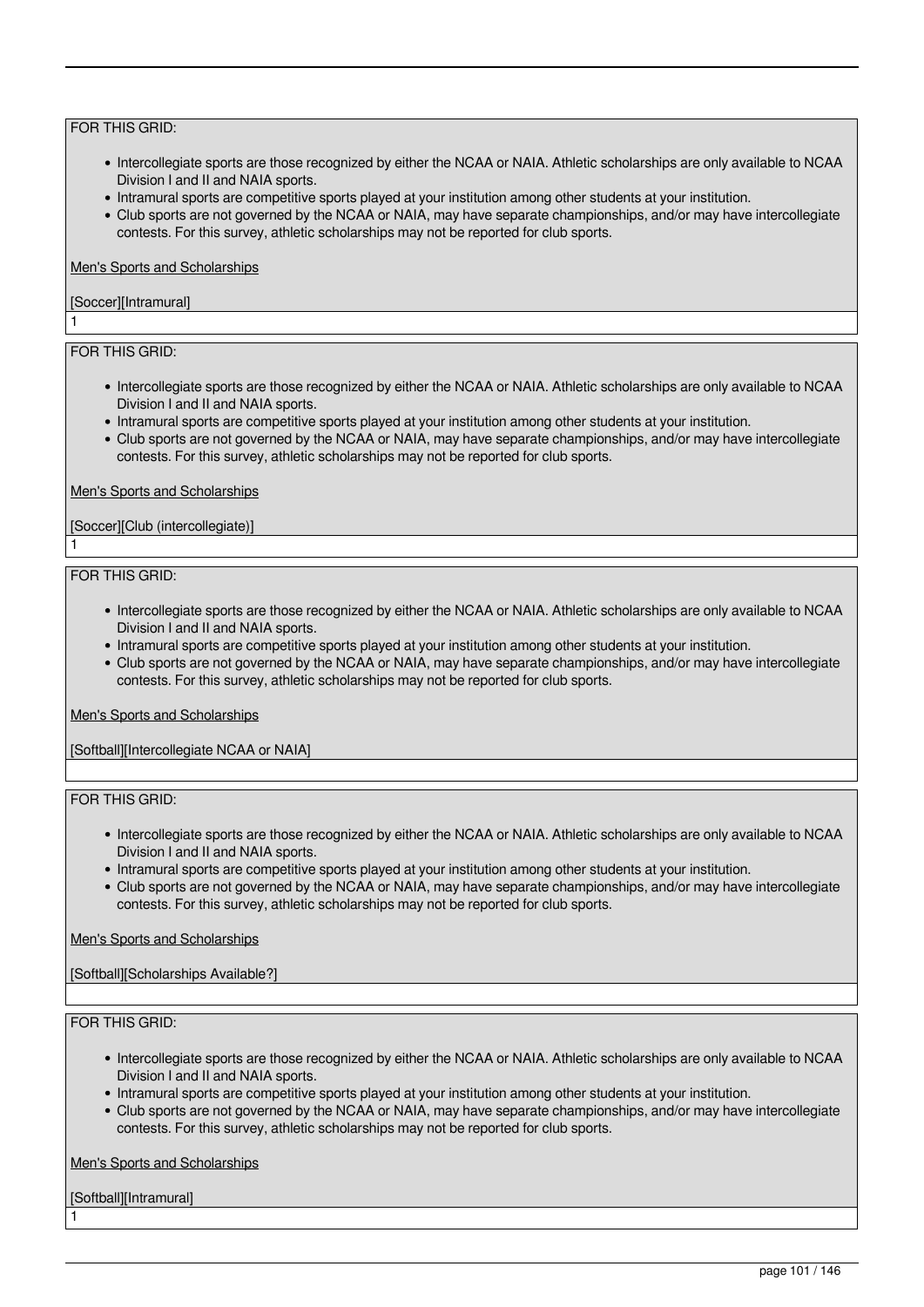FOR THIS GRID:

- Intercollegiate sports are those recognized by either the NCAA or NAIA. Athletic scholarships are only available to NCAA Division I and II and NAIA sports.
- Intramural sports are competitive sports played at your institution among other students at your institution.
- Club sports are not governed by the NCAA or NAIA, may have separate championships, and/or may have intercollegiate contests. For this survey, athletic scholarships may not be reported for club sports.

Men's Sports and Scholarships

[Soccer][Intramural]

1

FOR THIS GRID:

- Intercollegiate sports are those recognized by either the NCAA or NAIA. Athletic scholarships are only available to NCAA Division I and II and NAIA sports.
- Intramural sports are competitive sports played at your institution among other students at your institution.
- Club sports are not governed by the NCAA or NAIA, may have separate championships, and/or may have intercollegiate contests. For this survey, athletic scholarships may not be reported for club sports.

Men's Sports and Scholarships

[Soccer][Club (intercollegiate)]

1

FOR THIS GRID:

- Intercollegiate sports are those recognized by either the NCAA or NAIA. Athletic scholarships are only available to NCAA Division I and II and NAIA sports.
- Intramural sports are competitive sports played at your institution among other students at your institution.
- Club sports are not governed by the NCAA or NAIA, may have separate championships, and/or may have intercollegiate contests. For this survey, athletic scholarships may not be reported for club sports.

Men's Sports and Scholarships

[Softball][Intercollegiate NCAA or NAIA]

FOR THIS GRID:

- Intercollegiate sports are those recognized by either the NCAA or NAIA. Athletic scholarships are only available to NCAA Division I and II and NAIA sports.
- Intramural sports are competitive sports played at your institution among other students at your institution.
- Club sports are not governed by the NCAA or NAIA, may have separate championships, and/or may have intercollegiate contests. For this survey, athletic scholarships may not be reported for club sports.

Men's Sports and Scholarships

[Softball][Scholarships Available?]

FOR THIS GRID:

- Intercollegiate sports are those recognized by either the NCAA or NAIA. Athletic scholarships are only available to NCAA Division I and II and NAIA sports.
- Intramural sports are competitive sports played at your institution among other students at your institution.
- Club sports are not governed by the NCAA or NAIA, may have separate championships, and/or may have intercollegiate contests. For this survey, athletic scholarships may not be reported for club sports.

Men's Sports and Scholarships

[Softball][Intramural]

1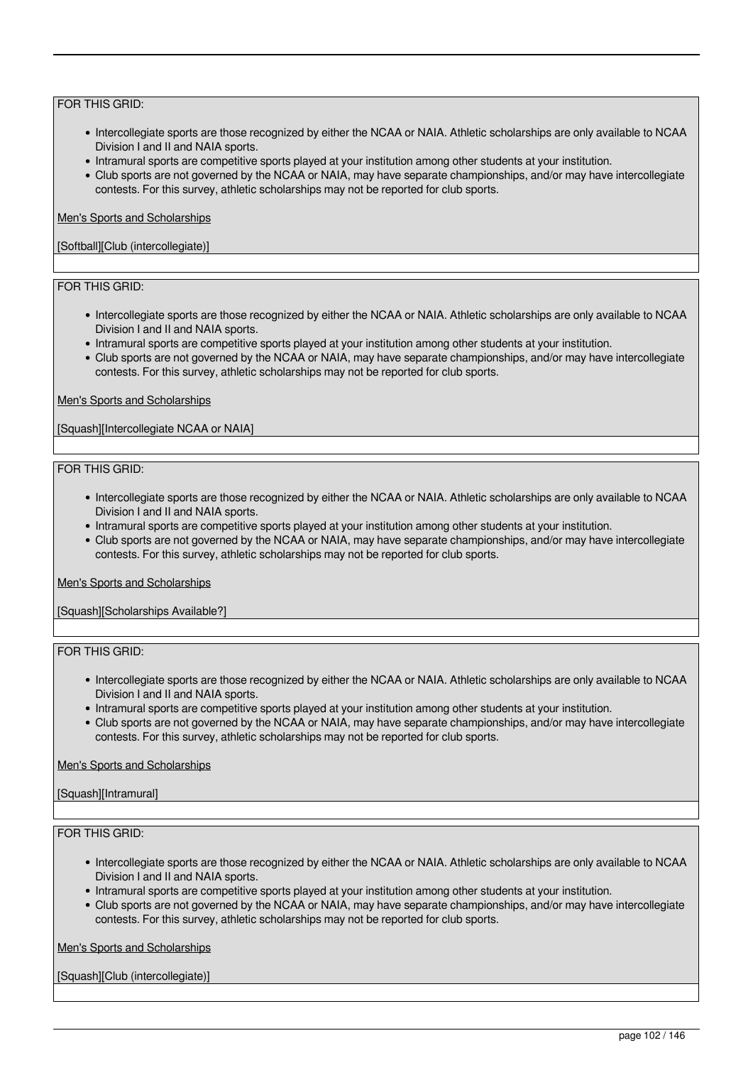FOR THIS GRID:

- Intercollegiate sports are those recognized by either the NCAA or NAIA. Athletic scholarships are only available to NCAA Division I and II and NAIA sports.
- Intramural sports are competitive sports played at your institution among other students at your institution.
- Club sports are not governed by the NCAA or NAIA, may have separate championships, and/or may have intercollegiate contests. For this survey, athletic scholarships may not be reported for club sports.

Men's Sports and Scholarships

[Softball][Club (intercollegiate)]

FOR THIS GRID:

- Intercollegiate sports are those recognized by either the NCAA or NAIA. Athletic scholarships are only available to NCAA Division I and II and NAIA sports.
- Intramural sports are competitive sports played at your institution among other students at your institution.
- Club sports are not governed by the NCAA or NAIA, may have separate championships, and/or may have intercollegiate contests. For this survey, athletic scholarships may not be reported for club sports.

Men's Sports and Scholarships

[Squash][Intercollegiate NCAA or NAIA]

FOR THIS GRID:

- Intercollegiate sports are those recognized by either the NCAA or NAIA. Athletic scholarships are only available to NCAA Division I and II and NAIA sports.
- Intramural sports are competitive sports played at your institution among other students at your institution.
- Club sports are not governed by the NCAA or NAIA, may have separate championships, and/or may have intercollegiate contests. For this survey, athletic scholarships may not be reported for club sports.

Men's Sports and Scholarships

[Squash][Scholarships Available?]

FOR THIS GRID:

- Intercollegiate sports are those recognized by either the NCAA or NAIA. Athletic scholarships are only available to NCAA Division I and II and NAIA sports.
- Intramural sports are competitive sports played at your institution among other students at your institution.
- Club sports are not governed by the NCAA or NAIA, may have separate championships, and/or may have intercollegiate contests. For this survey, athletic scholarships may not be reported for club sports.

Men's Sports and Scholarships

[Squash][Intramural]

FOR THIS GRID:

- Intercollegiate sports are those recognized by either the NCAA or NAIA. Athletic scholarships are only available to NCAA Division I and II and NAIA sports.
- Intramural sports are competitive sports played at your institution among other students at your institution.
- Club sports are not governed by the NCAA or NAIA, may have separate championships, and/or may have intercollegiate contests. For this survey, athletic scholarships may not be reported for club sports.

Men's Sports and Scholarships

[Squash][Club (intercollegiate)]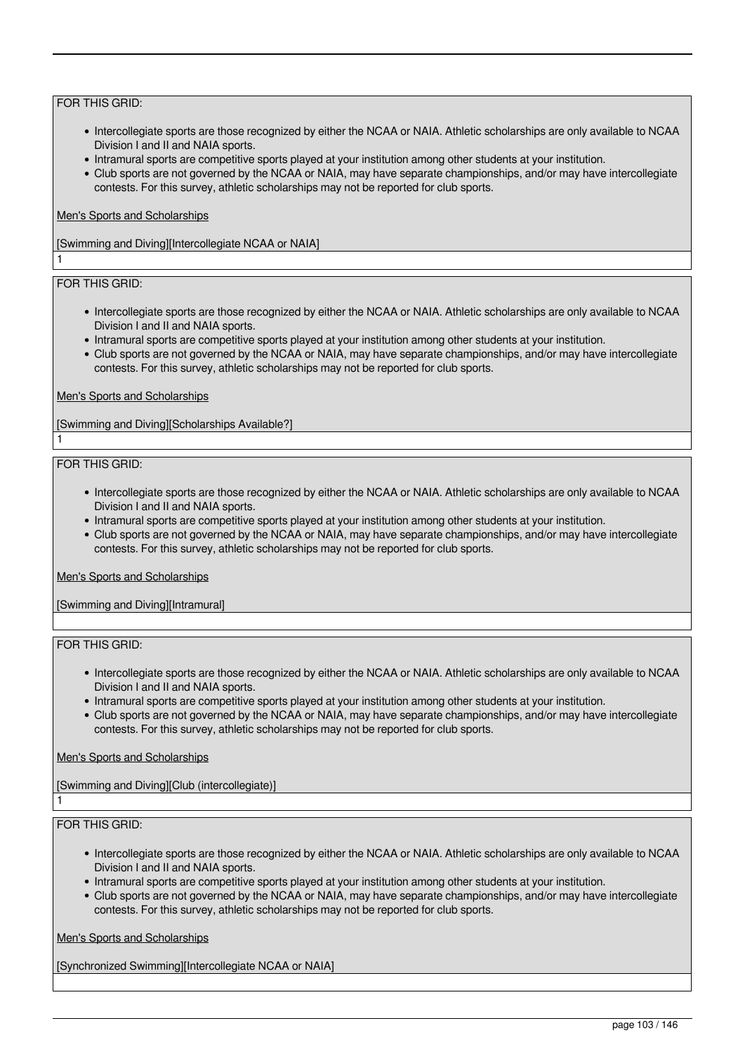FOR THIS GRID:

- Intercollegiate sports are those recognized by either the NCAA or NAIA. Athletic scholarships are only available to NCAA Division I and II and NAIA sports.
- Intramural sports are competitive sports played at your institution among other students at your institution.
- Club sports are not governed by the NCAA or NAIA, may have separate championships, and/or may have intercollegiate contests. For this survey, athletic scholarships may not be reported for club sports.

Men's Sports and Scholarships

[Swimming and Diving][Intercollegiate NCAA or NAIA]

1

FOR THIS GRID:

- Intercollegiate sports are those recognized by either the NCAA or NAIA. Athletic scholarships are only available to NCAA Division I and II and NAIA sports.
- Intramural sports are competitive sports played at your institution among other students at your institution.
- Club sports are not governed by the NCAA or NAIA, may have separate championships, and/or may have intercollegiate contests. For this survey, athletic scholarships may not be reported for club sports.

Men's Sports and Scholarships

[Swimming and Diving][Scholarships Available?]

1

FOR THIS GRID:

- Intercollegiate sports are those recognized by either the NCAA or NAIA. Athletic scholarships are only available to NCAA Division I and II and NAIA sports.
- Intramural sports are competitive sports played at your institution among other students at your institution.
- Club sports are not governed by the NCAA or NAIA, may have separate championships, and/or may have intercollegiate contests. For this survey, athletic scholarships may not be reported for club sports.

Men's Sports and Scholarships

[Swimming and Diving][Intramural]

FOR THIS GRID:

- Intercollegiate sports are those recognized by either the NCAA or NAIA. Athletic scholarships are only available to NCAA Division I and II and NAIA sports.
- Intramural sports are competitive sports played at your institution among other students at your institution.
- Club sports are not governed by the NCAA or NAIA, may have separate championships, and/or may have intercollegiate contests. For this survey, athletic scholarships may not be reported for club sports.

Men's Sports and Scholarships

[Swimming and Diving][Club (intercollegiate)]

1

FOR THIS GRID:

- Intercollegiate sports are those recognized by either the NCAA or NAIA. Athletic scholarships are only available to NCAA Division I and II and NAIA sports.
- Intramural sports are competitive sports played at your institution among other students at your institution.
- Club sports are not governed by the NCAA or NAIA, may have separate championships, and/or may have intercollegiate contests. For this survey, athletic scholarships may not be reported for club sports.

Men's Sports and Scholarships

[Synchronized Swimming][Intercollegiate NCAA or NAIA]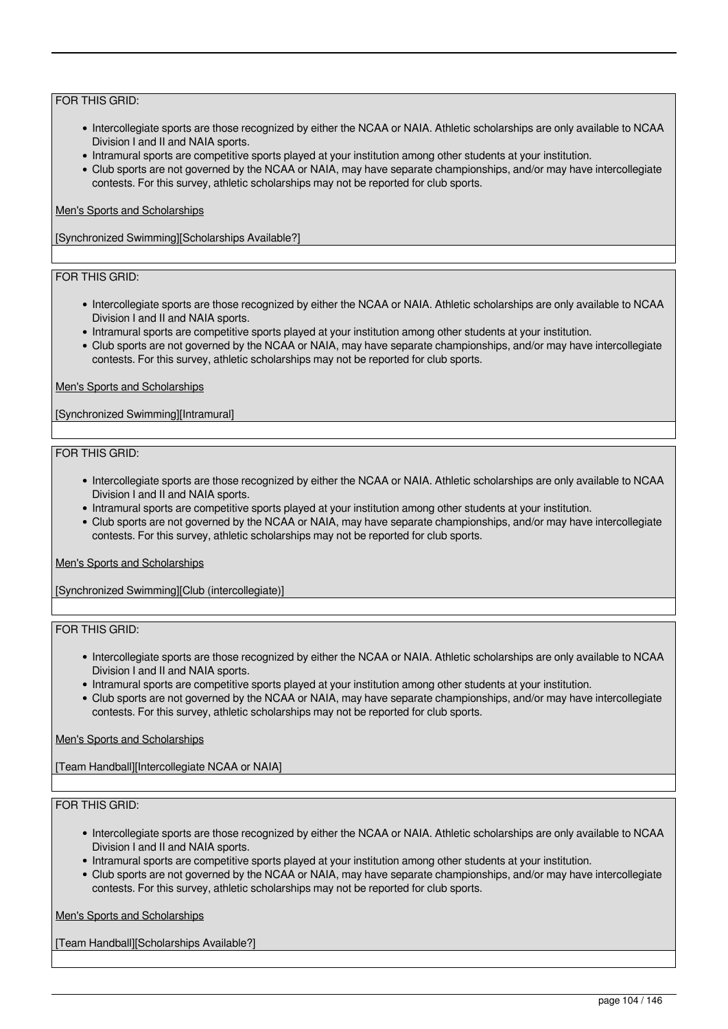FOR THIS GRID:

- Intercollegiate sports are those recognized by either the NCAA or NAIA. Athletic scholarships are only available to NCAA Division I and II and NAIA sports.
- Intramural sports are competitive sports played at your institution among other students at your institution.
- Club sports are not governed by the NCAA or NAIA, may have separate championships, and/or may have intercollegiate contests. For this survey, athletic scholarships may not be reported for club sports.

Men's Sports and Scholarships

[Synchronized Swimming][Scholarships Available?]

FOR THIS GRID:

- Intercollegiate sports are those recognized by either the NCAA or NAIA. Athletic scholarships are only available to NCAA Division I and II and NAIA sports.
- Intramural sports are competitive sports played at your institution among other students at your institution.
- Club sports are not governed by the NCAA or NAIA, may have separate championships, and/or may have intercollegiate contests. For this survey, athletic scholarships may not be reported for club sports.

Men's Sports and Scholarships

[Synchronized Swimming][Intramural]

FOR THIS GRID:

- Intercollegiate sports are those recognized by either the NCAA or NAIA. Athletic scholarships are only available to NCAA Division I and II and NAIA sports.
- Intramural sports are competitive sports played at your institution among other students at your institution.
- Club sports are not governed by the NCAA or NAIA, may have separate championships, and/or may have intercollegiate contests. For this survey, athletic scholarships may not be reported for club sports.

Men's Sports and Scholarships

[Synchronized Swimming][Club (intercollegiate)]

FOR THIS GRID:

- Intercollegiate sports are those recognized by either the NCAA or NAIA. Athletic scholarships are only available to NCAA Division I and II and NAIA sports.
- Intramural sports are competitive sports played at your institution among other students at your institution.
- Club sports are not governed by the NCAA or NAIA, may have separate championships, and/or may have intercollegiate contests. For this survey, athletic scholarships may not be reported for club sports.

Men's Sports and Scholarships

[Team Handball][Intercollegiate NCAA or NAIA]

FOR THIS GRID:

- Intercollegiate sports are those recognized by either the NCAA or NAIA. Athletic scholarships are only available to NCAA Division I and II and NAIA sports.
- Intramural sports are competitive sports played at your institution among other students at your institution.
- Club sports are not governed by the NCAA or NAIA, may have separate championships, and/or may have intercollegiate contests. For this survey, athletic scholarships may not be reported for club sports.

Men's Sports and Scholarships

[Team Handball][Scholarships Available?]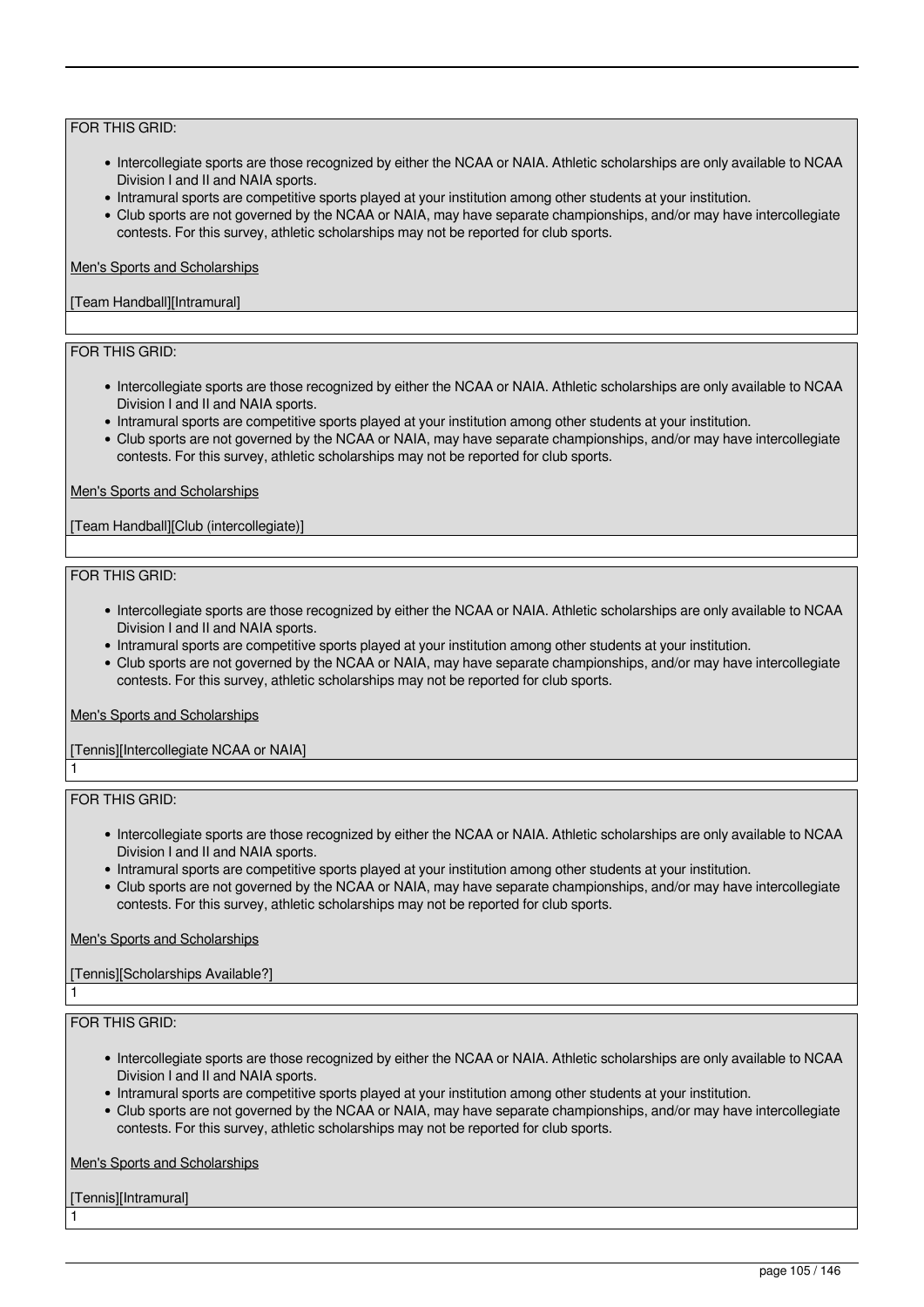FOR THIS GRID:

- Intercollegiate sports are those recognized by either the NCAA or NAIA. Athletic scholarships are only available to NCAA Division I and II and NAIA sports.
- Intramural sports are competitive sports played at your institution among other students at your institution.
- Club sports are not governed by the NCAA or NAIA, may have separate championships, and/or may have intercollegiate contests. For this survey, athletic scholarships may not be reported for club sports.

Men's Sports and Scholarships

[Team Handball][Intramural]

FOR THIS GRID:

- Intercollegiate sports are those recognized by either the NCAA or NAIA. Athletic scholarships are only available to NCAA Division I and II and NAIA sports.
- Intramural sports are competitive sports played at your institution among other students at your institution.
- Club sports are not governed by the NCAA or NAIA, may have separate championships, and/or may have intercollegiate contests. For this survey, athletic scholarships may not be reported for club sports.

Men's Sports and Scholarships

[Team Handball][Club (intercollegiate)]

FOR THIS GRID:

- Intercollegiate sports are those recognized by either the NCAA or NAIA. Athletic scholarships are only available to NCAA Division I and II and NAIA sports.
- Intramural sports are competitive sports played at your institution among other students at your institution.
- Club sports are not governed by the NCAA or NAIA, may have separate championships, and/or may have intercollegiate contests. For this survey, athletic scholarships may not be reported for club sports.

Men's Sports and Scholarships

[Tennis][Intercollegiate NCAA or NAIA]

1

FOR THIS GRID:

- Intercollegiate sports are those recognized by either the NCAA or NAIA. Athletic scholarships are only available to NCAA Division I and II and NAIA sports.
- Intramural sports are competitive sports played at your institution among other students at your institution.
- Club sports are not governed by the NCAA or NAIA, may have separate championships, and/or may have intercollegiate contests. For this survey, athletic scholarships may not be reported for club sports.

Men's Sports and Scholarships

[Tennis][Scholarships Available?]

1

FOR THIS GRID:

- Intercollegiate sports are those recognized by either the NCAA or NAIA. Athletic scholarships are only available to NCAA Division I and II and NAIA sports.
- Intramural sports are competitive sports played at your institution among other students at your institution.
- Club sports are not governed by the NCAA or NAIA, may have separate championships, and/or may have intercollegiate contests. For this survey, athletic scholarships may not be reported for club sports.

Men's Sports and Scholarships

[Tennis][Intramural]

1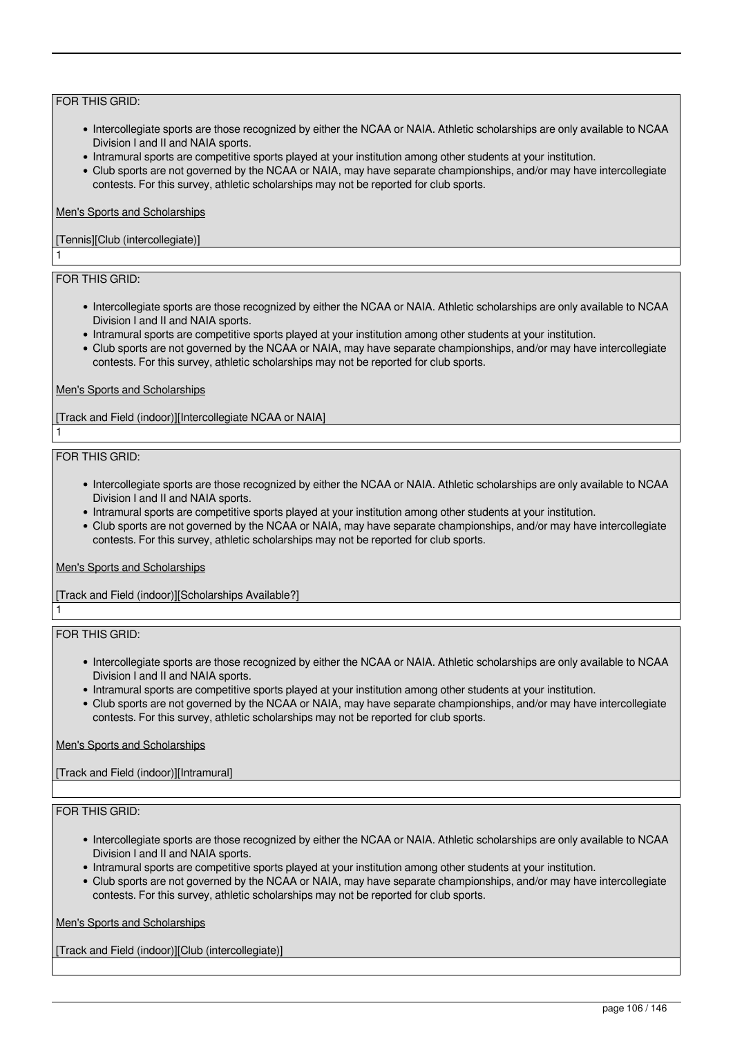FOR THIS GRID:

- Intercollegiate sports are those recognized by either the NCAA or NAIA. Athletic scholarships are only available to NCAA Division I and II and NAIA sports.
- Intramural sports are competitive sports played at your institution among other students at your institution.
- Club sports are not governed by the NCAA or NAIA, may have separate championships, and/or may have intercollegiate contests. For this survey, athletic scholarships may not be reported for club sports.

Men's Sports and Scholarships

[Tennis][Club (intercollegiate)]

1

FOR THIS GRID:

- Intercollegiate sports are those recognized by either the NCAA or NAIA. Athletic scholarships are only available to NCAA Division I and II and NAIA sports.
- Intramural sports are competitive sports played at your institution among other students at your institution.
- Club sports are not governed by the NCAA or NAIA, may have separate championships, and/or may have intercollegiate contests. For this survey, athletic scholarships may not be reported for club sports.

Men's Sports and Scholarships

[Track and Field (indoor)][Intercollegiate NCAA or NAIA]

1

FOR THIS GRID:

- Intercollegiate sports are those recognized by either the NCAA or NAIA. Athletic scholarships are only available to NCAA Division I and II and NAIA sports.
- Intramural sports are competitive sports played at your institution among other students at your institution.
- Club sports are not governed by the NCAA or NAIA, may have separate championships, and/or may have intercollegiate contests. For this survey, athletic scholarships may not be reported for club sports.

Men's Sports and Scholarships

[Track and Field (indoor)][Scholarships Available?]

1

FOR THIS GRID:

- Intercollegiate sports are those recognized by either the NCAA or NAIA. Athletic scholarships are only available to NCAA Division I and II and NAIA sports.
- Intramural sports are competitive sports played at your institution among other students at your institution.
- Club sports are not governed by the NCAA or NAIA, may have separate championships, and/or may have intercollegiate contests. For this survey, athletic scholarships may not be reported for club sports.

Men's Sports and Scholarships

[Track and Field (indoor)][Intramural]

FOR THIS GRID:

- Intercollegiate sports are those recognized by either the NCAA or NAIA. Athletic scholarships are only available to NCAA Division I and II and NAIA sports.
- Intramural sports are competitive sports played at your institution among other students at your institution.
- Club sports are not governed by the NCAA or NAIA, may have separate championships, and/or may have intercollegiate contests. For this survey, athletic scholarships may not be reported for club sports.

Men's Sports and Scholarships

[Track and Field (indoor)][Club (intercollegiate)]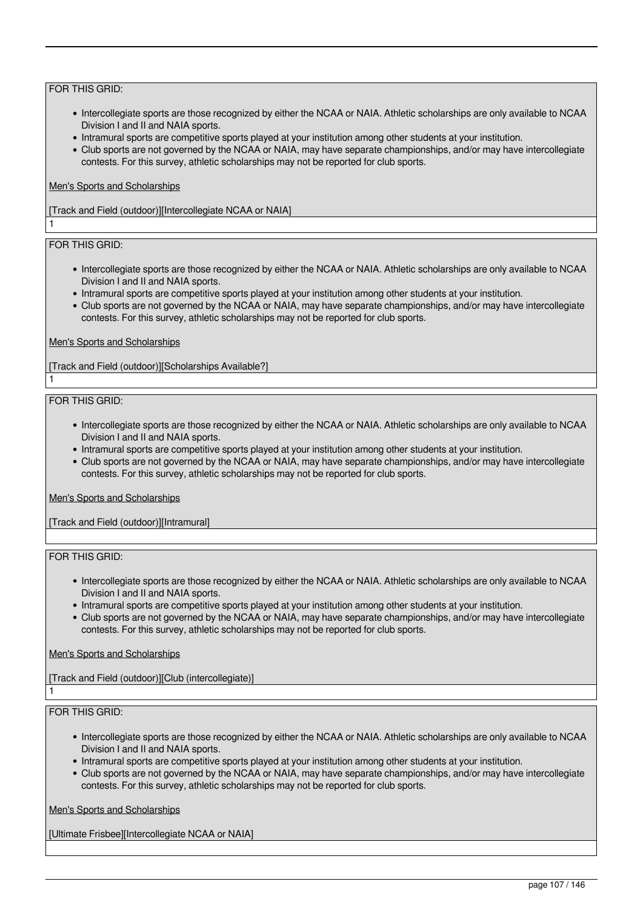FOR THIS GRID:

- Intercollegiate sports are those recognized by either the NCAA or NAIA. Athletic scholarships are only available to NCAA Division I and II and NAIA sports.
- Intramural sports are competitive sports played at your institution among other students at your institution.
- Club sports are not governed by the NCAA or NAIA, may have separate championships, and/or may have intercollegiate contests. For this survey, athletic scholarships may not be reported for club sports.

Men's Sports and Scholarships

[Track and Field (outdoor)][Intercollegiate NCAA or NAIA]

1

FOR THIS GRID:

- Intercollegiate sports are those recognized by either the NCAA or NAIA. Athletic scholarships are only available to NCAA Division I and II and NAIA sports.
- Intramural sports are competitive sports played at your institution among other students at your institution.
- Club sports are not governed by the NCAA or NAIA, may have separate championships, and/or may have intercollegiate contests. For this survey, athletic scholarships may not be reported for club sports.

Men's Sports and Scholarships

[Track and Field (outdoor)][Scholarships Available?]

1

FOR THIS GRID:

- Intercollegiate sports are those recognized by either the NCAA or NAIA. Athletic scholarships are only available to NCAA Division I and II and NAIA sports.
- Intramural sports are competitive sports played at your institution among other students at your institution.
- Club sports are not governed by the NCAA or NAIA, may have separate championships, and/or may have intercollegiate contests. For this survey, athletic scholarships may not be reported for club sports.

Men's Sports and Scholarships

[Track and Field (outdoor)][Intramural]

FOR THIS GRID:

- Intercollegiate sports are those recognized by either the NCAA or NAIA. Athletic scholarships are only available to NCAA Division I and II and NAIA sports.
- Intramural sports are competitive sports played at your institution among other students at your institution.
- Club sports are not governed by the NCAA or NAIA, may have separate championships, and/or may have intercollegiate contests. For this survey, athletic scholarships may not be reported for club sports.

Men's Sports and Scholarships

[Track and Field (outdoor)][Club (intercollegiate)]

1

FOR THIS GRID:

- Intercollegiate sports are those recognized by either the NCAA or NAIA. Athletic scholarships are only available to NCAA Division I and II and NAIA sports.
- Intramural sports are competitive sports played at your institution among other students at your institution.
- Club sports are not governed by the NCAA or NAIA, may have separate championships, and/or may have intercollegiate contests. For this survey, athletic scholarships may not be reported for club sports.

Men's Sports and Scholarships

[Ultimate Frisbee][Intercollegiate NCAA or NAIA]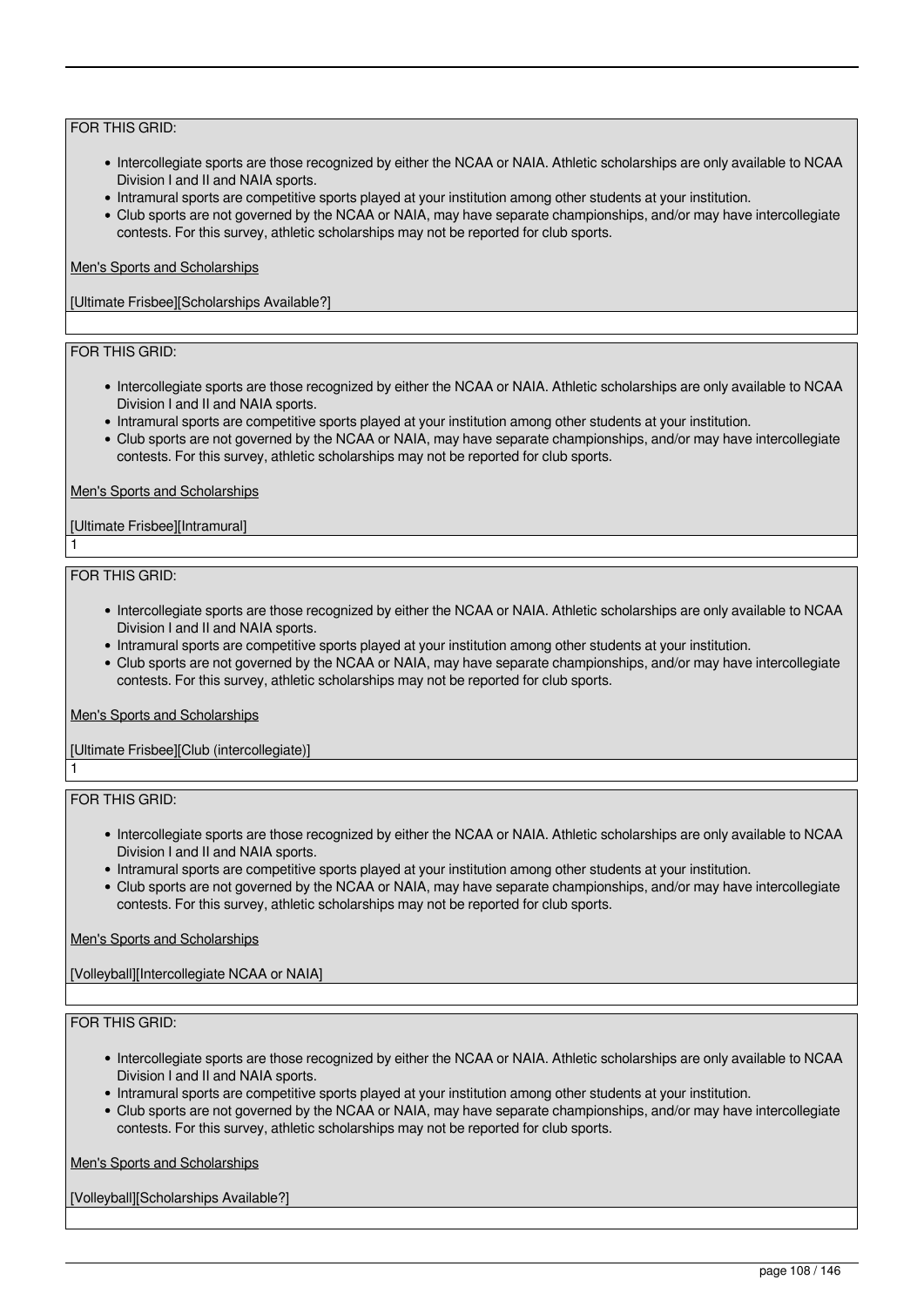FOR THIS GRID:

- Intercollegiate sports are those recognized by either the NCAA or NAIA. Athletic scholarships are only available to NCAA Division I and II and NAIA sports.
- Intramural sports are competitive sports played at your institution among other students at your institution.
- Club sports are not governed by the NCAA or NAIA, may have separate championships, and/or may have intercollegiate contests. For this survey, athletic scholarships may not be reported for club sports.

Men's Sports and Scholarships

[Ultimate Frisbee][Scholarships Available?]

FOR THIS GRID:

- Intercollegiate sports are those recognized by either the NCAA or NAIA. Athletic scholarships are only available to NCAA Division I and II and NAIA sports.
- Intramural sports are competitive sports played at your institution among other students at your institution.
- Club sports are not governed by the NCAA or NAIA, may have separate championships, and/or may have intercollegiate contests. For this survey, athletic scholarships may not be reported for club sports.

Men's Sports and Scholarships

[Ultimate Frisbee][Intramural]

1

FOR THIS GRID:

- Intercollegiate sports are those recognized by either the NCAA or NAIA. Athletic scholarships are only available to NCAA Division I and II and NAIA sports.
- Intramural sports are competitive sports played at your institution among other students at your institution.
- Club sports are not governed by the NCAA or NAIA, may have separate championships, and/or may have intercollegiate contests. For this survey, athletic scholarships may not be reported for club sports.

Men's Sports and Scholarships

[Ultimate Frisbee][Club (intercollegiate)]

1

FOR THIS GRID:

- Intercollegiate sports are those recognized by either the NCAA or NAIA. Athletic scholarships are only available to NCAA Division I and II and NAIA sports.
- Intramural sports are competitive sports played at your institution among other students at your institution.
- Club sports are not governed by the NCAA or NAIA, may have separate championships, and/or may have intercollegiate contests. For this survey, athletic scholarships may not be reported for club sports.

Men's Sports and Scholarships

[Volleyball][Intercollegiate NCAA or NAIA]

FOR THIS GRID:

- Intercollegiate sports are those recognized by either the NCAA or NAIA. Athletic scholarships are only available to NCAA Division I and II and NAIA sports.
- Intramural sports are competitive sports played at your institution among other students at your institution.
- Club sports are not governed by the NCAA or NAIA, may have separate championships, and/or may have intercollegiate contests. For this survey, athletic scholarships may not be reported for club sports.

Men's Sports and Scholarships

[Volleyball][Scholarships Available?]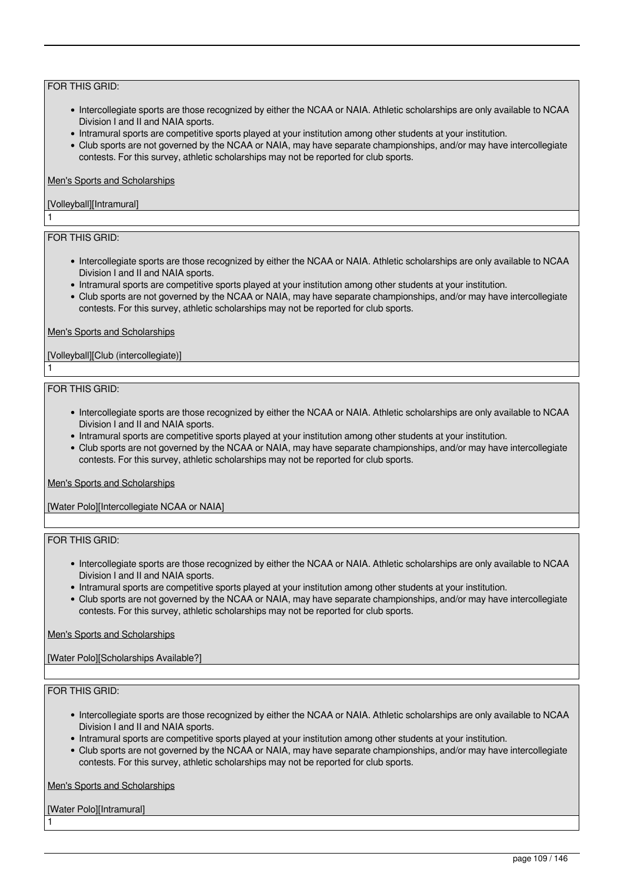FOR THIS GRID:

- Intercollegiate sports are those recognized by either the NCAA or NAIA. Athletic scholarships are only available to NCAA Division I and II and NAIA sports.
- Intramural sports are competitive sports played at your institution among other students at your institution.
- Club sports are not governed by the NCAA or NAIA, may have separate championships, and/or may have intercollegiate contests. For this survey, athletic scholarships may not be reported for club sports.

Men's Sports and Scholarships

[Volleyball][Intramural]

1

FOR THIS GRID:

- Intercollegiate sports are those recognized by either the NCAA or NAIA. Athletic scholarships are only available to NCAA Division I and II and NAIA sports.
- Intramural sports are competitive sports played at your institution among other students at your institution.
- Club sports are not governed by the NCAA or NAIA, may have separate championships, and/or may have intercollegiate contests. For this survey, athletic scholarships may not be reported for club sports.

Men's Sports and Scholarships

[Volleyball][Club (intercollegiate)]

1

FOR THIS GRID:

- Intercollegiate sports are those recognized by either the NCAA or NAIA. Athletic scholarships are only available to NCAA Division I and II and NAIA sports.
- Intramural sports are competitive sports played at your institution among other students at your institution.
- Club sports are not governed by the NCAA or NAIA, may have separate championships, and/or may have intercollegiate contests. For this survey, athletic scholarships may not be reported for club sports.

Men's Sports and Scholarships

[Water Polo][Intercollegiate NCAA or NAIA]

FOR THIS GRID:

- Intercollegiate sports are those recognized by either the NCAA or NAIA. Athletic scholarships are only available to NCAA Division I and II and NAIA sports.
- Intramural sports are competitive sports played at your institution among other students at your institution.
- Club sports are not governed by the NCAA or NAIA, may have separate championships, and/or may have intercollegiate contests. For this survey, athletic scholarships may not be reported for club sports.

Men's Sports and Scholarships

[Water Polo][Scholarships Available?]

FOR THIS GRID:

- Intercollegiate sports are those recognized by either the NCAA or NAIA. Athletic scholarships are only available to NCAA Division I and II and NAIA sports.
- Intramural sports are competitive sports played at your institution among other students at your institution.
- Club sports are not governed by the NCAA or NAIA, may have separate championships, and/or may have intercollegiate contests. For this survey, athletic scholarships may not be reported for club sports.

Men's Sports and Scholarships

[Water Polo][Intramural]

1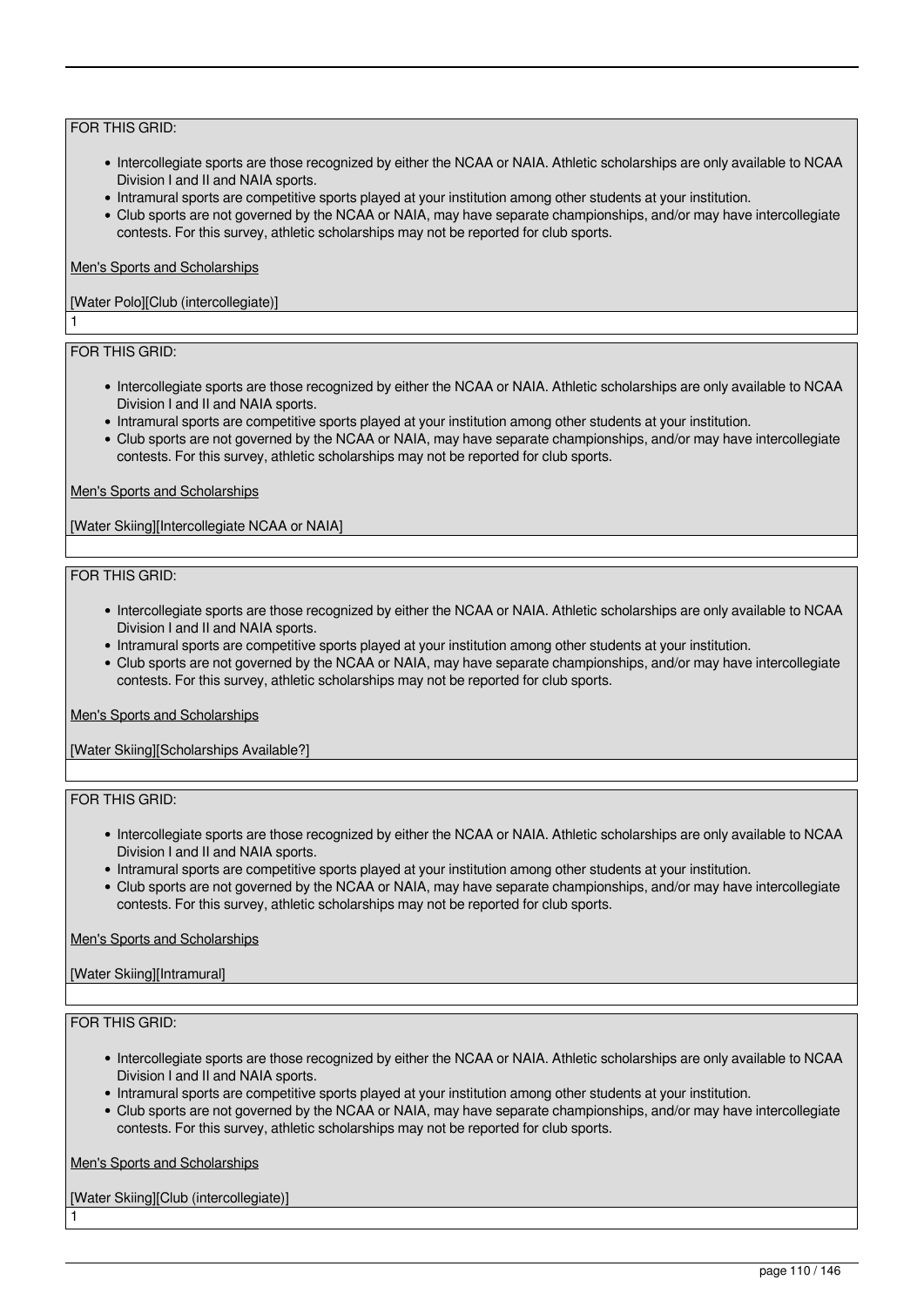FOR THIS GRID:

- Intercollegiate sports are those recognized by either the NCAA or NAIA. Athletic scholarships are only available to NCAA Division I and II and NAIA sports.
- Intramural sports are competitive sports played at your institution among other students at your institution.
- Club sports are not governed by the NCAA or NAIA, may have separate championships, and/or may have intercollegiate contests. For this survey, athletic scholarships may not be reported for club sports.

Men's Sports and Scholarships

[Water Polo][Club (intercollegiate)]

1

FOR THIS GRID:

- Intercollegiate sports are those recognized by either the NCAA or NAIA. Athletic scholarships are only available to NCAA Division I and II and NAIA sports.
- Intramural sports are competitive sports played at your institution among other students at your institution.
- Club sports are not governed by the NCAA or NAIA, may have separate championships, and/or may have intercollegiate contests. For this survey, athletic scholarships may not be reported for club sports.

Men's Sports and Scholarships

[Water Skiing][Intercollegiate NCAA or NAIA]

FOR THIS GRID:

- Intercollegiate sports are those recognized by either the NCAA or NAIA. Athletic scholarships are only available to NCAA Division I and II and NAIA sports.
- Intramural sports are competitive sports played at your institution among other students at your institution.
- Club sports are not governed by the NCAA or NAIA, may have separate championships, and/or may have intercollegiate contests. For this survey, athletic scholarships may not be reported for club sports.

Men's Sports and Scholarships

[Water Skiing][Scholarships Available?]

FOR THIS GRID:

- Intercollegiate sports are those recognized by either the NCAA or NAIA. Athletic scholarships are only available to NCAA Division I and II and NAIA sports.
- Intramural sports are competitive sports played at your institution among other students at your institution.
- Club sports are not governed by the NCAA or NAIA, may have separate championships, and/or may have intercollegiate contests. For this survey, athletic scholarships may not be reported for club sports.

Men's Sports and Scholarships

[Water Skiing][Intramural]

FOR THIS GRID:

- Intercollegiate sports are those recognized by either the NCAA or NAIA. Athletic scholarships are only available to NCAA Division I and II and NAIA sports.
- Intramural sports are competitive sports played at your institution among other students at your institution.
- Club sports are not governed by the NCAA or NAIA, may have separate championships, and/or may have intercollegiate contests. For this survey, athletic scholarships may not be reported for club sports.

Men's Sports and Scholarships

[Water Skiing][Club (intercollegiate)]

1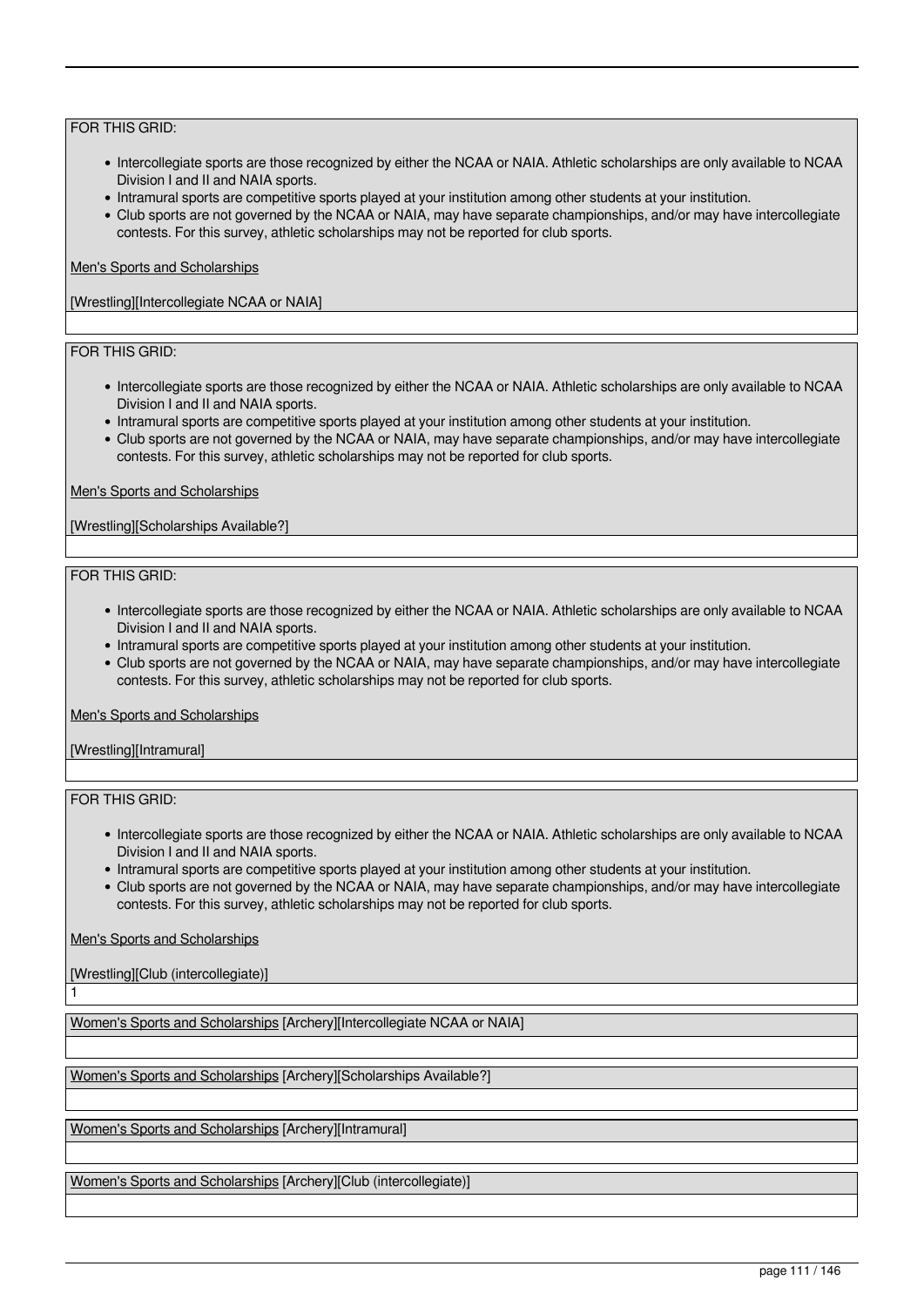FOR THIS GRID:

- Intercollegiate sports are those recognized by either the NCAA or NAIA. Athletic scholarships are only available to NCAA Division I and II and NAIA sports.
- Intramural sports are competitive sports played at your institution among other students at your institution.
- Club sports are not governed by the NCAA or NAIA, may have separate championships, and/or may have intercollegiate contests. For this survey, athletic scholarships may not be reported for club sports.

Men's Sports and Scholarships

[Wrestling][Intercollegiate NCAA or NAIA]

FOR THIS GRID:

- Intercollegiate sports are those recognized by either the NCAA or NAIA. Athletic scholarships are only available to NCAA Division I and II and NAIA sports.
- Intramural sports are competitive sports played at your institution among other students at your institution.
- Club sports are not governed by the NCAA or NAIA, may have separate championships, and/or may have intercollegiate contests. For this survey, athletic scholarships may not be reported for club sports.

Men's Sports and Scholarships

[Wrestling][Scholarships Available?]

FOR THIS GRID:

- Intercollegiate sports are those recognized by either the NCAA or NAIA. Athletic scholarships are only available to NCAA Division I and II and NAIA sports.
- Intramural sports are competitive sports played at your institution among other students at your institution.
- Club sports are not governed by the NCAA or NAIA, may have separate championships, and/or may have intercollegiate contests. For this survey, athletic scholarships may not be reported for club sports.

Men's Sports and Scholarships

[Wrestling][Intramural]

FOR THIS GRID:

- Intercollegiate sports are those recognized by either the NCAA or NAIA. Athletic scholarships are only available to NCAA Division I and II and NAIA sports.
- Intramural sports are competitive sports played at your institution among other students at your institution.
- Club sports are not governed by the NCAA or NAIA, may have separate championships, and/or may have intercollegiate contests. For this survey, athletic scholarships may not be reported for club sports.

Men's Sports and Scholarships

[Wrestling][Club (intercollegiate)]

1

Women's Sports and Scholarships [Archery][Intercollegiate NCAA or NAIA]

Women's Sports and Scholarships [Archery][Scholarships Available?]

Women's Sports and Scholarships [Archery][Intramural]

Women's Sports and Scholarships [Archery][Club (intercollegiate)]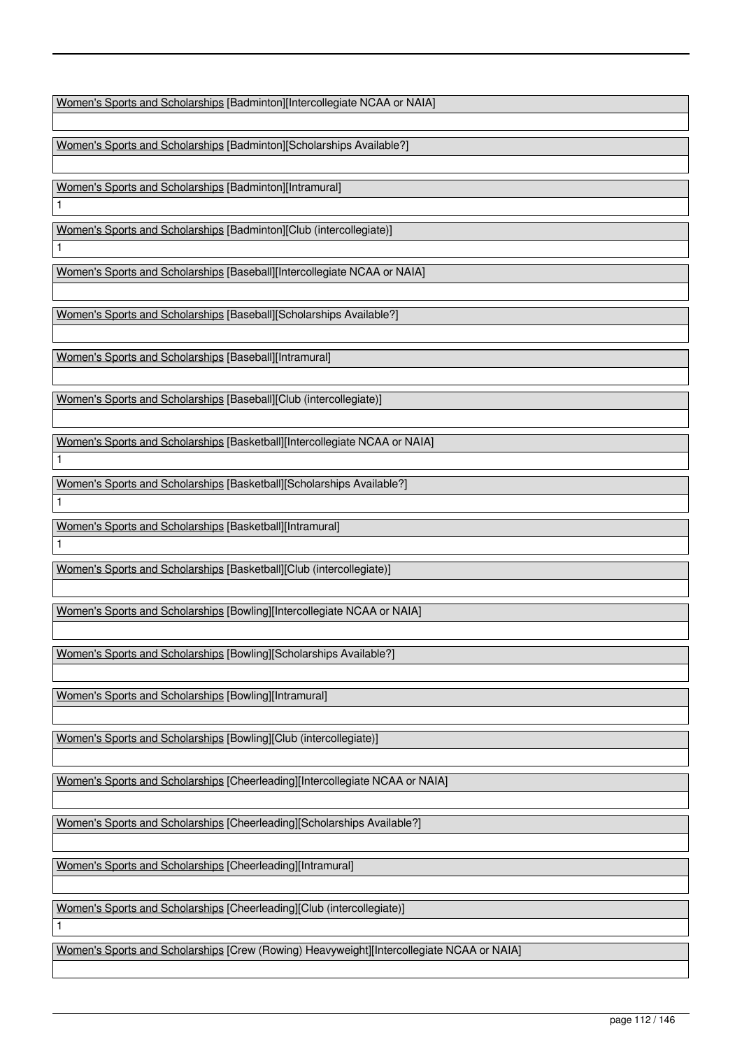| Women's Sports and Scholarships [Badminton][Intercollegiate NCAA or NAIA] |
| --- |
| |

| Women's Sports and Scholarships [Badminton][Scholarships Available?] |
| --- |
| |

| Women's Sports and Scholarships [Badminton][Intramural] |
| --- |
| 1 |

| Women's Sports and Scholarships [Badminton][Club (intercollegiate)] |
| --- |
| 1 |

| Women's Sports and Scholarships [Baseball][Intercollegiate NCAA or NAIA] |
| --- |
| |

| Women's Sports and Scholarships [Baseball][Scholarships Available?] |
| --- |
| |

| Women's Sports and Scholarships [Baseball][Intramural] |
| --- |
| |

| Women's Sports and Scholarships [Baseball][Club (intercollegiate)] |
| --- |
| |

| Women's Sports and Scholarships [Basketball][Intercollegiate NCAA or NAIA] |
| --- |
| 1 |

| Women's Sports and Scholarships [Basketball][Scholarships Available?] |
| --- |
| 1 |

| Women's Sports and Scholarships [Basketball][Intramural] |
| --- |
| 1 |

| Women's Sports and Scholarships [Basketball][Club (intercollegiate)] |
| --- |
| |

| Women's Sports and Scholarships [Bowling][Intercollegiate NCAA or NAIA] |
| --- |
| |

| Women's Sports and Scholarships [Bowling][Scholarships Available?] |
| --- |
| |

| Women's Sports and Scholarships [Bowling][Intramural] |
| --- |
| |

| Women's Sports and Scholarships [Bowling][Club (intercollegiate)] |
| --- |
| |

| Women's Sports and Scholarships [Cheerleading][Intercollegiate NCAA or NAIA] |
| --- |
| |

| Women's Sports and Scholarships [Cheerleading][Scholarships Available?] |
| --- |
| |

| Women's Sports and Scholarships [Cheerleading][Intramural] |
| --- |
| |

| Women's Sports and Scholarships [Cheerleading][Club (intercollegiate)] |
| --- |
| 1 |

| Women's Sports and Scholarships [Crew (Rowing) Heavyweight][Intercollegiate NCAA or NAIA] |
| --- |
| |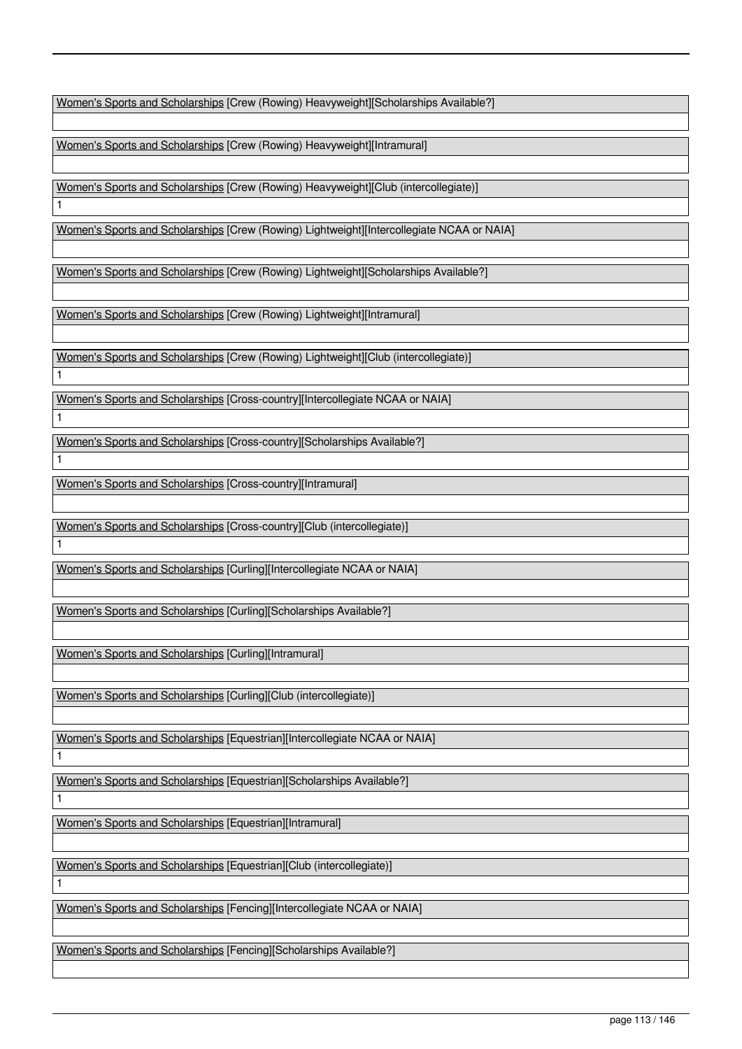| Women's Sports and Scholarships [Crew (Rowing) Heavyweight][Scholarships Available?] |
|---|
| |

| Women's Sports and Scholarships [Crew (Rowing) Heavyweight][Intramural] |
|---|
| |

| Women's Sports and Scholarships [Crew (Rowing) Heavyweight][Club (intercollegiate)] |
|---|
| 1 |

| Women's Sports and Scholarships [Crew (Rowing) Lightweight][Intercollegiate NCAA or NAIA] |
|---|
| |

| Women's Sports and Scholarships [Crew (Rowing) Lightweight][Scholarships Available?] |
|---|
| |

| Women's Sports and Scholarships [Crew (Rowing) Lightweight][Intramural] |
|---|
| |

| Women's Sports and Scholarships [Crew (Rowing) Lightweight][Club (intercollegiate)] |
|---|
| 1 |

| Women's Sports and Scholarships [Cross-country][Intercollegiate NCAA or NAIA] |
|---|
| 1 |

| Women's Sports and Scholarships [Cross-country][Scholarships Available?] |
|---|
| 1 |

| Women's Sports and Scholarships [Cross-country][Intramural] |
|---|
| |

| Women's Sports and Scholarships [Cross-country][Club (intercollegiate)] |
|---|
| 1 |

| Women's Sports and Scholarships [Curling][Intercollegiate NCAA or NAIA] |
|---|
| |

| Women's Sports and Scholarships [Curling][Scholarships Available?] |
|---|
| |

| Women's Sports and Scholarships [Curling][Intramural] |
|---|
| |

| Women's Sports and Scholarships [Curling][Club (intercollegiate)] |
|---|
| |

| Women's Sports and Scholarships [Equestrian][Intercollegiate NCAA or NAIA] |
|---|
| 1 |

| Women's Sports and Scholarships [Equestrian][Scholarships Available?] |
|---|
| 1 |

| Women's Sports and Scholarships [Equestrian][Intramural] |
|---|
| |

| Women's Sports and Scholarships [Equestrian][Club (intercollegiate)] |
|---|
| 1 |

| Women's Sports and Scholarships [Fencing][Intercollegiate NCAA or NAIA] |
|---|
| |

| Women's Sports and Scholarships [Fencing][Scholarships Available?] |
|---|
| |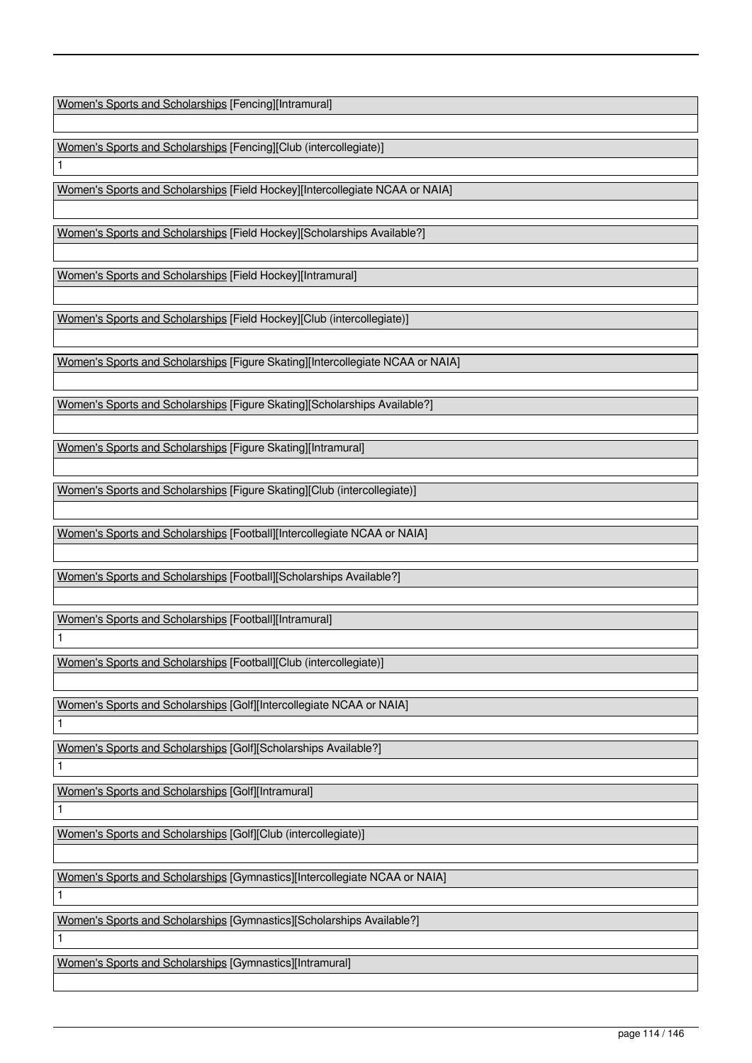Women's Sports and Scholarships [Fencing][Intramural]

Women's Sports and Scholarships [Fencing][Club (intercollegiate)]

1

Women's Sports and Scholarships [Field Hockey][Intercollegiate NCAA or NAIA]

Women's Sports and Scholarships [Field Hockey][Scholarships Available?]

Women's Sports and Scholarships [Field Hockey][Intramural]

Women's Sports and Scholarships [Field Hockey][Club (intercollegiate)]

Women's Sports and Scholarships [Figure Skating][Intercollegiate NCAA or NAIA]

Women's Sports and Scholarships [Figure Skating][Scholarships Available?]

Women's Sports and Scholarships [Figure Skating][Intramural]

Women's Sports and Scholarships [Figure Skating][Club (intercollegiate)]

Women's Sports and Scholarships [Football][Intercollegiate NCAA or NAIA]

Women's Sports and Scholarships [Football][Scholarships Available?]

Women's Sports and Scholarships [Football][Intramural]

1

Women's Sports and Scholarships [Football][Club (intercollegiate)]

Women's Sports and Scholarships [Golf][Intercollegiate NCAA or NAIA]

1

Women's Sports and Scholarships [Golf][Scholarships Available?]

1

Women's Sports and Scholarships [Golf][Intramural]

1

Women's Sports and Scholarships [Golf][Club (intercollegiate)]

Women's Sports and Scholarships [Gymnastics][Intercollegiate NCAA or NAIA]

1

Women's Sports and Scholarships [Gymnastics][Scholarships Available?]

1

Women's Sports and Scholarships [Gymnastics][Intramural]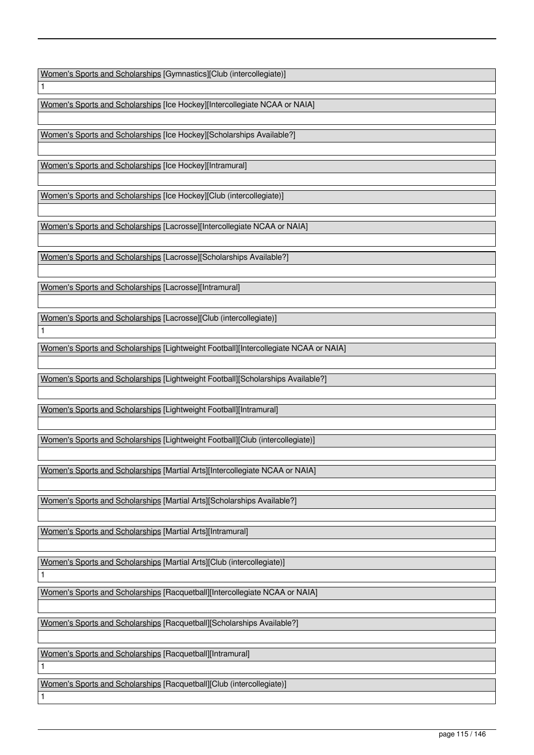| Women's Sports and Scholarships [Gymnastics][Club (intercollegiate)] |
|---|
| 1 |

| Women's Sports and Scholarships [Ice Hockey][Intercollegiate NCAA or NAIA] |
|---|
| |

| Women's Sports and Scholarships [Ice Hockey][Scholarships Available?] |
|---|
| |

| Women's Sports and Scholarships [Ice Hockey][Intramural] |
|---|
| |

| Women's Sports and Scholarships [Ice Hockey][Club (intercollegiate)] |
|---|
| |

| Women's Sports and Scholarships [Lacrosse][Intercollegiate NCAA or NAIA] |
|---|
| |

| Women's Sports and Scholarships [Lacrosse][Scholarships Available?] |
|---|
| |

| Women's Sports and Scholarships [Lacrosse][Intramural] |
|---|
| |

| Women's Sports and Scholarships [Lacrosse][Club (intercollegiate)] |
|---|
| 1 |

| Women's Sports and Scholarships [Lightweight Football][Intercollegiate NCAA or NAIA] |
|---|
| |

| Women's Sports and Scholarships [Lightweight Football][Scholarships Available?] |
|---|
| |

| Women's Sports and Scholarships [Lightweight Football][Intramural] |
|---|
| |

| Women's Sports and Scholarships [Lightweight Football][Club (intercollegiate)] |
|---|
| |

| Women's Sports and Scholarships [Martial Arts][Intercollegiate NCAA or NAIA] |
|---|
| |

| Women's Sports and Scholarships [Martial Arts][Scholarships Available?] |
|---|
| |

| Women's Sports and Scholarships [Martial Arts][Intramural] |
|---|
| |

| Women's Sports and Scholarships [Martial Arts][Club (intercollegiate)] |
|---|
| 1 |

| Women's Sports and Scholarships [Racquetball][Intercollegiate NCAA or NAIA] |
|---|
| |

| Women's Sports and Scholarships [Racquetball][Scholarships Available?] |
|---|
| |

| Women's Sports and Scholarships [Racquetball][Intramural] |
|---|
| 1 |

| Women's Sports and Scholarships [Racquetball][Club (intercollegiate)] |
|---|
| 1 |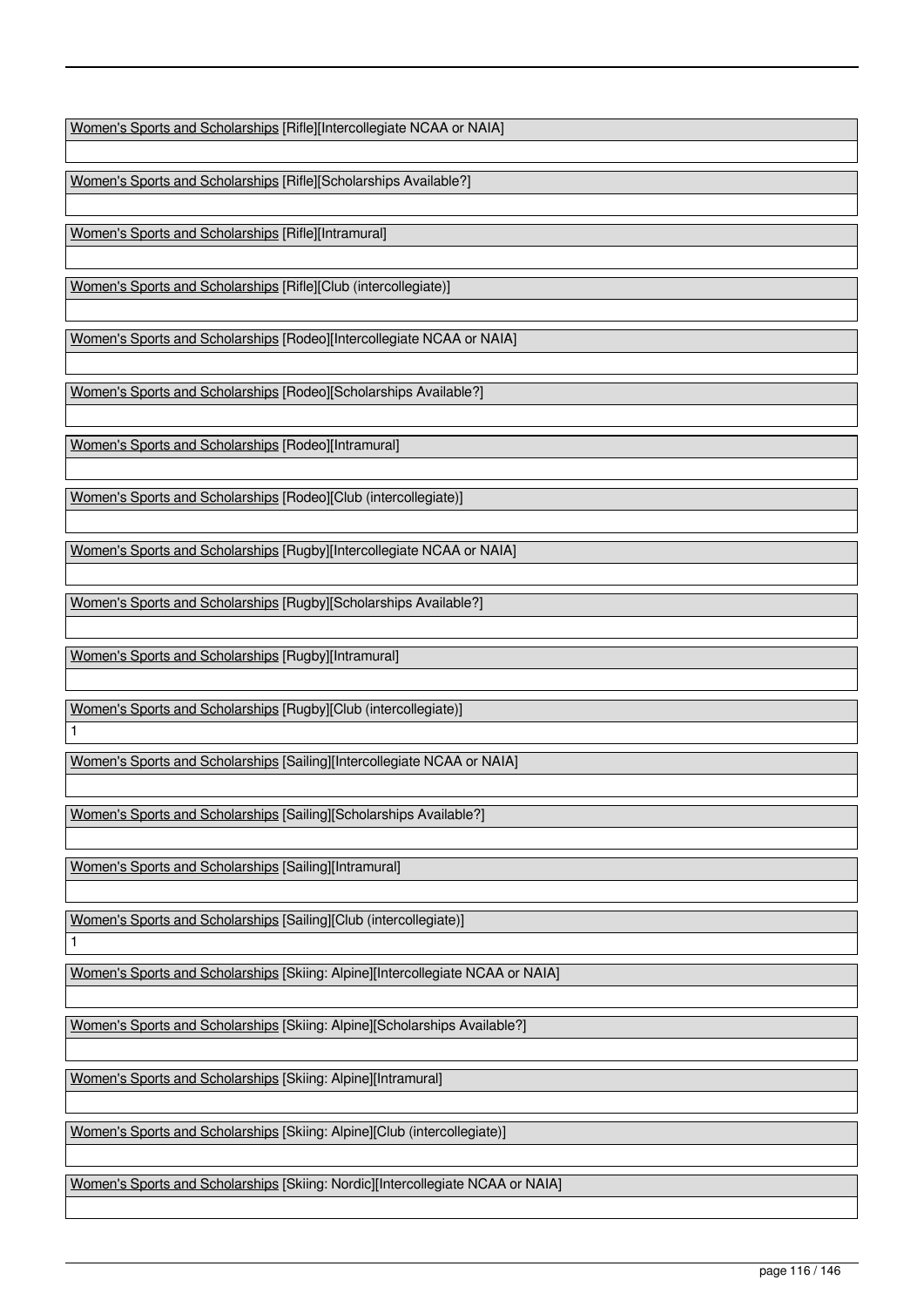Women's Sports and Scholarships [Rifle][Intercollegiate NCAA or NAIA]

Women's Sports and Scholarships [Rifle][Scholarships Available?]

Women's Sports and Scholarships [Rifle][Intramural]

Women's Sports and Scholarships [Rifle][Club (intercollegiate)]

Women's Sports and Scholarships [Rodeo][Intercollegiate NCAA or NAIA]

Women's Sports and Scholarships [Rodeo][Scholarships Available?]

Women's Sports and Scholarships [Rodeo][Intramural]

Women's Sports and Scholarships [Rodeo][Club (intercollegiate)]

Women's Sports and Scholarships [Rugby][Intercollegiate NCAA or NAIA]

Women's Sports and Scholarships [Rugby][Scholarships Available?]

Women's Sports and Scholarships [Rugby][Intramural]

Women's Sports and Scholarships [Rugby][Club (intercollegiate)]

1

Women's Sports and Scholarships [Sailing][Intercollegiate NCAA or NAIA]

Women's Sports and Scholarships [Sailing][Scholarships Available?]

Women's Sports and Scholarships [Sailing][Intramural]

Women's Sports and Scholarships [Sailing][Club (intercollegiate)]

1

Women's Sports and Scholarships [Skiing: Alpine][Intercollegiate NCAA or NAIA]

Women's Sports and Scholarships [Skiing: Alpine][Scholarships Available?]

Women's Sports and Scholarships [Skiing: Alpine][Intramural]

Women's Sports and Scholarships [Skiing: Alpine][Club (intercollegiate)]

Women's Sports and Scholarships [Skiing: Nordic][Intercollegiate NCAA or NAIA]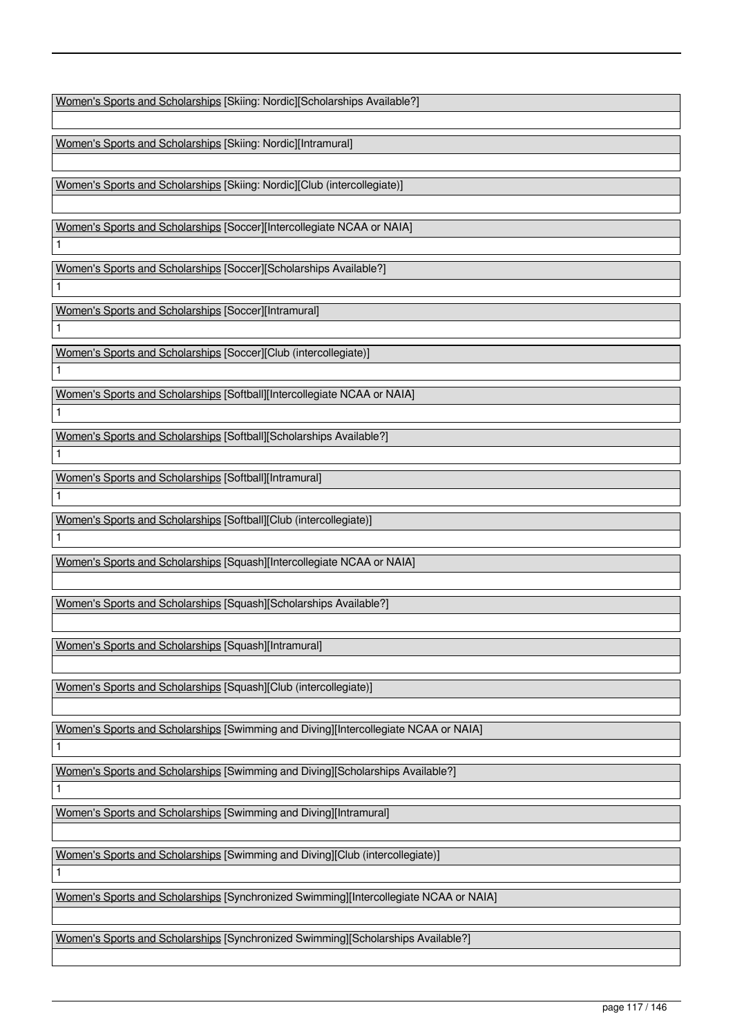| Women's Sports and Scholarships [Skiing: Nordic][Scholarships Available?] |
| --- |
| |

| Women's Sports and Scholarships [Skiing: Nordic][Intramural] |
| --- |
| |

| Women's Sports and Scholarships [Skiing: Nordic][Club (intercollegiate)] |
| --- |
| |

| Women's Sports and Scholarships [Soccer][Intercollegiate NCAA or NAIA] |
| --- |
| 1 |

| Women's Sports and Scholarships [Soccer][Scholarships Available?] |
| --- |
| 1 |

| Women's Sports and Scholarships [Soccer][Intramural] |
| --- |
| 1 |

| Women's Sports and Scholarships [Soccer][Club (intercollegiate)] |
| --- |
| 1 |

| Women's Sports and Scholarships [Softball][Intercollegiate NCAA or NAIA] |
| --- |
| 1 |

| Women's Sports and Scholarships [Softball][Scholarships Available?] |
| --- |
| 1 |

| Women's Sports and Scholarships [Softball][Intramural] |
| --- |
| 1 |

| Women's Sports and Scholarships [Softball][Club (intercollegiate)] |
| --- |
| 1 |

| Women's Sports and Scholarships [Squash][Intercollegiate NCAA or NAIA] |
| --- |
| |

| Women's Sports and Scholarships [Squash][Scholarships Available?] |
| --- |
| |

| Women's Sports and Scholarships [Squash][Intramural] |
| --- |
| |

| Women's Sports and Scholarships [Squash][Club (intercollegiate)] |
| --- |
| |

| Women's Sports and Scholarships [Swimming and Diving][Intercollegiate NCAA or NAIA] |
| --- |
| 1 |

| Women's Sports and Scholarships [Swimming and Diving][Scholarships Available?] |
| --- |
| 1 |

| Women's Sports and Scholarships [Swimming and Diving][Intramural] |
| --- |
| |

| Women's Sports and Scholarships [Swimming and Diving][Club (intercollegiate)] |
| --- |
| 1 |

| Women's Sports and Scholarships [Synchronized Swimming][Intercollegiate NCAA or NAIA] |
| --- |
| |

| Women's Sports and Scholarships [Synchronized Swimming][Scholarships Available?] |
| --- |
| |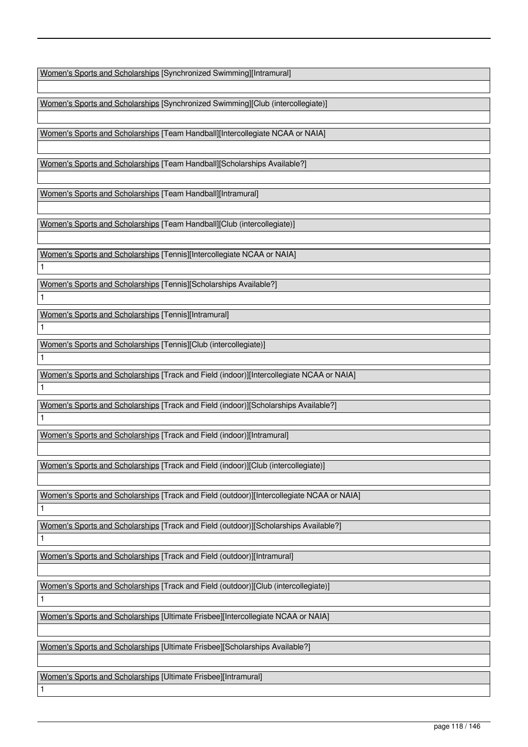Women's Sports and Scholarships [Synchronized Swimming][Intramural]

Women's Sports and Scholarships [Synchronized Swimming][Club (intercollegiate)]

Women's Sports and Scholarships [Team Handball][Intercollegiate NCAA or NAIA]

Women's Sports and Scholarships [Team Handball][Scholarships Available?]

Women's Sports and Scholarships [Team Handball][Intramural]

Women's Sports and Scholarships [Team Handball][Club (intercollegiate)]

Women's Sports and Scholarships [Tennis][Intercollegiate NCAA or NAIA]

1

Women's Sports and Scholarships [Tennis][Scholarships Available?]

1

Women's Sports and Scholarships [Tennis][Intramural]

1

Women's Sports and Scholarships [Tennis][Club (intercollegiate)]

1

Women's Sports and Scholarships [Track and Field (indoor)][Intercollegiate NCAA or NAIA]

1

Women's Sports and Scholarships [Track and Field (indoor)][Scholarships Available?]

1

Women's Sports and Scholarships [Track and Field (indoor)][Intramural]

Women's Sports and Scholarships [Track and Field (indoor)][Club (intercollegiate)]

Women's Sports and Scholarships [Track and Field (outdoor)][Intercollegiate NCAA or NAIA]

1

Women's Sports and Scholarships [Track and Field (outdoor)][Scholarships Available?]

1

Women's Sports and Scholarships [Track and Field (outdoor)][Intramural]

Women's Sports and Scholarships [Track and Field (outdoor)][Club (intercollegiate)]

1

Women's Sports and Scholarships [Ultimate Frisbee][Intercollegiate NCAA or NAIA]

Women's Sports and Scholarships [Ultimate Frisbee][Scholarships Available?]

Women's Sports and Scholarships [Ultimate Frisbee][Intramural]

1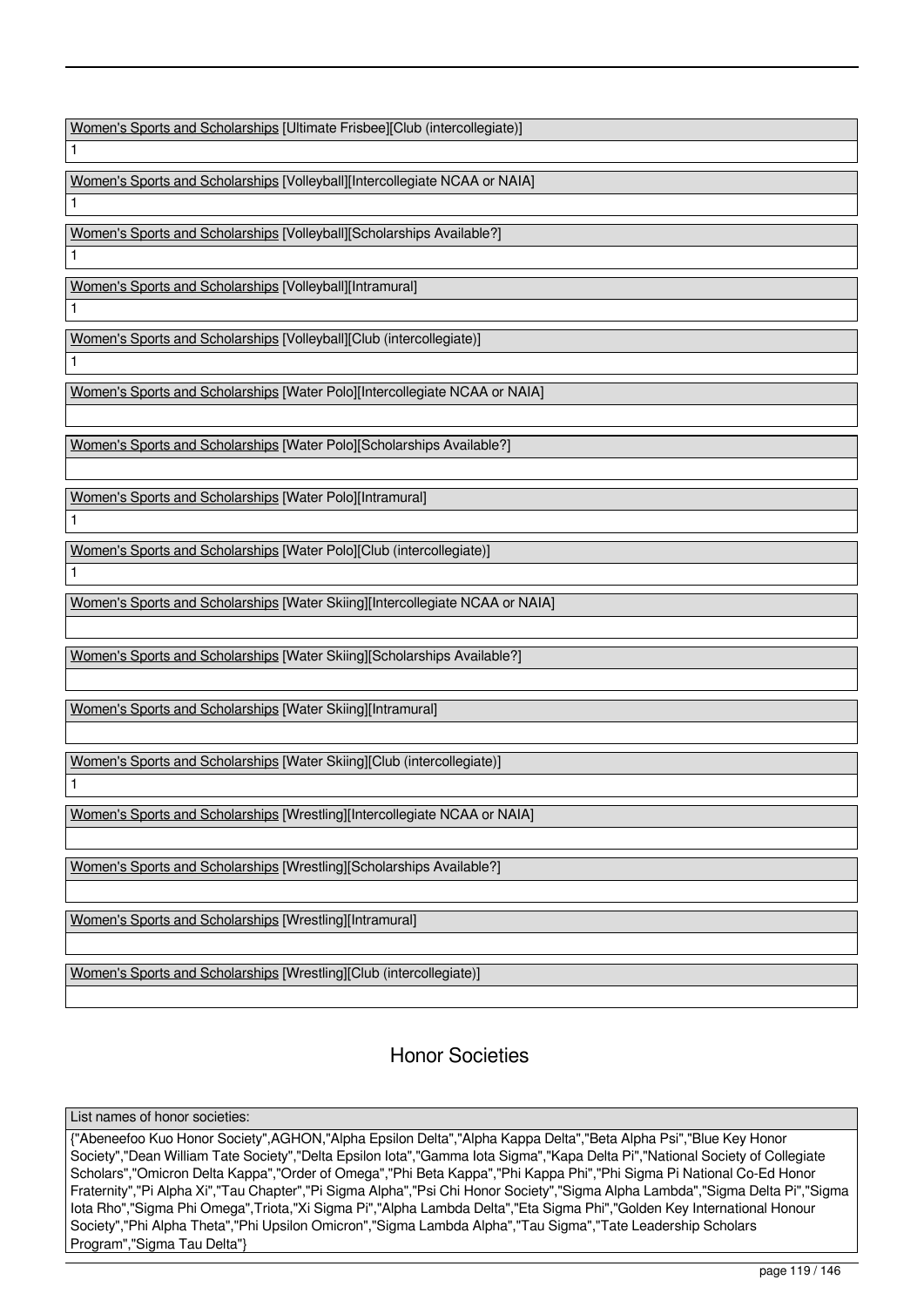Women's Sports and Scholarships [Ultimate Frisbee][Club (intercollegiate)]

1

Women's Sports and Scholarships [Volleyball][Intercollegiate NCAA or NAIA]

1

Women's Sports and Scholarships [Volleyball][Scholarships Available?]

1

Women's Sports and Scholarships [Volleyball][Intramural]

1

Women's Sports and Scholarships [Volleyball][Club (intercollegiate)]

1

Women's Sports and Scholarships [Water Polo][Intercollegiate NCAA or NAIA]

Women's Sports and Scholarships [Water Polo][Scholarships Available?]

Women's Sports and Scholarships [Water Polo][Intramural]

1

Women's Sports and Scholarships [Water Polo][Club (intercollegiate)]

1

Women's Sports and Scholarships [Water Skiing][Intercollegiate NCAA or NAIA]

Women's Sports and Scholarships [Water Skiing][Scholarships Available?]

Women's Sports and Scholarships [Water Skiing][Intramural]

Women's Sports and Scholarships [Water Skiing][Club (intercollegiate)]

1

Women's Sports and Scholarships [Wrestling][Intercollegiate NCAA or NAIA]

Women's Sports and Scholarships [Wrestling][Scholarships Available?]

Women's Sports and Scholarships [Wrestling][Intramural]

Women's Sports and Scholarships [Wrestling][Club (intercollegiate)]

## Honor Societies

List names of honor societies:

{"Abeneefoo Kuo Honor Society",AGHON,"Alpha Epsilon Delta","Alpha Kappa Delta","Beta Alpha Psi","Blue Key Honor Society","Dean William Tate Society","Delta Epsilon Iota","Gamma Iota Sigma","Kapa Delta Pi","National Society of Collegiate Scholars","Omicron Delta Kappa","Order of Omega","Phi Beta Kappa","Phi Kappa Phi","Phi Sigma Pi National Co-Ed Honor Fraternity","Pi Alpha Xi","Tau Chapter","Pi Sigma Alpha","Psi Chi Honor Society","Sigma Alpha Lambda","Sigma Delta Pi","Sigma Iota Rho","Sigma Phi Omega",Triota,"Xi Sigma Pi","Alpha Lambda Delta","Eta Sigma Phi","Golden Key International Honour Society","Phi Alpha Theta","Phi Upsilon Omicron","Sigma Lambda Alpha","Tau Sigma","Tate Leadership Scholars Program","Sigma Tau Delta"}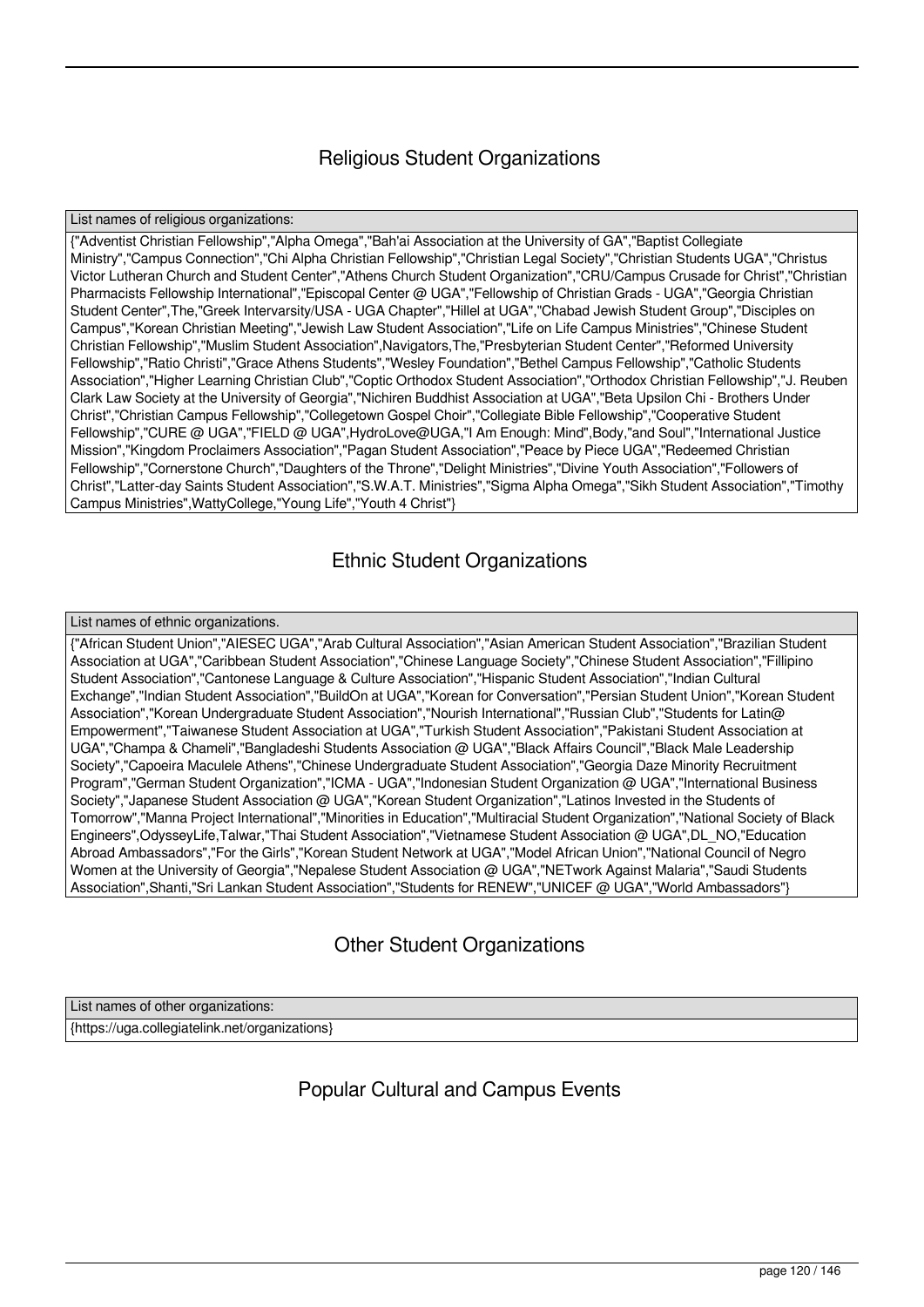## Religious Student Organizations

| List names of religious organizations: |
| --- |
| {"Adventist Christian Fellowship","Alpha Omega","Bah'ai Association at the University of GA","Baptist Collegiate Ministry","Campus Connection","Chi Alpha Christian Fellowship","Christian Legal Society","Christian Students UGA","Christus Victor Lutheran Church and Student Center","Athens Church Student Organization","CRU/Campus Crusade for Christ","Christian Pharmacists Fellowship International","Episcopal Center @ UGA","Fellowship of Christian Grads - UGA","Georgia Christian Student Center",The,"Greek Intervarsity/USA - UGA Chapter","Hillel at UGA","Chabad Jewish Student Group","Disciples on Campus","Korean Christian Meeting","Jewish Law Student Association","Life on Life Campus Ministries","Chinese Student Christian Fellowship","Muslim Student Association",Navigators,The,"Presbyterian Student Center","Reformed University Fellowship","Ratio Christi","Grace Athens Students","Wesley Foundation","Bethel Campus Fellowship","Catholic Students Association","Higher Learning Christian Club","Coptic Orthodox Student Association","Orthodox Christian Fellowship","J. Reuben Clark Law Society at the University of Georgia","Nichiren Buddhist Association at UGA","Beta Upsilon Chi - Brothers Under Christ","Christian Campus Fellowship","Collegetown Gospel Choir","Collegiate Bible Fellowship","Cooperative Student Fellowship","CURE @ UGA","FIELD @ UGA",HydroLove@UGA,"I Am Enough: Mind",Body,"and Soul","International Justice Mission","Kingdom Proclaimers Association","Pagan Student Association","Peace by Piece UGA","Redeemed Christian Fellowship","Cornerstone Church","Daughters of the Throne","Delight Ministries","Divine Youth Association","Followers of Christ","Latter-day Saints Student Association","S.W.A.T. Ministries","Sigma Alpha Omega","Sikh Student Association","Timothy Campus Ministries",WattyCollege,"Young Life","Youth 4 Christ"} |

## Ethnic Student Organizations

| List names of ethnic organizations. |
| --- |
| {"African Student Union","AIESEC UGA","Arab Cultural Association","Asian American Student Association","Brazilian Student Association at UGA","Caribbean Student Association","Chinese Language Society","Chinese Student Association","Fillipino Student Association","Cantonese Language & Culture Association","Hispanic Student Association","Indian Cultural Exchange","Indian Student Association","BuildOn at UGA","Korean for Conversation","Persian Student Union","Korean Student Association","Korean Undergraduate Student Association","Nourish International","Russian Club","Students for Latin@ Empowerment","Taiwanese Student Association at UGA","Turkish Student Association","Pakistani Student Association at UGA","Champa & Chameli","Bangladeshi Students Association @ UGA","Black Affairs Council","Black Male Leadership Society","Capoeira Maculele Athens","Chinese Undergraduate Student Association","Georgia Daze Minority Recruitment Program","German Student Organization","ICMA - UGA","Indonesian Student Organization @ UGA","International Business Society","Japanese Student Association @ UGA","Korean Student Organization","Latinos Invested in the Students of Tomorrow","Manna Project International","Minorities in Education","Multiracial Student Organization","National Society of Black Engineers",OdysseyLife,Talwar,"Thai Student Association","Vietnamese Student Association @ UGA",DL_NO,"Education Abroad Ambassadors","For the Girls","Korean Student Network at UGA","Model African Union","National Council of Negro Women at the University of Georgia","Nepalese Student Association @ UGA","NETwork Against Malaria","Saudi Students Association",Shanti,"Sri Lankan Student Association","Students for RENEW","UNICEF @ UGA","World Ambassadors"} |

## Other Student Organizations

| List names of other organizations: |
| --- |
| {https://uga.collegiatelink.net/organizations} |

## Popular Cultural and Campus Events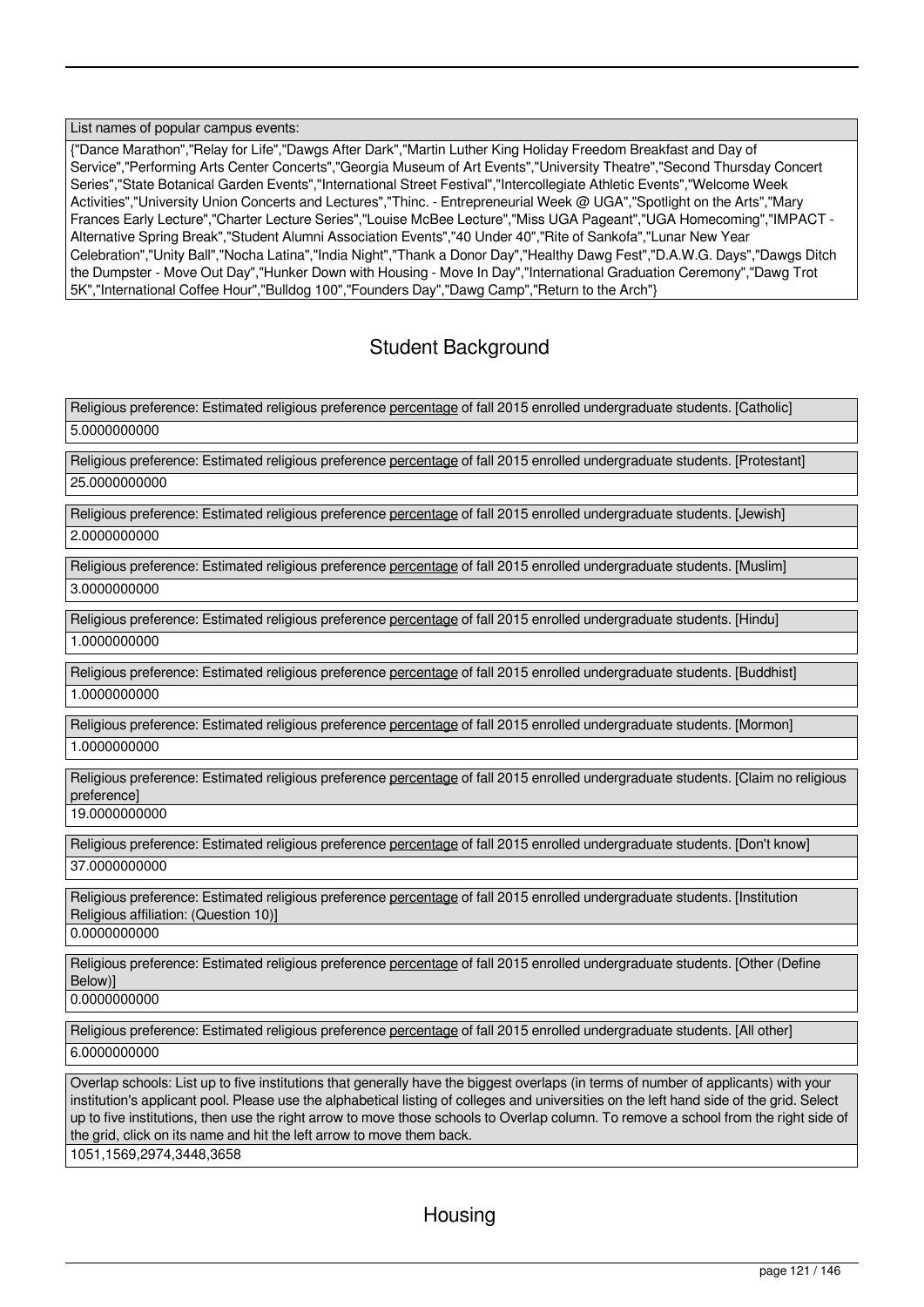List names of popular campus events:

{"Dance Marathon","Relay for Life","Dawgs After Dark","Martin Luther King Holiday Freedom Breakfast and Day of Service","Performing Arts Center Concerts","Georgia Museum of Art Events","University Theatre","Second Thursday Concert Series","State Botanical Garden Events","International Street Festival","Intercollegiate Athletic Events","Welcome Week Activities","University Union Concerts and Lectures","Thinc. - Entrepreneurial Week @ UGA","Spotlight on the Arts","Mary Frances Early Lecture","Charter Lecture Series","Louise McBee Lecture","Miss UGA Pageant","UGA Homecoming","IMPACT - Alternative Spring Break","Student Alumni Association Events","40 Under 40","Rite of Sankofa","Lunar New Year Celebration","Unity Ball","Nocha Latina","India Night","Thank a Donor Day","Healthy Dawg Fest","D.A.W.G. Days","Dawgs Ditch the Dumpster - Move Out Day","Hunker Down with Housing - Move In Day","International Graduation Ceremony","Dawg Trot 5K","International Coffee Hour","Bulldog 100","Founders Day","Dawg Camp","Return to the Arch"}

## Student Background

Religious preference: Estimated religious preference percentage of fall 2015 enrolled undergraduate students. [Catholic]

5.0000000000

Religious preference: Estimated religious preference percentage of fall 2015 enrolled undergraduate students. [Protestant]

25.0000000000

Religious preference: Estimated religious preference percentage of fall 2015 enrolled undergraduate students. [Jewish]

2.0000000000

Religious preference: Estimated religious preference percentage of fall 2015 enrolled undergraduate students. [Muslim]

3.0000000000

Religious preference: Estimated religious preference percentage of fall 2015 enrolled undergraduate students. [Hindu]

1.0000000000

Religious preference: Estimated religious preference percentage of fall 2015 enrolled undergraduate students. [Buddhist]

1.0000000000

Religious preference: Estimated religious preference percentage of fall 2015 enrolled undergraduate students. [Mormon]

1.0000000000

Religious preference: Estimated religious preference percentage of fall 2015 enrolled undergraduate students. [Claim no religious preference]

19.0000000000

Religious preference: Estimated religious preference percentage of fall 2015 enrolled undergraduate students. [Don't know]

37.0000000000

Religious preference: Estimated religious preference percentage of fall 2015 enrolled undergraduate students. [Institution Religious affiliation: (Question 10)]

0.0000000000

Religious preference: Estimated religious preference percentage of fall 2015 enrolled undergraduate students. [Other (Define Below)]

0.0000000000

Religious preference: Estimated religious preference percentage of fall 2015 enrolled undergraduate students. [All other]

6.0000000000

Overlap schools: List up to five institutions that generally have the biggest overlaps (in terms of number of applicants) with your institution's applicant pool. Please use the alphabetical listing of colleges and universities on the left hand side of the grid. Select up to five institutions, then use the right arrow to move those schools to Overlap column. To remove a school from the right side of the grid, click on its name and hit the left arrow to move them back.

1051,1569,2974,3448,3658

## Housing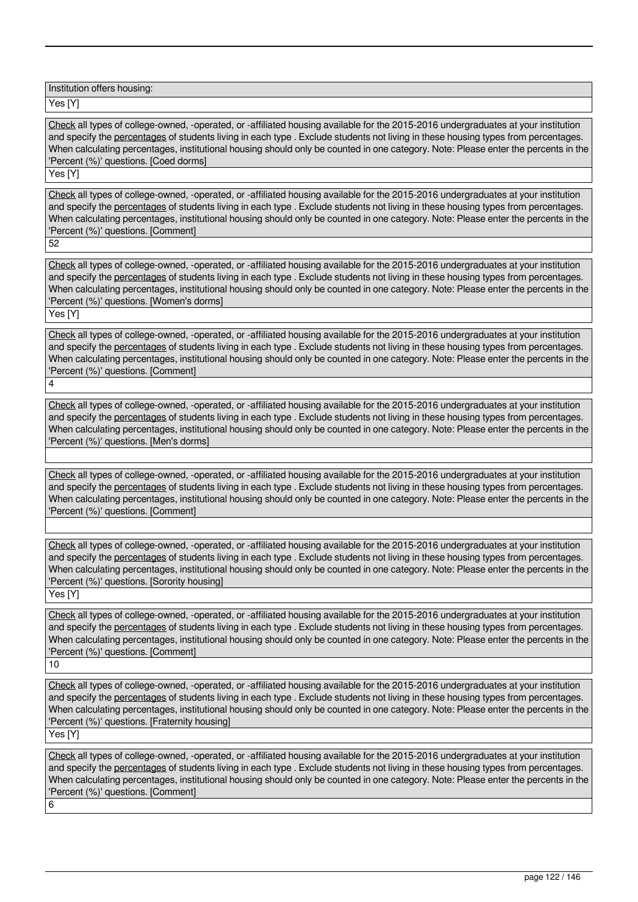Institution offers housing:

Yes [Y]

Check all types of college-owned, -operated, or -affiliated housing available for the 2015-2016 undergraduates at your institution and specify the percentages of students living in each type . Exclude students not living in these housing types from percentages. When calculating percentages, institutional housing should only be counted in one category. Note: Please enter the percents in the 'Percent (%)' questions. [Coed dorms]

Yes [Y]

Check all types of college-owned, -operated, or -affiliated housing available for the 2015-2016 undergraduates at your institution and specify the percentages of students living in each type . Exclude students not living in these housing types from percentages. When calculating percentages, institutional housing should only be counted in one category. Note: Please enter the percents in the 'Percent (%)' questions. [Comment]

52

Check all types of college-owned, -operated, or -affiliated housing available for the 2015-2016 undergraduates at your institution and specify the percentages of students living in each type . Exclude students not living in these housing types from percentages. When calculating percentages, institutional housing should only be counted in one category. Note: Please enter the percents in the 'Percent (%)' questions. [Women's dorms]

Yes [Y]

Check all types of college-owned, -operated, or -affiliated housing available for the 2015-2016 undergraduates at your institution and specify the percentages of students living in each type . Exclude students not living in these housing types from percentages. When calculating percentages, institutional housing should only be counted in one category. Note: Please enter the percents in the 'Percent (%)' questions. [Comment]

4

Check all types of college-owned, -operated, or -affiliated housing available for the 2015-2016 undergraduates at your institution and specify the percentages of students living in each type . Exclude students not living in these housing types from percentages. When calculating percentages, institutional housing should only be counted in one category. Note: Please enter the percents in the 'Percent (%)' questions. [Men's dorms]

Check all types of college-owned, -operated, or -affiliated housing available for the 2015-2016 undergraduates at your institution and specify the percentages of students living in each type . Exclude students not living in these housing types from percentages. When calculating percentages, institutional housing should only be counted in one category. Note: Please enter the percents in the 'Percent (%)' questions. [Comment]

Check all types of college-owned, -operated, or -affiliated housing available for the 2015-2016 undergraduates at your institution and specify the percentages of students living in each type . Exclude students not living in these housing types from percentages. When calculating percentages, institutional housing should only be counted in one category. Note: Please enter the percents in the 'Percent (%)' questions. [Sorority housing]

Yes [Y]

Check all types of college-owned, -operated, or -affiliated housing available for the 2015-2016 undergraduates at your institution and specify the percentages of students living in each type . Exclude students not living in these housing types from percentages. When calculating percentages, institutional housing should only be counted in one category. Note: Please enter the percents in the 'Percent (%)' questions. [Comment]

10

Check all types of college-owned, -operated, or -affiliated housing available for the 2015-2016 undergraduates at your institution and specify the percentages of students living in each type . Exclude students not living in these housing types from percentages. When calculating percentages, institutional housing should only be counted in one category. Note: Please enter the percents in the 'Percent (%)' questions. [Fraternity housing]

Yes [Y]

Check all types of college-owned, -operated, or -affiliated housing available for the 2015-2016 undergraduates at your institution and specify the percentages of students living in each type . Exclude students not living in these housing types from percentages. When calculating percentages, institutional housing should only be counted in one category. Note: Please enter the percents in the 'Percent (%)' questions. [Comment]

6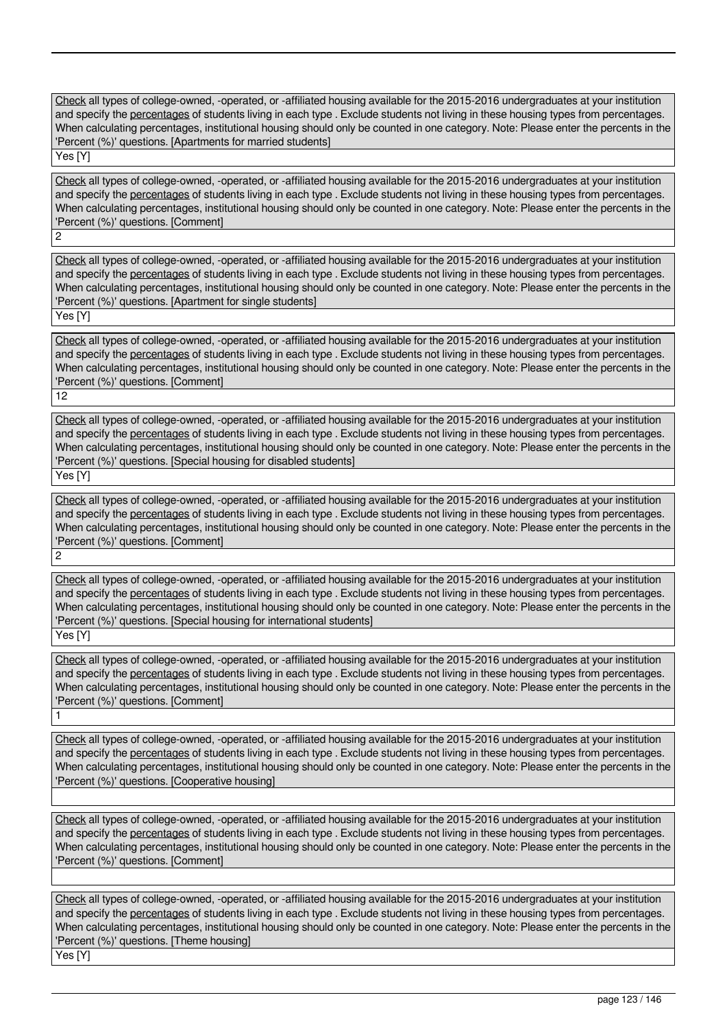Check all types of college-owned, -operated, or -affiliated housing available for the 2015-2016 undergraduates at your institution and specify the percentages of students living in each type . Exclude students not living in these housing types from percentages. When calculating percentages, institutional housing should only be counted in one category. Note: Please enter the percents in the 'Percent (%)' questions. [Apartments for married students]

Yes [Y]

Check all types of college-owned, -operated, or -affiliated housing available for the 2015-2016 undergraduates at your institution and specify the percentages of students living in each type . Exclude students not living in these housing types from percentages. When calculating percentages, institutional housing should only be counted in one category. Note: Please enter the percents in the 'Percent (%)' questions. [Comment]

2

Check all types of college-owned, -operated, or -affiliated housing available for the 2015-2016 undergraduates at your institution and specify the percentages of students living in each type . Exclude students not living in these housing types from percentages. When calculating percentages, institutional housing should only be counted in one category. Note: Please enter the percents in the 'Percent (%)' questions. [Apartment for single students]

Yes [Y]

Check all types of college-owned, -operated, or -affiliated housing available for the 2015-2016 undergraduates at your institution and specify the percentages of students living in each type . Exclude students not living in these housing types from percentages. When calculating percentages, institutional housing should only be counted in one category. Note: Please enter the percents in the 'Percent (%)' questions. [Comment]

12

Check all types of college-owned, -operated, or -affiliated housing available for the 2015-2016 undergraduates at your institution and specify the percentages of students living in each type . Exclude students not living in these housing types from percentages. When calculating percentages, institutional housing should only be counted in one category. Note: Please enter the percents in the 'Percent (%)' questions. [Special housing for disabled students]

Yes [Y]

Check all types of college-owned, -operated, or -affiliated housing available for the 2015-2016 undergraduates at your institution and specify the percentages of students living in each type . Exclude students not living in these housing types from percentages. When calculating percentages, institutional housing should only be counted in one category. Note: Please enter the percents in the 'Percent (%)' questions. [Comment]

2

Check all types of college-owned, -operated, or -affiliated housing available for the 2015-2016 undergraduates at your institution and specify the percentages of students living in each type . Exclude students not living in these housing types from percentages. When calculating percentages, institutional housing should only be counted in one category. Note: Please enter the percents in the 'Percent (%)' questions. [Special housing for international students]

Yes [Y]

Check all types of college-owned, -operated, or -affiliated housing available for the 2015-2016 undergraduates at your institution and specify the percentages of students living in each type . Exclude students not living in these housing types from percentages. When calculating percentages, institutional housing should only be counted in one category. Note: Please enter the percents in the 'Percent (%)' questions. [Comment]

1

Check all types of college-owned, -operated, or -affiliated housing available for the 2015-2016 undergraduates at your institution and specify the percentages of students living in each type . Exclude students not living in these housing types from percentages. When calculating percentages, institutional housing should only be counted in one category. Note: Please enter the percents in the 'Percent (%)' questions. [Cooperative housing]

Check all types of college-owned, -operated, or -affiliated housing available for the 2015-2016 undergraduates at your institution and specify the percentages of students living in each type . Exclude students not living in these housing types from percentages. When calculating percentages, institutional housing should only be counted in one category. Note: Please enter the percents in the 'Percent (%)' questions. [Comment]

Check all types of college-owned, -operated, or -affiliated housing available for the 2015-2016 undergraduates at your institution and specify the percentages of students living in each type . Exclude students not living in these housing types from percentages. When calculating percentages, institutional housing should only be counted in one category. Note: Please enter the percents in the 'Percent (%)' questions. [Theme housing]

Yes [Y]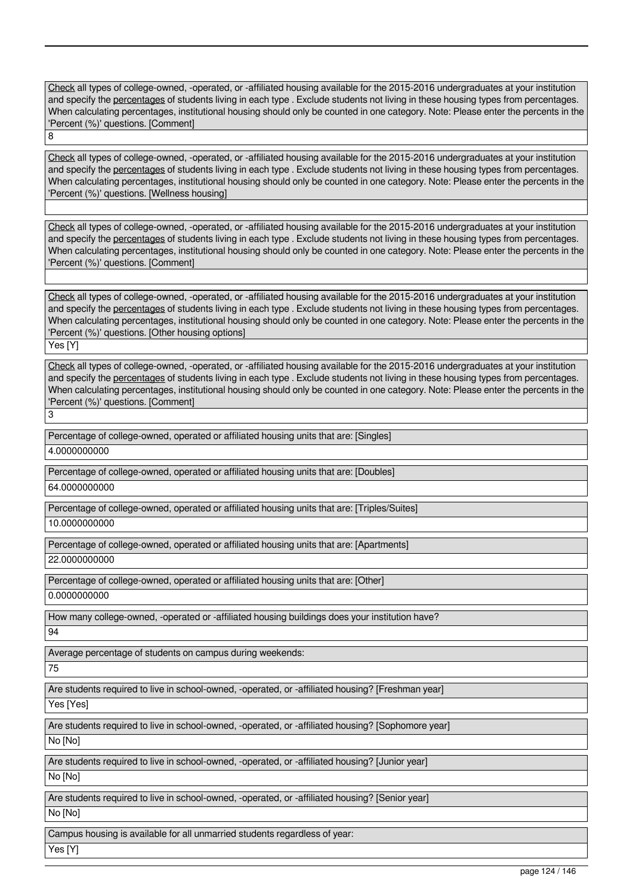Check all types of college-owned, -operated, or -affiliated housing available for the 2015-2016 undergraduates at your institution and specify the percentages of students living in each type . Exclude students not living in these housing types from percentages. When calculating percentages, institutional housing should only be counted in one category. Note: Please enter the percents in the 'Percent (%)' questions. [Comment]

8

Check all types of college-owned, -operated, or -affiliated housing available for the 2015-2016 undergraduates at your institution and specify the percentages of students living in each type . Exclude students not living in these housing types from percentages. When calculating percentages, institutional housing should only be counted in one category. Note: Please enter the percents in the 'Percent (%)' questions. [Wellness housing]

Check all types of college-owned, -operated, or -affiliated housing available for the 2015-2016 undergraduates at your institution and specify the percentages of students living in each type . Exclude students not living in these housing types from percentages. When calculating percentages, institutional housing should only be counted in one category. Note: Please enter the percents in the 'Percent (%)' questions. [Comment]

Check all types of college-owned, -operated, or -affiliated housing available for the 2015-2016 undergraduates at your institution and specify the percentages of students living in each type . Exclude students not living in these housing types from percentages. When calculating percentages, institutional housing should only be counted in one category. Note: Please enter the percents in the 'Percent (%)' questions. [Other housing options]

Yes [Y]

Check all types of college-owned, -operated, or -affiliated housing available for the 2015-2016 undergraduates at your institution and specify the percentages of students living in each type . Exclude students not living in these housing types from percentages. When calculating percentages, institutional housing should only be counted in one category. Note: Please enter the percents in the 'Percent (%)' questions. [Comment]

3

Percentage of college-owned, operated or affiliated housing units that are: [Singles]

4.0000000000

Percentage of college-owned, operated or affiliated housing units that are: [Doubles]

64.0000000000

Percentage of college-owned, operated or affiliated housing units that are: [Triples/Suites]

10.0000000000

Percentage of college-owned, operated or affiliated housing units that are: [Apartments]

22.0000000000

Percentage of college-owned, operated or affiliated housing units that are: [Other]

0.0000000000

How many college-owned, -operated or -affiliated housing buildings does your institution have?

94

Average percentage of students on campus during weekends:

75

Are students required to live in school-owned, -operated, or -affiliated housing? [Freshman year]

Yes [Yes]

Are students required to live in school-owned, -operated, or -affiliated housing? [Sophomore year]

No [No]

Are students required to live in school-owned, -operated, or -affiliated housing? [Junior year]

No [No]

Are students required to live in school-owned, -operated, or -affiliated housing? [Senior year]

No [No]

Campus housing is available for all unmarried students regardless of year:

Yes [Y]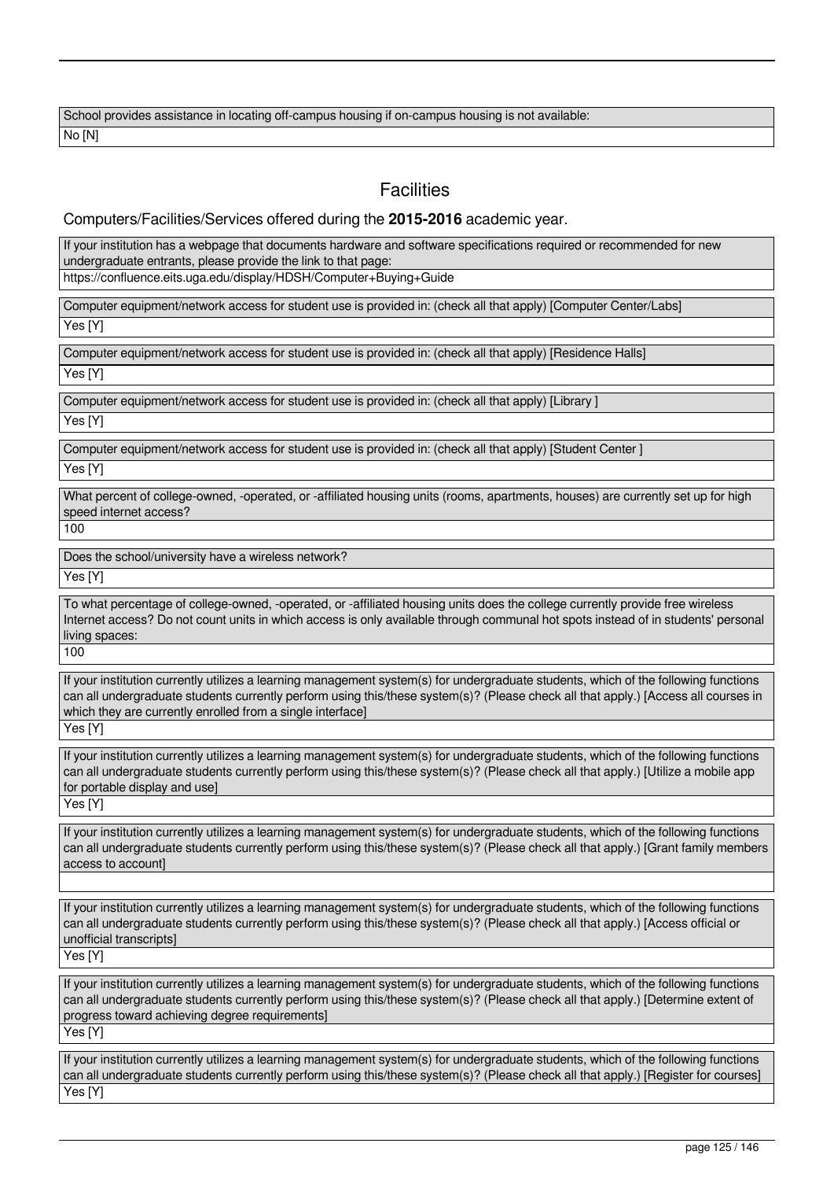| School provides assistance in locating off-campus housing if on-campus housing is not available: |
| --- |
| No [N] |

## Facilities

### Computers/Facilities/Services offered during the **2015-2016** academic year.

| If your institution has a webpage that documents hardware and software specifications required or recommended for new undergraduate entrants, please provide the link to that page: |
| --- |
| https://confluence.eits.uga.edu/display/HDSH/Computer+Buying+Guide |

| Computer equipment/network access for student use is provided in: (check all that apply) [Computer Center/Labs] |
| --- |
| Yes [Y] |

| Computer equipment/network access for student use is provided in: (check all that apply) [Residence Halls] |
| --- |
| Yes [Y] |

| Computer equipment/network access for student use is provided in: (check all that apply) [Library ] |
| --- |
| Yes [Y] |

| Computer equipment/network access for student use is provided in: (check all that apply) [Student Center ] |
| --- |
| Yes [Y] |

| What percent of college-owned, -operated, or -affiliated housing units (rooms, apartments, houses) are currently set up for high speed internet access? |
| --- |
| 100 |

| Does the school/university have a wireless network? |
| --- |
| Yes [Y] |

| To what percentage of college-owned, -operated, or -affiliated housing units does the college currently provide free wireless Internet access? Do not count units in which access is only available through communal hot spots instead of in students' personal living spaces: |
| --- |
| 100 |

| If your institution currently utilizes a learning management system(s) for undergraduate students, which of the following functions can all undergraduate students currently perform using this/these system(s)? (Please check all that apply.) [Access all courses in which they are currently enrolled from a single interface] |
| --- |
| Yes [Y] |

| If your institution currently utilizes a learning management system(s) for undergraduate students, which of the following functions can all undergraduate students currently perform using this/these system(s)? (Please check all that apply.) [Utilize a mobile app for portable display and use] |
| --- |
| Yes [Y] |

| If your institution currently utilizes a learning management system(s) for undergraduate students, which of the following functions can all undergraduate students currently perform using this/these system(s)? (Please check all that apply.) [Grant family members access to account] |
| --- |
| |

| If your institution currently utilizes a learning management system(s) for undergraduate students, which of the following functions can all undergraduate students currently perform using this/these system(s)? (Please check all that apply.) [Access official or unofficial transcripts] |
| --- |
| Yes [Y] |

| If your institution currently utilizes a learning management system(s) for undergraduate students, which of the following functions can all undergraduate students currently perform using this/these system(s)? (Please check all that apply.) [Determine extent of progress toward achieving degree requirements] |
| --- |
| Yes [Y] |

| If your institution currently utilizes a learning management system(s) for undergraduate students, which of the following functions can all undergraduate students currently perform using this/these system(s)? (Please check all that apply.) [Register for courses] |
| --- |
| Yes [Y] |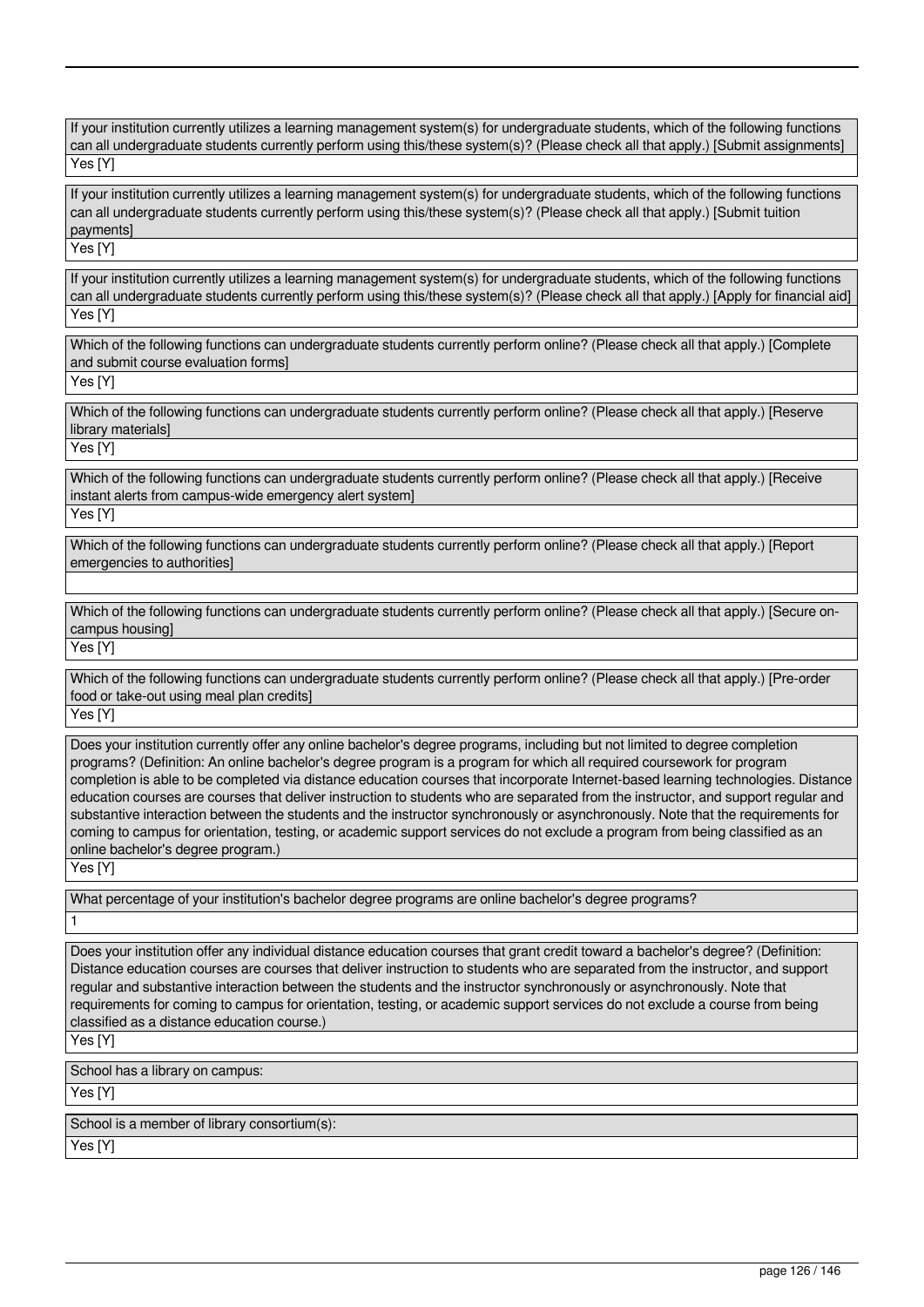If your institution currently utilizes a learning management system(s) for undergraduate students, which of the following functions can all undergraduate students currently perform using this/these system(s)? (Please check all that apply.) [Submit assignments]

Yes [Y]

If your institution currently utilizes a learning management system(s) for undergraduate students, which of the following functions can all undergraduate students currently perform using this/these system(s)? (Please check all that apply.) [Submit tuition payments]

Yes [Y]

If your institution currently utilizes a learning management system(s) for undergraduate students, which of the following functions can all undergraduate students currently perform using this/these system(s)? (Please check all that apply.) [Apply for financial aid]

Yes [Y]

Which of the following functions can undergraduate students currently perform online? (Please check all that apply.) [Complete and submit course evaluation forms]

Yes [Y]

Which of the following functions can undergraduate students currently perform online? (Please check all that apply.) [Reserve library materials]

Yes [Y]

Which of the following functions can undergraduate students currently perform online? (Please check all that apply.) [Receive instant alerts from campus-wide emergency alert system]

Yes [Y]

Which of the following functions can undergraduate students currently perform online? (Please check all that apply.) [Report emergencies to authorities]

Which of the following functions can undergraduate students currently perform online? (Please check all that apply.) [Secure on-campus housing]

Yes [Y]

Which of the following functions can undergraduate students currently perform online? (Please check all that apply.) [Pre-order food or take-out using meal plan credits]

Yes [Y]

Does your institution currently offer any online bachelor's degree programs, including but not limited to degree completion programs? (Definition: An online bachelor's degree program is a program for which all required coursework for program completion is able to be completed via distance education courses that incorporate Internet-based learning technologies. Distance education courses are courses that deliver instruction to students who are separated from the instructor, and support regular and substantive interaction between the students and the instructor synchronously or asynchronously. Note that the requirements for coming to campus for orientation, testing, or academic support services do not exclude a program from being classified as an online bachelor's degree program.)

Yes [Y]

What percentage of your institution's bachelor degree programs are online bachelor's degree programs?

1

Does your institution offer any individual distance education courses that grant credit toward a bachelor's degree? (Definition: Distance education courses are courses that deliver instruction to students who are separated from the instructor, and support regular and substantive interaction between the students and the instructor synchronously or asynchronously. Note that requirements for coming to campus for orientation, testing, or academic support services do not exclude a course from being classified as a distance education course.)

Yes [Y]

School has a library on campus:

Yes [Y]

School is a member of library consortium(s):

Yes [Y]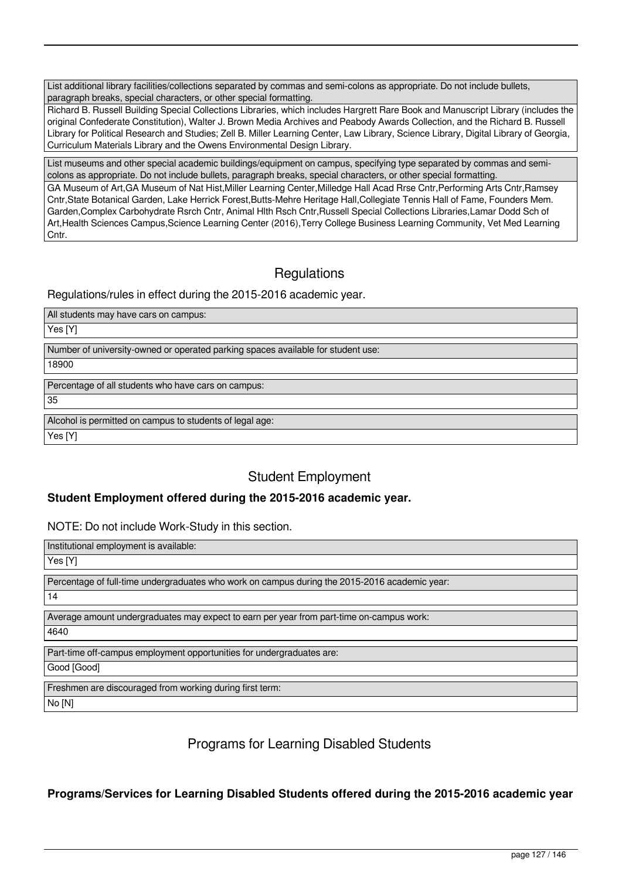List additional library facilities/collections separated by commas and semi-colons as appropriate. Do not include bullets, paragraph breaks, special characters, or other special formatting.

Richard B. Russell Building Special Collections Libraries, which includes Hargrett Rare Book and Manuscript Library (includes the original Confederate Constitution), Walter J. Brown Media Archives and Peabody Awards Collection, and the Richard B. Russell Library for Political Research and Studies; Zell B. Miller Learning Center, Law Library, Science Library, Digital Library of Georgia, Curriculum Materials Library and the Owens Environmental Design Library.

List museums and other special academic buildings/equipment on campus, specifying type separated by commas and semi-colons as appropriate. Do not include bullets, paragraph breaks, special characters, or other special formatting.

GA Museum of Art,GA Museum of Nat Hist,Miller Learning Center,Milledge Hall Acad Rrse Cntr,Performing Arts Cntr,Ramsey Cntr,State Botanical Garden, Lake Herrick Forest,Butts-Mehre Heritage Hall,Collegiate Tennis Hall of Fame, Founders Mem. Garden,Complex Carbohydrate Rsrch Cntr, Animal Hlth Rsch Cntr,Russell Special Collections Libraries,Lamar Dodd Sch of Art,Health Sciences Campus,Science Learning Center (2016),Terry College Business Learning Community, Vet Med Learning Cntr.

## Regulations

Regulations/rules in effect during the 2015-2016 academic year.

All students may have cars on campus:

Yes [Y]

Number of university-owned or operated parking spaces available for student use:

18900

Percentage of all students who have cars on campus:

35

Alcohol is permitted on campus to students of legal age:

Yes [Y]

## Student Employment

**Student Employment offered during the 2015-2016 academic year.**

NOTE: Do not include Work-Study in this section.

Institutional employment is available:

Yes [Y]

Percentage of full-time undergraduates who work on campus during the 2015-2016 academic year:

14

Average amount undergraduates may expect to earn per year from part-time on-campus work:

4640

Part-time off-campus employment opportunities for undergraduates are:

Good [Good]

Freshmen are discouraged from working during first term:

No [N]

## Programs for Learning Disabled Students

**Programs/Services for Learning Disabled Students offered during the 2015-2016 academic year**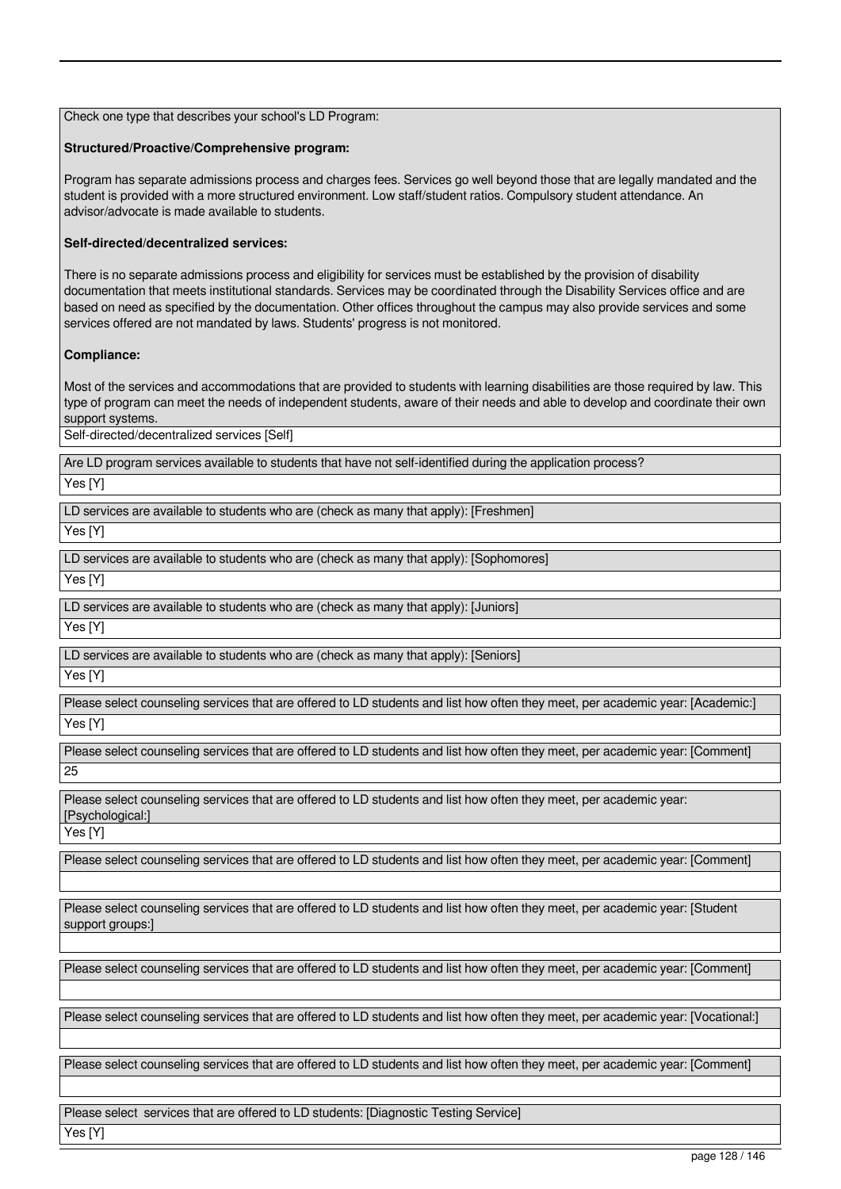Check one type that describes your school's LD Program:

**Structured/Proactive/Comprehensive program:**

Program has separate admissions process and charges fees. Services go well beyond those that are legally mandated and the student is provided with a more structured environment. Low staff/student ratios. Compulsory student attendance. An advisor/advocate is made available to students.

**Self-directed/decentralized services:**

There is no separate admissions process and eligibility for services must be established by the provision of disability documentation that meets institutional standards. Services may be coordinated through the Disability Services office and are based on need as specified by the documentation. Other offices throughout the campus may also provide services and some services offered are not mandated by laws. Students' progress is not monitored.

**Compliance:**

Most of the services and accommodations that are provided to students with learning disabilities are those required by law. This type of program can meet the needs of independent students, aware of their needs and able to develop and coordinate their own support systems.

Self-directed/decentralized services [Self]

Are LD program services available to students that have not self-identified during the application process?

Yes [Y]

LD services are available to students who are (check as many that apply): [Freshmen]

Yes [Y]

LD services are available to students who are (check as many that apply): [Sophomores]

Yes [Y]

LD services are available to students who are (check as many that apply): [Juniors]

Yes [Y]

LD services are available to students who are (check as many that apply): [Seniors]

Yes [Y]

Please select counseling services that are offered to LD students and list how often they meet, per academic year: [Academic:]

Yes [Y]

Please select counseling services that are offered to LD students and list how often they meet, per academic year: [Comment]

25

Please select counseling services that are offered to LD students and list how often they meet, per academic year: [Psychological:]

Yes [Y]

Please select counseling services that are offered to LD students and list how often they meet, per academic year: [Comment]

Please select counseling services that are offered to LD students and list how often they meet, per academic year: [Student support groups:]

Please select counseling services that are offered to LD students and list how often they meet, per academic year: [Comment]

Please select counseling services that are offered to LD students and list how often they meet, per academic year: [Vocational:]

Please select counseling services that are offered to LD students and list how often they meet, per academic year: [Comment]

Please select services that are offered to LD students: [Diagnostic Testing Service]

Yes [Y]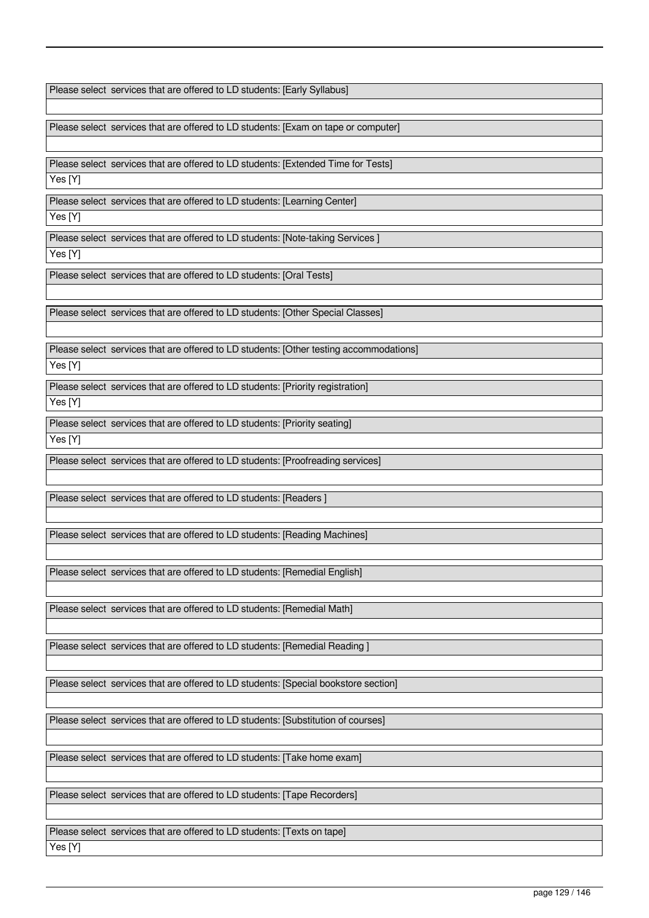Please select services that are offered to LD students: [Early Syllabus]

Please select services that are offered to LD students: [Exam on tape or computer]

Please select services that are offered to LD students: [Extended Time for Tests]

Yes [Y]

Please select services that are offered to LD students: [Learning Center]

Yes [Y]

Please select services that are offered to LD students: [Note-taking Services ]

Yes [Y]

Please select services that are offered to LD students: [Oral Tests]

Please select services that are offered to LD students: [Other Special Classes]

Please select services that are offered to LD students: [Other testing accommodations]

Yes [Y]

Please select services that are offered to LD students: [Priority registration]

Yes [Y]

Please select services that are offered to LD students: [Priority seating]

Yes [Y]

Please select services that are offered to LD students: [Proofreading services]

Please select services that are offered to LD students: [Readers ]

Please select services that are offered to LD students: [Reading Machines]

Please select services that are offered to LD students: [Remedial English]

Please select services that are offered to LD students: [Remedial Math]

Please select services that are offered to LD students: [Remedial Reading ]

Please select services that are offered to LD students: [Special bookstore section]

Please select services that are offered to LD students: [Substitution of courses]

Please select services that are offered to LD students: [Take home exam]

Please select services that are offered to LD students: [Tape Recorders]

Please select services that are offered to LD students: [Texts on tape]

Yes [Y]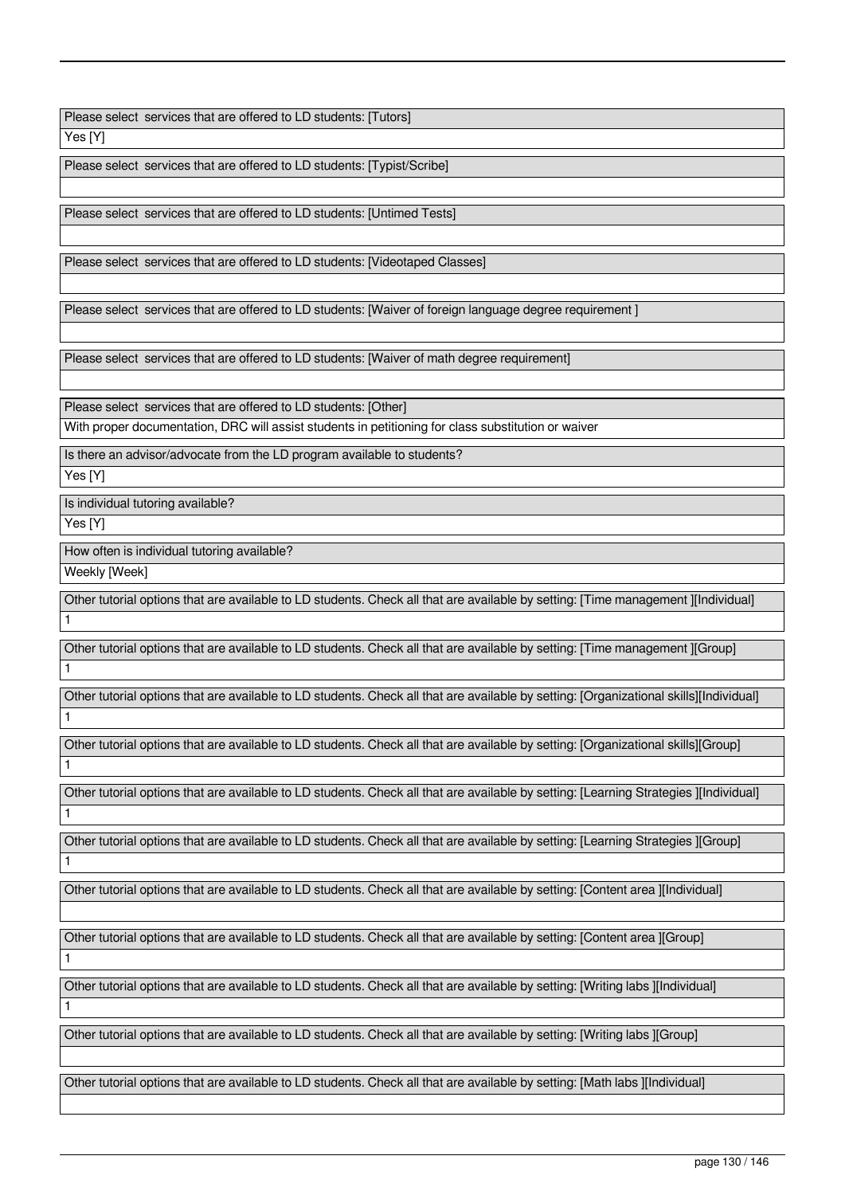| Please select services that are offered to LD students: [Tutors] |
| --- |
| Yes [Y] |

| Please select services that are offered to LD students: [Typist/Scribe] |
| --- |
| |

| Please select services that are offered to LD students: [Untimed Tests] |
| --- |
| |

| Please select services that are offered to LD students: [Videotaped Classes] |
| --- |
| |

| Please select services that are offered to LD students: [Waiver of foreign language degree requirement ] |
| --- |
| |

| Please select services that are offered to LD students: [Waiver of math degree requirement] |
| --- |
| |

| Please select services that are offered to LD students: [Other] |
| --- |
| With proper documentation, DRC will assist students in petitioning for class substitution or waiver |

| Is there an advisor/advocate from the LD program available to students? |
| --- |
| Yes [Y] |

| Is individual tutoring available? |
| --- |
| Yes [Y] |

| How often is individual tutoring available? |
| --- |
| Weekly [Week] |

| Other tutorial options that are available to LD students. Check all that are available by setting: [Time management ][Individual] |
| --- |
| 1 |

| Other tutorial options that are available to LD students. Check all that are available by setting: [Time management ][Group] |
| --- |
| 1 |

| Other tutorial options that are available to LD students. Check all that are available by setting: [Organizational skills][Individual] |
| --- |
| 1 |

| Other tutorial options that are available to LD students. Check all that are available by setting: [Organizational skills][Group] |
| --- |
| 1 |

| Other tutorial options that are available to LD students. Check all that are available by setting: [Learning Strategies ][Individual] |
| --- |
| 1 |

| Other tutorial options that are available to LD students. Check all that are available by setting: [Learning Strategies ][Group] |
| --- |
| 1 |

| Other tutorial options that are available to LD students. Check all that are available by setting: [Content area ][Individual] |
| --- |
| |

| Other tutorial options that are available to LD students. Check all that are available by setting: [Content area ][Group] |
| --- |
| 1 |

| Other tutorial options that are available to LD students. Check all that are available by setting: [Writing labs ][Individual] |
| --- |
| 1 |

| Other tutorial options that are available to LD students. Check all that are available by setting: [Writing labs ][Group] |
| --- |
| |

| Other tutorial options that are available to LD students. Check all that are available by setting: [Math labs ][Individual] |
| --- |
| |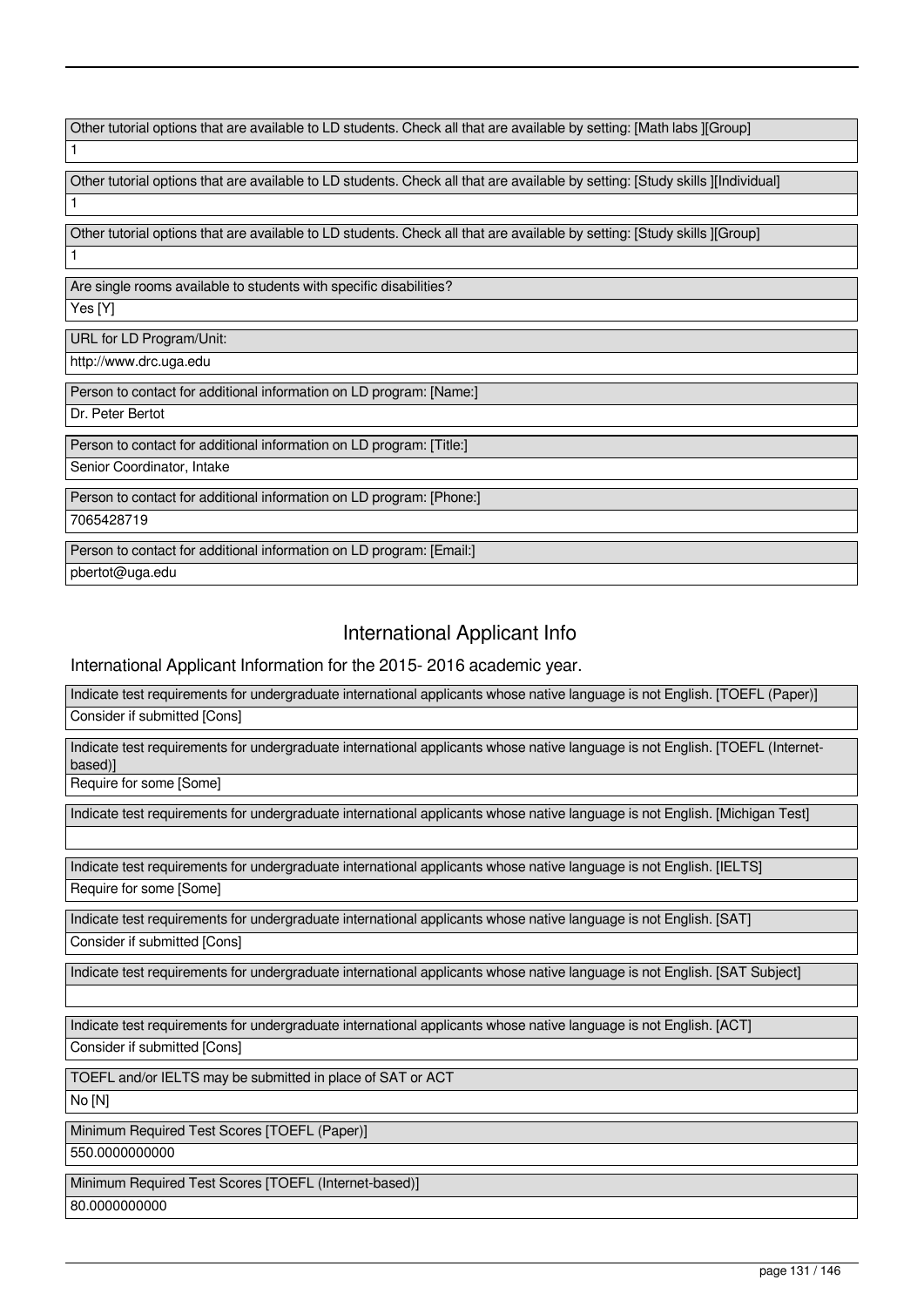| Other tutorial options that are available to LD students. Check all that are available by setting: [Math labs ][Group] |
| --- |
| 1 |

| Other tutorial options that are available to LD students. Check all that are available by setting: [Study skills ][Individual] |
| --- |
| 1 |

| Other tutorial options that are available to LD students. Check all that are available by setting: [Study skills ][Group] |
| --- |
| 1 |

| Are single rooms available to students with specific disabilities? |
| --- |
| Yes [Y] |

| URL for LD Program/Unit: |
| --- |
| http://www.drc.uga.edu |

| Person to contact for additional information on LD program: [Name:] |
| --- |
| Dr. Peter Bertot |

| Person to contact for additional information on LD program: [Title:] |
| --- |
| Senior Coordinator, Intake |

| Person to contact for additional information on LD program: [Phone:] |
| --- |
| 7065428719 |

| Person to contact for additional information on LD program: [Email:] |
| --- |
| pbertot@uga.edu |

# International Applicant Info

International Applicant Information for the 2015- 2016 academic year.

| Indicate test requirements for undergraduate international applicants whose native language is not English. [TOEFL (Paper)] |
| --- |
| Consider if submitted [Cons] |

| Indicate test requirements for undergraduate international applicants whose native language is not English. [TOEFL (Internet-based)] |
| --- |
| Require for some [Some] |

| Indicate test requirements for undergraduate international applicants whose native language is not English. [Michigan Test] |
| --- |
| |

| Indicate test requirements for undergraduate international applicants whose native language is not English. [IELTS] |
| --- |
| Require for some [Some] |

| Indicate test requirements for undergraduate international applicants whose native language is not English. [SAT] |
| --- |
| Consider if submitted [Cons] |

| Indicate test requirements for undergraduate international applicants whose native language is not English. [SAT Subject] |
| --- |
| |

| Indicate test requirements for undergraduate international applicants whose native language is not English. [ACT] |
| --- |
| Consider if submitted [Cons] |

| TOEFL and/or IELTS may be submitted in place of SAT or ACT |
| --- |
| No [N] |

| Minimum Required Test Scores [TOEFL (Paper)] |
| --- |
| 550.0000000000 |

| Minimum Required Test Scores [TOEFL (Internet-based)] |
| --- |
| 80.0000000000 |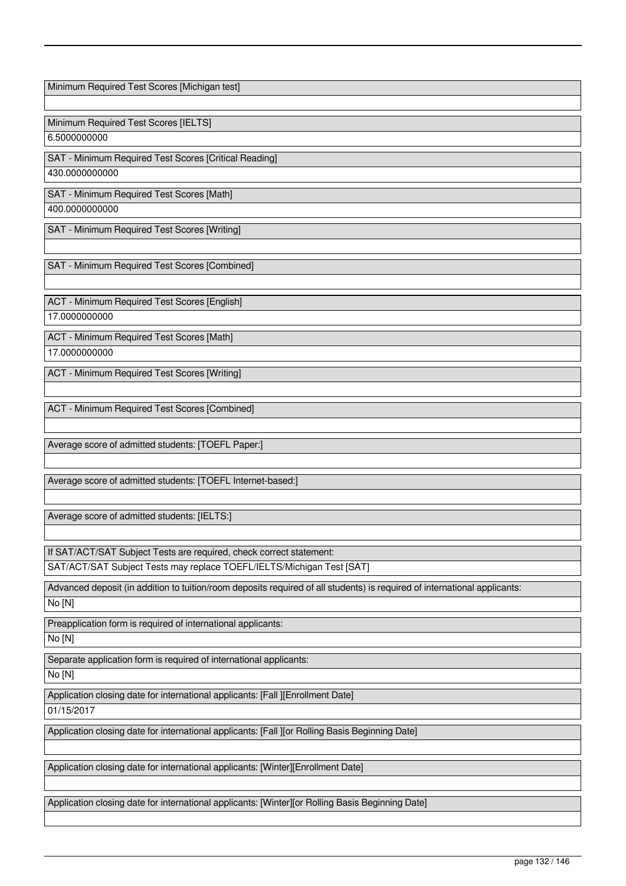| Minimum Required Test Scores [Michigan test] |
| --- |
| |

| Minimum Required Test Scores [IELTS] |
| --- |
| 6.5000000000 |

| SAT - Minimum Required Test Scores [Critical Reading] |
| --- |
| 430.0000000000 |

| SAT - Minimum Required Test Scores [Math] |
| --- |
| 400.0000000000 |

| SAT - Minimum Required Test Scores [Writing] |
| --- |
| |

| SAT - Minimum Required Test Scores [Combined] |
| --- |
| |

| ACT - Minimum Required Test Scores [English] |
| --- |
| 17.0000000000 |

| ACT - Minimum Required Test Scores [Math] |
| --- |
| 17.0000000000 |

| ACT - Minimum Required Test Scores [Writing] |
| --- |
| |

| ACT - Minimum Required Test Scores [Combined] |
| --- |
| |

| Average score of admitted students: [TOEFL Paper:] |
| --- |
| |

| Average score of admitted students: [TOEFL Internet-based:] |
| --- |
| |

| Average score of admitted students: [IELTS:] |
| --- |
| |

| If SAT/ACT/SAT Subject Tests are required, check correct statement: |
| --- |
| SAT/ACT/SAT Subject Tests may replace TOEFL/IELTS/Michigan Test [SAT] |

| Advanced deposit (in addition to tuition/room deposits required of all students) is required of international applicants: |
| --- |
| No [N] |

| Preapplication form is required of international applicants: |
| --- |
| No [N] |

| Separate application form is required of international applicants: |
| --- |
| No [N] |

| Application closing date for international applicants: [Fall ][Enrollment Date] |
| --- |
| 01/15/2017 |

| Application closing date for international applicants: [Fall ][or Rolling Basis Beginning Date] |
| --- |
| |

| Application closing date for international applicants: [Winter][Enrollment Date] |
| --- |
| |

| Application closing date for international applicants: [Winter][or Rolling Basis Beginning Date] |
| --- |
| |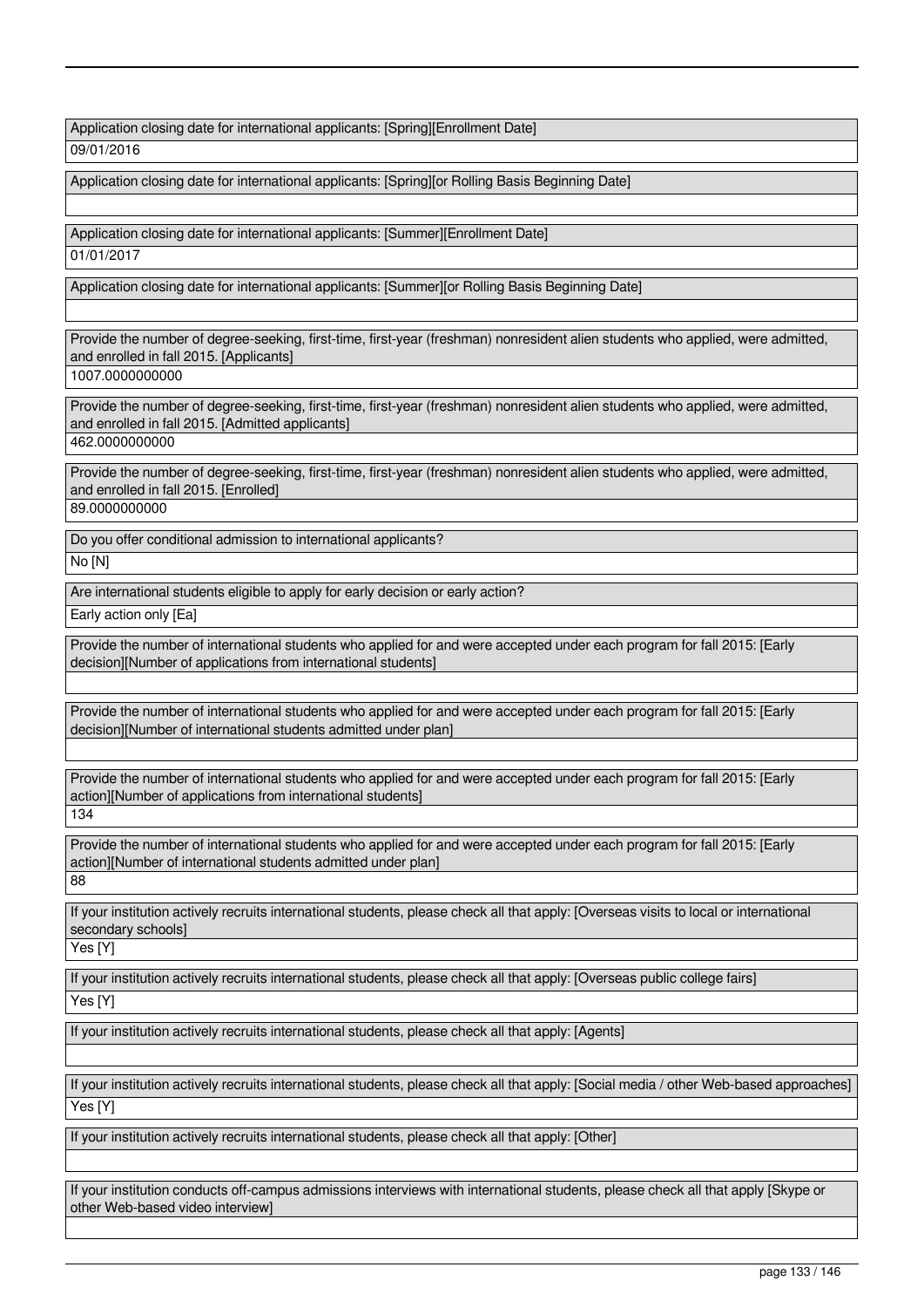Application closing date for international applicants: [Spring][Enrollment Date]

09/01/2016

Application closing date for international applicants: [Spring][or Rolling Basis Beginning Date]

Application closing date for international applicants: [Summer][Enrollment Date]

01/01/2017

Application closing date for international applicants: [Summer][or Rolling Basis Beginning Date]

Provide the number of degree-seeking, first-time, first-year (freshman) nonresident alien students who applied, were admitted, and enrolled in fall 2015. [Applicants]

1007.0000000000

Provide the number of degree-seeking, first-time, first-year (freshman) nonresident alien students who applied, were admitted, and enrolled in fall 2015. [Admitted applicants]

462.0000000000

Provide the number of degree-seeking, first-time, first-year (freshman) nonresident alien students who applied, were admitted, and enrolled in fall 2015. [Enrolled]

89.0000000000

Do you offer conditional admission to international applicants?

No [N]

Are international students eligible to apply for early decision or early action?

Early action only [Ea]

Provide the number of international students who applied for and were accepted under each program for fall 2015: [Early decision][Number of applications from international students]

Provide the number of international students who applied for and were accepted under each program for fall 2015: [Early decision][Number of international students admitted under plan]

Provide the number of international students who applied for and were accepted under each program for fall 2015: [Early action][Number of applications from international students]

134

Provide the number of international students who applied for and were accepted under each program for fall 2015: [Early action][Number of international students admitted under plan]

88

If your institution actively recruits international students, please check all that apply: [Overseas visits to local or international secondary schools]

Yes [Y]

If your institution actively recruits international students, please check all that apply: [Overseas public college fairs]

Yes [Y]

If your institution actively recruits international students, please check all that apply: [Agents]

If your institution actively recruits international students, please check all that apply: [Social media / other Web-based approaches]

Yes [Y]

If your institution actively recruits international students, please check all that apply: [Other]

If your institution conducts off-campus admissions interviews with international students, please check all that apply [Skype or other Web-based video interview]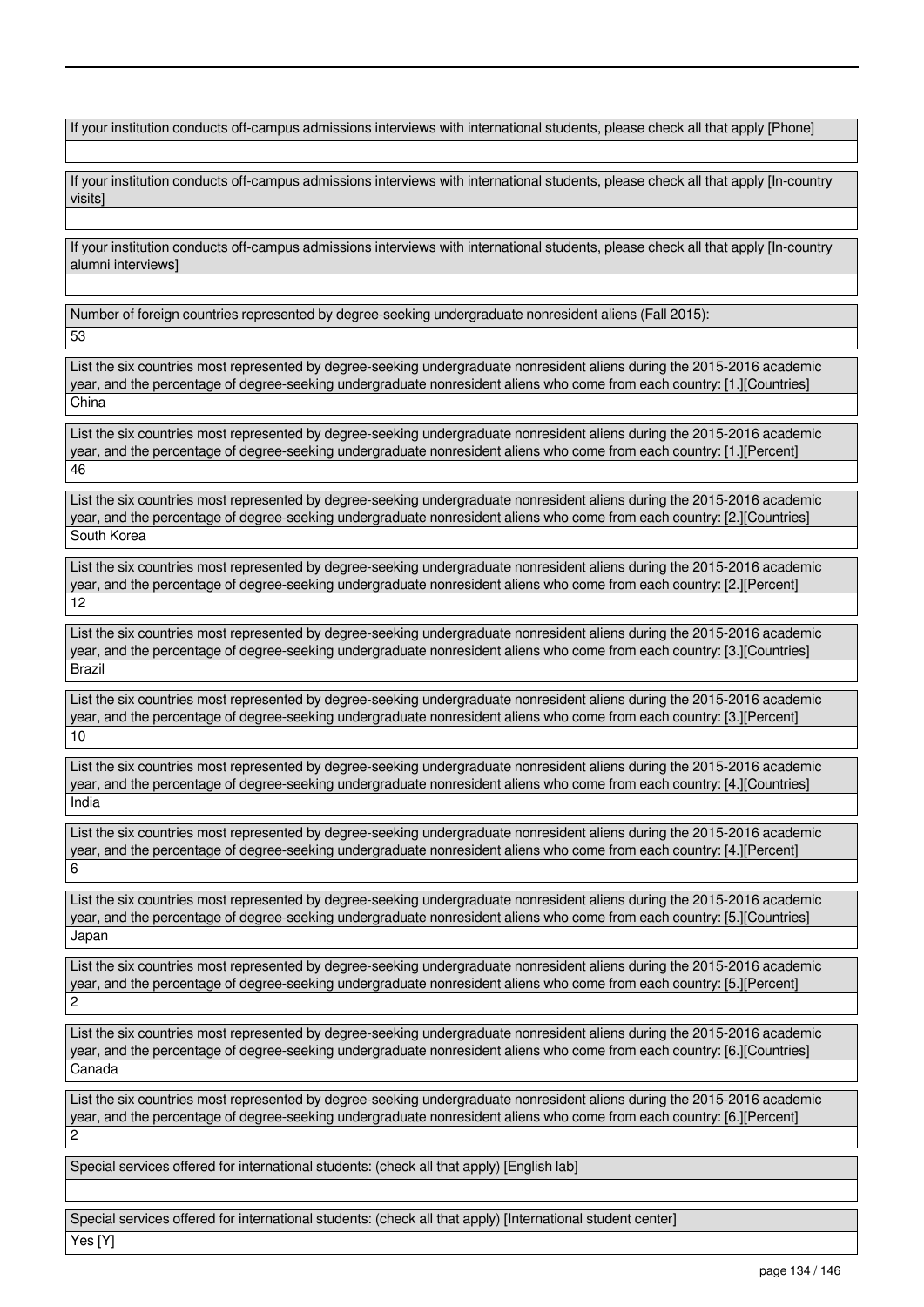If your institution conducts off-campus admissions interviews with international students, please check all that apply [Phone]

If your institution conducts off-campus admissions interviews with international students, please check all that apply [In-country visits]

If your institution conducts off-campus admissions interviews with international students, please check all that apply [In-country alumni interviews]

Number of foreign countries represented by degree-seeking undergraduate nonresident aliens (Fall 2015):

53

List the six countries most represented by degree-seeking undergraduate nonresident aliens during the 2015-2016 academic year, and the percentage of degree-seeking undergraduate nonresident aliens who come from each country: [1.][Countries]

China

List the six countries most represented by degree-seeking undergraduate nonresident aliens during the 2015-2016 academic year, and the percentage of degree-seeking undergraduate nonresident aliens who come from each country: [1.][Percent]

46

List the six countries most represented by degree-seeking undergraduate nonresident aliens during the 2015-2016 academic year, and the percentage of degree-seeking undergraduate nonresident aliens who come from each country: [2.][Countries]

South Korea

List the six countries most represented by degree-seeking undergraduate nonresident aliens during the 2015-2016 academic year, and the percentage of degree-seeking undergraduate nonresident aliens who come from each country: [2.][Percent]

12

List the six countries most represented by degree-seeking undergraduate nonresident aliens during the 2015-2016 academic year, and the percentage of degree-seeking undergraduate nonresident aliens who come from each country: [3.][Countries]

Brazil

List the six countries most represented by degree-seeking undergraduate nonresident aliens during the 2015-2016 academic year, and the percentage of degree-seeking undergraduate nonresident aliens who come from each country: [3.][Percent]

10

List the six countries most represented by degree-seeking undergraduate nonresident aliens during the 2015-2016 academic year, and the percentage of degree-seeking undergraduate nonresident aliens who come from each country: [4.][Countries]

India

List the six countries most represented by degree-seeking undergraduate nonresident aliens during the 2015-2016 academic year, and the percentage of degree-seeking undergraduate nonresident aliens who come from each country: [4.][Percent]

6

List the six countries most represented by degree-seeking undergraduate nonresident aliens during the 2015-2016 academic year, and the percentage of degree-seeking undergraduate nonresident aliens who come from each country: [5.][Countries]

Japan

List the six countries most represented by degree-seeking undergraduate nonresident aliens during the 2015-2016 academic year, and the percentage of degree-seeking undergraduate nonresident aliens who come from each country: [5.][Percent]

2

List the six countries most represented by degree-seeking undergraduate nonresident aliens during the 2015-2016 academic year, and the percentage of degree-seeking undergraduate nonresident aliens who come from each country: [6.][Countries]

Canada

List the six countries most represented by degree-seeking undergraduate nonresident aliens during the 2015-2016 academic year, and the percentage of degree-seeking undergraduate nonresident aliens who come from each country: [6.][Percent]

2

Special services offered for international students: (check all that apply) [English lab]

Special services offered for international students: (check all that apply) [International student center]

Yes [Y]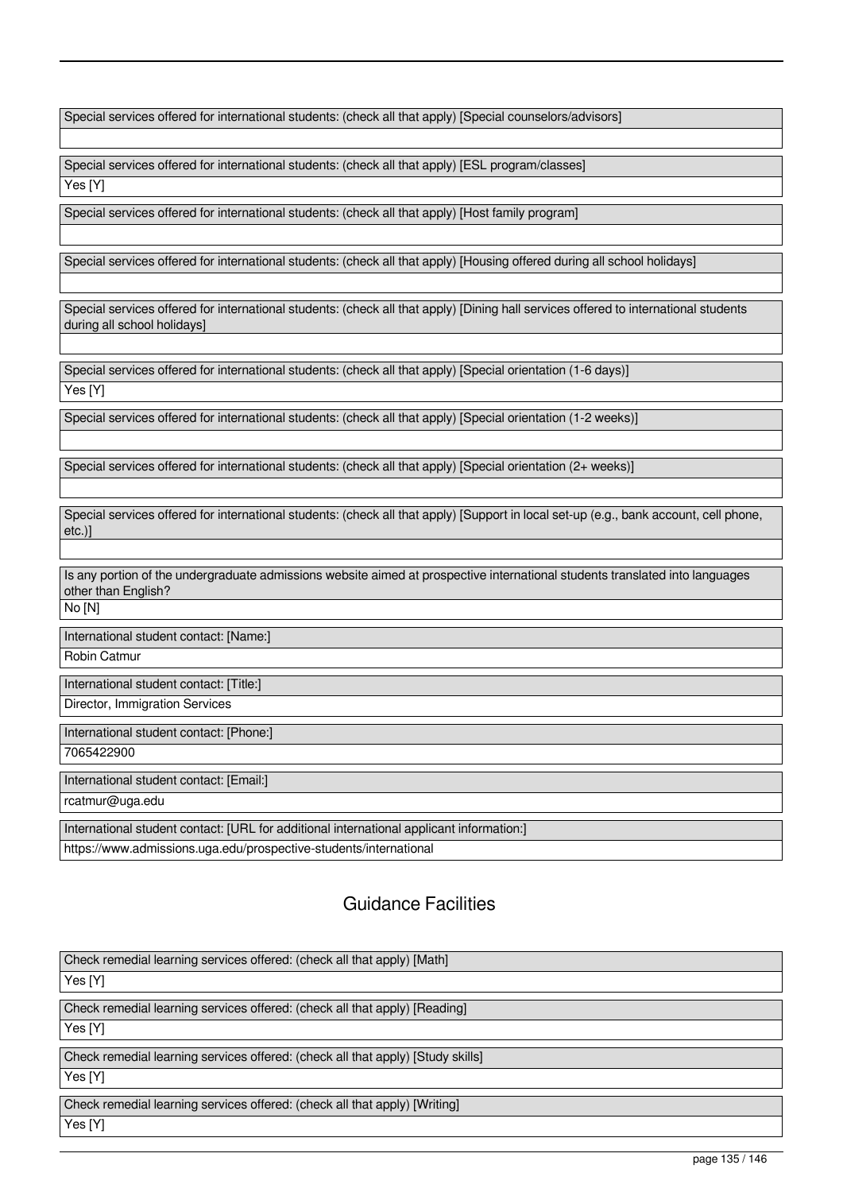Special services offered for international students: (check all that apply) [Special counselors/advisors]

Special services offered for international students: (check all that apply) [ESL program/classes]

Yes [Y]

Special services offered for international students: (check all that apply) [Host family program]

Special services offered for international students: (check all that apply) [Housing offered during all school holidays]

Special services offered for international students: (check all that apply) [Dining hall services offered to international students during all school holidays]

Special services offered for international students: (check all that apply) [Special orientation (1-6 days)]

Yes [Y]

Special services offered for international students: (check all that apply) [Special orientation (1-2 weeks)]

Special services offered for international students: (check all that apply) [Special orientation (2+ weeks)]

Special services offered for international students: (check all that apply) [Support in local set-up (e.g., bank account, cell phone, etc.)]

Is any portion of the undergraduate admissions website aimed at prospective international students translated into languages other than English?

No [N]

International student contact: [Name:]

Robin Catmur

International student contact: [Title:]

Director, Immigration Services

International student contact: [Phone:]

7065422900

International student contact: [Email:]

rcatmur@uga.edu

International student contact: [URL for additional international applicant information:]

https://www.admissions.uga.edu/prospective-students/international

## Guidance Facilities

Check remedial learning services offered: (check all that apply) [Math]

Yes [Y]

Check remedial learning services offered: (check all that apply) [Reading]

Yes [Y]

Check remedial learning services offered: (check all that apply) [Study skills]

Yes [Y]

Check remedial learning services offered: (check all that apply) [Writing]

Yes [Y]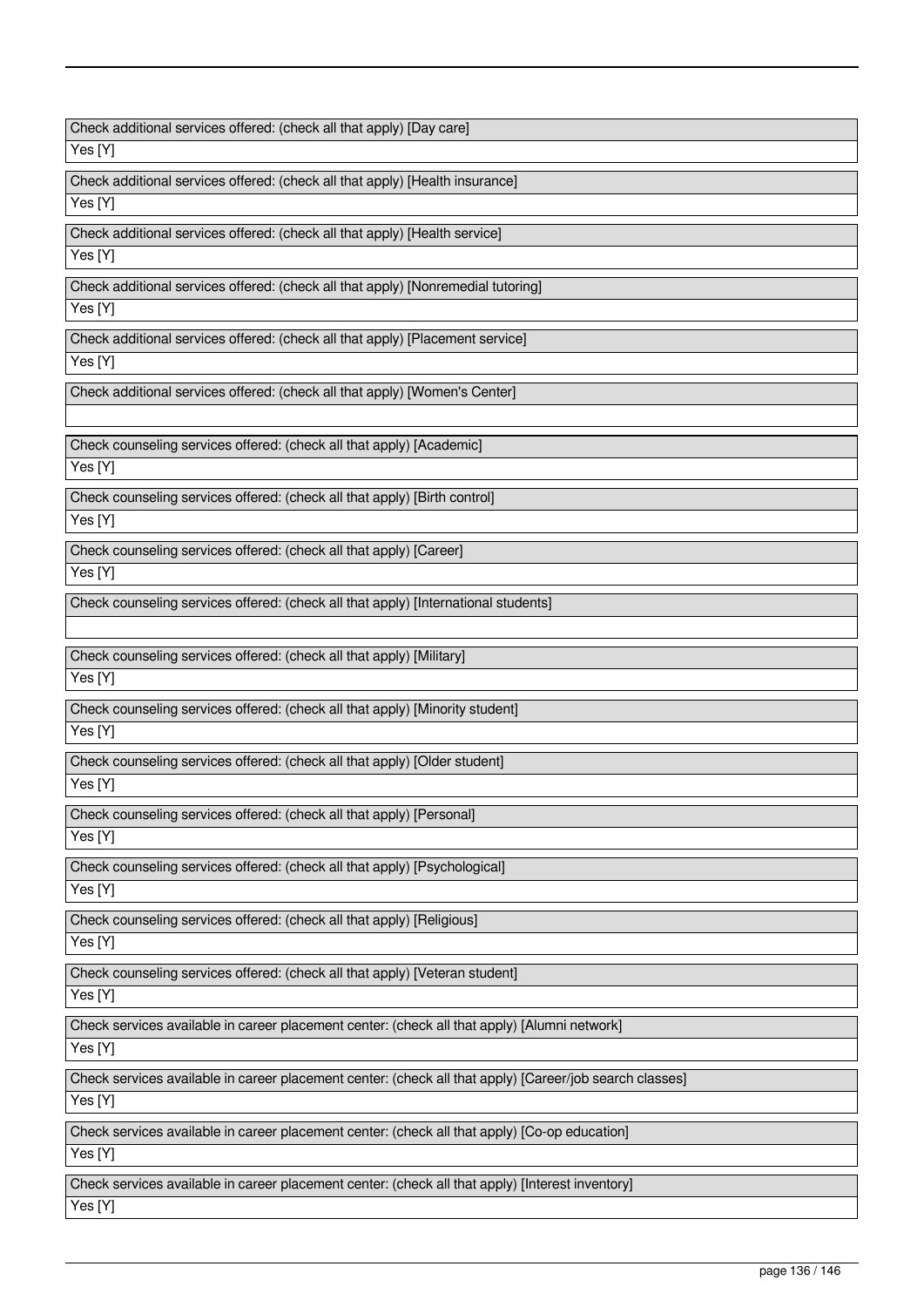| Check additional services offered: (check all that apply) [Day care] |
|---|
| Yes [Y] |

| Check additional services offered: (check all that apply) [Health insurance] |
|---|
| Yes [Y] |

| Check additional services offered: (check all that apply) [Health service] |
|---|
| Yes [Y] |

| Check additional services offered: (check all that apply) [Nonremedial tutoring] |
|---|
| Yes [Y] |

| Check additional services offered: (check all that apply) [Placement service] |
|---|
| Yes [Y] |

| Check additional services offered: (check all that apply) [Women's Center] |
|---|
| |

| Check counseling services offered: (check all that apply) [Academic] |
|---|
| Yes [Y] |

| Check counseling services offered: (check all that apply) [Birth control] |
|---|
| Yes [Y] |

| Check counseling services offered: (check all that apply) [Career] |
|---|
| Yes [Y] |

| Check counseling services offered: (check all that apply) [International students] |
|---|
| |

| Check counseling services offered: (check all that apply) [Military] |
|---|
| Yes [Y] |

| Check counseling services offered: (check all that apply) [Minority student] |
|---|
| Yes [Y] |

| Check counseling services offered: (check all that apply) [Older student] |
|---|
| Yes [Y] |

| Check counseling services offered: (check all that apply) [Personal] |
|---|
| Yes [Y] |

| Check counseling services offered: (check all that apply) [Psychological] |
|---|
| Yes [Y] |

| Check counseling services offered: (check all that apply) [Religious] |
|---|
| Yes [Y] |

| Check counseling services offered: (check all that apply) [Veteran student] |
|---|
| Yes [Y] |

| Check services available in career placement center: (check all that apply) [Alumni network] |
|---|
| Yes [Y] |

| Check services available in career placement center: (check all that apply) [Career/job search classes] |
|---|
| Yes [Y] |

| Check services available in career placement center: (check all that apply) [Co-op education] |
|---|
| Yes [Y] |

| Check services available in career placement center: (check all that apply) [Interest inventory] |
|---|
| Yes [Y] |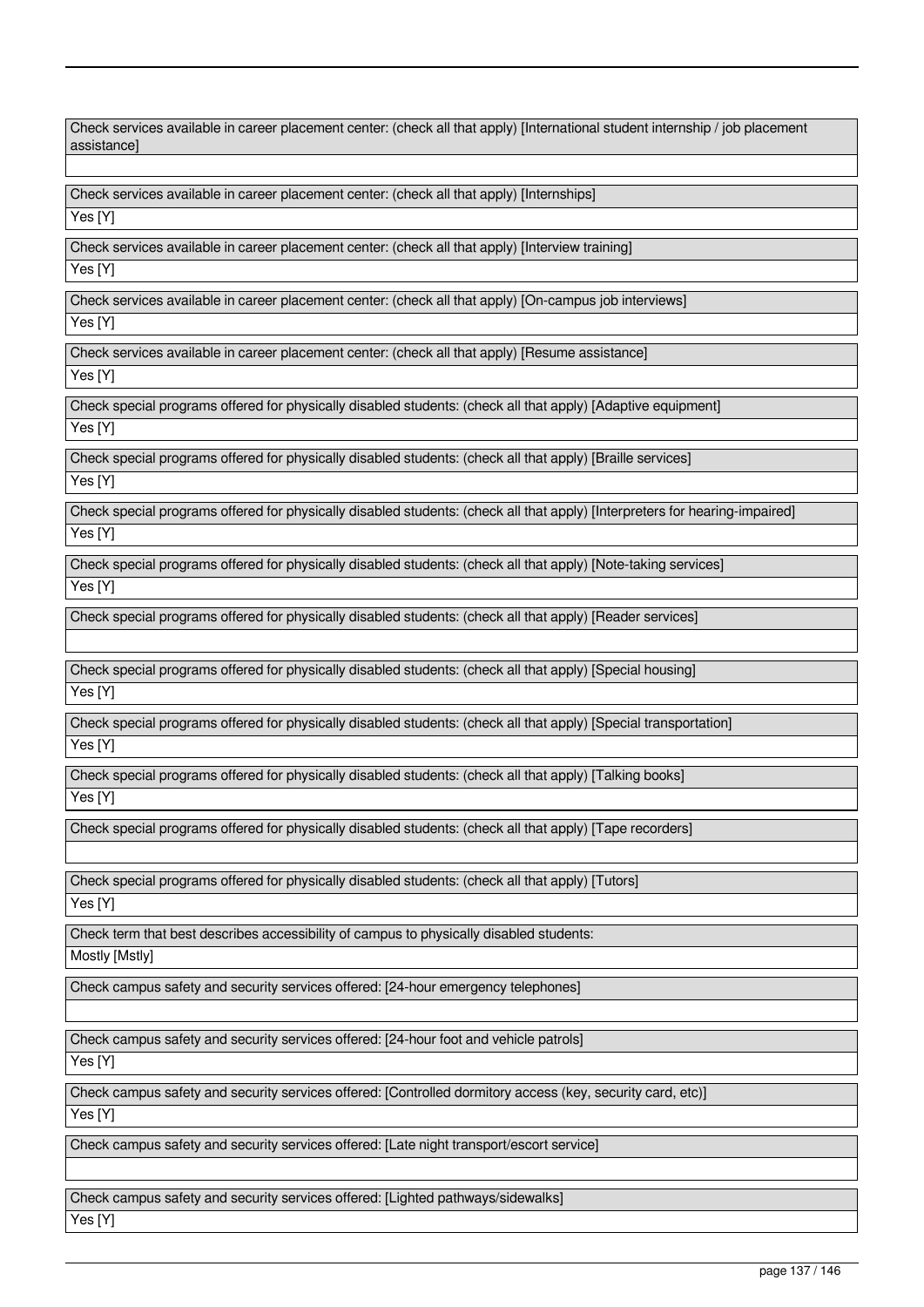| Check services available in career placement center: (check all that apply) [International student internship / job placement assistance] |
| --- |
| |

| Check services available in career placement center: (check all that apply) [Internships] |
| --- |
| Yes [Y] |

| Check services available in career placement center: (check all that apply) [Interview training] |
| --- |
| Yes [Y] |

| Check services available in career placement center: (check all that apply) [On-campus job interviews] |
| --- |
| Yes [Y] |

| Check services available in career placement center: (check all that apply) [Resume assistance] |
| --- |
| Yes [Y] |

| Check special programs offered for physically disabled students: (check all that apply) [Adaptive equipment] |
| --- |
| Yes [Y] |

| Check special programs offered for physically disabled students: (check all that apply) [Braille services] |
| --- |
| Yes [Y] |

| Check special programs offered for physically disabled students: (check all that apply) [Interpreters for hearing-impaired] |
| --- |
| Yes [Y] |

| Check special programs offered for physically disabled students: (check all that apply) [Note-taking services] |
| --- |
| Yes [Y] |

| Check special programs offered for physically disabled students: (check all that apply) [Reader services] |
| --- |
| |

| Check special programs offered for physically disabled students: (check all that apply) [Special housing] |
| --- |
| Yes [Y] |

| Check special programs offered for physically disabled students: (check all that apply) [Special transportation] |
| --- |
| Yes [Y] |

| Check special programs offered for physically disabled students: (check all that apply) [Talking books] |
| --- |
| Yes [Y] |

| Check special programs offered for physically disabled students: (check all that apply) [Tape recorders] |
| --- |
| |

| Check special programs offered for physically disabled students: (check all that apply) [Tutors] |
| --- |
| Yes [Y] |

| Check term that best describes accessibility of campus to physically disabled students: |
| --- |
| Mostly [Mstly] |

| Check campus safety and security services offered: [24-hour emergency telephones] |
| --- |
| |

| Check campus safety and security services offered: [24-hour foot and vehicle patrols] |
| --- |
| Yes [Y] |

| Check campus safety and security services offered: [Controlled dormitory access (key, security card, etc)] |
| --- |
| Yes [Y] |

| Check campus safety and security services offered: [Late night transport/escort service] |
| --- |
| |

| Check campus safety and security services offered: [Lighted pathways/sidewalks] |
| --- |
| Yes [Y] |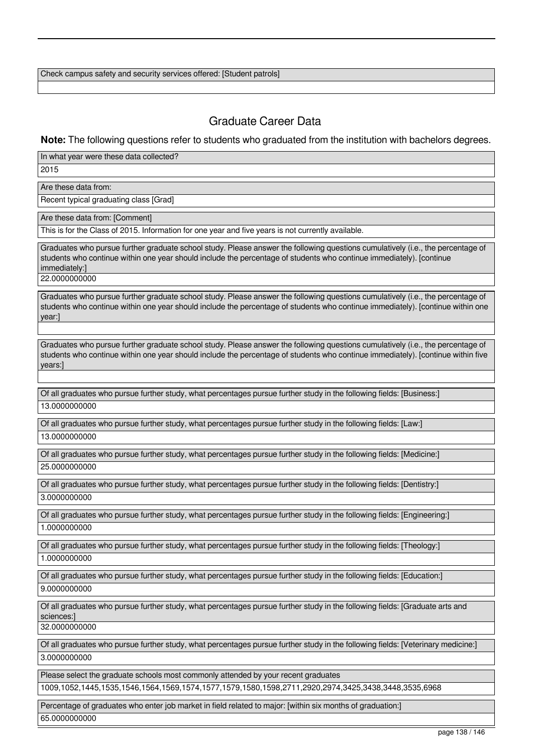| Check campus safety and security services offered: [Student patrols] |
| --- |
| |

## Graduate Career Data

**Note:** The following questions refer to students who graduated from the institution with bachelors degrees.

| In what year were these data collected? |
| --- |
| 2015 |

| Are these data from: |
| --- |
| Recent typical graduating class [Grad] |

| Are these data from: [Comment] |
| --- |
| This is for the Class of 2015. Information for one year and five years is not currently available. |

| Graduates who pursue further graduate school study. Please answer the following questions cumulatively (i.e., the percentage of students who continue within one year should include the percentage of students who continue immediately). [continue immediately:] |
| --- |
| 22.0000000000 |

| Graduates who pursue further graduate school study. Please answer the following questions cumulatively (i.e., the percentage of students who continue within one year should include the percentage of students who continue immediately). [continue within one year:] |
| --- |
| |

| Graduates who pursue further graduate school study. Please answer the following questions cumulatively (i.e., the percentage of students who continue within one year should include the percentage of students who continue immediately). [continue within five years:] |
| --- |
| |

| Of all graduates who pursue further study, what percentages pursue further study in the following fields: [Business:] |
| --- |
| 13.0000000000 |

| Of all graduates who pursue further study, what percentages pursue further study in the following fields: [Law:] |
| --- |
| 13.0000000000 |

| Of all graduates who pursue further study, what percentages pursue further study in the following fields: [Medicine:] |
| --- |
| 25.0000000000 |

| Of all graduates who pursue further study, what percentages pursue further study in the following fields: [Dentistry:] |
| --- |
| 3.0000000000 |

| Of all graduates who pursue further study, what percentages pursue further study in the following fields: [Engineering:] |
| --- |
| 1.0000000000 |

| Of all graduates who pursue further study, what percentages pursue further study in the following fields: [Theology:] |
| --- |
| 1.0000000000 |

| Of all graduates who pursue further study, what percentages pursue further study in the following fields: [Education:] |
| --- |
| 9.0000000000 |

| Of all graduates who pursue further study, what percentages pursue further study in the following fields: [Graduate arts and sciences:] |
| --- |
| 32.0000000000 |

| Of all graduates who pursue further study, what percentages pursue further study in the following fields: [Veterinary medicine:] |
| --- |
| 3.0000000000 |

| Please select the graduate schools most commonly attended by your recent graduates |
| --- |
| 1009,1052,1445,1535,1546,1564,1569,1574,1577,1579,1580,1598,2711,2920,2974,3425,3438,3448,3535,6968 |

| Percentage of graduates who enter job market in field related to major: [within six months of graduation:] |
| --- |
| 65.0000000000 |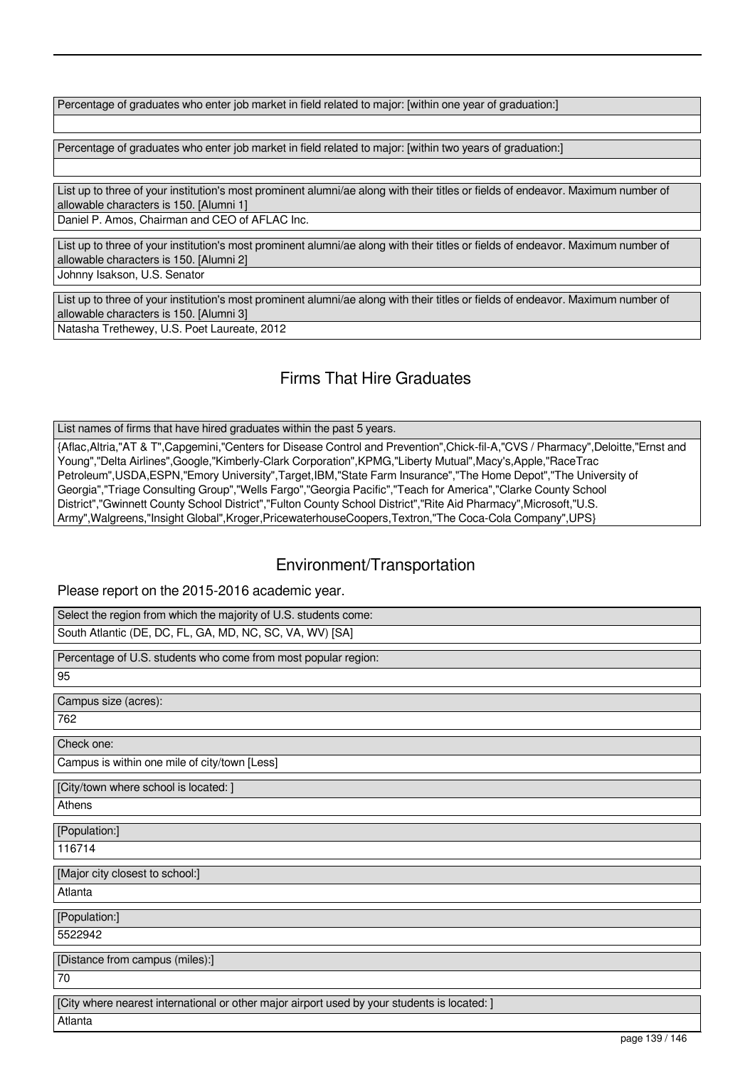Percentage of graduates who enter job market in field related to major: [within one year of graduation:]

Percentage of graduates who enter job market in field related to major: [within two years of graduation:]

List up to three of your institution's most prominent alumni/ae along with their titles or fields of endeavor. Maximum number of allowable characters is 150. [Alumni 1]

Daniel P. Amos, Chairman and CEO of AFLAC Inc.

List up to three of your institution's most prominent alumni/ae along with their titles or fields of endeavor. Maximum number of allowable characters is 150. [Alumni 2]

Johnny Isakson, U.S. Senator

List up to three of your institution's most prominent alumni/ae along with their titles or fields of endeavor. Maximum number of allowable characters is 150. [Alumni 3]

Natasha Trethewey, U.S. Poet Laureate, 2012

## Firms That Hire Graduates

List names of firms that have hired graduates within the past 5 years.

{Aflac,Altria,"AT & T",Capgemini,"Centers for Disease Control and Prevention",Chick-fil-A,"CVS / Pharmacy",Deloitte,"Ernst and Young","Delta Airlines",Google,"Kimberly-Clark Corporation",KPMG,"Liberty Mutual",Macy's,Apple,"RaceTrac Petroleum",USDA,ESPN,"Emory University",Target,IBM,"State Farm Insurance","The Home Depot","The University of Georgia","Triage Consulting Group","Wells Fargo","Georgia Pacific","Teach for America","Clarke County School District","Gwinnett County School District","Fulton County School District","Rite Aid Pharmacy",Microsoft,"U.S. Army",Walgreens,"Insight Global",Kroger,PricewaterhouseCoopers,Textron,"The Coca-Cola Company",UPS}

## Environment/Transportation

Please report on the 2015-2016 academic year.

Select the region from which the majority of U.S. students come:

South Atlantic (DE, DC, FL, GA, MD, NC, SC, VA, WV) [SA]

Percentage of U.S. students who come from most popular region:

95

Campus size (acres):

762

Check one:

Campus is within one mile of city/town [Less]

[City/town where school is located: ]

Athens

[Population:]

116714

[Major city closest to school:]

Atlanta

[Population:]

5522942

[Distance from campus (miles):]

70

[City where nearest international or other major airport used by your students is located: ]

Atlanta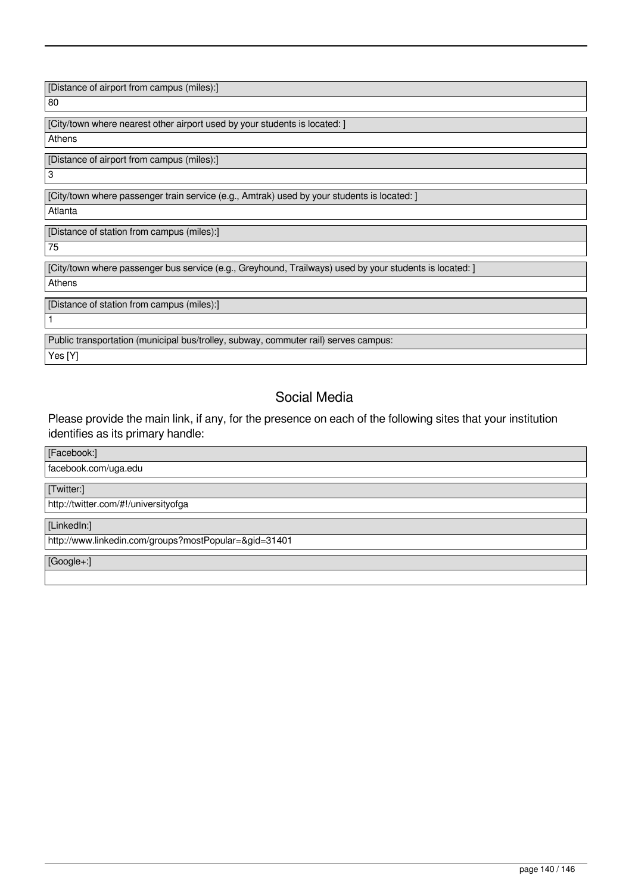[Distance of airport from campus (miles):]

80

[City/town where nearest other airport used by your students is located: ]

Athens

[Distance of airport from campus (miles):]

3

[City/town where passenger train service (e.g., Amtrak) used by your students is located: ]

Atlanta

[Distance of station from campus (miles):]

75

[City/town where passenger bus service (e.g., Greyhound, Trailways) used by your students is located: ]

Athens

[Distance of station from campus (miles):]

1

Public transportation (municipal bus/trolley, subway, commuter rail) serves campus:

Yes [Y]

## Social Media

Please provide the main link, if any, for the presence on each of the following sites that your institution identifies as its primary handle:

[Facebook:]

facebook.com/uga.edu

[Twitter:]

http://twitter.com/#!/universityofga

[LinkedIn:]

http://www.linkedin.com/groups?mostPopular=&gid=31401

[Google+:]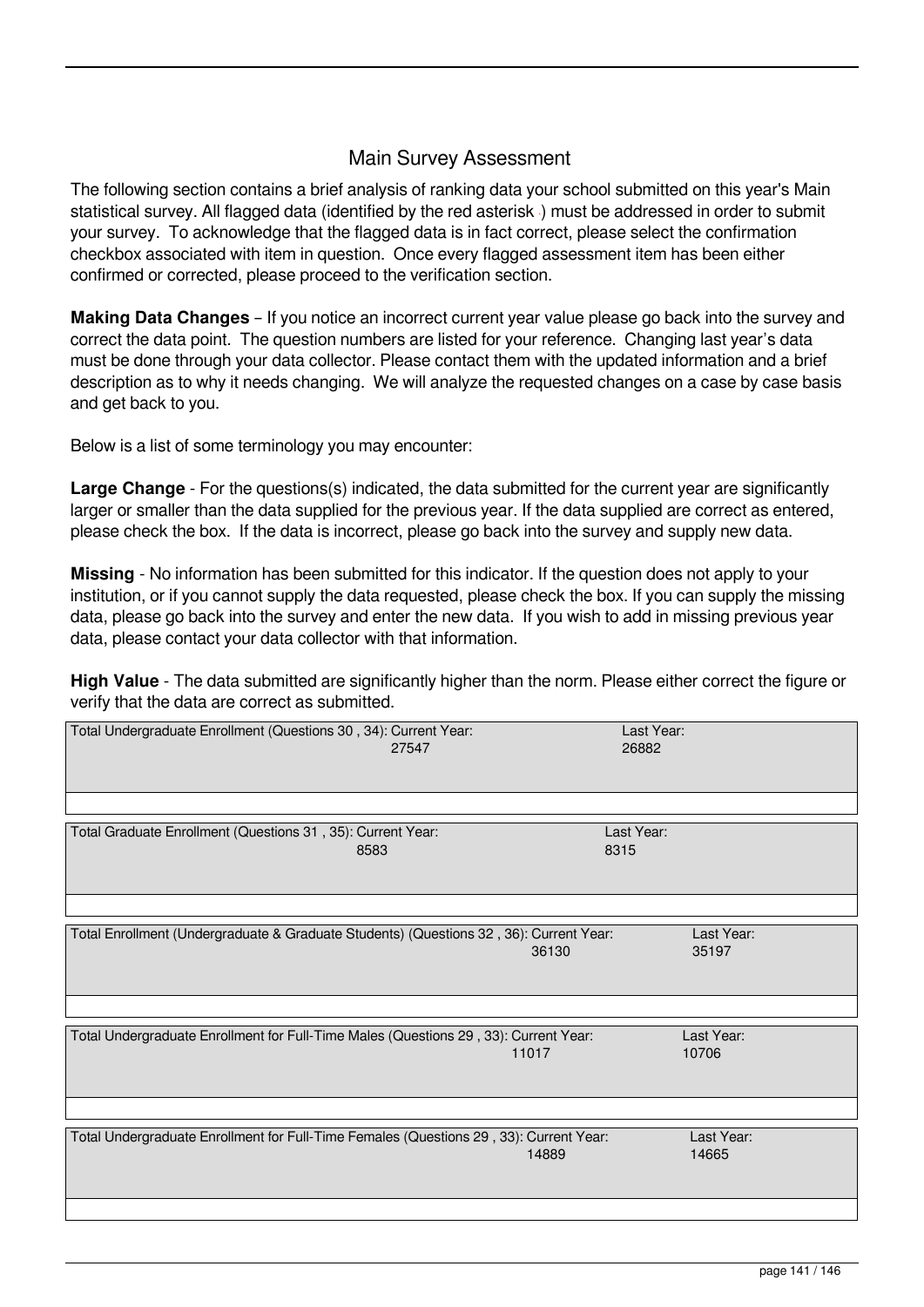## Main Survey Assessment

The following section contains a brief analysis of ranking data your school submitted on this year's Main statistical survey. All flagged data (identified by the red asterisk ) must be addressed in order to submit your survey. To acknowledge that the flagged data is in fact correct, please select the confirmation checkbox associated with item in question. Once every flagged assessment item has been either confirmed or corrected, please proceed to the verification section.

**Making Data Changes** – If you notice an incorrect current year value please go back into the survey and correct the data point. The question numbers are listed for your reference. Changing last year's data must be done through your data collector. Please contact them with the updated information and a brief description as to why it needs changing. We will analyze the requested changes on a case by case basis and get back to you.

Below is a list of some terminology you may encounter:

**Large Change** - For the questions(s) indicated, the data submitted for the current year are significantly larger or smaller than the data supplied for the previous year. If the data supplied are correct as entered, please check the box. If the data is incorrect, please go back into the survey and supply new data.

**Missing** - No information has been submitted for this indicator. If the question does not apply to your institution, or if you cannot supply the data requested, please check the box. If you can supply the missing data, please go back into the survey and enter the new data. If you wish to add in missing previous year data, please contact your data collector with that information.

**High Value** - The data submitted are significantly higher than the norm. Please either correct the figure or verify that the data are correct as submitted.

| Item | Current Year | Last Year |
| --- | --- | --- |
| Total Undergraduate Enrollment (Questions 30 , 34): | 27547 | 26882 |
| Total Graduate Enrollment (Questions 31 , 35): | 8583 | 8315 |
| Total Enrollment (Undergraduate & Graduate Students) (Questions 32 , 36): | 36130 | 35197 |
| Total Undergraduate Enrollment for Full-Time Males (Questions 29 , 33): | 11017 | 10706 |
| Total Undergraduate Enrollment for Full-Time Females (Questions 29 , 33): | 14889 | 14665 |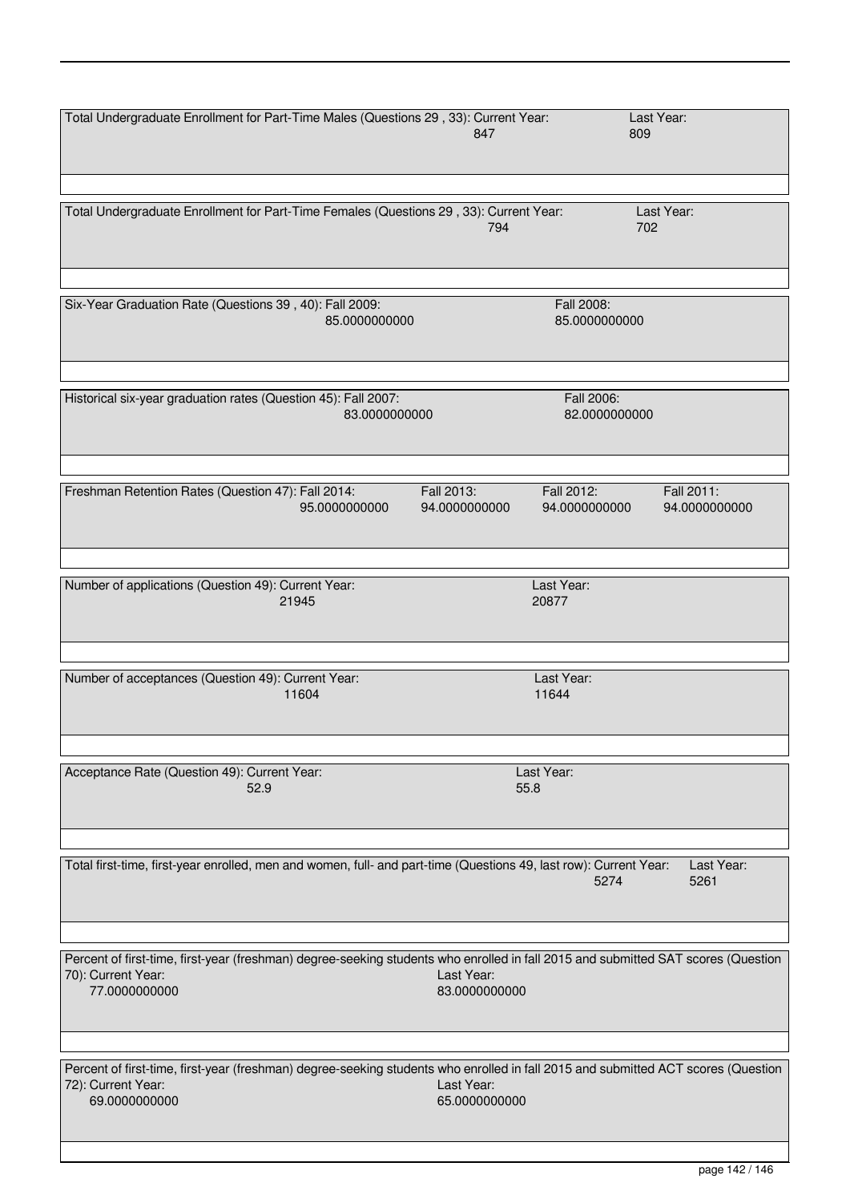Total Undergraduate Enrollment for Part-Time Males (Questions 29 , 33): Current Year: 847 Last Year: 809

Total Undergraduate Enrollment for Part-Time Females (Questions 29 , 33): Current Year: 794 Last Year: 702

Six-Year Graduation Rate (Questions 39 , 40): Fall 2009: 85.0000000000 Fall 2008: 85.0000000000

Historical six-year graduation rates (Question 45): Fall 2007: 83.0000000000 Fall 2006: 82.0000000000

Freshman Retention Rates (Question 47): Fall 2014: 95.0000000000 Fall 2013: 94.0000000000 Fall 2012: 94.0000000000 Fall 2011: 94.0000000000

Number of applications (Question 49): Current Year: 21945 Last Year: 20877

Number of acceptances (Question 49): Current Year: 11604 Last Year: 11644

Acceptance Rate (Question 49): Current Year: 52.9 Last Year: 55.8

Total first-time, first-year enrolled, men and women, full- and part-time (Questions 49, last row): Current Year: 5274 Last Year: 5261

Percent of first-time, first-year (freshman) degree-seeking students who enrolled in fall 2015 and submitted SAT scores (Question 70): Current Year: 77.0000000000 Last Year: 83.0000000000

Percent of first-time, first-year (freshman) degree-seeking students who enrolled in fall 2015 and submitted ACT scores (Question 72): Current Year: 69.0000000000 Last Year: 65.0000000000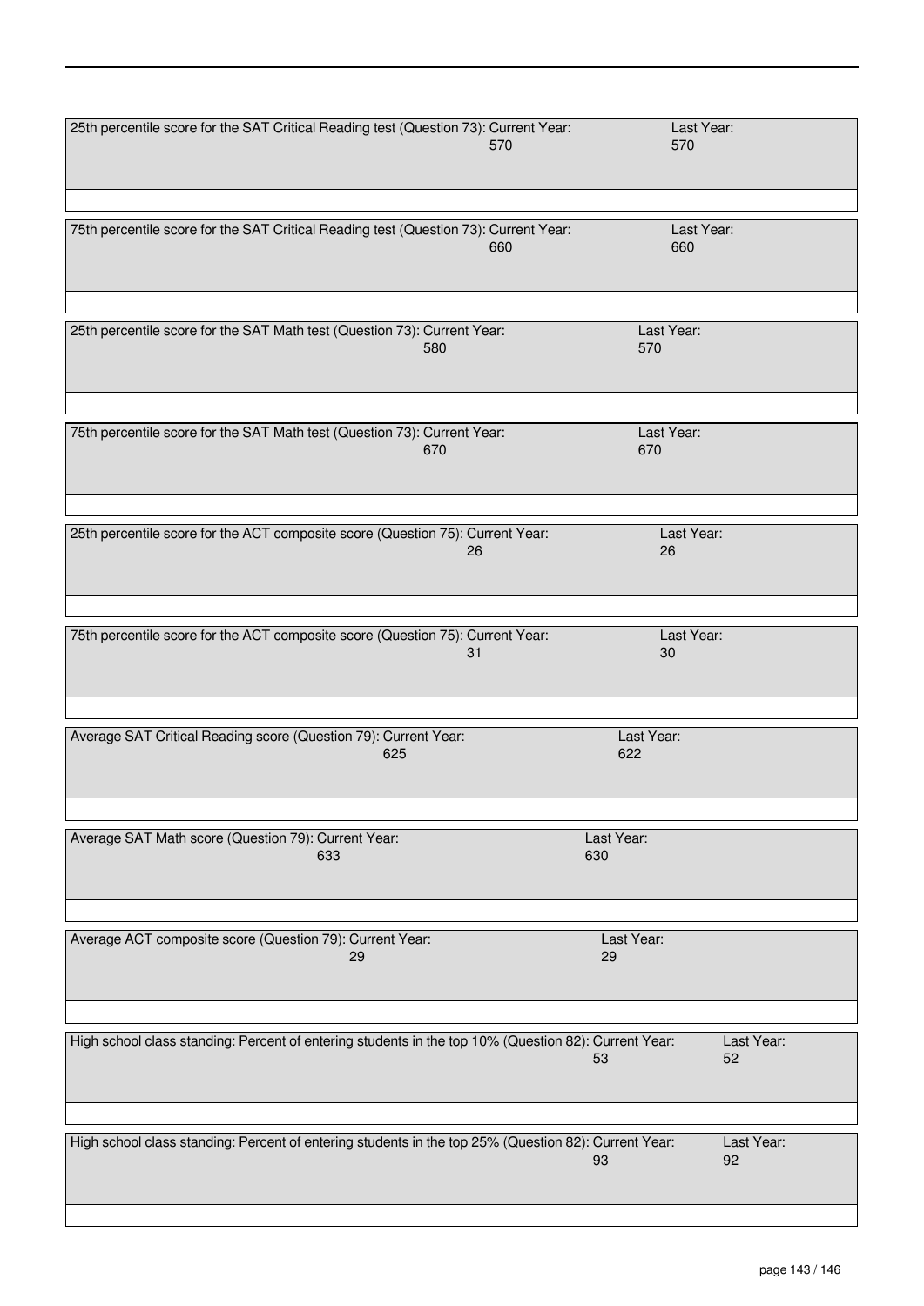25th percentile score for the SAT Critical Reading test (Question 73): Current Year: 570 Last Year: 570

75th percentile score for the SAT Critical Reading test (Question 73): Current Year: 660 Last Year: 660

25th percentile score for the SAT Math test (Question 73): Current Year: 580 Last Year: 570

75th percentile score for the SAT Math test (Question 73): Current Year: 670 Last Year: 670

25th percentile score for the ACT composite score (Question 75): Current Year: 26 Last Year: 26

75th percentile score for the ACT composite score (Question 75): Current Year: 31 Last Year: 30

Average SAT Critical Reading score (Question 79): Current Year: 625 Last Year: 622

Average SAT Math score (Question 79): Current Year: 633 Last Year: 630

Average ACT composite score (Question 79): Current Year: 29 Last Year: 29

High school class standing: Percent of entering students in the top 10% (Question 82): Current Year: 53 Last Year: 52

High school class standing: Percent of entering students in the top 25% (Question 82): Current Year: 93 Last Year: 92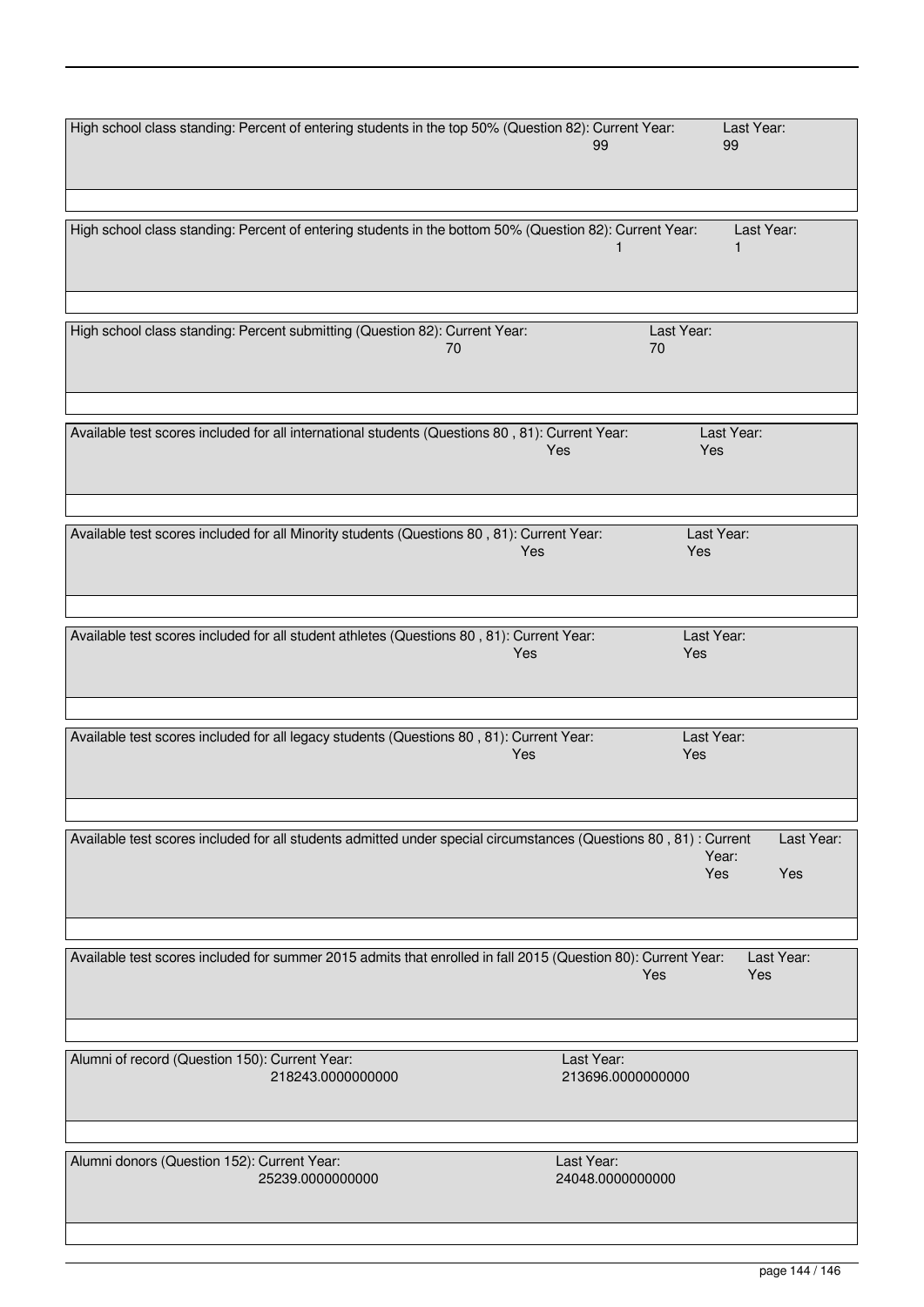| Item | Current Year | Last Year |
|---|---|---|
| High school class standing: Percent of entering students in the top 50% (Question 82) | 99 | 99 |
| High school class standing: Percent of entering students in the bottom 50% (Question 82) | 1 | 1 |
| High school class standing: Percent submitting (Question 82) | 70 | 70 |
| Available test scores included for all international students (Questions 80 , 81) | Yes | Yes |
| Available test scores included for all Minority students (Questions 80 , 81) | Yes | Yes |
| Available test scores included for all student athletes (Questions 80 , 81) | Yes | Yes |
| Available test scores included for all legacy students (Questions 80 , 81) | Yes | Yes |
| Available test scores included for all students admitted under special circumstances (Questions 80 , 81) | Yes | Yes |
| Available test scores included for summer 2015 admits that enrolled in fall 2015 (Question 80) | Yes | Yes |
| Alumni of record (Question 150) | 218243.0000000000 | 213696.0000000000 |
| Alumni donors (Question 152) | 25239.0000000000 | 24048.0000000000 |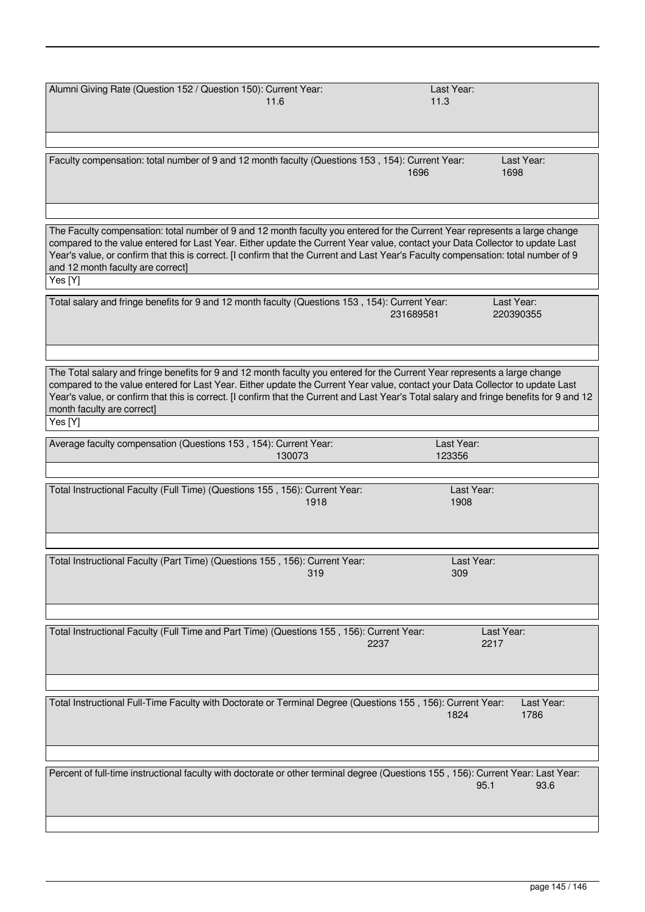Alumni Giving Rate (Question 152 / Question 150): Current Year: 11.6 | Last Year: 11.3

Faculty compensation: total number of 9 and 12 month faculty (Questions 153 , 154): Current Year: 1696 | Last Year: 1698

The Faculty compensation: total number of 9 and 12 month faculty you entered for the Current Year represents a large change compared to the value entered for Last Year. Either update the Current Year value, contact your Data Collector to update Last Year's value, or confirm that this is correct. [I confirm that the Current and Last Year's Faculty compensation: total number of 9 and 12 month faculty are correct]

Yes [Y]

Total salary and fringe benefits for 9 and 12 month faculty (Questions 153 , 154): Current Year: 231689581 | Last Year: 220390355

The Total salary and fringe benefits for 9 and 12 month faculty you entered for the Current Year represents a large change compared to the value entered for Last Year. Either update the Current Year value, contact your Data Collector to update Last Year's value, or confirm that this is correct. [I confirm that the Current and Last Year's Total salary and fringe benefits for 9 and 12 month faculty are correct]

Yes [Y]

Average faculty compensation (Questions 153 , 154): Current Year: 130073 | Last Year: 123356

Total Instructional Faculty (Full Time) (Questions 155 , 156): Current Year: 1918 | Last Year: 1908

Total Instructional Faculty (Part Time) (Questions 155 , 156): Current Year: 319 | Last Year: 309

Total Instructional Faculty (Full Time and Part Time) (Questions 155 , 156): Current Year: 2237 | Last Year: 2217

Total Instructional Full-Time Faculty with Doctorate or Terminal Degree (Questions 155 , 156): Current Year: 1824 | Last Year: 1786

Percent of full-time instructional faculty with doctorate or other terminal degree (Questions 155 , 156): Current Year: 95.1 | Last Year: 93.6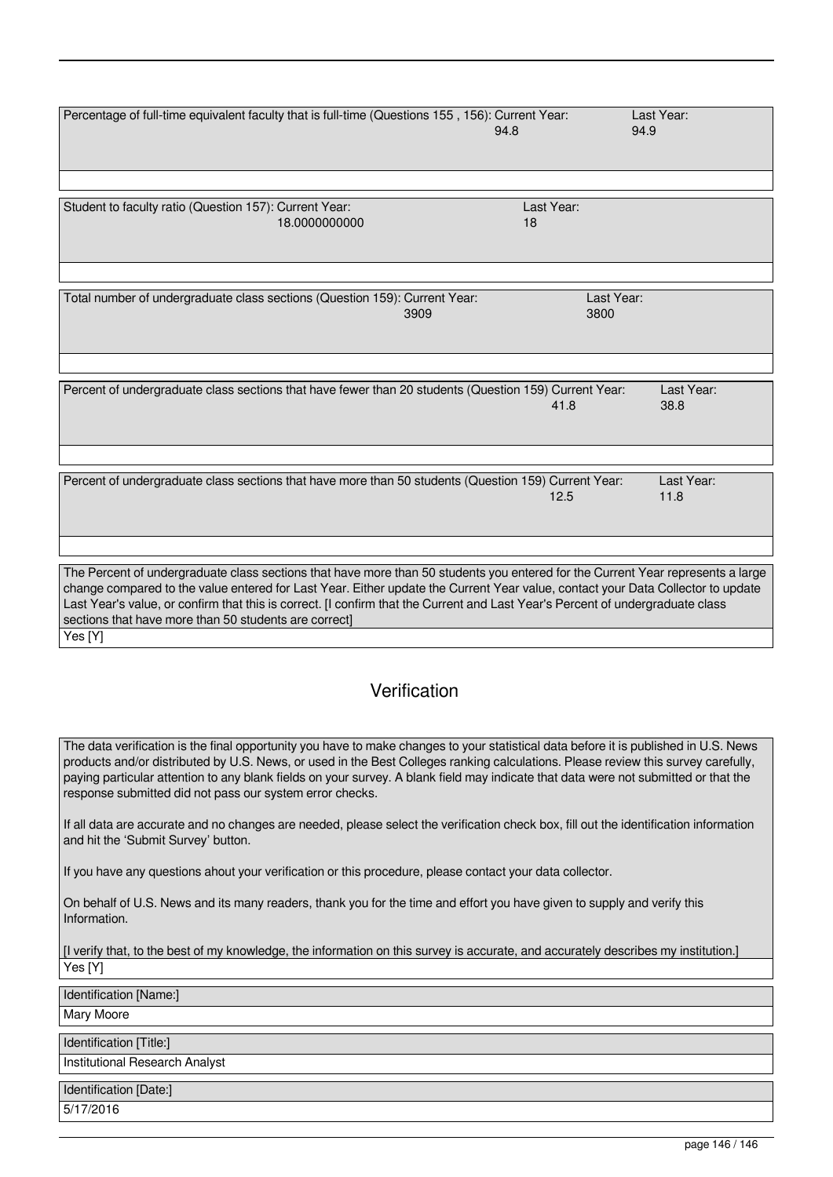Percentage of full-time equivalent faculty that is full-time (Questions 155 , 156): Current Year: 94.8 Last Year: 94.9

Student to faculty ratio (Question 157): Current Year: 18.0000000000 Last Year: 18

Total number of undergraduate class sections (Question 159): Current Year: 3909 Last Year: 3800

Percent of undergraduate class sections that have fewer than 20 students (Question 159) Current Year: 41.8 Last Year: 38.8

Percent of undergraduate class sections that have more than 50 students (Question 159) Current Year: 12.5 Last Year: 11.8

The Percent of undergraduate class sections that have more than 50 students you entered for the Current Year represents a large change compared to the value entered for Last Year. Either update the Current Year value, contact your Data Collector to update Last Year's value, or confirm that this is correct. [I confirm that the Current and Last Year's Percent of undergraduate class sections that have more than 50 students are correct]

Yes [Y]

## Verification

The data verification is the final opportunity you have to make changes to your statistical data before it is published in U.S. News products and/or distributed by U.S. News, or used in the Best Colleges ranking calculations. Please review this survey carefully, paying particular attention to any blank fields on your survey. A blank field may indicate that data were not submitted or that the response submitted did not pass our system error checks.

If all data are accurate and no changes are needed, please select the verification check box, fill out the identification information and hit the 'Submit Survey' button.

If you have any questions ahout your verification or this procedure, please contact your data collector.

On behalf of U.S. News and its many readers, thank you for the time and effort you have given to supply and verify this Information.

[I verify that, to the best of my knowledge, the information on this survey is accurate, and accurately describes my institution.]

Yes [Y]

Identification [Name:]

Mary Moore

Identification [Title:]

Institutional Research Analyst

Identification [Date:]

5/17/2016